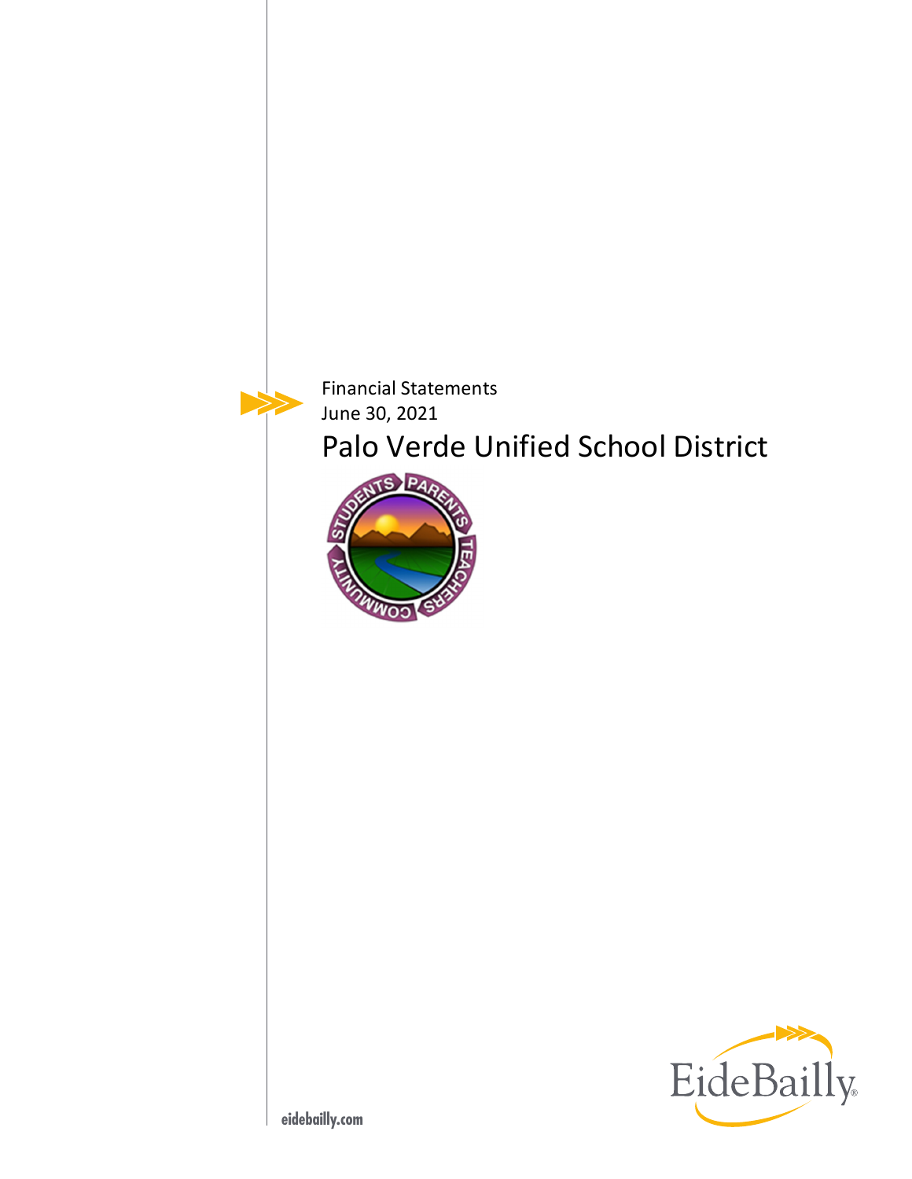Financial Statements
June 30, 2021

# Palo Verde Unified School District

eidebailly.com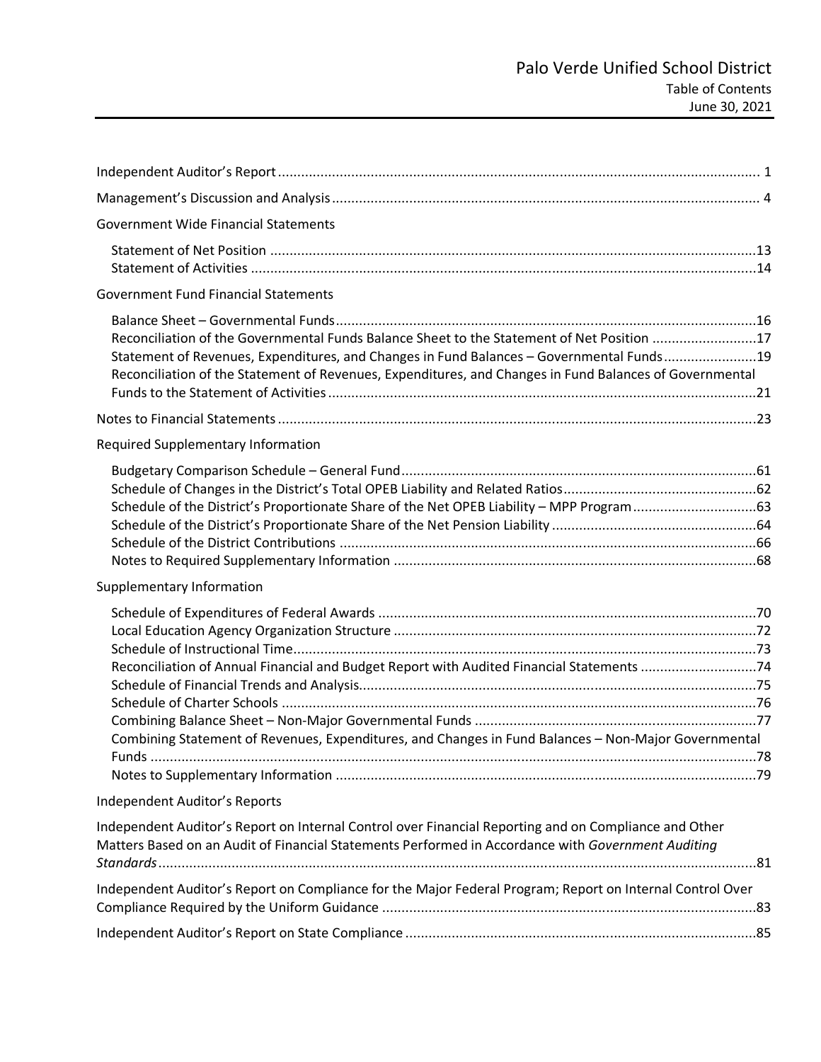# Palo Verde Unified School District

## Table of Contents

June 30, 2021

| | |
|---|---|
| Independent Auditor's Report | 1 |
| Management's Discussion and Analysis | 4 |
| **Government Wide Financial Statements** | |
| Statement of Net Position | 13 |
| Statement of Activities | 14 |
| **Government Fund Financial Statements** | |
| Balance Sheet – Governmental Funds | 16 |
| Reconciliation of the Governmental Funds Balance Sheet to the Statement of Net Position | 17 |
| Statement of Revenues, Expenditures, and Changes in Fund Balances – Governmental Funds | 19 |
| Reconciliation of the Statement of Revenues, Expenditures, and Changes in Fund Balances of Governmental Funds to the Statement of Activities | 21 |
| Notes to Financial Statements | 23 |
| **Required Supplementary Information** | |
| Budgetary Comparison Schedule – General Fund | 61 |
| Schedule of Changes in the District's Total OPEB Liability and Related Ratios | 62 |
| Schedule of the District's Proportionate Share of the Net OPEB Liability – MPP Program | 63 |
| Schedule of the District's Proportionate Share of the Net Pension Liability | 64 |
| Schedule of the District Contributions | 66 |
| Notes to Required Supplementary Information | 68 |
| **Supplementary Information** | |
| Schedule of Expenditures of Federal Awards | 70 |
| Local Education Agency Organization Structure | 72 |
| Schedule of Instructional Time | 73 |
| Reconciliation of Annual Financial and Budget Report with Audited Financial Statements | 74 |
| Schedule of Financial Trends and Analysis | 75 |
| Schedule of Charter Schools | 76 |
| Combining Balance Sheet – Non-Major Governmental Funds | 77 |
| Combining Statement of Revenues, Expenditures, and Changes in Fund Balances – Non-Major Governmental Funds | 78 |
| Notes to Supplementary Information | 79 |
| **Independent Auditor's Reports** | |
| Independent Auditor's Report on Internal Control over Financial Reporting and on Compliance and Other Matters Based on an Audit of Financial Statements Performed in Accordance with *Government Auditing Standards* | 81 |
| Independent Auditor's Report on Compliance for the Major Federal Program; Report on Internal Control Over Compliance Required by the Uniform Guidance | 83 |
| Independent Auditor's Report on State Compliance | 85 |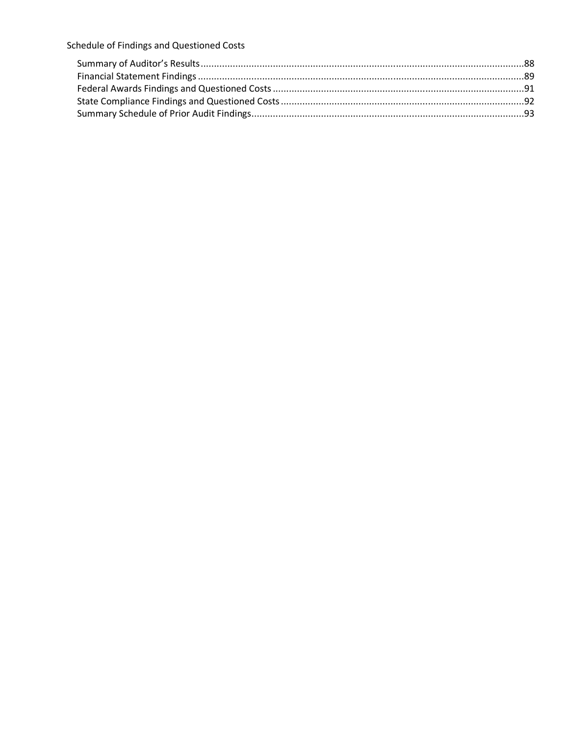Schedule of Findings and Questioned Costs

- Summary of Auditor's Results....88
- Financial Statement Findings....89
- Federal Awards Findings and Questioned Costs....91
- State Compliance Findings and Questioned Costs....92
- Summary Schedule of Prior Audit Findings....93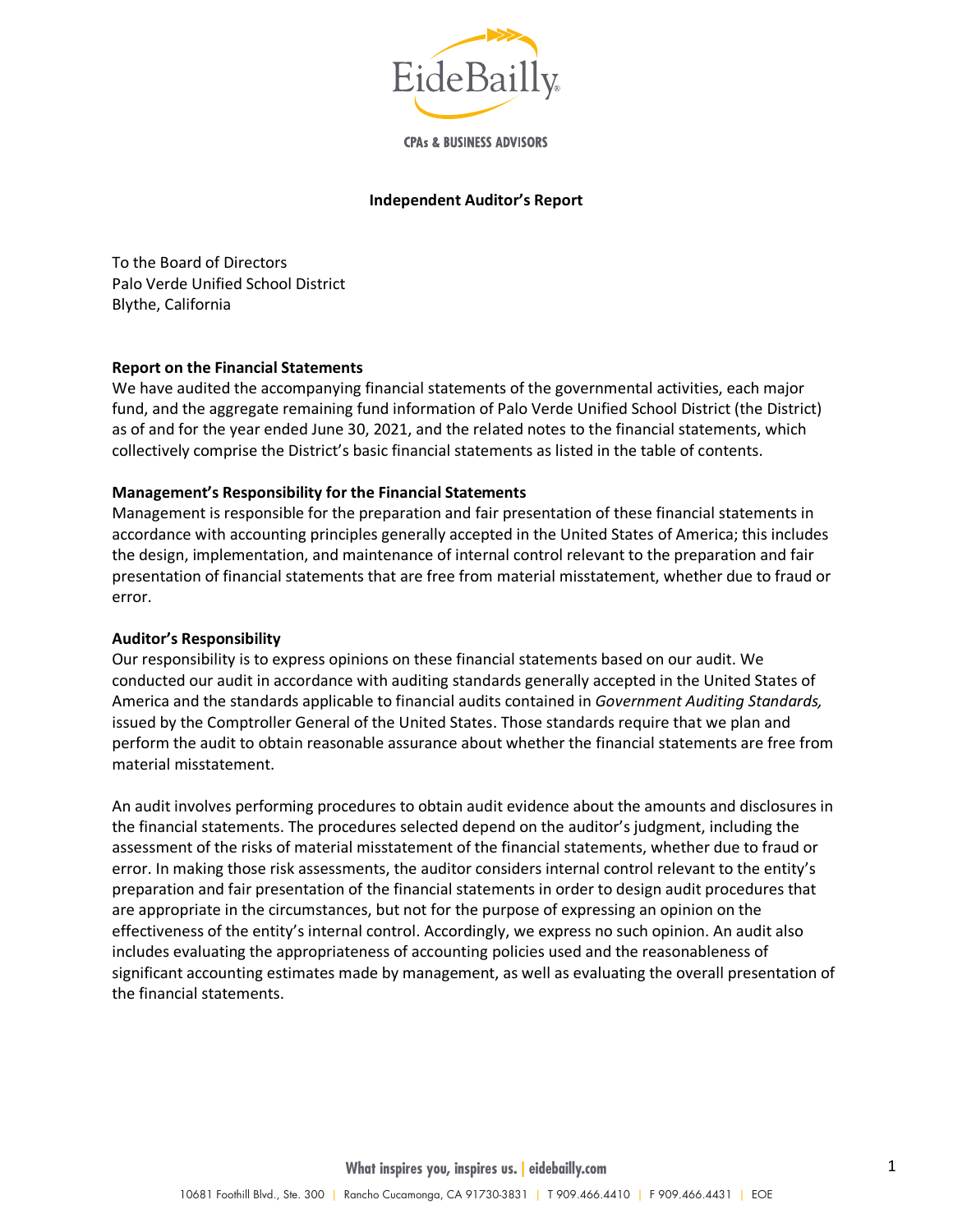# Independent Auditor's Report

To the Board of Directors
Palo Verde Unified School District
Blythe, California

**Report on the Financial Statements**
We have audited the accompanying financial statements of the governmental activities, each major fund, and the aggregate remaining fund information of Palo Verde Unified School District (the District) as of and for the year ended June 30, 2021, and the related notes to the financial statements, which collectively comprise the District's basic financial statements as listed in the table of contents.

**Management's Responsibility for the Financial Statements**
Management is responsible for the preparation and fair presentation of these financial statements in accordance with accounting principles generally accepted in the United States of America; this includes the design, implementation, and maintenance of internal control relevant to the preparation and fair presentation of financial statements that are free from material misstatement, whether due to fraud or error.

**Auditor's Responsibility**
Our responsibility is to express opinions on these financial statements based on our audit. We conducted our audit in accordance with auditing standards generally accepted in the United States of America and the standards applicable to financial audits contained in *Government Auditing Standards,* issued by the Comptroller General of the United States. Those standards require that we plan and perform the audit to obtain reasonable assurance about whether the financial statements are free from material misstatement.

An audit involves performing procedures to obtain audit evidence about the amounts and disclosures in the financial statements. The procedures selected depend on the auditor's judgment, including the assessment of the risks of material misstatement of the financial statements, whether due to fraud or error. In making those risk assessments, the auditor considers internal control relevant to the entity's preparation and fair presentation of the financial statements in order to design audit procedures that are appropriate in the circumstances, but not for the purpose of expressing an opinion on the effectiveness of the entity's internal control. Accordingly, we express no such opinion. An audit also includes evaluating the appropriateness of accounting policies used and the reasonableness of significant accounting estimates made by management, as well as evaluating the overall presentation of the financial statements.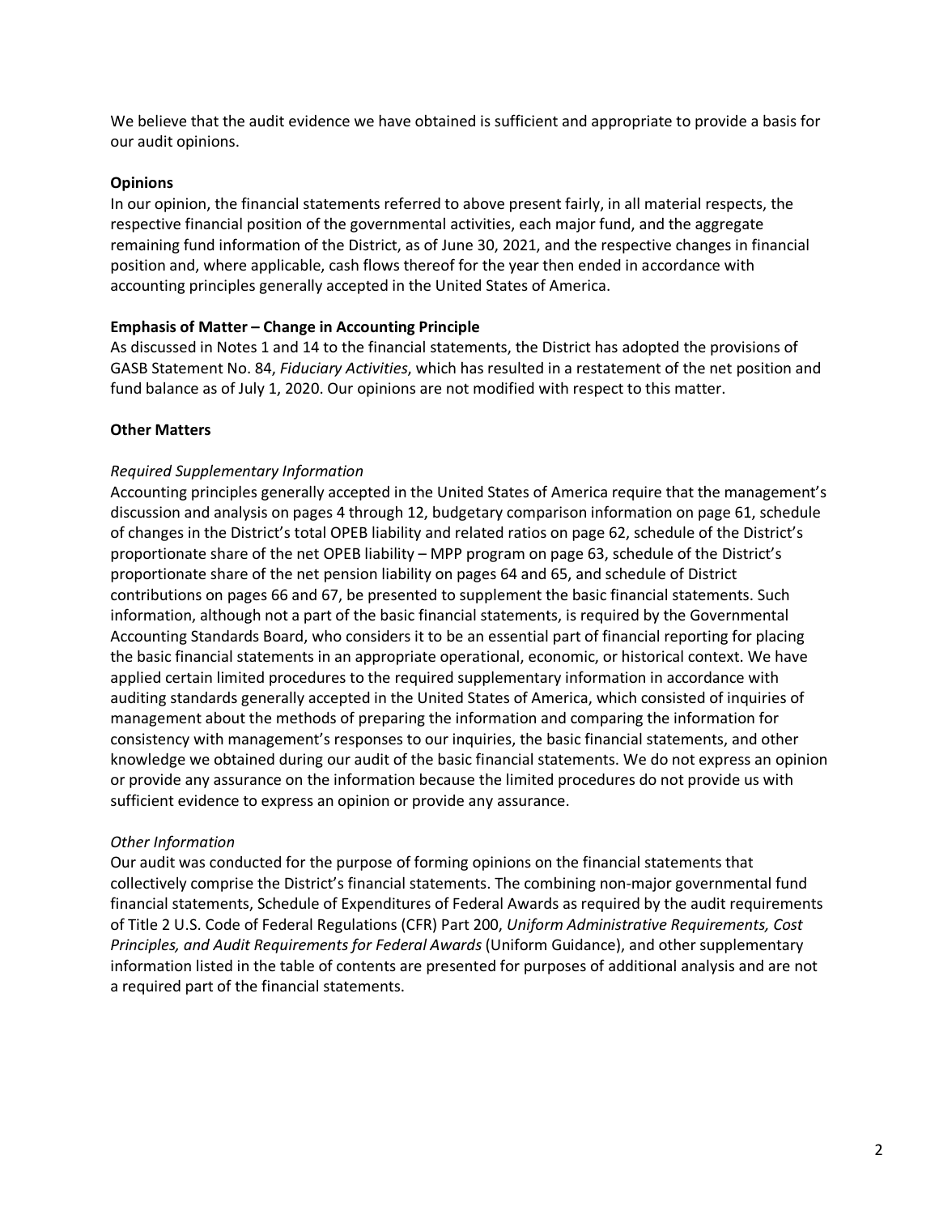We believe that the audit evidence we have obtained is sufficient and appropriate to provide a basis for our audit opinions.

**Opinions**

In our opinion, the financial statements referred to above present fairly, in all material respects, the respective financial position of the governmental activities, each major fund, and the aggregate remaining fund information of the District, as of June 30, 2021, and the respective changes in financial position and, where applicable, cash flows thereof for the year then ended in accordance with accounting principles generally accepted in the United States of America.

**Emphasis of Matter – Change in Accounting Principle**

As discussed in Notes 1 and 14 to the financial statements, the District has adopted the provisions of GASB Statement No. 84, *Fiduciary Activities*, which has resulted in a restatement of the net position and fund balance as of July 1, 2020. Our opinions are not modified with respect to this matter.

**Other Matters**

*Required Supplementary Information*

Accounting principles generally accepted in the United States of America require that the management's discussion and analysis on pages 4 through 12, budgetary comparison information on page 61, schedule of changes in the District's total OPEB liability and related ratios on page 62, schedule of the District's proportionate share of the net OPEB liability – MPP program on page 63, schedule of the District's proportionate share of the net pension liability on pages 64 and 65, and schedule of District contributions on pages 66 and 67, be presented to supplement the basic financial statements. Such information, although not a part of the basic financial statements, is required by the Governmental Accounting Standards Board, who considers it to be an essential part of financial reporting for placing the basic financial statements in an appropriate operational, economic, or historical context. We have applied certain limited procedures to the required supplementary information in accordance with auditing standards generally accepted in the United States of America, which consisted of inquiries of management about the methods of preparing the information and comparing the information for consistency with management's responses to our inquiries, the basic financial statements, and other knowledge we obtained during our audit of the basic financial statements. We do not express an opinion or provide any assurance on the information because the limited procedures do not provide us with sufficient evidence to express an opinion or provide any assurance.

*Other Information*

Our audit was conducted for the purpose of forming opinions on the financial statements that collectively comprise the District's financial statements. The combining non-major governmental fund financial statements, Schedule of Expenditures of Federal Awards as required by the audit requirements of Title 2 U.S. Code of Federal Regulations (CFR) Part 200, *Uniform Administrative Requirements, Cost Principles, and Audit Requirements for Federal Awards* (Uniform Guidance), and other supplementary information listed in the table of contents are presented for purposes of additional analysis and are not a required part of the financial statements.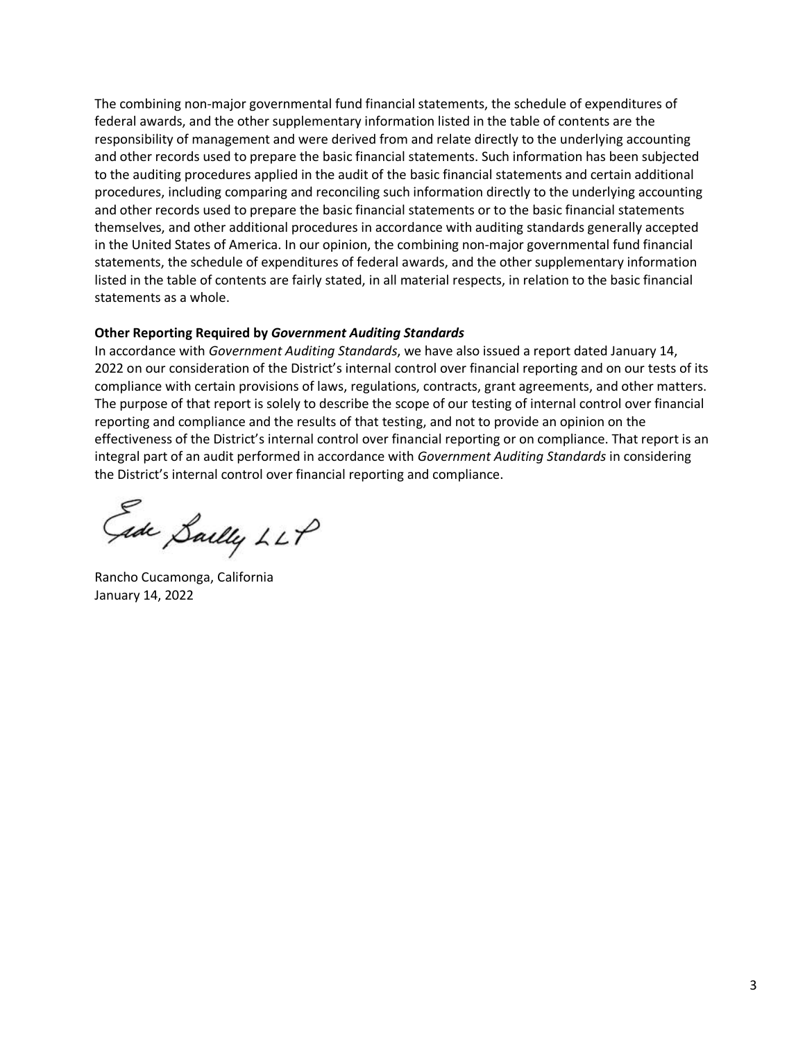The combining non-major governmental fund financial statements, the schedule of expenditures of federal awards, and the other supplementary information listed in the table of contents are the responsibility of management and were derived from and relate directly to the underlying accounting and other records used to prepare the basic financial statements. Such information has been subjected to the auditing procedures applied in the audit of the basic financial statements and certain additional procedures, including comparing and reconciling such information directly to the underlying accounting and other records used to prepare the basic financial statements or to the basic financial statements themselves, and other additional procedures in accordance with auditing standards generally accepted in the United States of America. In our opinion, the combining non-major governmental fund financial statements, the schedule of expenditures of federal awards, and the other supplementary information listed in the table of contents are fairly stated, in all material respects, in relation to the basic financial statements as a whole.

**Other Reporting Required by *Government Auditing Standards***

In accordance with *Government Auditing Standards*, we have also issued a report dated January 14, 2022 on our consideration of the District's internal control over financial reporting and on our tests of its compliance with certain provisions of laws, regulations, contracts, grant agreements, and other matters. The purpose of that report is solely to describe the scope of our testing of internal control over financial reporting and compliance and the results of that testing, and not to provide an opinion on the effectiveness of the District's internal control over financial reporting or on compliance. That report is an integral part of an audit performed in accordance with *Government Auditing Standards* in considering the District's internal control over financial reporting and compliance.

Eide Bailly LLP

Rancho Cucamonga, California
January 14, 2022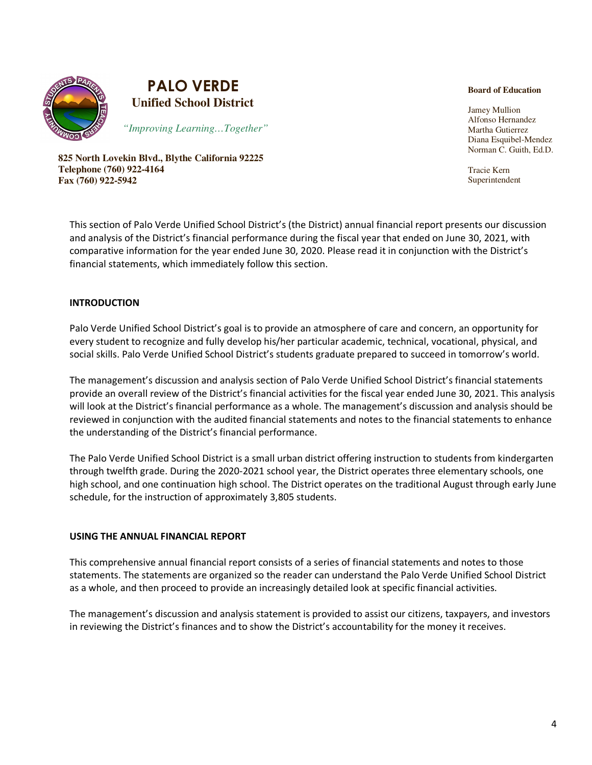# PALO VERDE
## Unified School District

*"Improving Learning…Together"*

**825 North Lovekin Blvd., Blythe California 92225**
**Telephone (760) 922-4164**
**Fax (760) 922-5942**

**Board of Education**

Jamey Mullion
Alfonso Hernandez
Martha Gutierrez
Diana Esquibel-Mendez
Norman C. Guith, Ed.D.

Tracie Kern
Superintendent

This section of Palo Verde Unified School District's (the District) annual financial report presents our discussion and analysis of the District's financial performance during the fiscal year that ended on June 30, 2021, with comparative information for the year ended June 30, 2020. Please read it in conjunction with the District's financial statements, which immediately follow this section.

### INTRODUCTION

Palo Verde Unified School District's goal is to provide an atmosphere of care and concern, an opportunity for every student to recognize and fully develop his/her particular academic, technical, vocational, physical, and social skills. Palo Verde Unified School District's students graduate prepared to succeed in tomorrow's world.

The management's discussion and analysis section of Palo Verde Unified School District's financial statements provide an overall review of the District's financial activities for the fiscal year ended June 30, 2021. This analysis will look at the District's financial performance as a whole. The management's discussion and analysis should be reviewed in conjunction with the audited financial statements and notes to the financial statements to enhance the understanding of the District's financial performance.

The Palo Verde Unified School District is a small urban district offering instruction to students from kindergarten through twelfth grade. During the 2020-2021 school year, the District operates three elementary schools, one high school, and one continuation high school. The District operates on the traditional August through early June schedule, for the instruction of approximately 3,805 students.

### USING THE ANNUAL FINANCIAL REPORT

This comprehensive annual financial report consists of a series of financial statements and notes to those statements. The statements are organized so the reader can understand the Palo Verde Unified School District as a whole, and then proceed to provide an increasingly detailed look at specific financial activities.

The management's discussion and analysis statement is provided to assist our citizens, taxpayers, and investors in reviewing the District's finances and to show the District's accountability for the money it receives.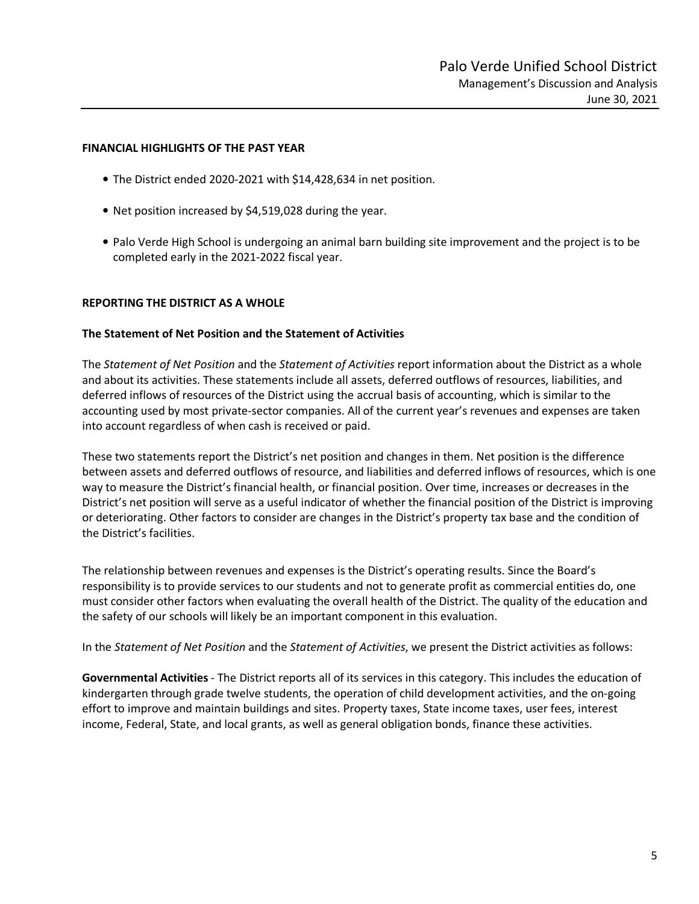## FINANCIAL HIGHLIGHTS OF THE PAST YEAR

- The District ended 2020-2021 with $14,428,634 in net position.
- Net position increased by $4,519,028 during the year.
- Palo Verde High School is undergoing an animal barn building site improvement and the project is to be completed early in the 2021-2022 fiscal year.

## REPORTING THE DISTRICT AS A WHOLE

### The Statement of Net Position and the Statement of Activities

The *Statement of Net Position* and the *Statement of Activities* report information about the District as a whole and about its activities. These statements include all assets, deferred outflows of resources, liabilities, and deferred inflows of resources of the District using the accrual basis of accounting, which is similar to the accounting used by most private-sector companies. All of the current year's revenues and expenses are taken into account regardless of when cash is received or paid.

These two statements report the District's net position and changes in them. Net position is the difference between assets and deferred outflows of resource, and liabilities and deferred inflows of resources, which is one way to measure the District's financial health, or financial position. Over time, increases or decreases in the District's net position will serve as a useful indicator of whether the financial position of the District is improving or deteriorating. Other factors to consider are changes in the District's property tax base and the condition of the District's facilities.

The relationship between revenues and expenses is the District's operating results. Since the Board's responsibility is to provide services to our students and not to generate profit as commercial entities do, one must consider other factors when evaluating the overall health of the District. The quality of the education and the safety of our schools will likely be an important component in this evaluation.

In the *Statement of Net Position* and the *Statement of Activities*, we present the District activities as follows:

**Governmental Activities** - The District reports all of its services in this category. This includes the education of kindergarten through grade twelve students, the operation of child development activities, and the on-going effort to improve and maintain buildings and sites. Property taxes, State income taxes, user fees, interest income, Federal, State, and local grants, as well as general obligation bonds, finance these activities.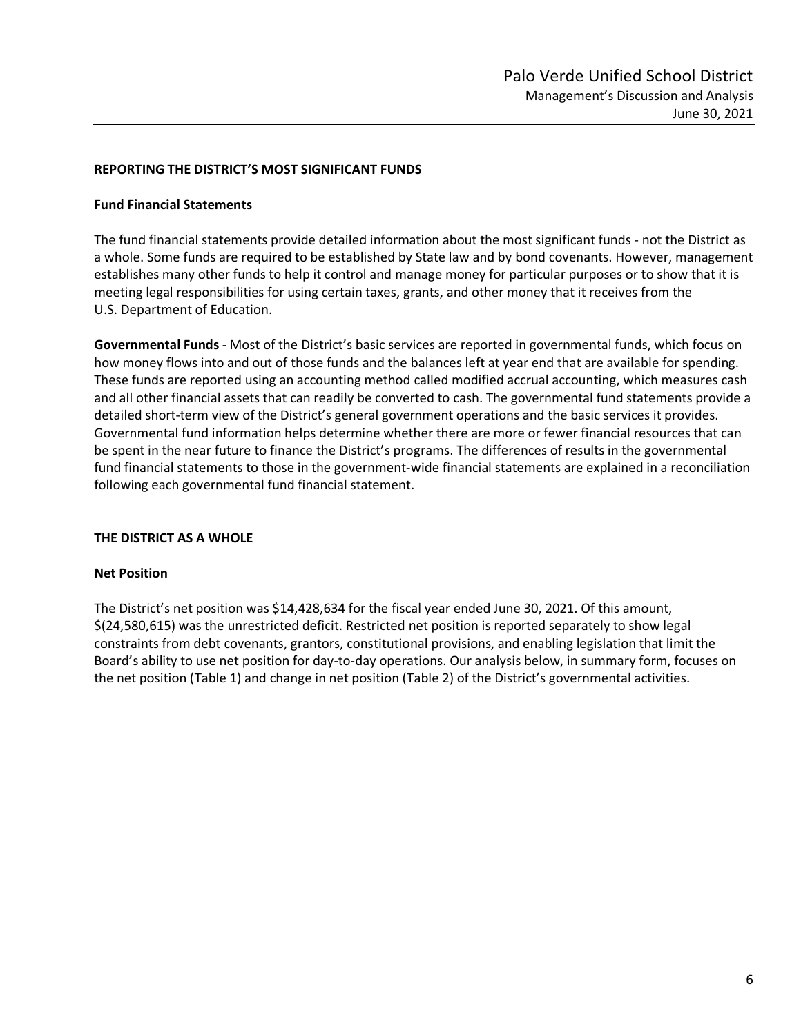## REPORTING THE DISTRICT'S MOST SIGNIFICANT FUNDS

### Fund Financial Statements

The fund financial statements provide detailed information about the most significant funds - not the District as a whole. Some funds are required to be established by State law and by bond covenants. However, management establishes many other funds to help it control and manage money for particular purposes or to show that it is meeting legal responsibilities for using certain taxes, grants, and other money that it receives from the U.S. Department of Education.

**Governmental Funds** - Most of the District's basic services are reported in governmental funds, which focus on how money flows into and out of those funds and the balances left at year end that are available for spending. These funds are reported using an accounting method called modified accrual accounting, which measures cash and all other financial assets that can readily be converted to cash. The governmental fund statements provide a detailed short-term view of the District's general government operations and the basic services it provides. Governmental fund information helps determine whether there are more or fewer financial resources that can be spent in the near future to finance the District's programs. The differences of results in the governmental fund financial statements to those in the government-wide financial statements are explained in a reconciliation following each governmental fund financial statement.

## THE DISTRICT AS A WHOLE

### Net Position

The District's net position was $14,428,634 for the fiscal year ended June 30, 2021. Of this amount, $(24,580,615) was the unrestricted deficit. Restricted net position is reported separately to show legal constraints from debt covenants, grantors, constitutional provisions, and enabling legislation that limit the Board's ability to use net position for day-to-day operations. Our analysis below, in summary form, focuses on the net position (Table 1) and change in net position (Table 2) of the District's governmental activities.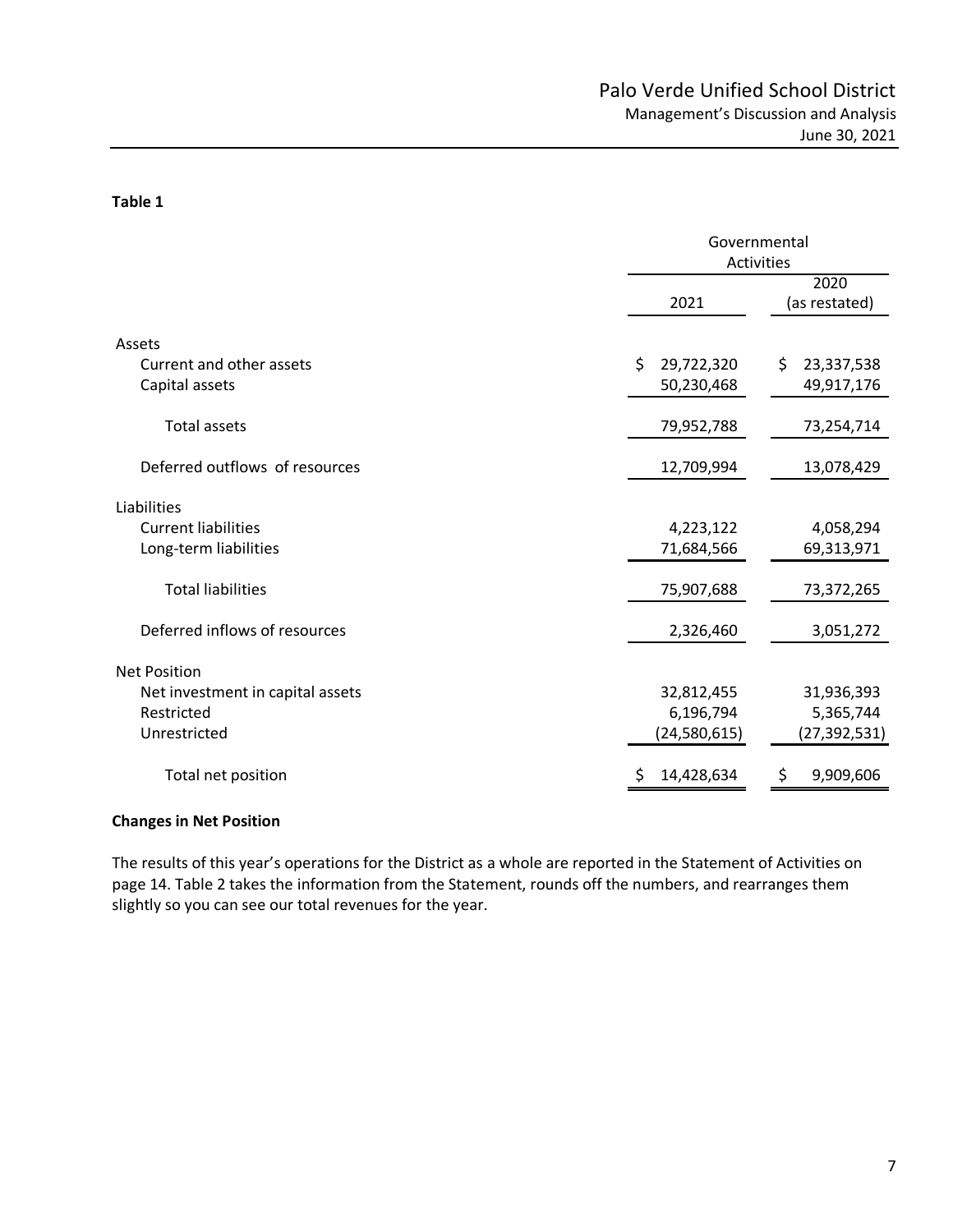**Table 1**

| | Governmental Activities | |
|---|---|---|
| | 2021 | 2020 (as restated) |
| Assets | | |
| Current and other assets | $ 29,722,320 | $ 23,337,538 |
| Capital assets | 50,230,468 | 49,917,176 |
| Total assets | 79,952,788 | 73,254,714 |
| Deferred outflows of resources | 12,709,994 | 13,078,429 |
| Liabilities | | |
| Current liabilities | 4,223,122 | 4,058,294 |
| Long-term liabilities | 71,684,566 | 69,313,971 |
| Total liabilities | 75,907,688 | 73,372,265 |
| Deferred inflows of resources | 2,326,460 | 3,051,272 |
| Net Position | | |
| Net investment in capital assets | 32,812,455 | 31,936,393 |
| Restricted | 6,196,794 | 5,365,744 |
| Unrestricted | (24,580,615) | (27,392,531) |
| Total net position | $ 14,428,634 | $ 9,909,606 |

**Changes in Net Position**

The results of this year's operations for the District as a whole are reported in the Statement of Activities on page 14. Table 2 takes the information from the Statement, rounds off the numbers, and rearranges them slightly so you can see our total revenues for the year.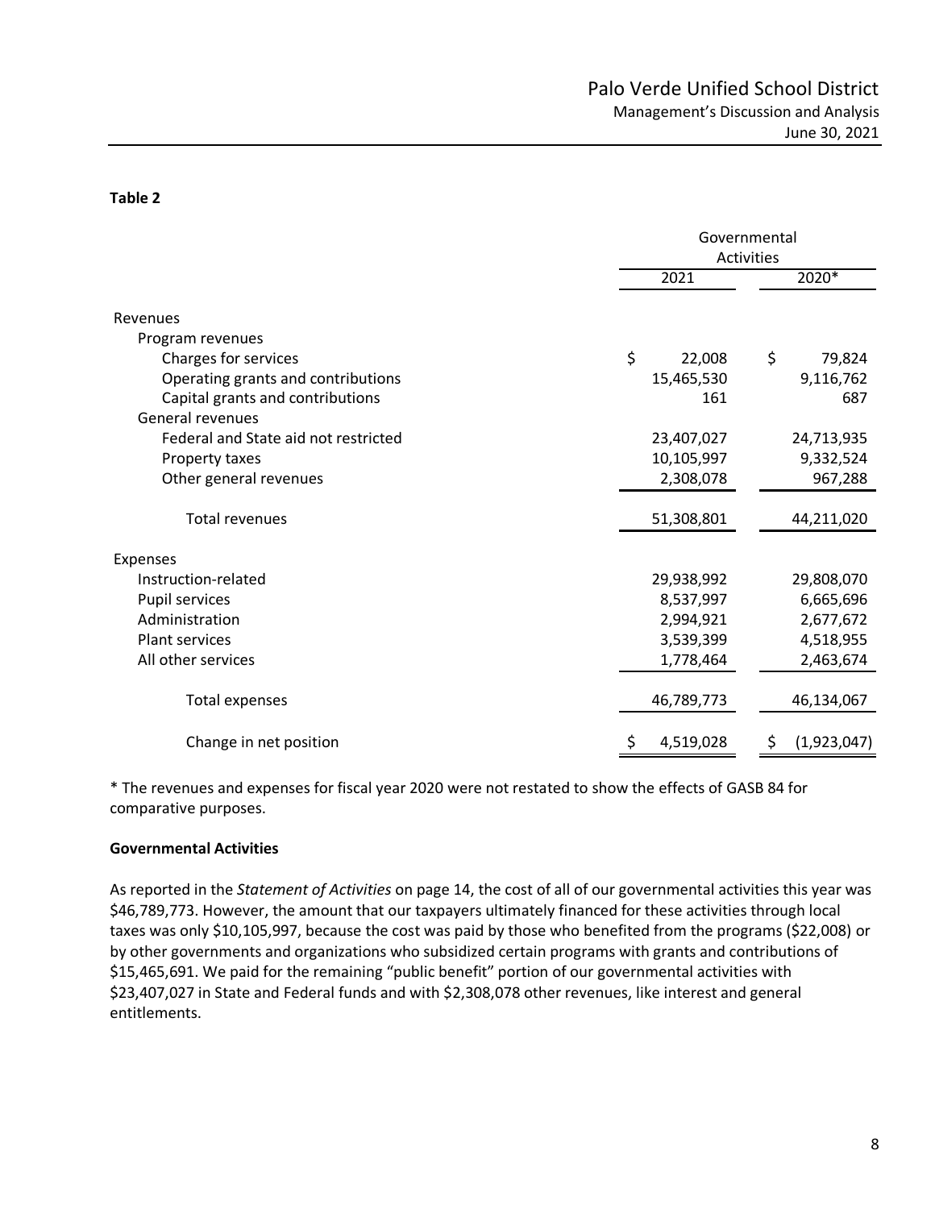**Table 2**

| | Governmental Activities | |
|---|---|---|
| | 2021 | 2020* |
| Revenues | | |
| Program revenues | | |
| Charges for services | $ 22,008 | $ 79,824 |
| Operating grants and contributions | 15,465,530 | 9,116,762 |
| Capital grants and contributions | 161 | 687 |
| General revenues | | |
| Federal and State aid not restricted | 23,407,027 | 24,713,935 |
| Property taxes | 10,105,997 | 9,332,524 |
| Other general revenues | 2,308,078 | 967,288 |
| Total revenues | 51,308,801 | 44,211,020 |
| Expenses | | |
| Instruction-related | 29,938,992 | 29,808,070 |
| Pupil services | 8,537,997 | 6,665,696 |
| Administration | 2,994,921 | 2,677,672 |
| Plant services | 3,539,399 | 4,518,955 |
| All other services | 1,778,464 | 2,463,674 |
| Total expenses | 46,789,773 | 46,134,067 |
| Change in net position | $ 4,519,028 | $ (1,923,047) |

* The revenues and expenses for fiscal year 2020 were not restated to show the effects of GASB 84 for comparative purposes.

**Governmental Activities**

As reported in the *Statement of Activities* on page 14, the cost of all of our governmental activities this year was $46,789,773. However, the amount that our taxpayers ultimately financed for these activities through local taxes was only $10,105,997, because the cost was paid by those who benefited from the programs ($22,008) or by other governments and organizations who subsidized certain programs with grants and contributions of $15,465,691. We paid for the remaining "public benefit" portion of our governmental activities with $23,407,027 in State and Federal funds and with $2,308,078 other revenues, like interest and general entitlements.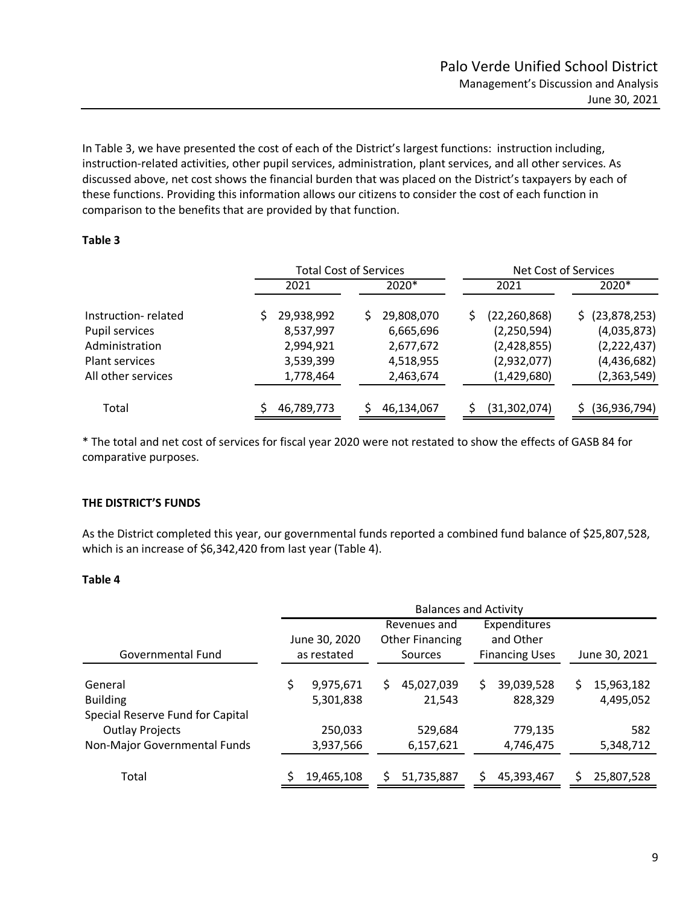In Table 3, we have presented the cost of each of the District's largest functions: instruction including, instruction-related activities, other pupil services, administration, plant services, and all other services. As discussed above, net cost shows the financial burden that was placed on the District's taxpayers by each of these functions. Providing this information allows our citizens to consider the cost of each function in comparison to the benefits that are provided by that function.

**Table 3**

| | Total Cost of Services | | Net Cost of Services | |
|---|---|---|---|---|
| | 2021 | 2020* | 2021 | 2020* |
| Instruction- related | $ 29,938,992 | $ 29,808,070 | $ (22,260,868) | $ (23,878,253) |
| Pupil services | 8,537,997 | 6,665,696 | (2,250,594) | (4,035,873) |
| Administration | 2,994,921 | 2,677,672 | (2,428,855) | (2,222,437) |
| Plant services | 3,539,399 | 4,518,955 | (2,932,077) | (4,436,682) |
| All other services | 1,778,464 | 2,463,674 | (1,429,680) | (2,363,549) |
| Total | $ 46,789,773 | $ 46,134,067 | $ (31,302,074) | $ (36,936,794) |

* The total and net cost of services for fiscal year 2020 were not restated to show the effects of GASB 84 for comparative purposes.

**THE DISTRICT'S FUNDS**

As the District completed this year, our governmental funds reported a combined fund balance of $25,807,528, which is an increase of $6,342,420 from last year (Table 4).

**Table 4**

| | Balances and Activity | | | |
|---|---|---|---|---|
| Governmental Fund | June 30, 2020 as restated | Revenues and Other Financing Sources | Expenditures and Other Financing Uses | June 30, 2021 |
| General | $ 9,975,671 | $ 45,027,039 | $ 39,039,528 | $ 15,963,182 |
| Building | 5,301,838 | 21,543 | 828,329 | 4,495,052 |
| Special Reserve Fund for Capital Outlay Projects | 250,033 | 529,684 | 779,135 | 582 |
| Non-Major Governmental Funds | 3,937,566 | 6,157,621 | 4,746,475 | 5,348,712 |
| Total | $ 19,465,108 | $ 51,735,887 | $ 45,393,467 | $ 25,807,528 |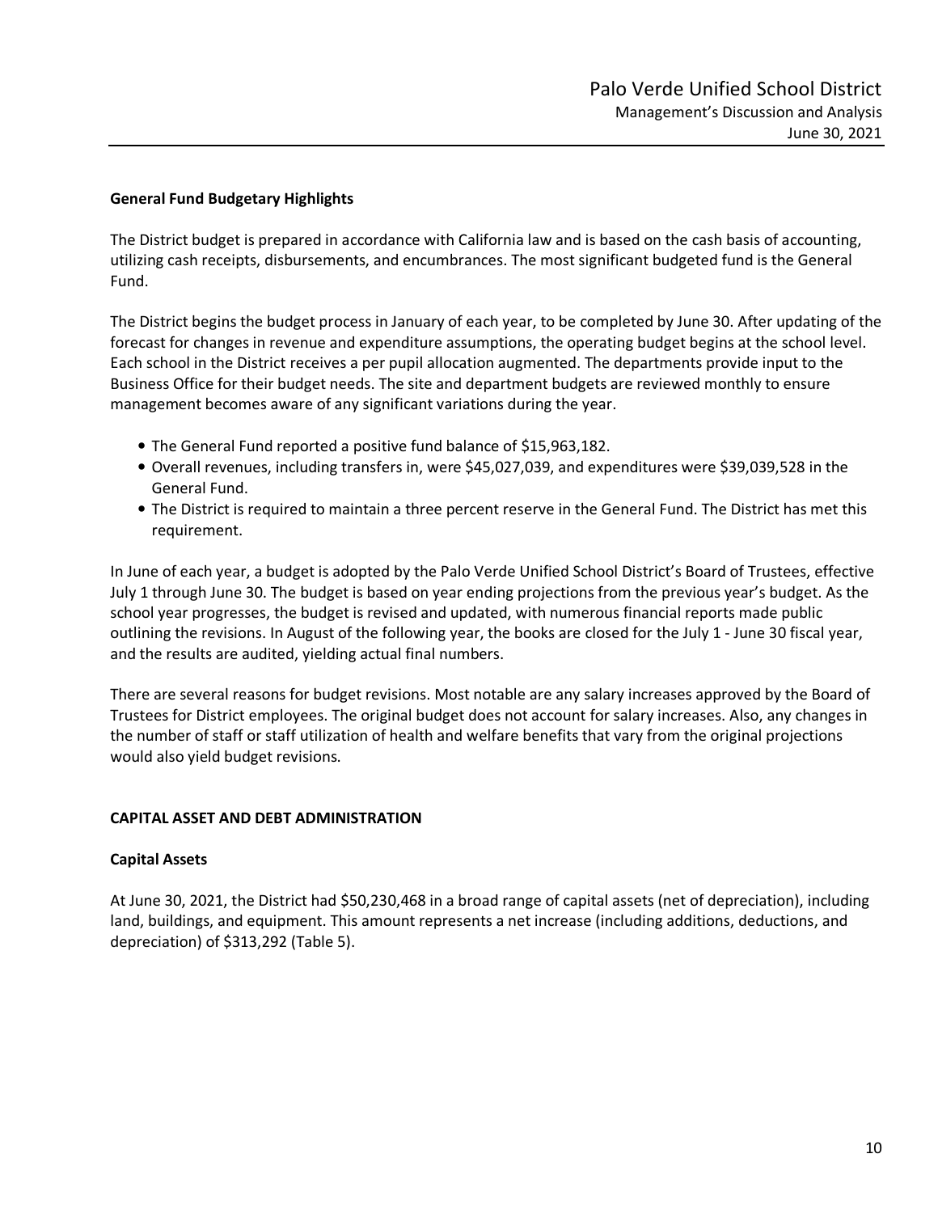## General Fund Budgetary Highlights

The District budget is prepared in accordance with California law and is based on the cash basis of accounting, utilizing cash receipts, disbursements, and encumbrances. The most significant budgeted fund is the General Fund.

The District begins the budget process in January of each year, to be completed by June 30. After updating of the forecast for changes in revenue and expenditure assumptions, the operating budget begins at the school level. Each school in the District receives a per pupil allocation augmented. The departments provide input to the Business Office for their budget needs. The site and department budgets are reviewed monthly to ensure management becomes aware of any significant variations during the year.

- The General Fund reported a positive fund balance of $15,963,182.
- Overall revenues, including transfers in, were $45,027,039, and expenditures were $39,039,528 in the General Fund.
- The District is required to maintain a three percent reserve in the General Fund. The District has met this requirement.

In June of each year, a budget is adopted by the Palo Verde Unified School District's Board of Trustees, effective July 1 through June 30. The budget is based on year ending projections from the previous year's budget. As the school year progresses, the budget is revised and updated, with numerous financial reports made public outlining the revisions. In August of the following year, the books are closed for the July 1 - June 30 fiscal year, and the results are audited, yielding actual final numbers.

There are several reasons for budget revisions. Most notable are any salary increases approved by the Board of Trustees for District employees. The original budget does not account for salary increases. Also, any changes in the number of staff or staff utilization of health and welfare benefits that vary from the original projections would also yield budget revisions.

## CAPITAL ASSET AND DEBT ADMINISTRATION

### Capital Assets

At June 30, 2021, the District had $50,230,468 in a broad range of capital assets (net of depreciation), including land, buildings, and equipment. This amount represents a net increase (including additions, deductions, and depreciation) of $313,292 (Table 5).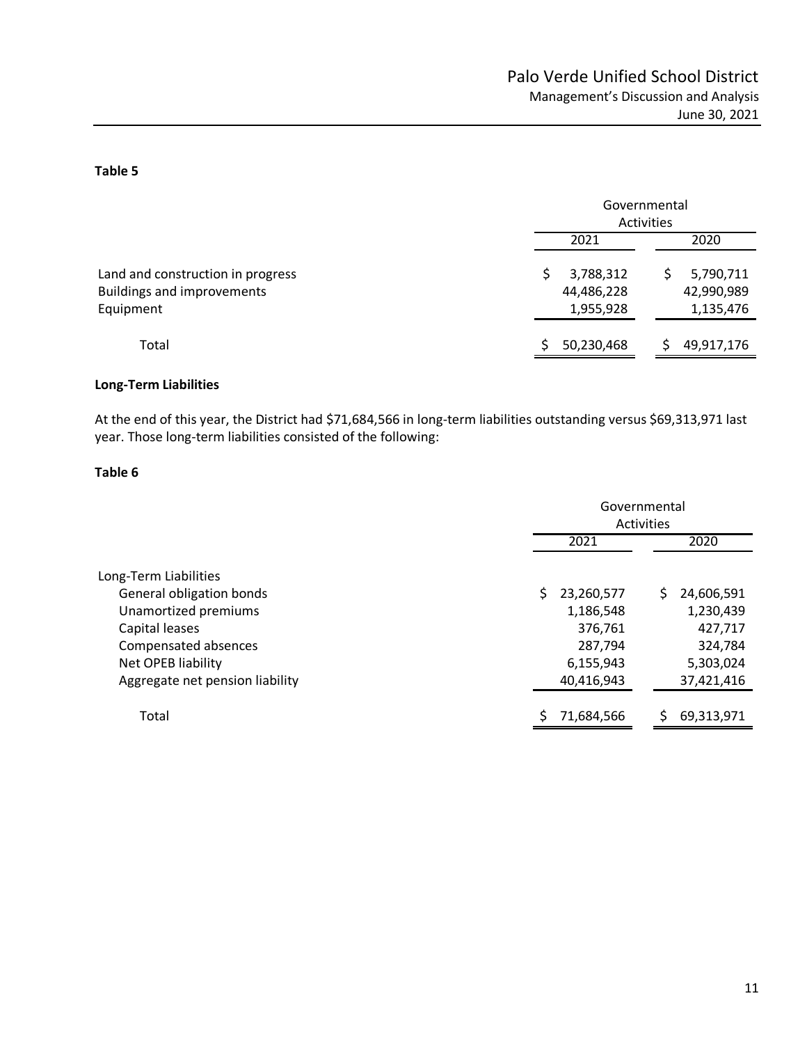**Table 5**

| | Governmental Activities | |
|---|---|---|
| | 2021 | 2020 |
| Land and construction in progress | $ 3,788,312 | $ 5,790,711 |
| Buildings and improvements | 44,486,228 | 42,990,989 |
| Equipment | 1,955,928 | 1,135,476 |
| Total | $ 50,230,468 | $ 49,917,176 |

**Long-Term Liabilities**

At the end of this year, the District had $71,684,566 in long-term liabilities outstanding versus $69,313,971 last year. Those long-term liabilities consisted of the following:

**Table 6**

| | Governmental Activities | |
|---|---|---|
| | 2021 | 2020 |
| Long-Term Liabilities | | |
| General obligation bonds | $ 23,260,577 | $ 24,606,591 |
| Unamortized premiums | 1,186,548 | 1,230,439 |
| Capital leases | 376,761 | 427,717 |
| Compensated absences | 287,794 | 324,784 |
| Net OPEB liability | 6,155,943 | 5,303,024 |
| Aggregate net pension liability | 40,416,943 | 37,421,416 |
| Total | $ 71,684,566 | $ 69,313,971 |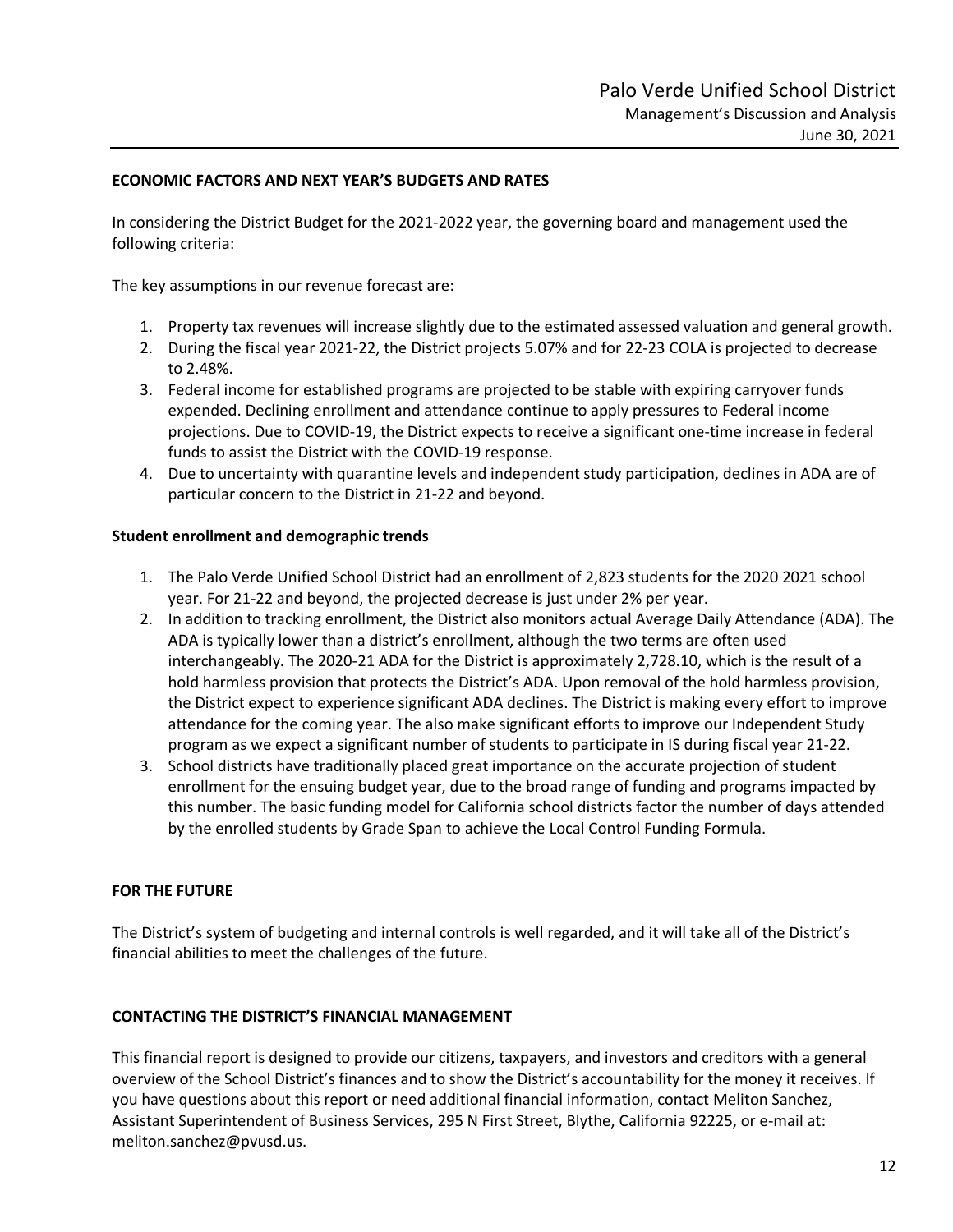## ECONOMIC FACTORS AND NEXT YEAR'S BUDGETS AND RATES

In considering the District Budget for the 2021-2022 year, the governing board and management used the following criteria:

The key assumptions in our revenue forecast are:

1. Property tax revenues will increase slightly due to the estimated assessed valuation and general growth.
2. During the fiscal year 2021-22, the District projects 5.07% and for 22-23 COLA is projected to decrease to 2.48%.
3. Federal income for established programs are projected to be stable with expiring carryover funds expended. Declining enrollment and attendance continue to apply pressures to Federal income projections. Due to COVID-19, the District expects to receive a significant one-time increase in federal funds to assist the District with the COVID-19 response.
4. Due to uncertainty with quarantine levels and independent study participation, declines in ADA are of particular concern to the District in 21-22 and beyond.

### Student enrollment and demographic trends

1. The Palo Verde Unified School District had an enrollment of 2,823 students for the 2020 2021 school year. For 21-22 and beyond, the projected decrease is just under 2% per year.
2. In addition to tracking enrollment, the District also monitors actual Average Daily Attendance (ADA). The ADA is typically lower than a district's enrollment, although the two terms are often used interchangeably. The 2020-21 ADA for the District is approximately 2,728.10, which is the result of a hold harmless provision that protects the District's ADA. Upon removal of the hold harmless provision, the District expect to experience significant ADA declines. The District is making every effort to improve attendance for the coming year. The also make significant efforts to improve our Independent Study program as we expect a significant number of students to participate in IS during fiscal year 21-22.
3. School districts have traditionally placed great importance on the accurate projection of student enrollment for the ensuing budget year, due to the broad range of funding and programs impacted by this number. The basic funding model for California school districts factor the number of days attended by the enrolled students by Grade Span to achieve the Local Control Funding Formula.

## FOR THE FUTURE

The District's system of budgeting and internal controls is well regarded, and it will take all of the District's financial abilities to meet the challenges of the future.

## CONTACTING THE DISTRICT'S FINANCIAL MANAGEMENT

This financial report is designed to provide our citizens, taxpayers, and investors and creditors with a general overview of the School District's finances and to show the District's accountability for the money it receives. If you have questions about this report or need additional financial information, contact Meliton Sanchez, Assistant Superintendent of Business Services, 295 N First Street, Blythe, California 92225, or e-mail at: meliton.sanchez@pvusd.us.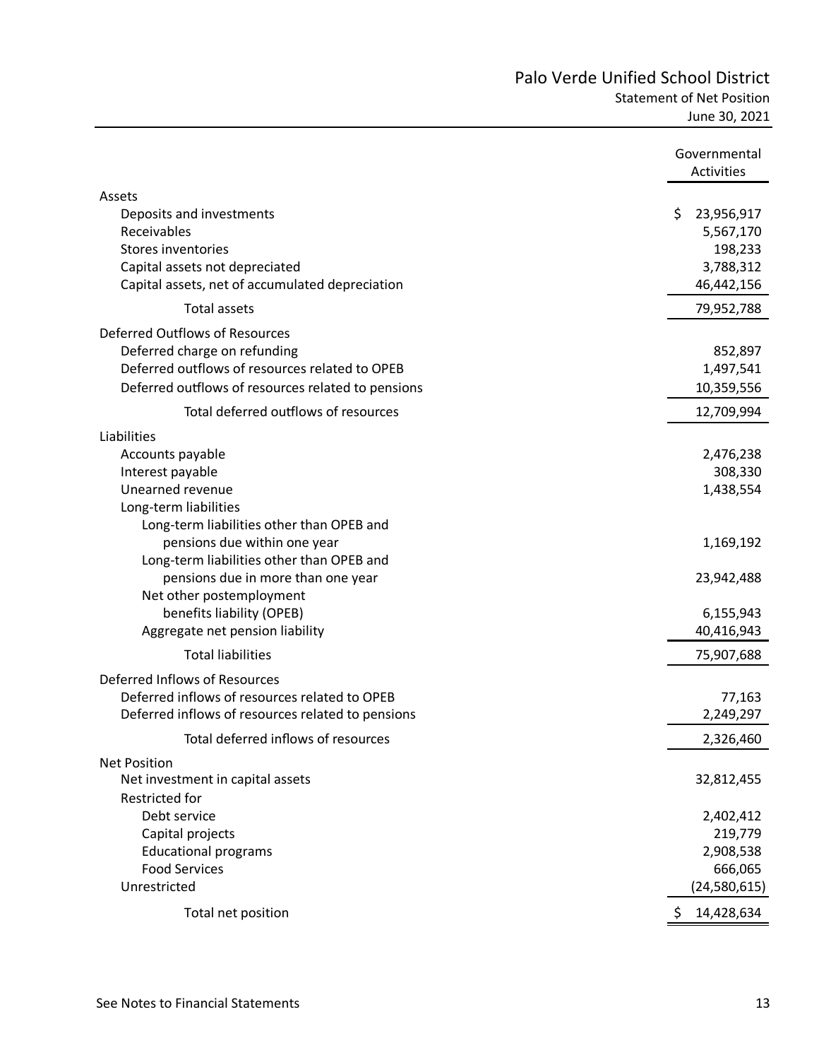# Palo Verde Unified School District
## Statement of Net Position
### June 30, 2021

| | Governmental Activities |
|---|---|
| **Assets** | |
| Deposits and investments | $ 23,956,917 |
| Receivables | 5,567,170 |
| Stores inventories | 198,233 |
| Capital assets not depreciated | 3,788,312 |
| Capital assets, net of accumulated depreciation | 46,442,156 |
| Total assets | 79,952,788 |
| **Deferred Outflows of Resources** | |
| Deferred charge on refunding | 852,897 |
| Deferred outflows of resources related to OPEB | 1,497,541 |
| Deferred outflows of resources related to pensions | 10,359,556 |
| Total deferred outflows of resources | 12,709,994 |
| **Liabilities** | |
| Accounts payable | 2,476,238 |
| Interest payable | 308,330 |
| Unearned revenue | 1,438,554 |
| Long-term liabilities | |
| Long-term liabilities other than OPEB and pensions due within one year | 1,169,192 |
| Long-term liabilities other than OPEB and pensions due in more than one year | 23,942,488 |
| Net other postemployment benefits liability (OPEB) | 6,155,943 |
| Aggregate net pension liability | 40,416,943 |
| Total liabilities | 75,907,688 |
| **Deferred Inflows of Resources** | |
| Deferred inflows of resources related to OPEB | 77,163 |
| Deferred inflows of resources related to pensions | 2,249,297 |
| Total deferred inflows of resources | 2,326,460 |
| **Net Position** | |
| Net investment in capital assets | 32,812,455 |
| Restricted for | |
| Debt service | 2,402,412 |
| Capital projects | 219,779 |
| Educational programs | 2,908,538 |
| Food Services | 666,065 |
| Unrestricted | (24,580,615) |
| Total net position | $ 14,428,634 |

See Notes to Financial Statements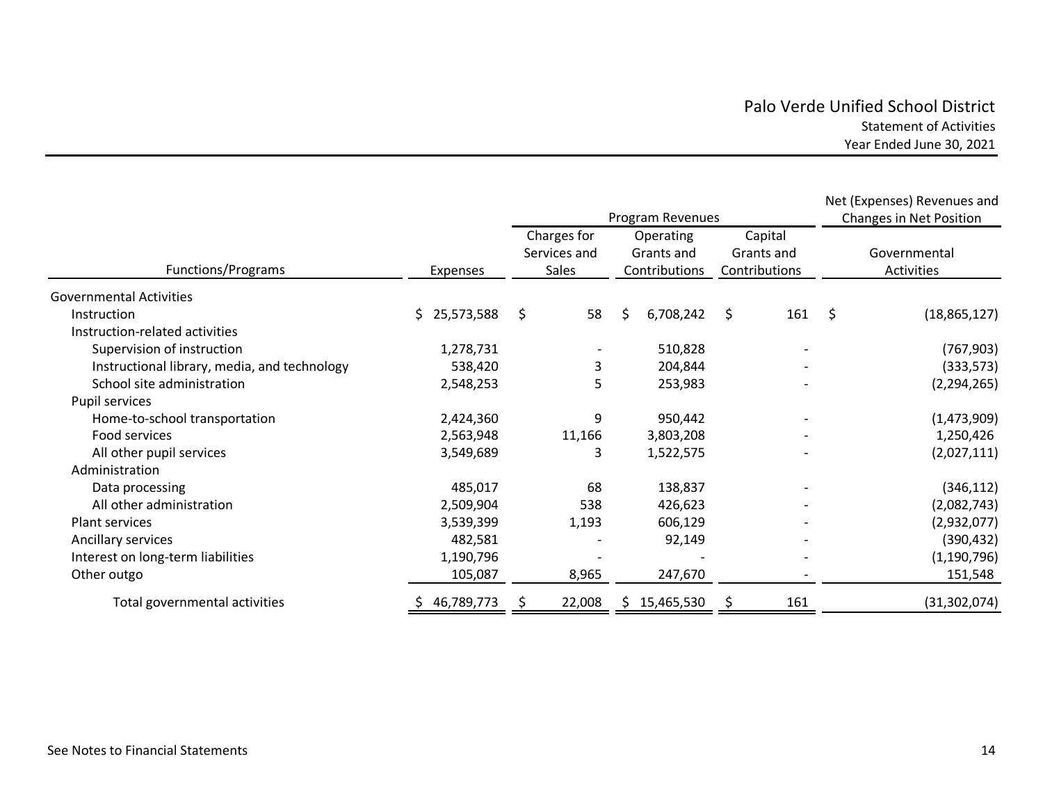# Palo Verde Unified School District

Statement of Activities

Year Ended June 30, 2021

| Functions/Programs | Expenses | Program Revenues | | | Net (Expenses) Revenues and Changes in Net Position |
|---|---|---|---|---|---|
| | | Charges for Services and Sales | Operating Grants and Contributions | Capital Grants and Contributions | Governmental Activities |
| Governmental Activities | | | | | |
| Instruction | $ 25,573,588 | $ 58 | $ 6,708,242 | $ 161 | $ (18,865,127) |
| Instruction-related activities | | | | | |
| Supervision of instruction | 1,278,731 | - | 510,828 | - | (767,903) |
| Instructional library, media, and technology | 538,420 | 3 | 204,844 | - | (333,573) |
| School site administration | 2,548,253 | 5 | 253,983 | - | (2,294,265) |
| Pupil services | | | | | |
| Home-to-school transportation | 2,424,360 | 9 | 950,442 | - | (1,473,909) |
| Food services | 2,563,948 | 11,166 | 3,803,208 | - | 1,250,426 |
| All other pupil services | 3,549,689 | 3 | 1,522,575 | - | (2,027,111) |
| Administration | | | | | |
| Data processing | 485,017 | 68 | 138,837 | - | (346,112) |
| All other administration | 2,509,904 | 538 | 426,623 | - | (2,082,743) |
| Plant services | 3,539,399 | 1,193 | 606,129 | - | (2,932,077) |
| Ancillary services | 482,581 | - | 92,149 | - | (390,432) |
| Interest on long-term liabilities | 1,190,796 | - | - | - | (1,190,796) |
| Other outgo | 105,087 | 8,965 | 247,670 | - | 151,548 |
| Total governmental activities | $ 46,789,773 | $ 22,008 | $ 15,465,530 | $ 161 | (31,302,074) |

See Notes to Financial Statements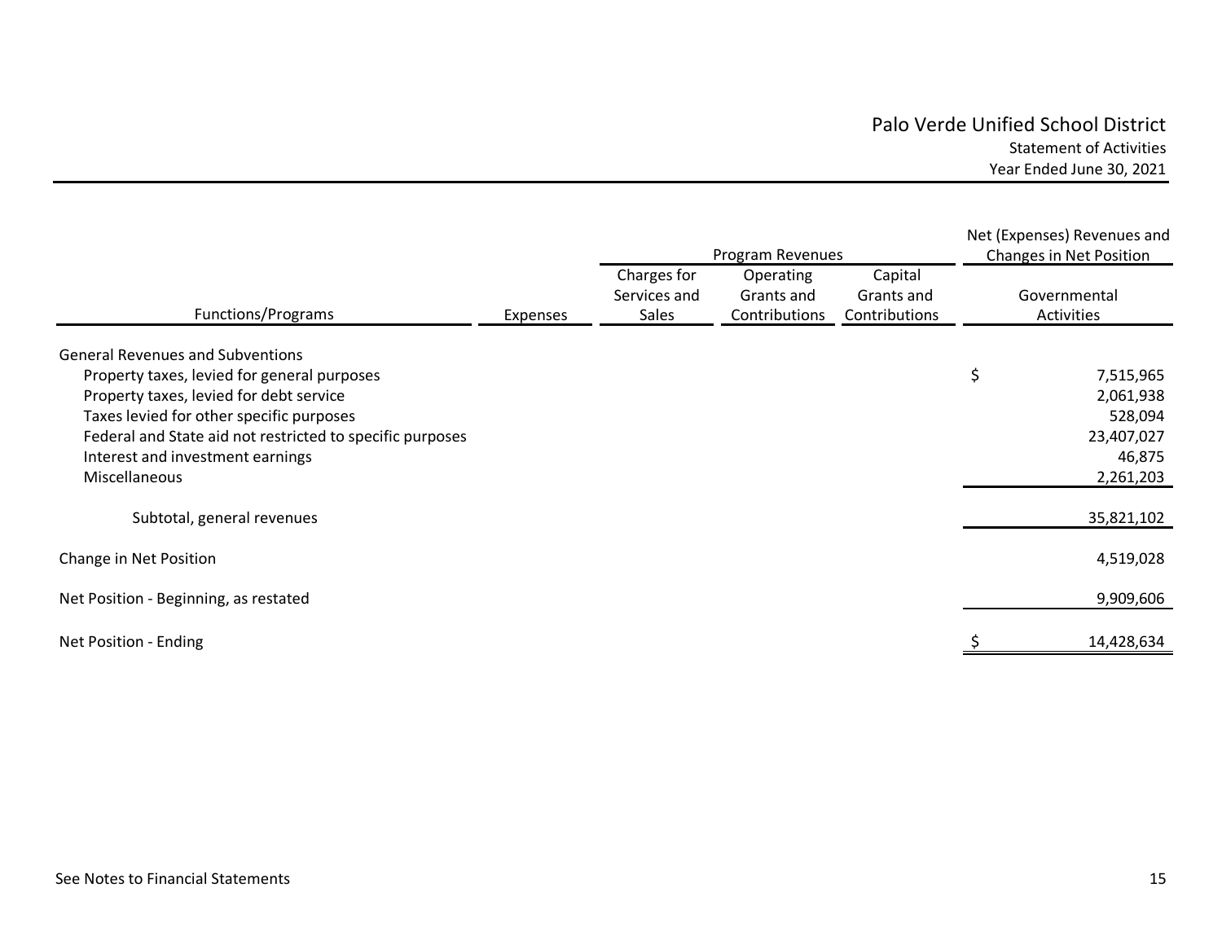# Palo Verde Unified School District

Statement of Activities

Year Ended June 30, 2021

| Functions/Programs | Expenses | Program Revenues: Charges for Services and Sales | Program Revenues: Operating Grants and Contributions | Program Revenues: Capital Grants and Contributions | Net (Expenses) Revenues and Changes in Net Position: Governmental Activities |
|---|---|---|---|---|---|
| General Revenues and Subventions | | | | | |
| Property taxes, levied for general purposes | | | | | $ 7,515,965 |
| Property taxes, levied for debt service | | | | | 2,061,938 |
| Taxes levied for other specific purposes | | | | | 528,094 |
| Federal and State aid not restricted to specific purposes | | | | | 23,407,027 |
| Interest and investment earnings | | | | | 46,875 |
| Miscellaneous | | | | | 2,261,203 |
| Subtotal, general revenues | | | | | 35,821,102 |
| Change in Net Position | | | | | 4,519,028 |
| Net Position - Beginning, as restated | | | | | 9,909,606 |
| Net Position - Ending | | | | | $ 14,428,634 |

See Notes to Financial Statements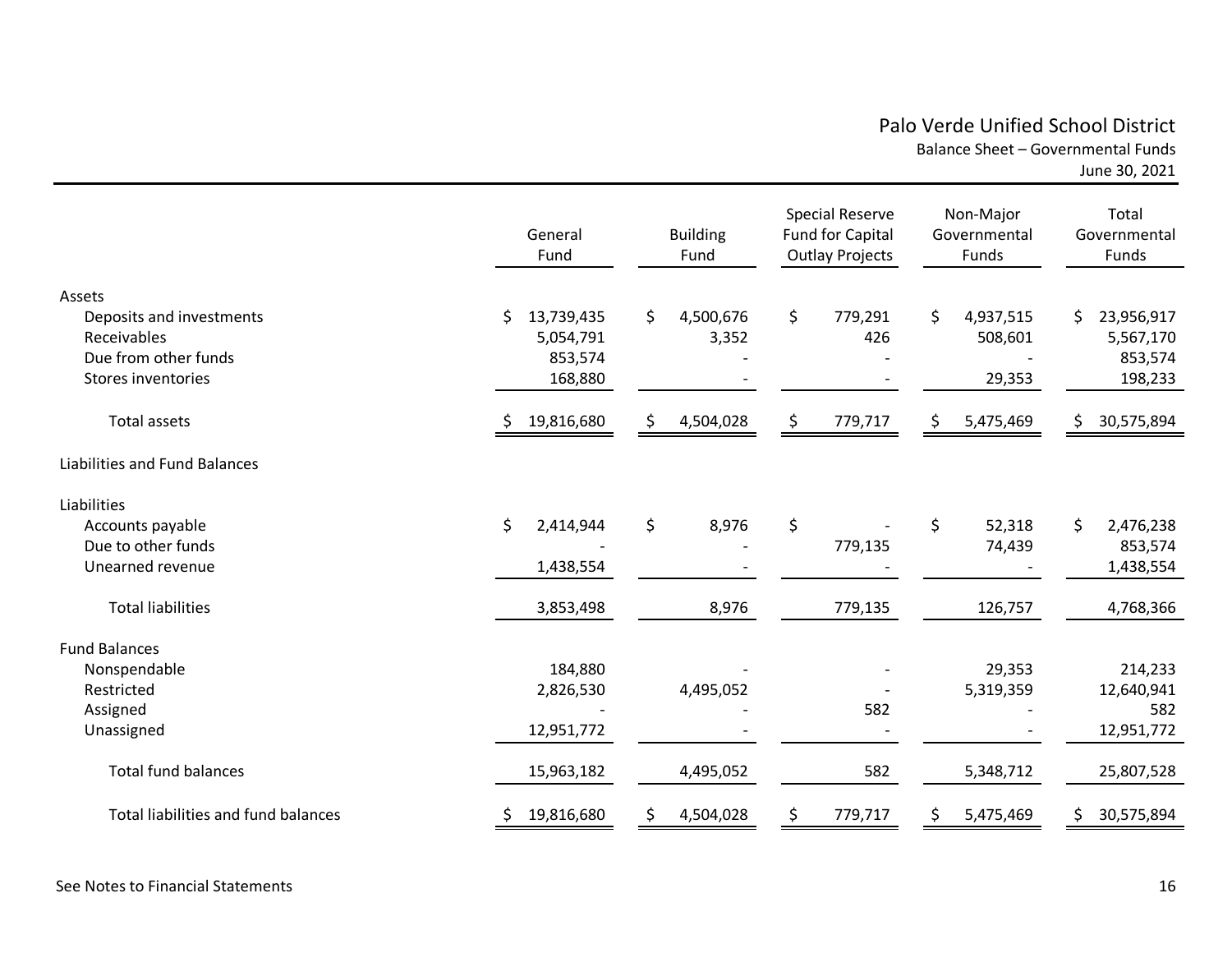# Palo Verde Unified School District

## Balance Sheet – Governmental Funds

June 30, 2021

| | General Fund | Building Fund | Special Reserve Fund for Capital Outlay Projects | Non-Major Governmental Funds | Total Governmental Funds |
|---|---|---|---|---|---|
| **Assets** | | | | | |
| Deposits and investments | $ 13,739,435 | $ 4,500,676 | $ 779,291 | $ 4,937,515 | $ 23,956,917 |
| Receivables | 5,054,791 | 3,352 | 426 | 508,601 | 5,567,170 |
| Due from other funds | 853,574 | - | - | - | 853,574 |
| Stores inventories | 168,880 | - | - | 29,353 | 198,233 |
| Total assets | $ 19,816,680 | $ 4,504,028 | $ 779,717 | $ 5,475,469 | $ 30,575,894 |
| **Liabilities and Fund Balances** | | | | | |
| **Liabilities** | | | | | |
| Accounts payable | $ 2,414,944 | $ 8,976 | $ - | $ 52,318 | $ 2,476,238 |
| Due to other funds | - | - | 779,135 | 74,439 | 853,574 |
| Unearned revenue | 1,438,554 | - | - | - | 1,438,554 |
| Total liabilities | 3,853,498 | 8,976 | 779,135 | 126,757 | 4,768,366 |
| **Fund Balances** | | | | | |
| Nonspendable | 184,880 | - | - | 29,353 | 214,233 |
| Restricted | 2,826,530 | 4,495,052 | - | 5,319,359 | 12,640,941 |
| Assigned | - | - | 582 | - | 582 |
| Unassigned | 12,951,772 | - | - | - | 12,951,772 |
| Total fund balances | 15,963,182 | 4,495,052 | 582 | 5,348,712 | 25,807,528 |
| Total liabilities and fund balances | $ 19,816,680 | $ 4,504,028 | $ 779,717 | $ 5,475,469 | $ 30,575,894 |

See Notes to Financial Statements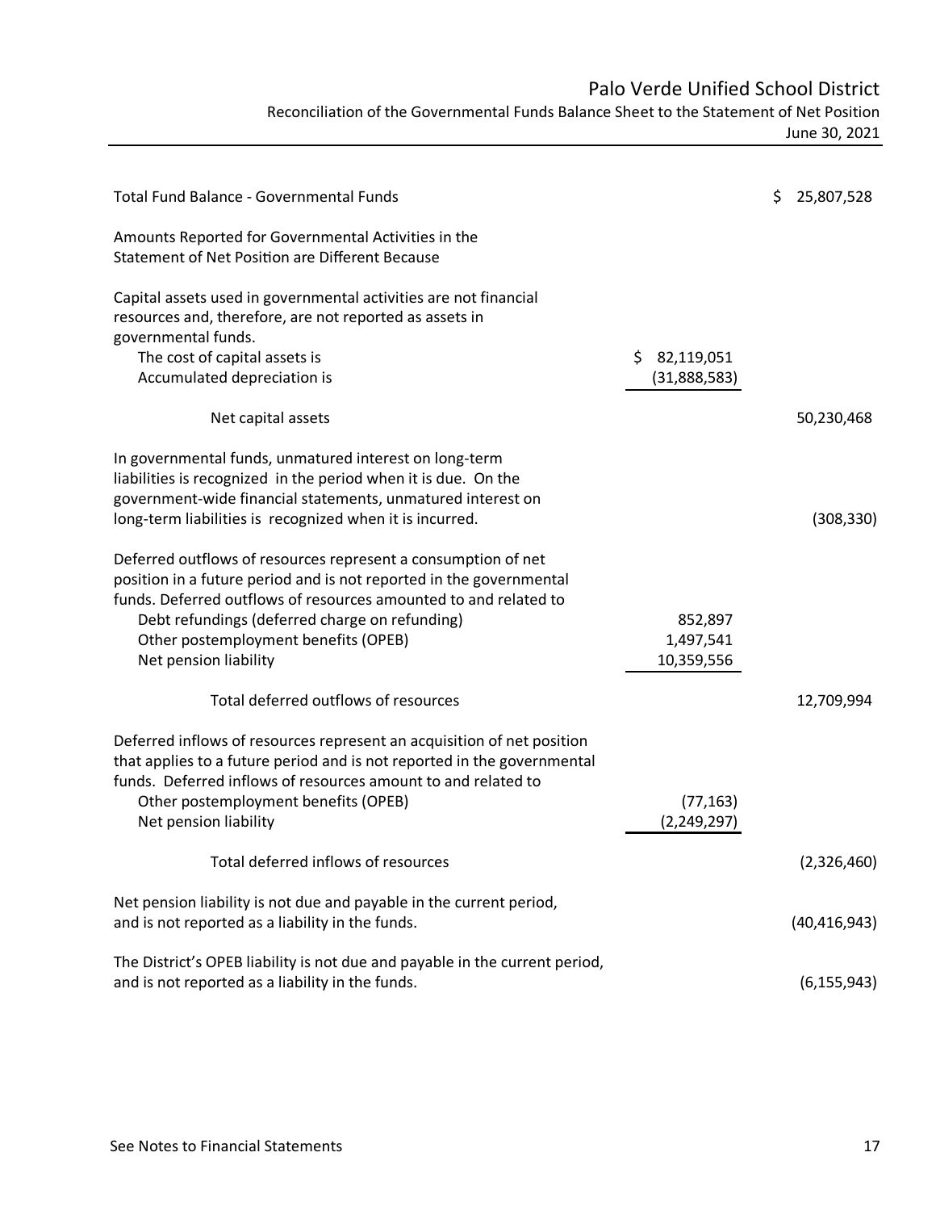# Palo Verde Unified School District

## Reconciliation of the Governmental Funds Balance Sheet to the Statement of Net Position

June 30, 2021

| | | |
|---|---|---|
| Total Fund Balance - Governmental Funds | | $ 25,807,528 |
| Amounts Reported for Governmental Activities in the Statement of Net Position are Different Because | | |
| Capital assets used in governmental activities are not financial resources and, therefore, are not reported as assets in governmental funds. | | |
| The cost of capital assets is | $ 82,119,051 | |
| Accumulated depreciation is | (31,888,583) | |
| Net capital assets | | 50,230,468 |
| In governmental funds, unmatured interest on long-term liabilities is recognized in the period when it is due. On the government-wide financial statements, unmatured interest on long-term liabilities is recognized when it is incurred. | | (308,330) |
| Deferred outflows of resources represent a consumption of net position in a future period and is not reported in the governmental funds. Deferred outflows of resources amounted to and related to | | |
| Debt refundings (deferred charge on refunding) | 852,897 | |
| Other postemployment benefits (OPEB) | 1,497,541 | |
| Net pension liability | 10,359,556 | |
| Total deferred outflows of resources | | 12,709,994 |
| Deferred inflows of resources represent an acquisition of net position that applies to a future period and is not reported in the governmental funds. Deferred inflows of resources amount to and related to | | |
| Other postemployment benefits (OPEB) | (77,163) | |
| Net pension liability | (2,249,297) | |
| Total deferred inflows of resources | | (2,326,460) |
| Net pension liability is not due and payable in the current period, and is not reported as a liability in the funds. | | (40,416,943) |
| The District's OPEB liability is not due and payable in the current period, and is not reported as a liability in the funds. | | (6,155,943) |

See Notes to Financial Statements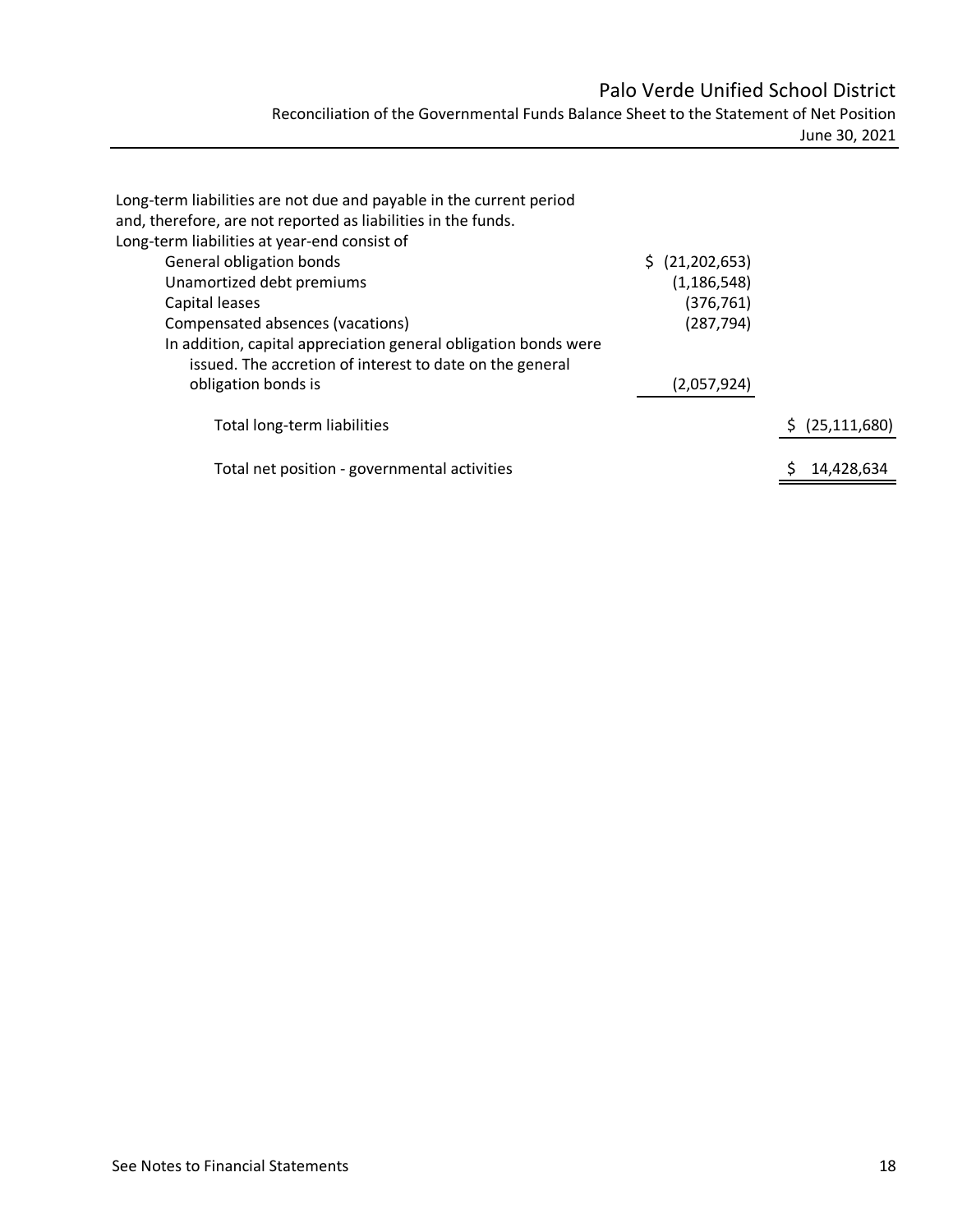| | | |
|---|---|---|
| Long-term liabilities are not due and payable in the current period and, therefore, are not reported as liabilities in the funds. | | |
| Long-term liabilities at year-end consist of | | |
| General obligation bonds | $ (21,202,653) | |
| Unamortized debt premiums | (1,186,548) | |
| Capital leases | (376,761) | |
| Compensated absences (vacations) | (287,794) | |
| In addition, capital appreciation general obligation bonds were issued. The accretion of interest to date on the general obligation bonds is | (2,057,924) | |
| Total long-term liabilities | | $ (25,111,680) |
| Total net position - governmental activities | | $ 14,428,634 |

See Notes to Financial Statements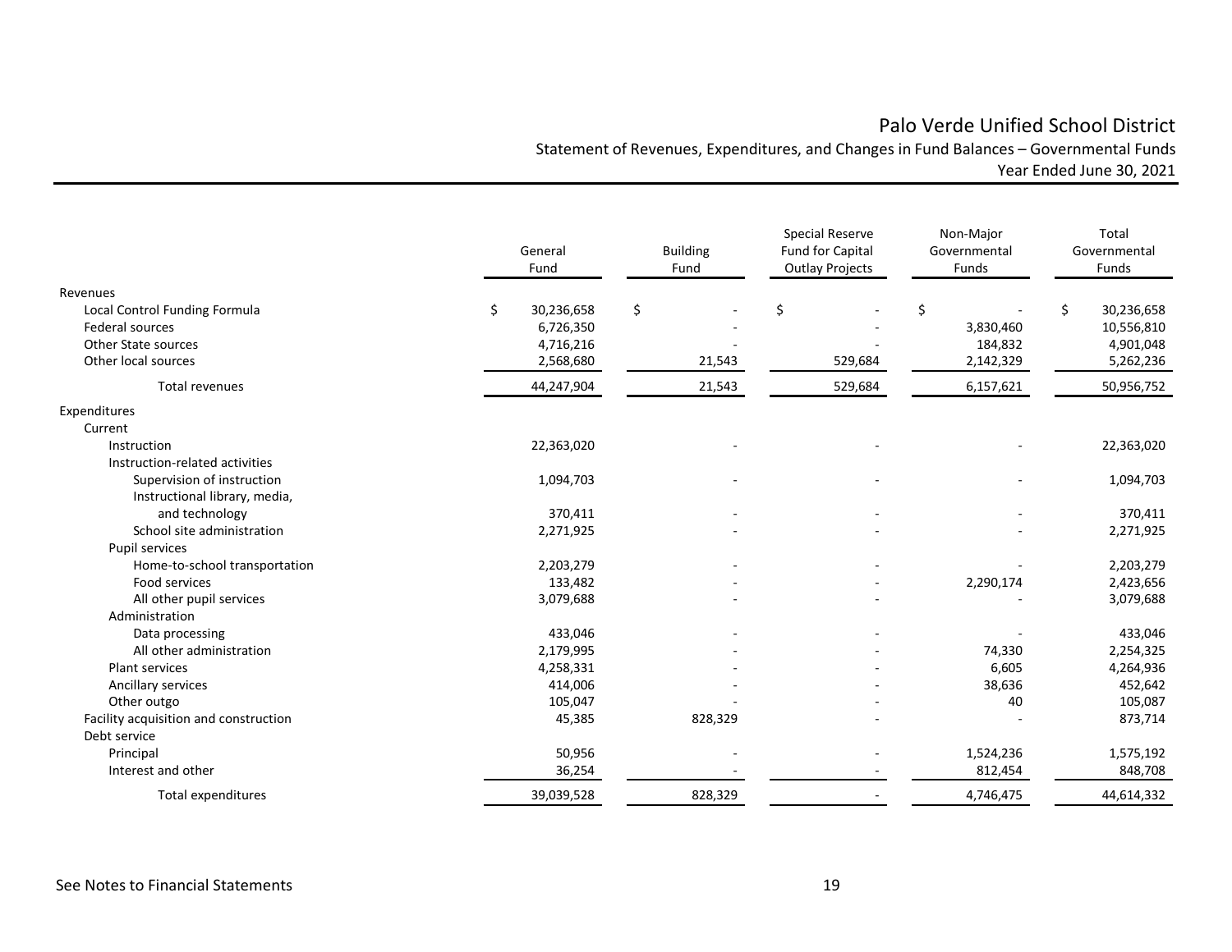# Palo Verde Unified School District

## Statement of Revenues, Expenditures, and Changes in Fund Balances – Governmental Funds

### Year Ended June 30, 2021

| | General Fund | Building Fund | Special Reserve Fund for Capital Outlay Projects | Non-Major Governmental Funds | Total Governmental Funds |
|---|---|---|---|---|---|
| **Revenues** | | | | | |
| Local Control Funding Formula | $ 30,236,658 | $ - | $ - | $ - | $ 30,236,658 |
| Federal sources | 6,726,350 | - | - | 3,830,460 | 10,556,810 |
| Other State sources | 4,716,216 | - | - | 184,832 | 4,901,048 |
| Other local sources | 2,568,680 | 21,543 | 529,684 | 2,142,329 | 5,262,236 |
| Total revenues | 44,247,904 | 21,543 | 529,684 | 6,157,621 | 50,956,752 |
| **Expenditures** | | | | | |
| Current | | | | | |
| Instruction | 22,363,020 | - | - | - | 22,363,020 |
| Instruction-related activities | | | | | |
| Supervision of instruction | 1,094,703 | - | - | - | 1,094,703 |
| Instructional library, media, and technology | 370,411 | - | - | - | 370,411 |
| School site administration | 2,271,925 | - | - | - | 2,271,925 |
| Pupil services | | | | | |
| Home-to-school transportation | 2,203,279 | - | - | - | 2,203,279 |
| Food services | 133,482 | - | - | 2,290,174 | 2,423,656 |
| All other pupil services | 3,079,688 | - | - | - | 3,079,688 |
| Administration | | | | | |
| Data processing | 433,046 | - | - | - | 433,046 |
| All other administration | 2,179,995 | - | - | 74,330 | 2,254,325 |
| Plant services | 4,258,331 | - | - | 6,605 | 4,264,936 |
| Ancillary services | 414,006 | - | - | 38,636 | 452,642 |
| Other outgo | 105,047 | - | - | 40 | 105,087 |
| Facility acquisition and construction | 45,385 | 828,329 | - | - | 873,714 |
| Debt service | | | | | |
| Principal | 50,956 | - | - | 1,524,236 | 1,575,192 |
| Interest and other | 36,254 | - | - | 812,454 | 848,708 |
| Total expenditures | 39,039,528 | 828,329 | - | 4,746,475 | 44,614,332 |

See Notes to Financial Statements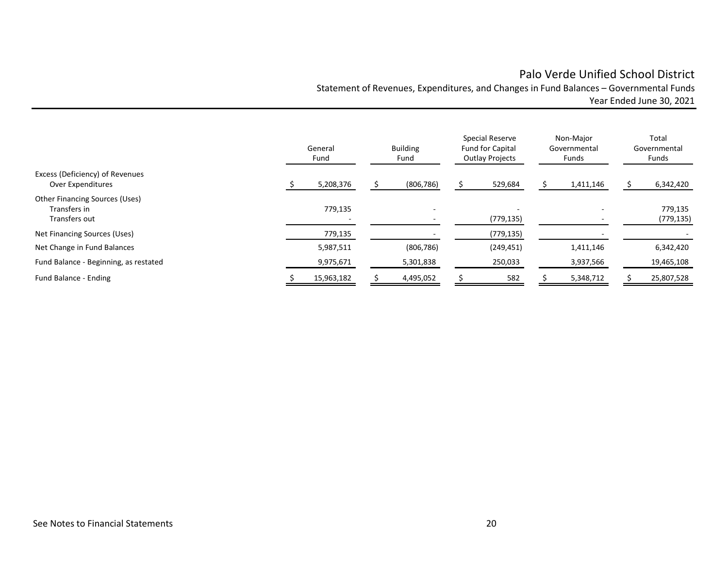# Palo Verde Unified School District

Statement of Revenues, Expenditures, and Changes in Fund Balances – Governmental Funds
Year Ended June 30, 2021

| | General Fund | Building Fund | Special Reserve Fund for Capital Outlay Projects | Non-Major Governmental Funds | Total Governmental Funds |
|---|---|---|---|---|---|
| Excess (Deficiency) of Revenues Over Expenditures | $ 5,208,376 | $ (806,786) | $ 529,684 | $ 1,411,146 | $ 6,342,420 |
| Other Financing Sources (Uses) | | | | | |
| Transfers in | 779,135 | - | - | - | 779,135 |
| Transfers out | - | - | (779,135) | - | (779,135) |
| Net Financing Sources (Uses) | 779,135 | - | (779,135) | - | - |
| Net Change in Fund Balances | 5,987,511 | (806,786) | (249,451) | 1,411,146 | 6,342,420 |
| Fund Balance - Beginning, as restated | 9,975,671 | 5,301,838 | 250,033 | 3,937,566 | 19,465,108 |
| Fund Balance - Ending | $ 15,963,182 | $ 4,495,052 | $ 582 | $ 5,348,712 | $ 25,807,528 |

See Notes to Financial Statements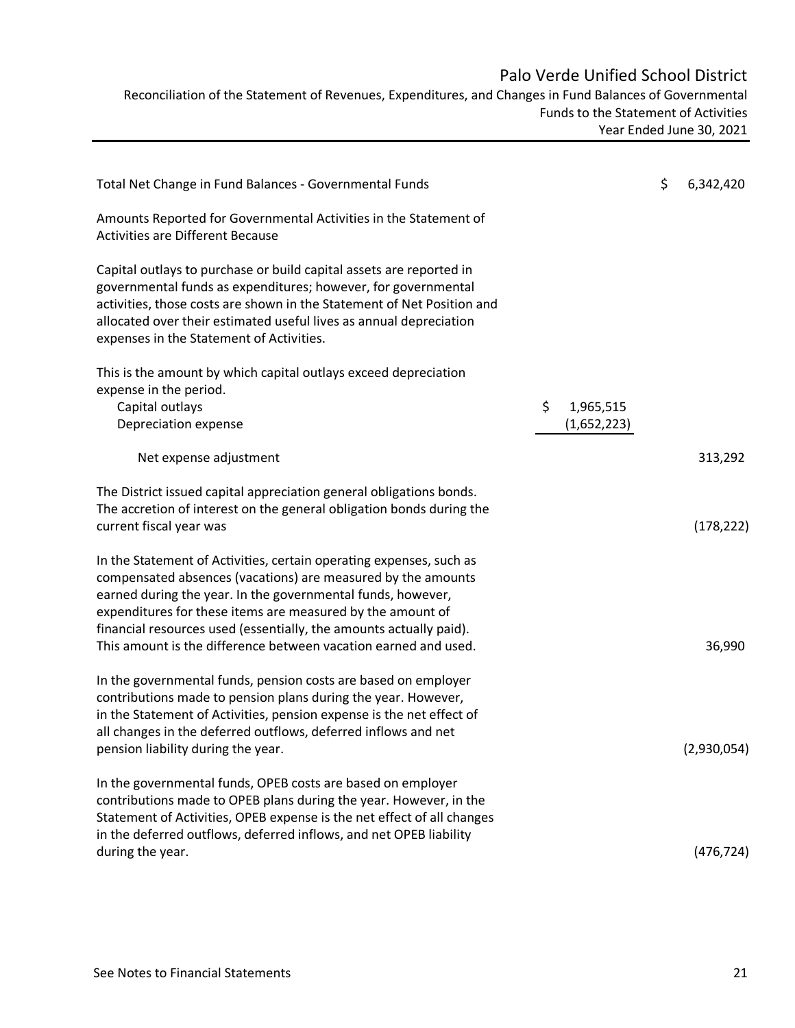# Palo Verde Unified School District

Reconciliation of the Statement of Revenues, Expenditures, and Changes in Fund Balances of Governmental Funds to the Statement of Activities

Year Ended June 30, 2021

| | | |
|---|---|---|
| Total Net Change in Fund Balances - Governmental Funds | | $ 6,342,420 |
| Amounts Reported for Governmental Activities in the Statement of Activities are Different Because | | |
| Capital outlays to purchase or build capital assets are reported in governmental funds as expenditures; however, for governmental activities, those costs are shown in the Statement of Net Position and allocated over their estimated useful lives as annual depreciation expenses in the Statement of Activities. | | |
| This is the amount by which capital outlays exceed depreciation expense in the period. | | |
| Capital outlays | $ 1,965,515 | |
| Depreciation expense | (1,652,223) | |
| Net expense adjustment | | 313,292 |
| The District issued capital appreciation general obligations bonds. The accretion of interest on the general obligation bonds during the current fiscal year was | | (178,222) |
| In the Statement of Activities, certain operating expenses, such as compensated absences (vacations) are measured by the amounts earned during the year. In the governmental funds, however, expenditures for these items are measured by the amount of financial resources used (essentially, the amounts actually paid). This amount is the difference between vacation earned and used. | | 36,990 |
| In the governmental funds, pension costs are based on employer contributions made to pension plans during the year. However, in the Statement of Activities, pension expense is the net effect of all changes in the deferred outflows, deferred inflows and net pension liability during the year. | | (2,930,054) |
| In the governmental funds, OPEB costs are based on employer contributions made to OPEB plans during the year. However, in the Statement of Activities, OPEB expense is the net effect of all changes in the deferred outflows, deferred inflows, and net OPEB liability during the year. | | (476,724) |

See Notes to Financial Statements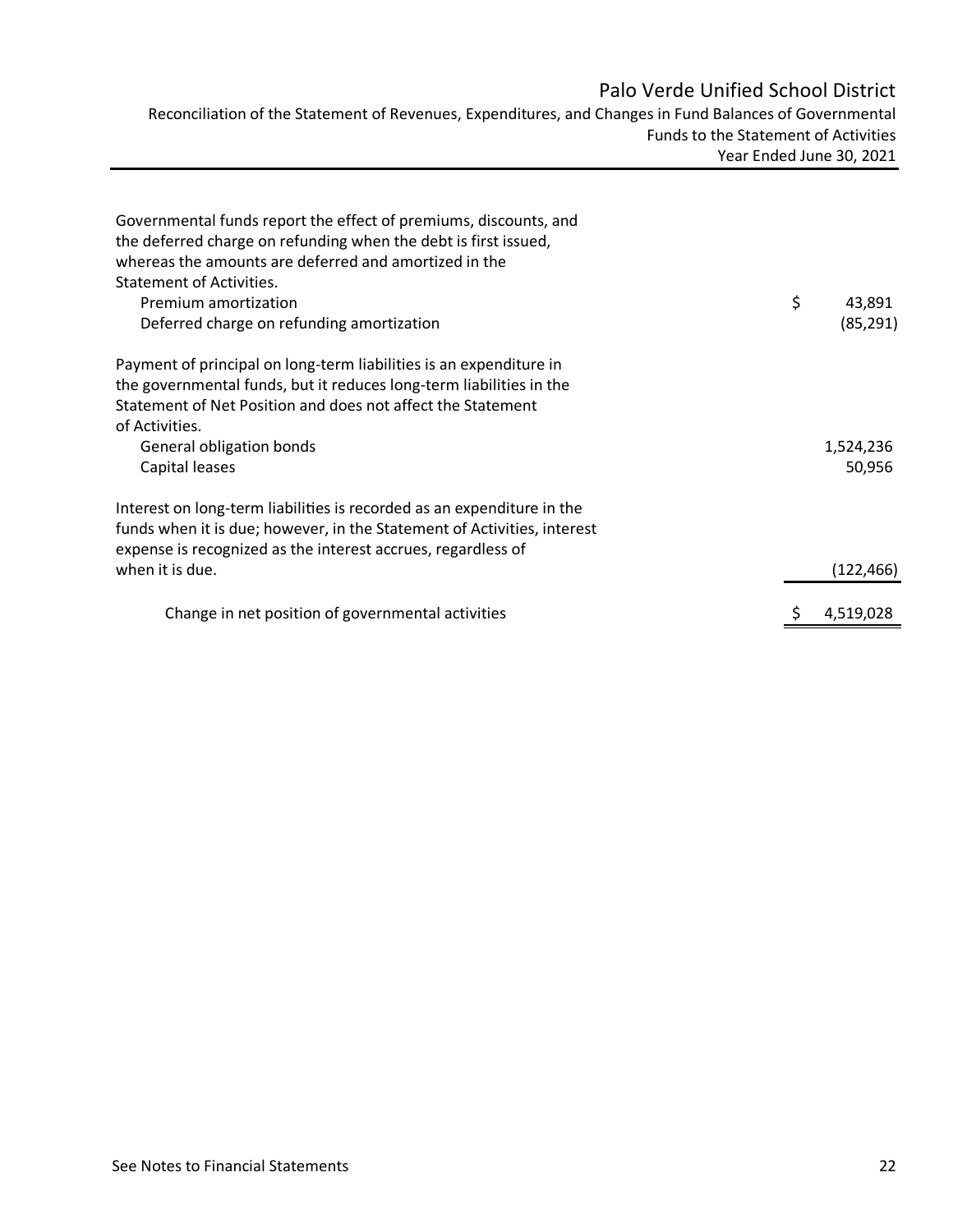# Palo Verde Unified School District

Reconciliation of the Statement of Revenues, Expenditures, and Changes in Fund Balances of Governmental Funds to the Statement of Activities

Year Ended June 30, 2021

| | |
|---|---:|
| Governmental funds report the effect of premiums, discounts, and the deferred charge on refunding when the debt is first issued, whereas the amounts are deferred and amortized in the Statement of Activities. | |
| Premium amortization | $ 43,891 |
| Deferred charge on refunding amortization | (85,291) |
| Payment of principal on long-term liabilities is an expenditure in the governmental funds, but it reduces long-term liabilities in the Statement of Net Position and does not affect the Statement of Activities. | |
| General obligation bonds | 1,524,236 |
| Capital leases | 50,956 |
| Interest on long-term liabilities is recorded as an expenditure in the funds when it is due; however, in the Statement of Activities, interest expense is recognized as the interest accrues, regardless of when it is due. | (122,466) |
| Change in net position of governmental activities | $ 4,519,028 |

See Notes to Financial Statements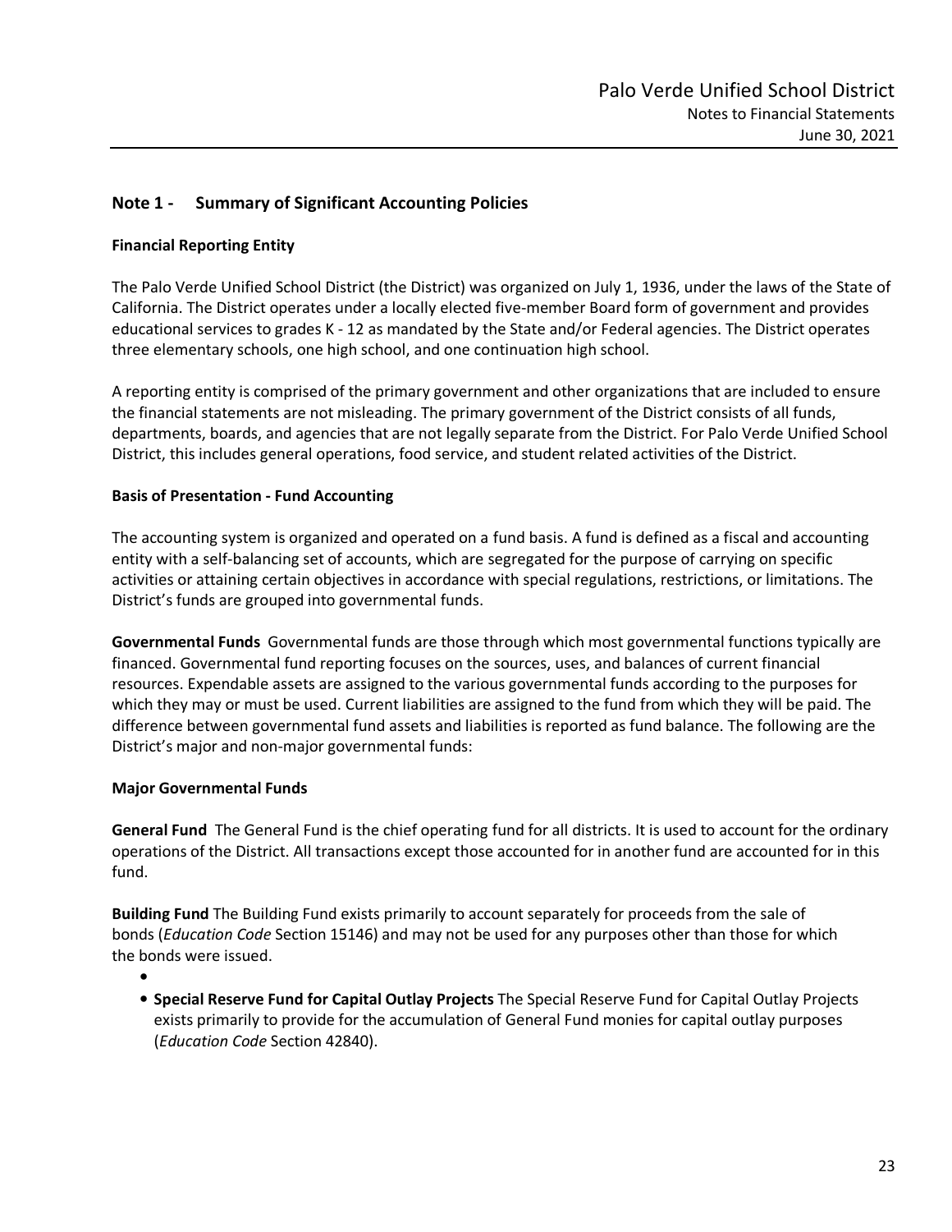## Note 1 - Summary of Significant Accounting Policies

### Financial Reporting Entity

The Palo Verde Unified School District (the District) was organized on July 1, 1936, under the laws of the State of California. The District operates under a locally elected five-member Board form of government and provides educational services to grades K - 12 as mandated by the State and/or Federal agencies. The District operates three elementary schools, one high school, and one continuation high school.

A reporting entity is comprised of the primary government and other organizations that are included to ensure the financial statements are not misleading. The primary government of the District consists of all funds, departments, boards, and agencies that are not legally separate from the District. For Palo Verde Unified School District, this includes general operations, food service, and student related activities of the District.

### Basis of Presentation - Fund Accounting

The accounting system is organized and operated on a fund basis. A fund is defined as a fiscal and accounting entity with a self-balancing set of accounts, which are segregated for the purpose of carrying on specific activities or attaining certain objectives in accordance with special regulations, restrictions, or limitations. The District's funds are grouped into governmental funds.

**Governmental Funds** Governmental funds are those through which most governmental functions typically are financed. Governmental fund reporting focuses on the sources, uses, and balances of current financial resources. Expendable assets are assigned to the various governmental funds according to the purposes for which they may or must be used. Current liabilities are assigned to the fund from which they will be paid. The difference between governmental fund assets and liabilities is reported as fund balance. The following are the District's major and non-major governmental funds:

### Major Governmental Funds

**General Fund** The General Fund is the chief operating fund for all districts. It is used to account for the ordinary operations of the District. All transactions except those accounted for in another fund are accounted for in this fund.

**Building Fund** The Building Fund exists primarily to account separately for proceeds from the sale of bonds (*Education Code* Section 15146) and may not be used for any purposes other than those for which the bonds were issued.

- **Special Reserve Fund for Capital Outlay Projects** The Special Reserve Fund for Capital Outlay Projects exists primarily to provide for the accumulation of General Fund monies for capital outlay purposes (*Education Code* Section 42840).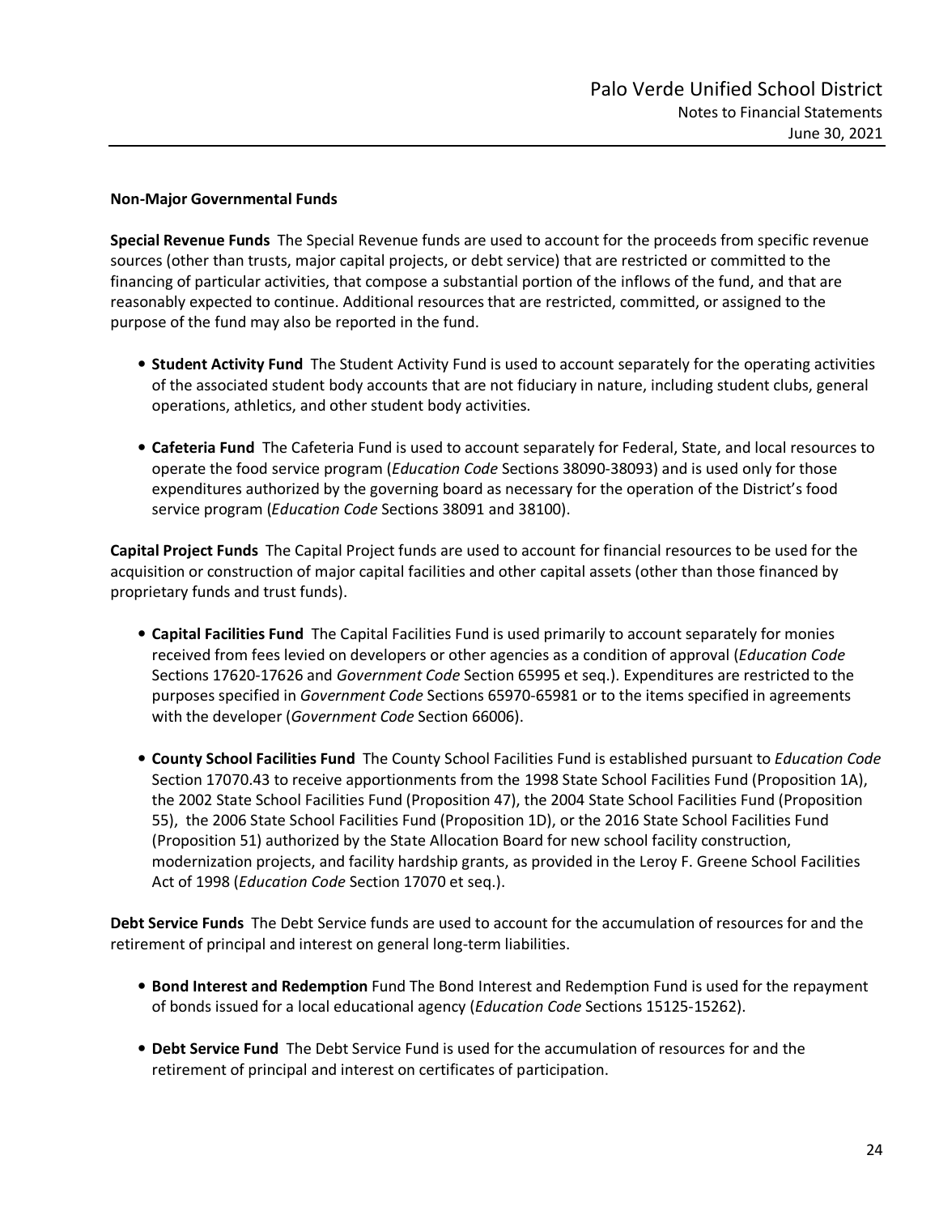**Non-Major Governmental Funds**

**Special Revenue Funds** The Special Revenue funds are used to account for the proceeds from specific revenue sources (other than trusts, major capital projects, or debt service) that are restricted or committed to the financing of particular activities, that compose a substantial portion of the inflows of the fund, and that are reasonably expected to continue. Additional resources that are restricted, committed, or assigned to the purpose of the fund may also be reported in the fund.

- **Student Activity Fund** The Student Activity Fund is used to account separately for the operating activities of the associated student body accounts that are not fiduciary in nature, including student clubs, general operations, athletics, and other student body activities.

- **Cafeteria Fund** The Cafeteria Fund is used to account separately for Federal, State, and local resources to operate the food service program (*Education Code* Sections 38090-38093) and is used only for those expenditures authorized by the governing board as necessary for the operation of the District's food service program (*Education Code* Sections 38091 and 38100).

**Capital Project Funds** The Capital Project funds are used to account for financial resources to be used for the acquisition or construction of major capital facilities and other capital assets (other than those financed by proprietary funds and trust funds).

- **Capital Facilities Fund** The Capital Facilities Fund is used primarily to account separately for monies received from fees levied on developers or other agencies as a condition of approval (*Education Code* Sections 17620-17626 and *Government Code* Section 65995 et seq.). Expenditures are restricted to the purposes specified in *Government Code* Sections 65970-65981 or to the items specified in agreements with the developer (*Government Code* Section 66006).

- **County School Facilities Fund** The County School Facilities Fund is established pursuant to *Education Code* Section 17070.43 to receive apportionments from the 1998 State School Facilities Fund (Proposition 1A), the 2002 State School Facilities Fund (Proposition 47), the 2004 State School Facilities Fund (Proposition 55), the 2006 State School Facilities Fund (Proposition 1D), or the 2016 State School Facilities Fund (Proposition 51) authorized by the State Allocation Board for new school facility construction, modernization projects, and facility hardship grants, as provided in the Leroy F. Greene School Facilities Act of 1998 (*Education Code* Section 17070 et seq.).

**Debt Service Funds** The Debt Service funds are used to account for the accumulation of resources for and the retirement of principal and interest on general long-term liabilities.

- **Bond Interest and Redemption** Fund The Bond Interest and Redemption Fund is used for the repayment of bonds issued for a local educational agency (*Education Code* Sections 15125-15262).

- **Debt Service Fund** The Debt Service Fund is used for the accumulation of resources for and the retirement of principal and interest on certificates of participation.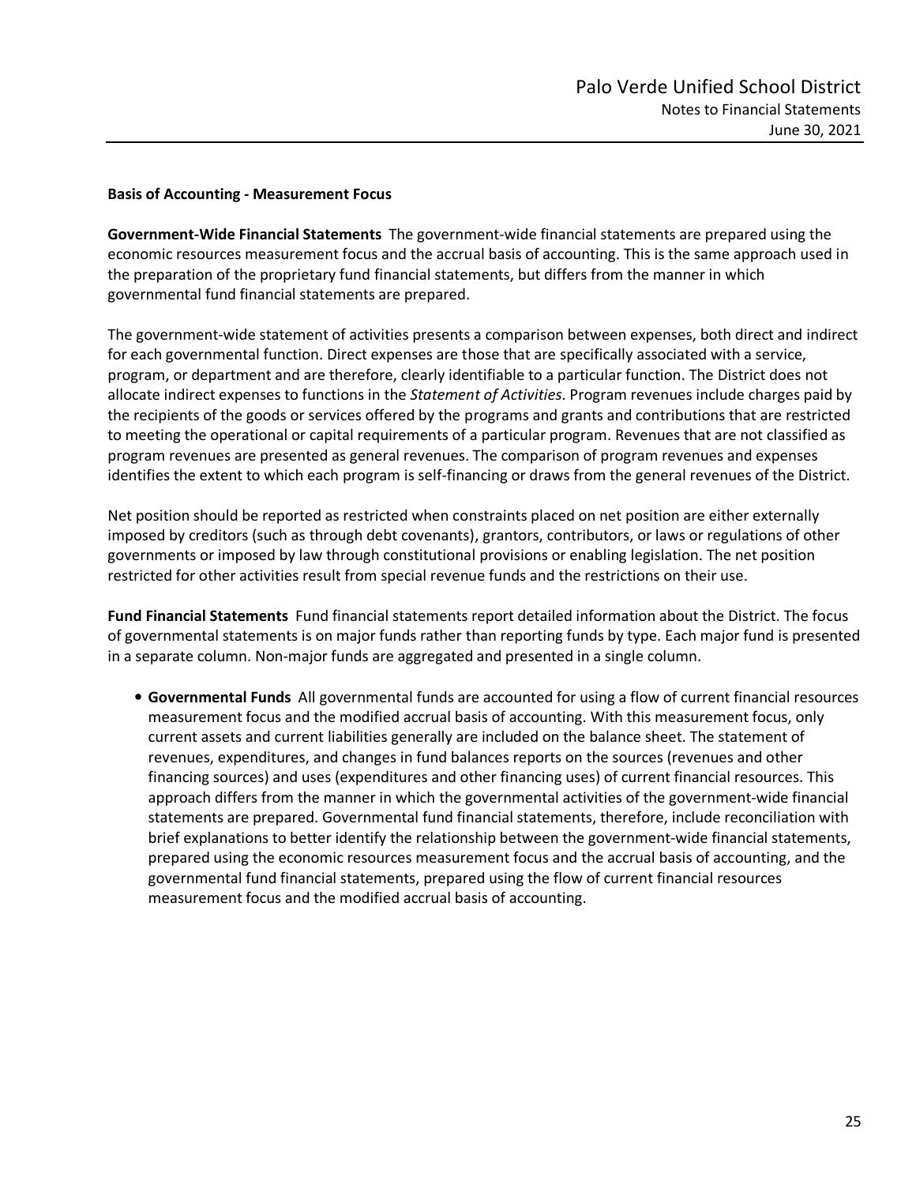**Basis of Accounting - Measurement Focus**

**Government-Wide Financial Statements** The government-wide financial statements are prepared using the economic resources measurement focus and the accrual basis of accounting. This is the same approach used in the preparation of the proprietary fund financial statements, but differs from the manner in which governmental fund financial statements are prepared.

The government-wide statement of activities presents a comparison between expenses, both direct and indirect for each governmental function. Direct expenses are those that are specifically associated with a service, program, or department and are therefore, clearly identifiable to a particular function. The District does not allocate indirect expenses to functions in the *Statement of Activities*. Program revenues include charges paid by the recipients of the goods or services offered by the programs and grants and contributions that are restricted to meeting the operational or capital requirements of a particular program. Revenues that are not classified as program revenues are presented as general revenues. The comparison of program revenues and expenses identifies the extent to which each program is self-financing or draws from the general revenues of the District.

Net position should be reported as restricted when constraints placed on net position are either externally imposed by creditors (such as through debt covenants), grantors, contributors, or laws or regulations of other governments or imposed by law through constitutional provisions or enabling legislation. The net position restricted for other activities result from special revenue funds and the restrictions on their use.

**Fund Financial Statements** Fund financial statements report detailed information about the District. The focus of governmental statements is on major funds rather than reporting funds by type. Each major fund is presented in a separate column. Non-major funds are aggregated and presented in a single column.

- **Governmental Funds** All governmental funds are accounted for using a flow of current financial resources measurement focus and the modified accrual basis of accounting. With this measurement focus, only current assets and current liabilities generally are included on the balance sheet. The statement of revenues, expenditures, and changes in fund balances reports on the sources (revenues and other financing sources) and uses (expenditures and other financing uses) of current financial resources. This approach differs from the manner in which the governmental activities of the government-wide financial statements are prepared. Governmental fund financial statements, therefore, include reconciliation with brief explanations to better identify the relationship between the government-wide financial statements, prepared using the economic resources measurement focus and the accrual basis of accounting, and the governmental fund financial statements, prepared using the flow of current financial resources measurement focus and the modified accrual basis of accounting.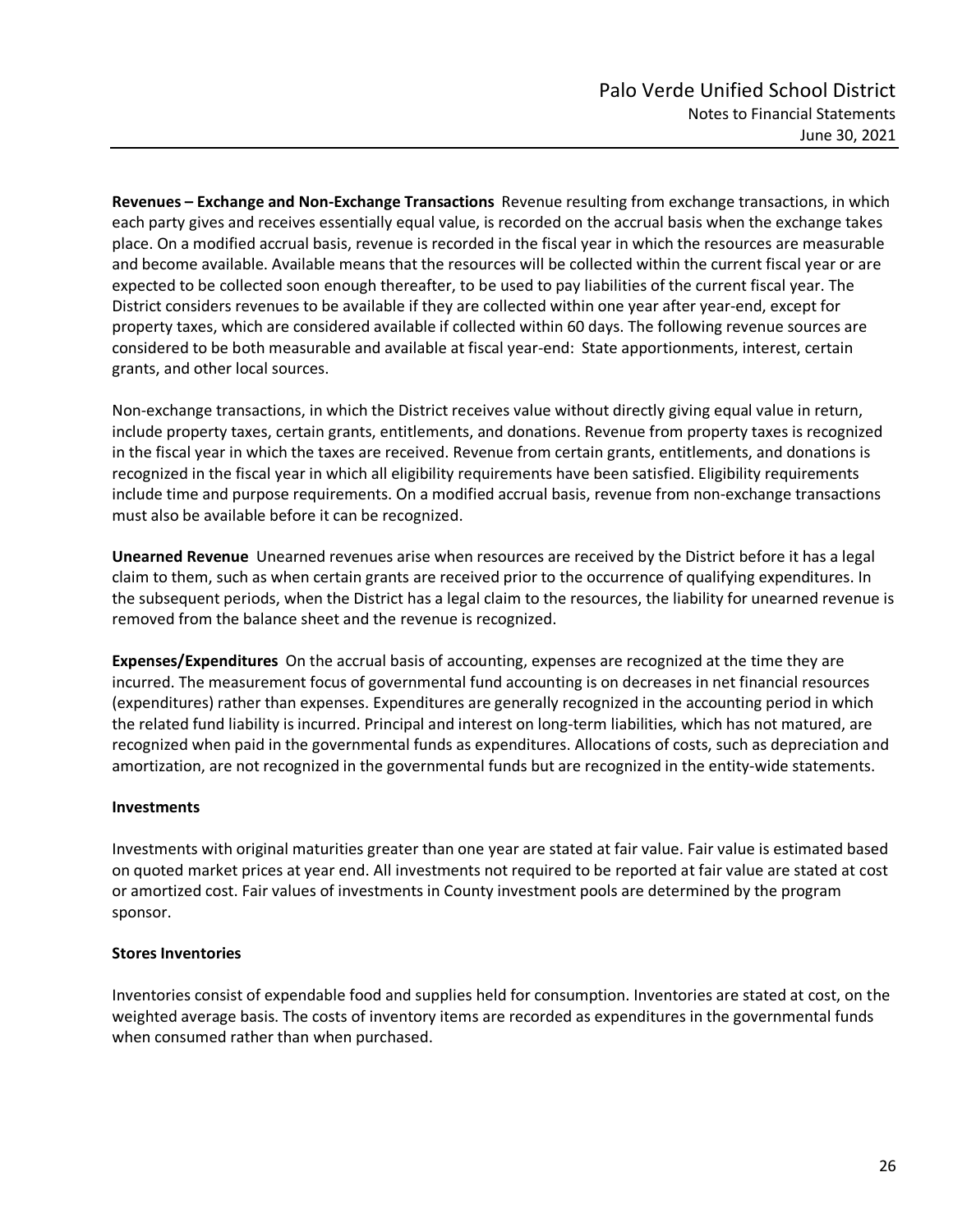**Revenues – Exchange and Non-Exchange Transactions** Revenue resulting from exchange transactions, in which each party gives and receives essentially equal value, is recorded on the accrual basis when the exchange takes place. On a modified accrual basis, revenue is recorded in the fiscal year in which the resources are measurable and become available. Available means that the resources will be collected within the current fiscal year or are expected to be collected soon enough thereafter, to be used to pay liabilities of the current fiscal year. The District considers revenues to be available if they are collected within one year after year-end, except for property taxes, which are considered available if collected within 60 days. The following revenue sources are considered to be both measurable and available at fiscal year-end: State apportionments, interest, certain grants, and other local sources.

Non-exchange transactions, in which the District receives value without directly giving equal value in return, include property taxes, certain grants, entitlements, and donations. Revenue from property taxes is recognized in the fiscal year in which the taxes are received. Revenue from certain grants, entitlements, and donations is recognized in the fiscal year in which all eligibility requirements have been satisfied. Eligibility requirements include time and purpose requirements. On a modified accrual basis, revenue from non-exchange transactions must also be available before it can be recognized.

**Unearned Revenue** Unearned revenues arise when resources are received by the District before it has a legal claim to them, such as when certain grants are received prior to the occurrence of qualifying expenditures. In the subsequent periods, when the District has a legal claim to the resources, the liability for unearned revenue is removed from the balance sheet and the revenue is recognized.

**Expenses/Expenditures** On the accrual basis of accounting, expenses are recognized at the time they are incurred. The measurement focus of governmental fund accounting is on decreases in net financial resources (expenditures) rather than expenses. Expenditures are generally recognized in the accounting period in which the related fund liability is incurred. Principal and interest on long-term liabilities, which has not matured, are recognized when paid in the governmental funds as expenditures. Allocations of costs, such as depreciation and amortization, are not recognized in the governmental funds but are recognized in the entity-wide statements.

**Investments**

Investments with original maturities greater than one year are stated at fair value. Fair value is estimated based on quoted market prices at year end. All investments not required to be reported at fair value are stated at cost or amortized cost. Fair values of investments in County investment pools are determined by the program sponsor.

**Stores Inventories**

Inventories consist of expendable food and supplies held for consumption. Inventories are stated at cost, on the weighted average basis. The costs of inventory items are recorded as expenditures in the governmental funds when consumed rather than when purchased.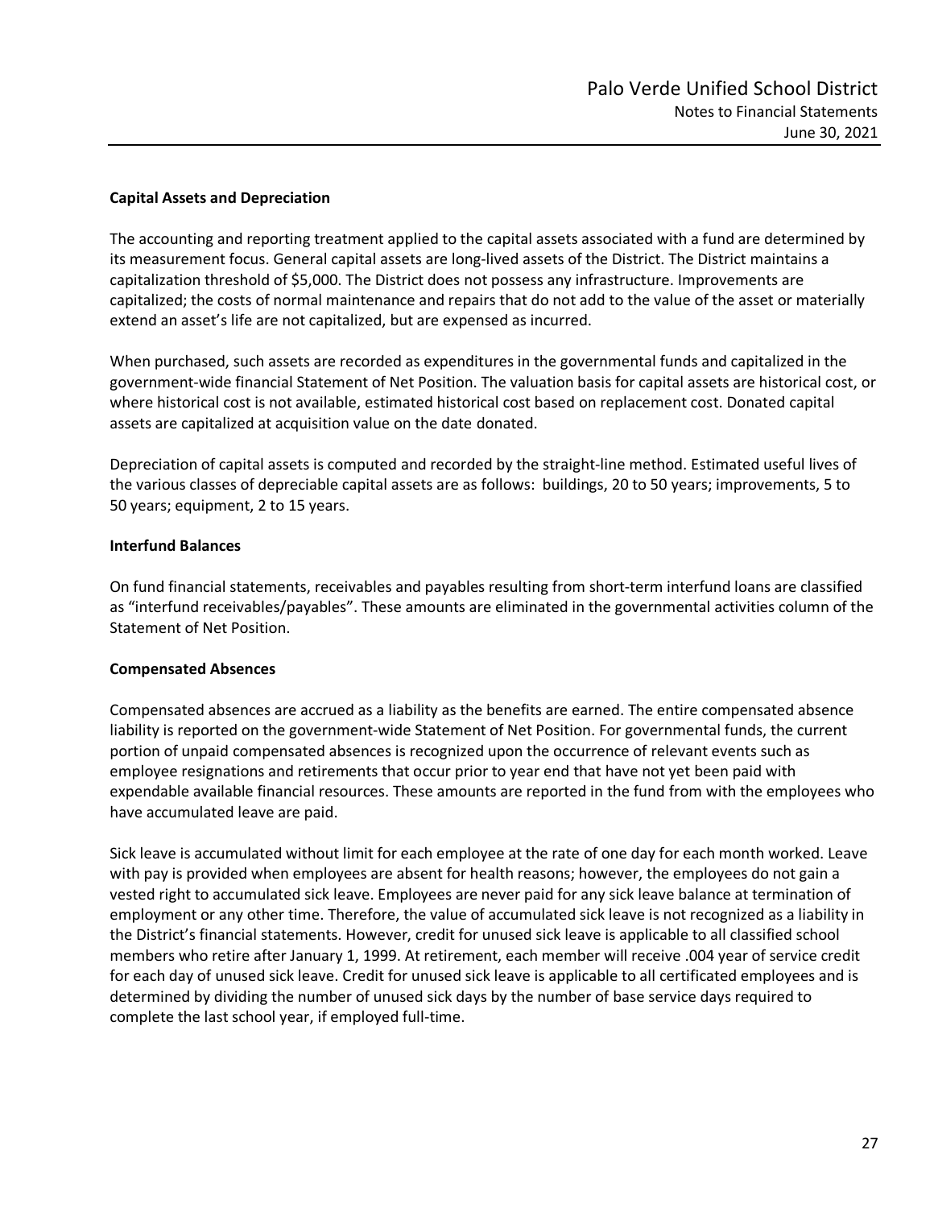**Capital Assets and Depreciation**

The accounting and reporting treatment applied to the capital assets associated with a fund are determined by its measurement focus. General capital assets are long-lived assets of the District. The District maintains a capitalization threshold of $5,000. The District does not possess any infrastructure. Improvements are capitalized; the costs of normal maintenance and repairs that do not add to the value of the asset or materially extend an asset's life are not capitalized, but are expensed as incurred.

When purchased, such assets are recorded as expenditures in the governmental funds and capitalized in the government-wide financial Statement of Net Position. The valuation basis for capital assets are historical cost, or where historical cost is not available, estimated historical cost based on replacement cost. Donated capital assets are capitalized at acquisition value on the date donated.

Depreciation of capital assets is computed and recorded by the straight-line method. Estimated useful lives of the various classes of depreciable capital assets are as follows: buildings, 20 to 50 years; improvements, 5 to 50 years; equipment, 2 to 15 years.

**Interfund Balances**

On fund financial statements, receivables and payables resulting from short-term interfund loans are classified as "interfund receivables/payables". These amounts are eliminated in the governmental activities column of the Statement of Net Position.

**Compensated Absences**

Compensated absences are accrued as a liability as the benefits are earned. The entire compensated absence liability is reported on the government-wide Statement of Net Position. For governmental funds, the current portion of unpaid compensated absences is recognized upon the occurrence of relevant events such as employee resignations and retirements that occur prior to year end that have not yet been paid with expendable available financial resources. These amounts are reported in the fund from with the employees who have accumulated leave are paid.

Sick leave is accumulated without limit for each employee at the rate of one day for each month worked. Leave with pay is provided when employees are absent for health reasons; however, the employees do not gain a vested right to accumulated sick leave. Employees are never paid for any sick leave balance at termination of employment or any other time. Therefore, the value of accumulated sick leave is not recognized as a liability in the District's financial statements. However, credit for unused sick leave is applicable to all classified school members who retire after January 1, 1999. At retirement, each member will receive .004 year of service credit for each day of unused sick leave. Credit for unused sick leave is applicable to all certificated employees and is determined by dividing the number of unused sick days by the number of base service days required to complete the last school year, if employed full-time.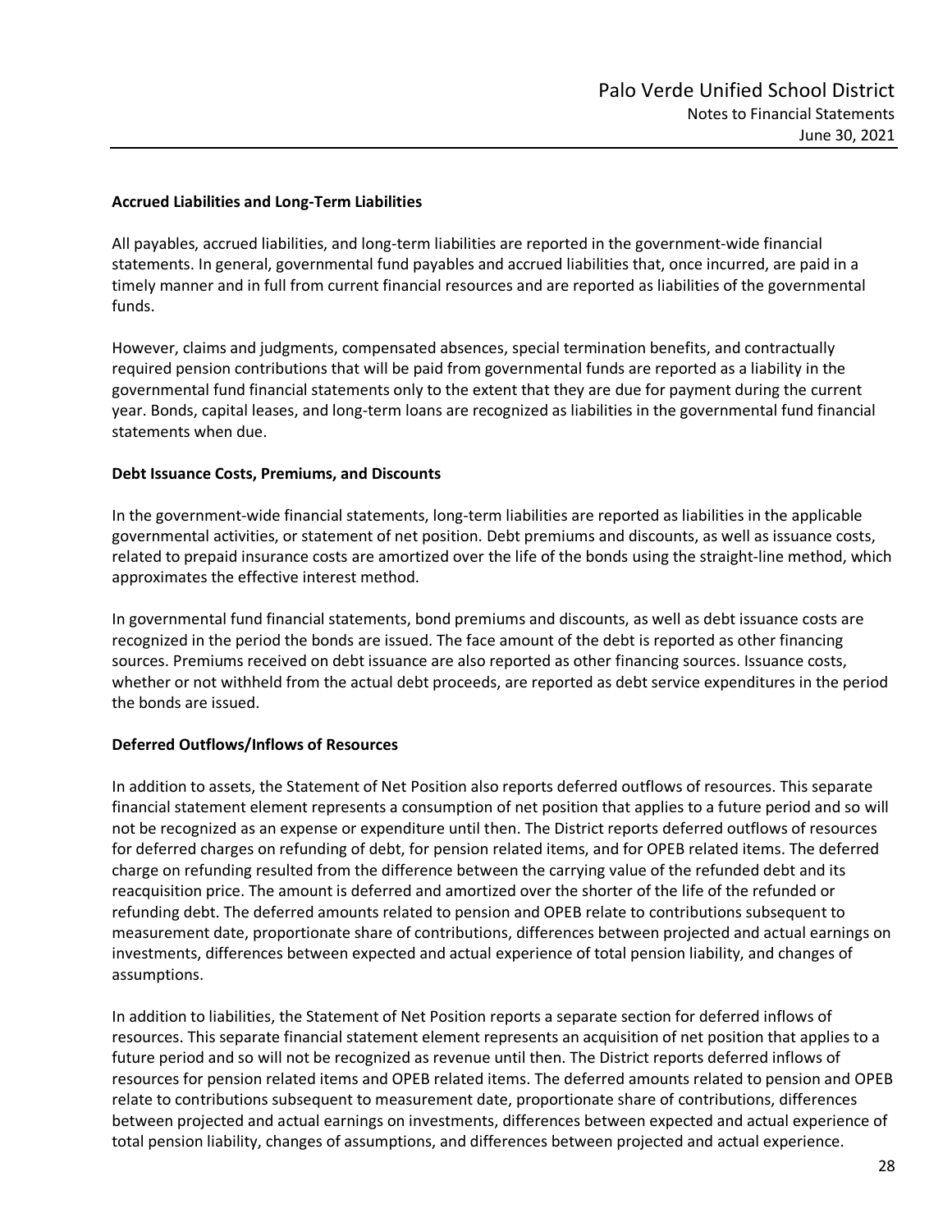**Accrued Liabilities and Long-Term Liabilities**

All payables, accrued liabilities, and long-term liabilities are reported in the government-wide financial statements. In general, governmental fund payables and accrued liabilities that, once incurred, are paid in a timely manner and in full from current financial resources and are reported as liabilities of the governmental funds.

However, claims and judgments, compensated absences, special termination benefits, and contractually required pension contributions that will be paid from governmental funds are reported as a liability in the governmental fund financial statements only to the extent that they are due for payment during the current year. Bonds, capital leases, and long-term loans are recognized as liabilities in the governmental fund financial statements when due.

**Debt Issuance Costs, Premiums, and Discounts**

In the government-wide financial statements, long-term liabilities are reported as liabilities in the applicable governmental activities, or statement of net position. Debt premiums and discounts, as well as issuance costs, related to prepaid insurance costs are amortized over the life of the bonds using the straight-line method, which approximates the effective interest method.

In governmental fund financial statements, bond premiums and discounts, as well as debt issuance costs are recognized in the period the bonds are issued. The face amount of the debt is reported as other financing sources. Premiums received on debt issuance are also reported as other financing sources. Issuance costs, whether or not withheld from the actual debt proceeds, are reported as debt service expenditures in the period the bonds are issued.

**Deferred Outflows/Inflows of Resources**

In addition to assets, the Statement of Net Position also reports deferred outflows of resources. This separate financial statement element represents a consumption of net position that applies to a future period and so will not be recognized as an expense or expenditure until then. The District reports deferred outflows of resources for deferred charges on refunding of debt, for pension related items, and for OPEB related items. The deferred charge on refunding resulted from the difference between the carrying value of the refunded debt and its reacquisition price. The amount is deferred and amortized over the shorter of the life of the refunded or refunding debt. The deferred amounts related to pension and OPEB relate to contributions subsequent to measurement date, proportionate share of contributions, differences between projected and actual earnings on investments, differences between expected and actual experience of total pension liability, and changes of assumptions.

In addition to liabilities, the Statement of Net Position reports a separate section for deferred inflows of resources. This separate financial statement element represents an acquisition of net position that applies to a future period and so will not be recognized as revenue until then. The District reports deferred inflows of resources for pension related items and OPEB related items. The deferred amounts related to pension and OPEB relate to contributions subsequent to measurement date, proportionate share of contributions, differences between projected and actual earnings on investments, differences between expected and actual experience of total pension liability, changes of assumptions, and differences between projected and actual experience.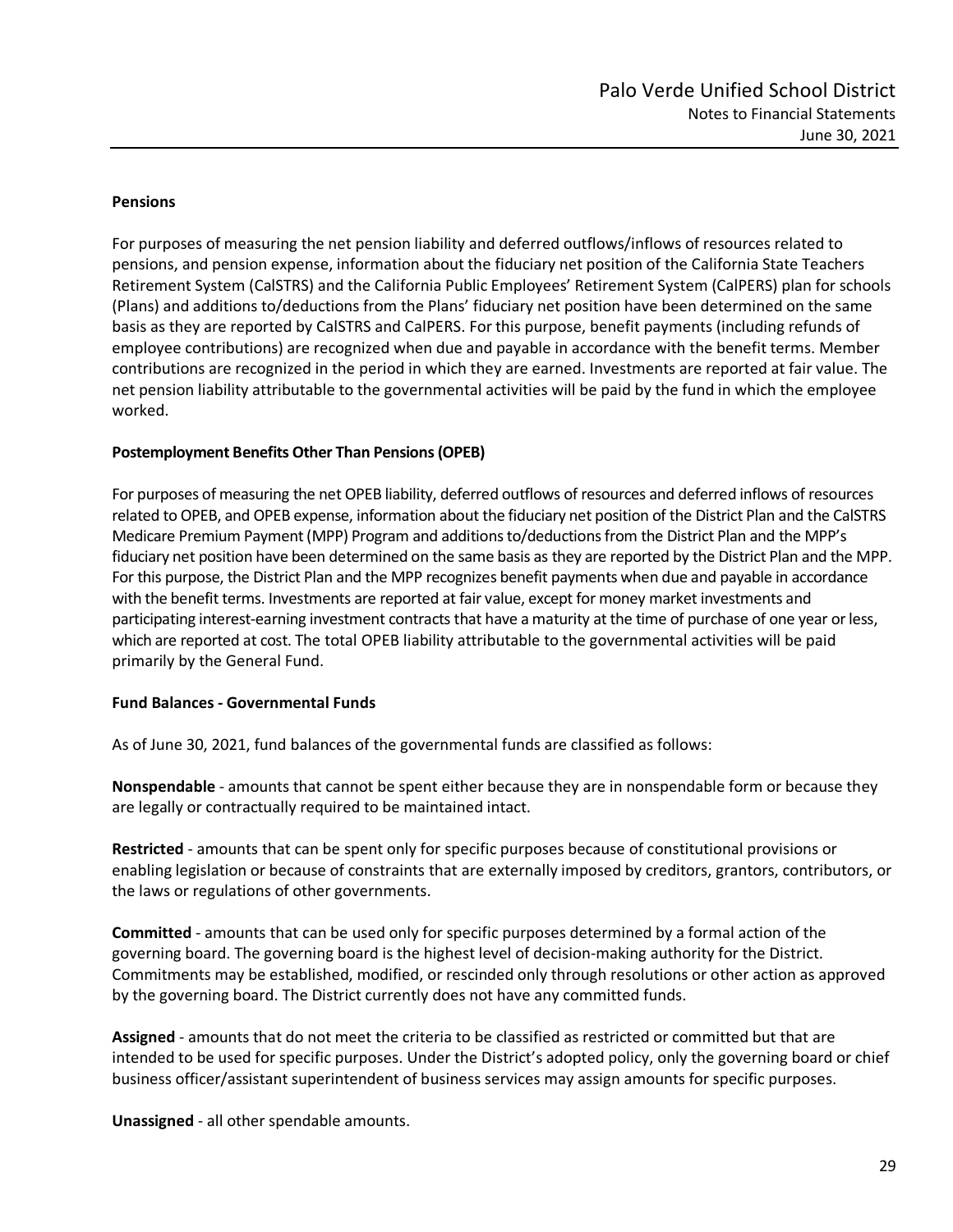**Pensions**

For purposes of measuring the net pension liability and deferred outflows/inflows of resources related to pensions, and pension expense, information about the fiduciary net position of the California State Teachers Retirement System (CalSTRS) and the California Public Employees' Retirement System (CalPERS) plan for schools (Plans) and additions to/deductions from the Plans' fiduciary net position have been determined on the same basis as they are reported by CalSTRS and CalPERS. For this purpose, benefit payments (including refunds of employee contributions) are recognized when due and payable in accordance with the benefit terms. Member contributions are recognized in the period in which they are earned. Investments are reported at fair value. The net pension liability attributable to the governmental activities will be paid by the fund in which the employee worked.

**Postemployment Benefits Other Than Pensions (OPEB)**

For purposes of measuring the net OPEB liability, deferred outflows of resources and deferred inflows of resources related to OPEB, and OPEB expense, information about the fiduciary net position of the District Plan and the CalSTRS Medicare Premium Payment (MPP) Program and additions to/deductions from the District Plan and the MPP's fiduciary net position have been determined on the same basis as they are reported by the District Plan and the MPP. For this purpose, the District Plan and the MPP recognizes benefit payments when due and payable in accordance with the benefit terms. Investments are reported at fair value, except for money market investments and participating interest-earning investment contracts that have a maturity at the time of purchase of one year or less, which are reported at cost. The total OPEB liability attributable to the governmental activities will be paid primarily by the General Fund.

**Fund Balances - Governmental Funds**

As of June 30, 2021, fund balances of the governmental funds are classified as follows:

**Nonspendable** - amounts that cannot be spent either because they are in nonspendable form or because they are legally or contractually required to be maintained intact.

**Restricted** - amounts that can be spent only for specific purposes because of constitutional provisions or enabling legislation or because of constraints that are externally imposed by creditors, grantors, contributors, or the laws or regulations of other governments.

**Committed** - amounts that can be used only for specific purposes determined by a formal action of the governing board. The governing board is the highest level of decision-making authority for the District. Commitments may be established, modified, or rescinded only through resolutions or other action as approved by the governing board. The District currently does not have any committed funds.

**Assigned** - amounts that do not meet the criteria to be classified as restricted or committed but that are intended to be used for specific purposes. Under the District's adopted policy, only the governing board or chief business officer/assistant superintendent of business services may assign amounts for specific purposes.

**Unassigned** - all other spendable amounts.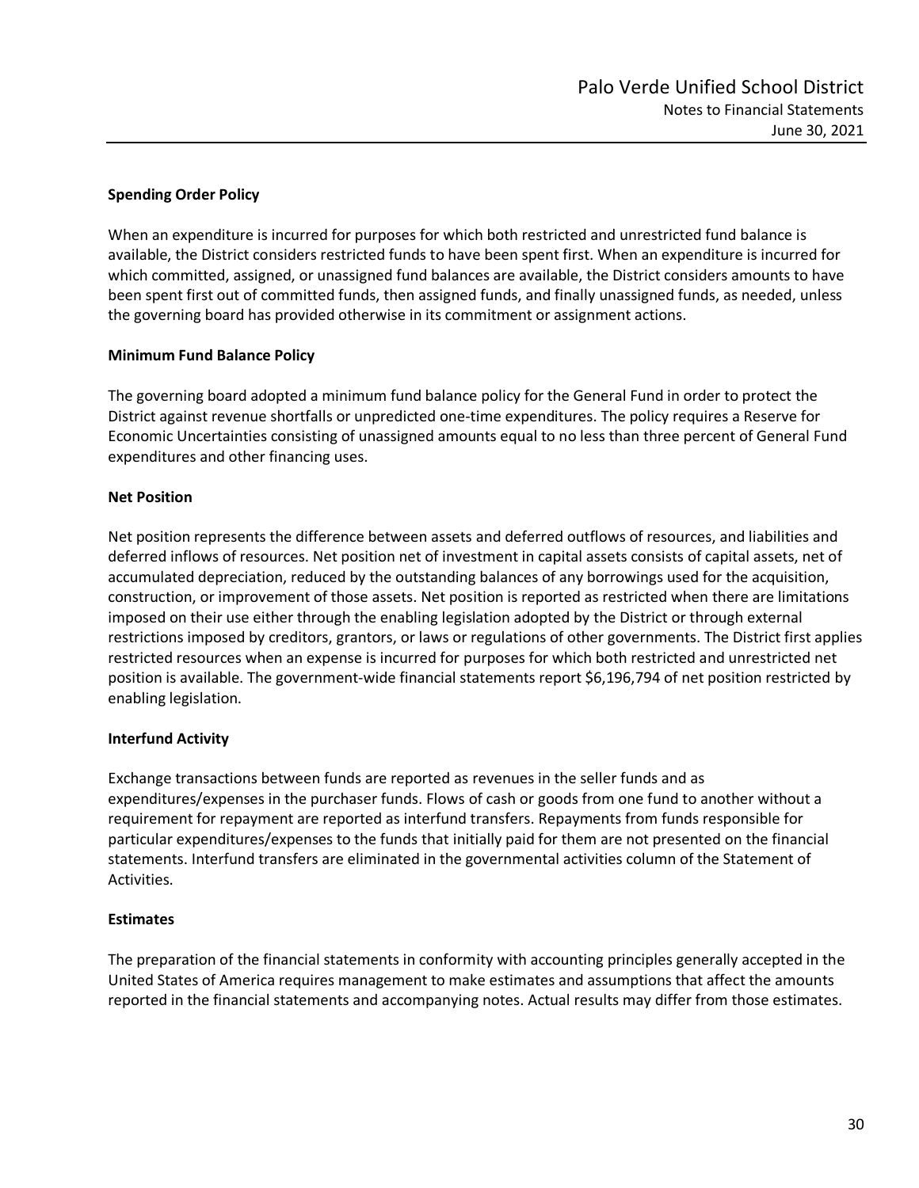**Spending Order Policy**

When an expenditure is incurred for purposes for which both restricted and unrestricted fund balance is available, the District considers restricted funds to have been spent first. When an expenditure is incurred for which committed, assigned, or unassigned fund balances are available, the District considers amounts to have been spent first out of committed funds, then assigned funds, and finally unassigned funds, as needed, unless the governing board has provided otherwise in its commitment or assignment actions.

**Minimum Fund Balance Policy**

The governing board adopted a minimum fund balance policy for the General Fund in order to protect the District against revenue shortfalls or unpredicted one-time expenditures. The policy requires a Reserve for Economic Uncertainties consisting of unassigned amounts equal to no less than three percent of General Fund expenditures and other financing uses.

**Net Position**

Net position represents the difference between assets and deferred outflows of resources, and liabilities and deferred inflows of resources. Net position net of investment in capital assets consists of capital assets, net of accumulated depreciation, reduced by the outstanding balances of any borrowings used for the acquisition, construction, or improvement of those assets. Net position is reported as restricted when there are limitations imposed on their use either through the enabling legislation adopted by the District or through external restrictions imposed by creditors, grantors, or laws or regulations of other governments. The District first applies restricted resources when an expense is incurred for purposes for which both restricted and unrestricted net position is available. The government-wide financial statements report $6,196,794 of net position restricted by enabling legislation.

**Interfund Activity**

Exchange transactions between funds are reported as revenues in the seller funds and as expenditures/expenses in the purchaser funds. Flows of cash or goods from one fund to another without a requirement for repayment are reported as interfund transfers. Repayments from funds responsible for particular expenditures/expenses to the funds that initially paid for them are not presented on the financial statements. Interfund transfers are eliminated in the governmental activities column of the Statement of Activities.

**Estimates**

The preparation of the financial statements in conformity with accounting principles generally accepted in the United States of America requires management to make estimates and assumptions that affect the amounts reported in the financial statements and accompanying notes. Actual results may differ from those estimates.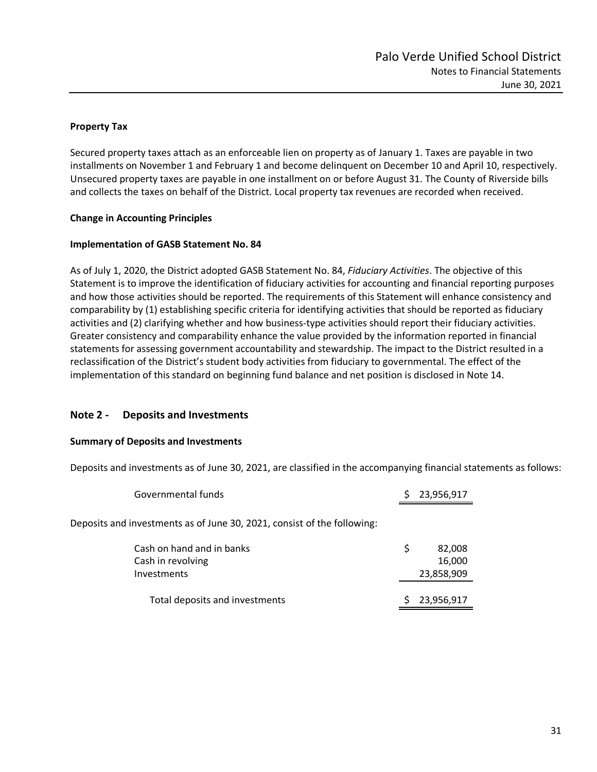**Property Tax**

Secured property taxes attach as an enforceable lien on property as of January 1. Taxes are payable in two installments on November 1 and February 1 and become delinquent on December 10 and April 10, respectively. Unsecured property taxes are payable in one installment on or before August 31. The County of Riverside bills and collects the taxes on behalf of the District. Local property tax revenues are recorded when received.

**Change in Accounting Principles**

**Implementation of GASB Statement No. 84**

As of July 1, 2020, the District adopted GASB Statement No. 84, *Fiduciary Activities*. The objective of this Statement is to improve the identification of fiduciary activities for accounting and financial reporting purposes and how those activities should be reported. The requirements of this Statement will enhance consistency and comparability by (1) establishing specific criteria for identifying activities that should be reported as fiduciary activities and (2) clarifying whether and how business-type activities should report their fiduciary activities. Greater consistency and comparability enhance the value provided by the information reported in financial statements for assessing government accountability and stewardship. The impact to the District resulted in a reclassification of the District's student body activities from fiduciary to governmental. The effect of the implementation of this standard on beginning fund balance and net position is disclosed in Note 14.

## Note 2 - Deposits and Investments

**Summary of Deposits and Investments**

Deposits and investments as of June 30, 2021, are classified in the accompanying financial statements as follows:

| | |
|---|---|
| Governmental funds | $ 23,956,917 |

Deposits and investments as of June 30, 2021, consist of the following:

| | |
|---|---|
| Cash on hand and in banks | $ 82,008 |
| Cash in revolving | 16,000 |
| Investments | 23,858,909 |
| Total deposits and investments | $ 23,956,917 |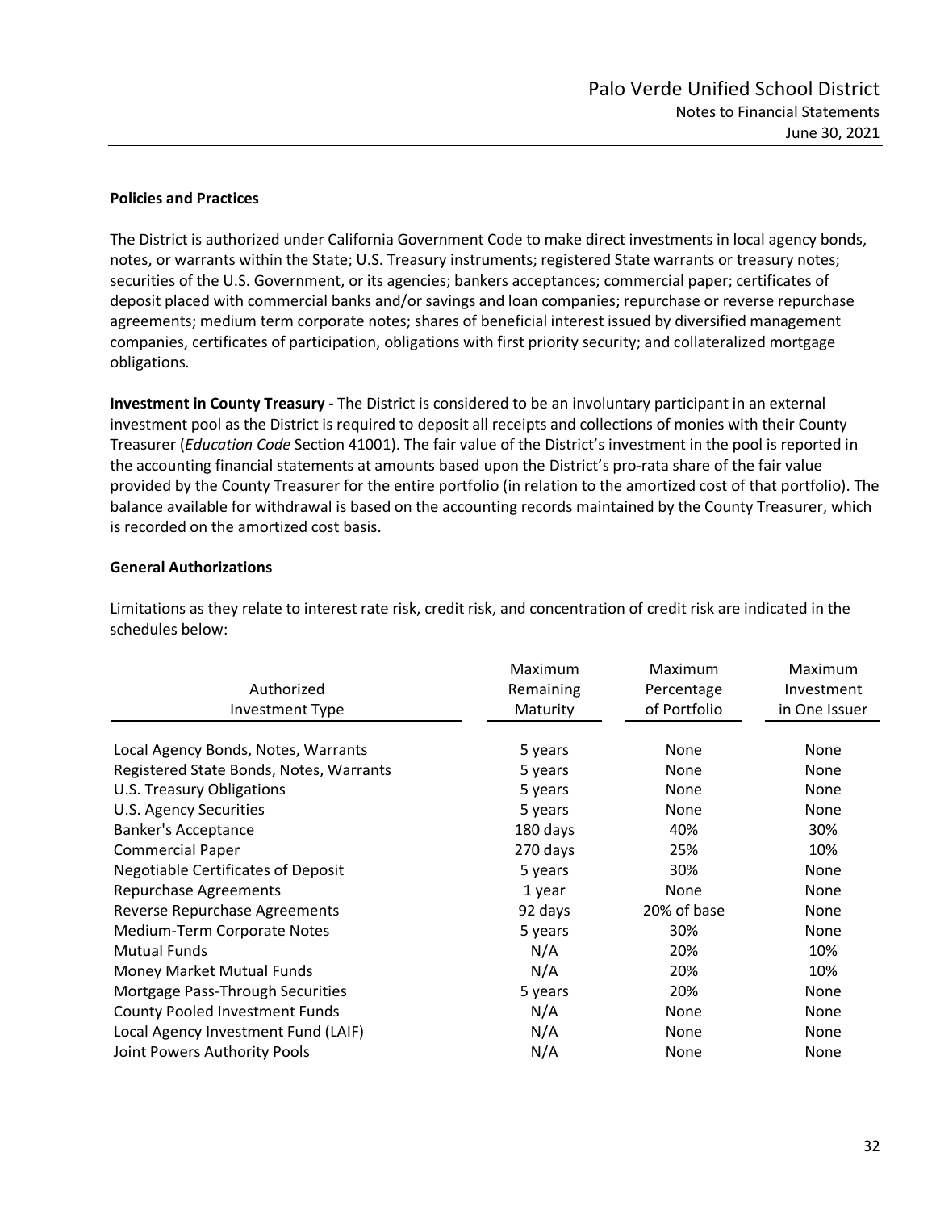**Policies and Practices**

The District is authorized under California Government Code to make direct investments in local agency bonds, notes, or warrants within the State; U.S. Treasury instruments; registered State warrants or treasury notes; securities of the U.S. Government, or its agencies; bankers acceptances; commercial paper; certificates of deposit placed with commercial banks and/or savings and loan companies; repurchase or reverse repurchase agreements; medium term corporate notes; shares of beneficial interest issued by diversified management companies, certificates of participation, obligations with first priority security; and collateralized mortgage obligations.

**Investment in County Treasury -** The District is considered to be an involuntary participant in an external investment pool as the District is required to deposit all receipts and collections of monies with their County Treasurer (*Education Code* Section 41001). The fair value of the District's investment in the pool is reported in the accounting financial statements at amounts based upon the District's pro-rata share of the fair value provided by the County Treasurer for the entire portfolio (in relation to the amortized cost of that portfolio). The balance available for withdrawal is based on the accounting records maintained by the County Treasurer, which is recorded on the amortized cost basis.

**General Authorizations**

Limitations as they relate to interest rate risk, credit risk, and concentration of credit risk are indicated in the schedules below:

| Authorized Investment Type | Maximum Remaining Maturity | Maximum Percentage of Portfolio | Maximum Investment in One Issuer |
|---|---|---|---|
| Local Agency Bonds, Notes, Warrants | 5 years | None | None |
| Registered State Bonds, Notes, Warrants | 5 years | None | None |
| U.S. Treasury Obligations | 5 years | None | None |
| U.S. Agency Securities | 5 years | None | None |
| Banker's Acceptance | 180 days | 40% | 30% |
| Commercial Paper | 270 days | 25% | 10% |
| Negotiable Certificates of Deposit | 5 years | 30% | None |
| Repurchase Agreements | 1 year | None | None |
| Reverse Repurchase Agreements | 92 days | 20% of base | None |
| Medium-Term Corporate Notes | 5 years | 30% | None |
| Mutual Funds | N/A | 20% | 10% |
| Money Market Mutual Funds | N/A | 20% | 10% |
| Mortgage Pass-Through Securities | 5 years | 20% | None |
| County Pooled Investment Funds | N/A | None | None |
| Local Agency Investment Fund (LAIF) | N/A | None | None |
| Joint Powers Authority Pools | N/A | None | None |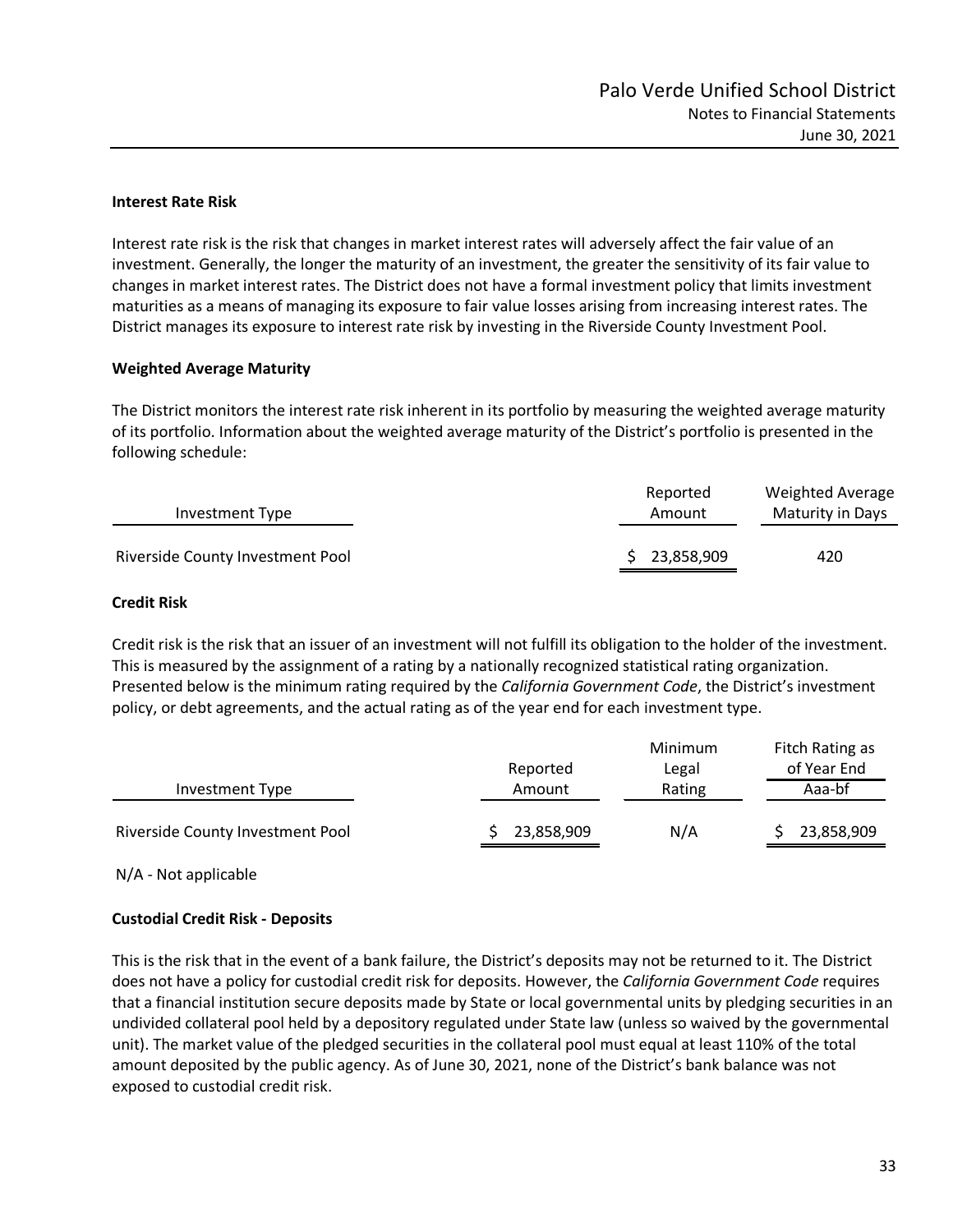### Interest Rate Risk

Interest rate risk is the risk that changes in market interest rates will adversely affect the fair value of an investment. Generally, the longer the maturity of an investment, the greater the sensitivity of its fair value to changes in market interest rates. The District does not have a formal investment policy that limits investment maturities as a means of managing its exposure to fair value losses arising from increasing interest rates. The District manages its exposure to interest rate risk by investing in the Riverside County Investment Pool.

### Weighted Average Maturity

The District monitors the interest rate risk inherent in its portfolio by measuring the weighted average maturity of its portfolio. Information about the weighted average maturity of the District's portfolio is presented in the following schedule:

| Investment Type | Reported Amount | Weighted Average Maturity in Days |
|---|---|---|
| Riverside County Investment Pool | $ 23,858,909 | 420 |

### Credit Risk

Credit risk is the risk that an issuer of an investment will not fulfill its obligation to the holder of the investment. This is measured by the assignment of a rating by a nationally recognized statistical rating organization. Presented below is the minimum rating required by the *California Government Code*, the District's investment policy, or debt agreements, and the actual rating as of the year end for each investment type.

| Investment Type | Reported Amount | Minimum Legal Rating | Fitch Rating as of Year End Aaa-bf |
|---|---|---|---|
| Riverside County Investment Pool | $ 23,858,909 | N/A | $ 23,858,909 |

N/A - Not applicable

### Custodial Credit Risk - Deposits

This is the risk that in the event of a bank failure, the District's deposits may not be returned to it. The District does not have a policy for custodial credit risk for deposits. However, the *California Government Code* requires that a financial institution secure deposits made by State or local governmental units by pledging securities in an undivided collateral pool held by a depository regulated under State law (unless so waived by the governmental unit). The market value of the pledged securities in the collateral pool must equal at least 110% of the total amount deposited by the public agency. As of June 30, 2021, none of the District's bank balance was not exposed to custodial credit risk.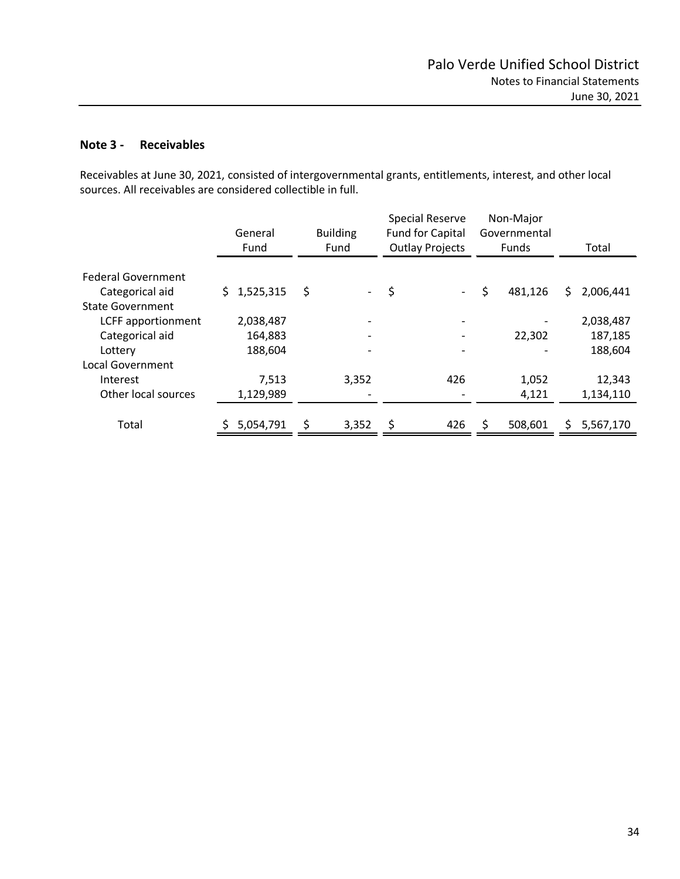## Note 3 - Receivables

Receivables at June 30, 2021, consisted of intergovernmental grants, entitlements, interest, and other local sources. All receivables are considered collectible in full.

| | General Fund | Building Fund | Special Reserve Fund for Capital Outlay Projects | Non-Major Governmental Funds | Total |
|---|---|---|---|---|---|
| Federal Government | | | | | |
| Categorical aid | $ 1,525,315 | $ - | $ - | $ 481,126 | $ 2,006,441 |
| State Government | | | | | |
| LCFF apportionment | 2,038,487 | - | - | - | 2,038,487 |
| Categorical aid | 164,883 | - | - | 22,302 | 187,185 |
| Lottery | 188,604 | - | - | - | 188,604 |
| Local Government | | | | | |
| Interest | 7,513 | 3,352 | 426 | 1,052 | 12,343 |
| Other local sources | 1,129,989 | - | - | 4,121 | 1,134,110 |
| Total | $ 5,054,791 | $ 3,352 | $ 426 | $ 508,601 | $ 5,567,170 |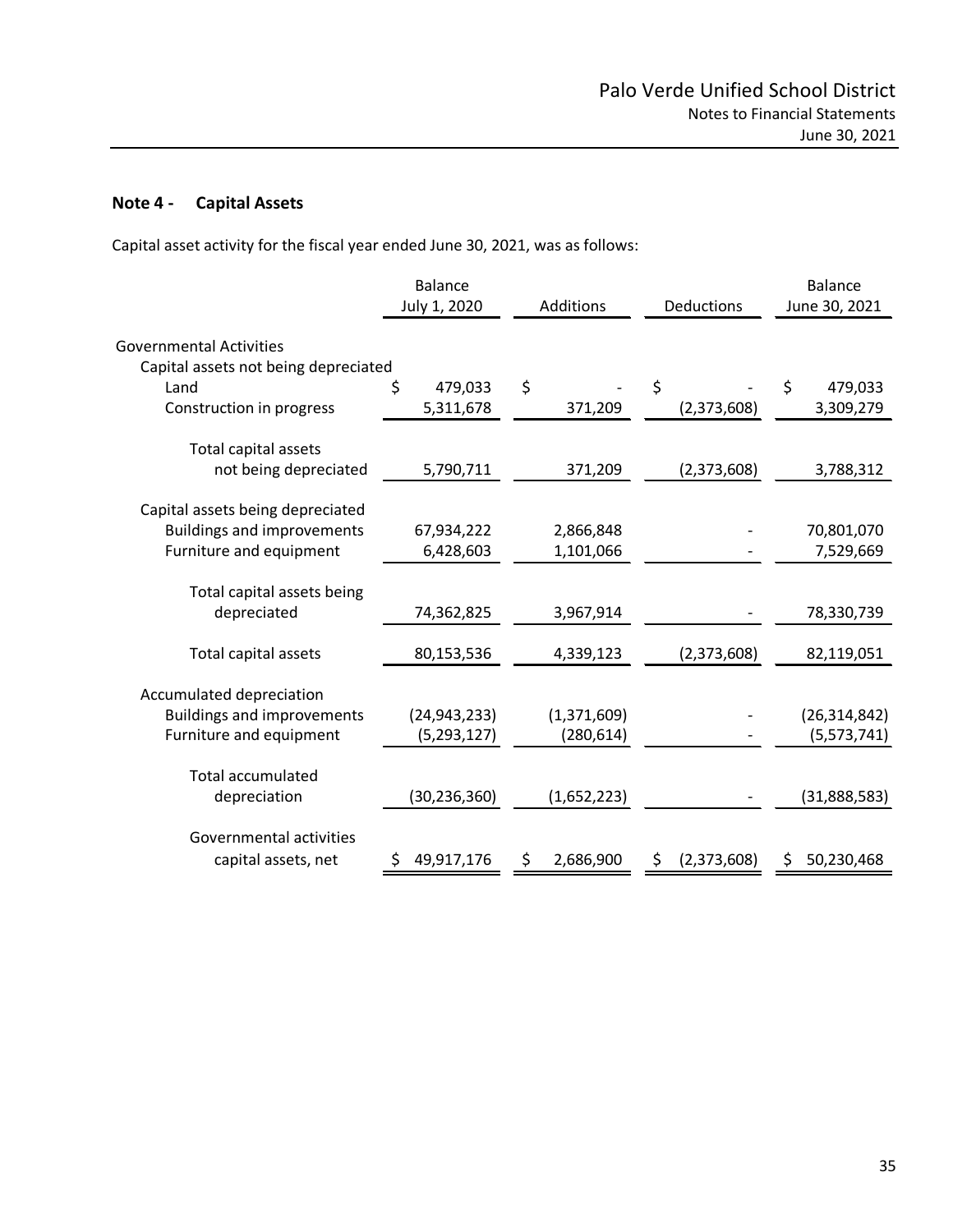## Note 4 - Capital Assets

Capital asset activity for the fiscal year ended June 30, 2021, was as follows:

| | Balance July 1, 2020 | Additions | Deductions | Balance June 30, 2021 |
|---|---|---|---|---|
| **Governmental Activities** | | | | |
| Capital assets not being depreciated | | | | |
| Land | $ 479,033 | $ - | $ - | $ 479,033 |
| Construction in progress | 5,311,678 | 371,209 | (2,373,608) | 3,309,279 |
| Total capital assets not being depreciated | 5,790,711 | 371,209 | (2,373,608) | 3,788,312 |
| Capital assets being depreciated | | | | |
| Buildings and improvements | 67,934,222 | 2,866,848 | - | 70,801,070 |
| Furniture and equipment | 6,428,603 | 1,101,066 | - | 7,529,669 |
| Total capital assets being depreciated | 74,362,825 | 3,967,914 | - | 78,330,739 |
| Total capital assets | 80,153,536 | 4,339,123 | (2,373,608) | 82,119,051 |
| Accumulated depreciation | | | | |
| Buildings and improvements | (24,943,233) | (1,371,609) | - | (26,314,842) |
| Furniture and equipment | (5,293,127) | (280,614) | - | (5,573,741) |
| Total accumulated depreciation | (30,236,360) | (1,652,223) | - | (31,888,583) |
| Governmental activities capital assets, net | $ 49,917,176 | $ 2,686,900 | $ (2,373,608) | $ 50,230,468 |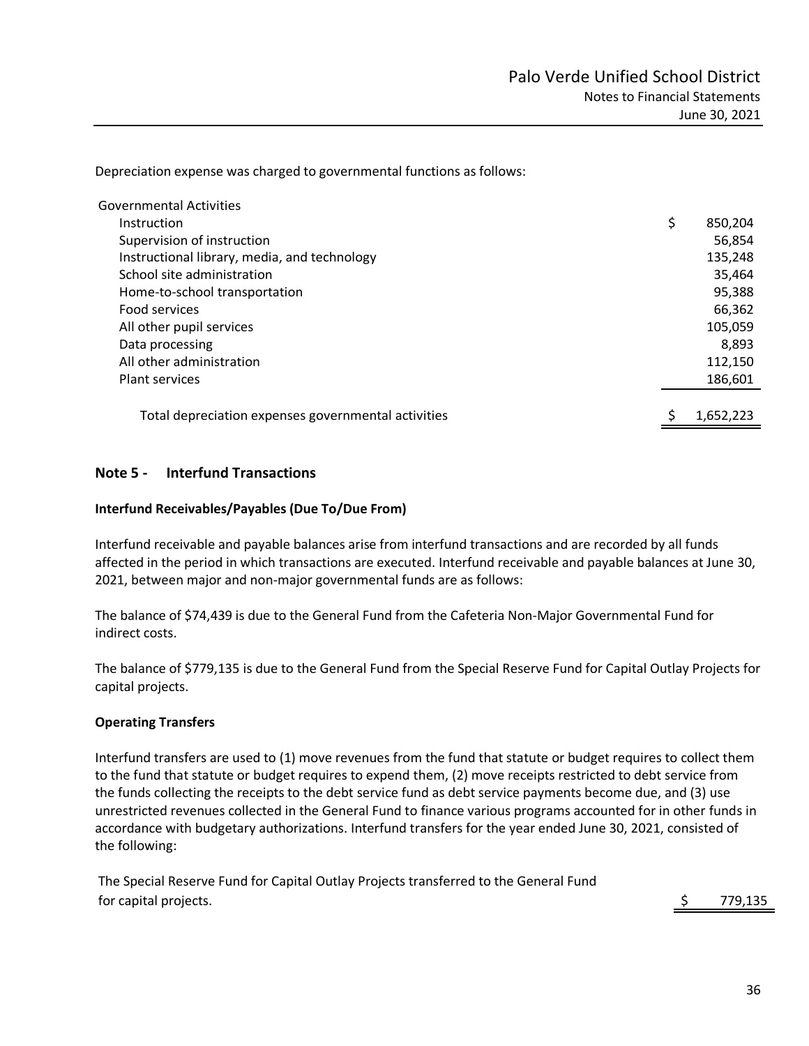Depreciation expense was charged to governmental functions as follows:

| | |
|---|---|
| Governmental Activities | |
| Instruction | $ 850,204 |
| Supervision of instruction | 56,854 |
| Instructional library, media, and technology | 135,248 |
| School site administration | 35,464 |
| Home-to-school transportation | 95,388 |
| Food services | 66,362 |
| All other pupil services | 105,059 |
| Data processing | 8,893 |
| All other administration | 112,150 |
| Plant services | 186,601 |
| Total depreciation expenses governmental activities | $ 1,652,223 |

## Note 5 - Interfund Transactions

### Interfund Receivables/Payables (Due To/Due From)

Interfund receivable and payable balances arise from interfund transactions and are recorded by all funds affected in the period in which transactions are executed. Interfund receivable and payable balances at June 30, 2021, between major and non-major governmental funds are as follows:

The balance of $74,439 is due to the General Fund from the Cafeteria Non-Major Governmental Fund for indirect costs.

The balance of $779,135 is due to the General Fund from the Special Reserve Fund for Capital Outlay Projects for capital projects.

### Operating Transfers

Interfund transfers are used to (1) move revenues from the fund that statute or budget requires to collect them to the fund that statute or budget requires to expend them, (2) move receipts restricted to debt service from the funds collecting the receipts to the debt service fund as debt service payments become due, and (3) use unrestricted revenues collected in the General Fund to finance various programs accounted for in other funds in accordance with budgetary authorizations. Interfund transfers for the year ended June 30, 2021, consisted of the following:

| | |
|---|---|
| The Special Reserve Fund for Capital Outlay Projects transferred to the General Fund for capital projects. | $ 779,135 |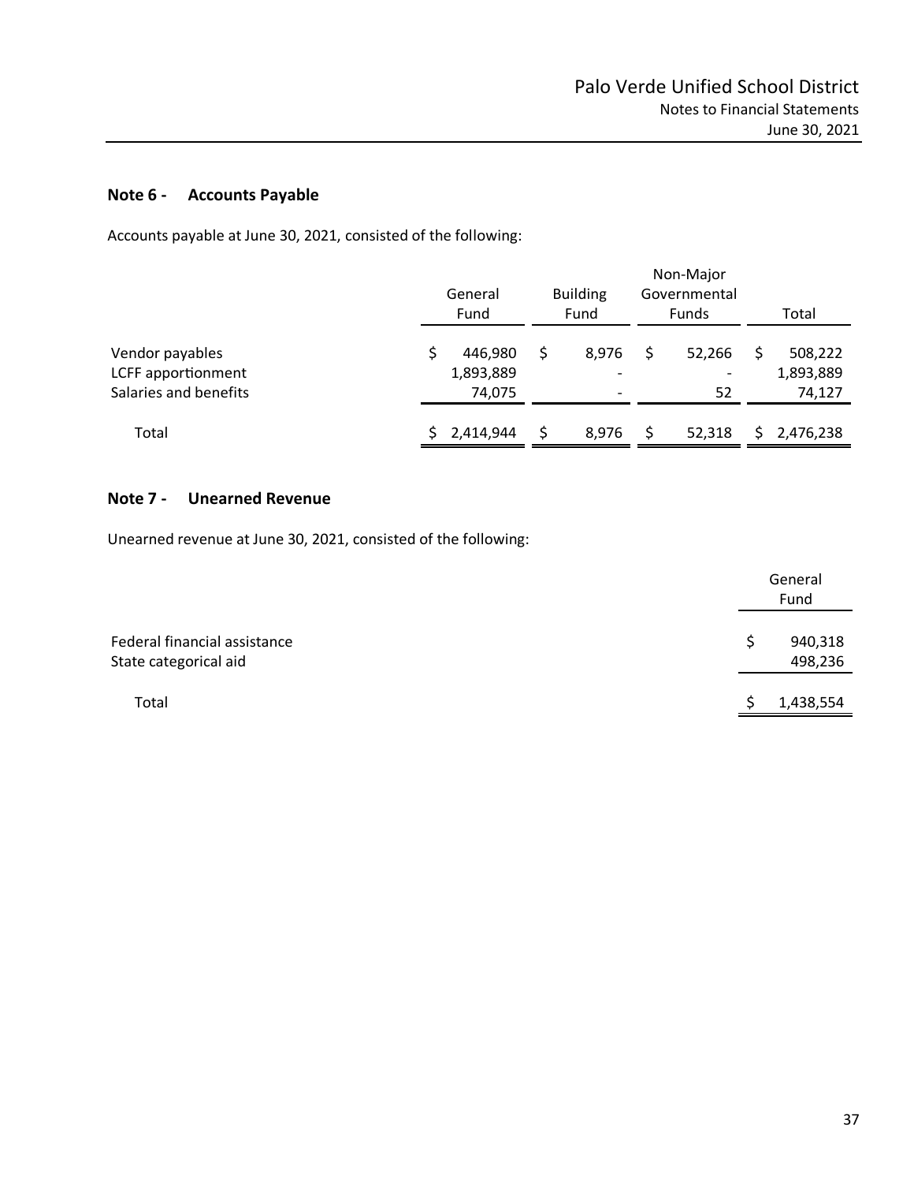## Note 6 - Accounts Payable

Accounts payable at June 30, 2021, consisted of the following:

| | General Fund | Building Fund | Non-Major Governmental Funds | Total |
|---|---|---|---|---|
| Vendor payables | $ 446,980 | $ 8,976 | $ 52,266 | $ 508,222 |
| LCFF apportionment | 1,893,889 | - | - | 1,893,889 |
| Salaries and benefits | 74,075 | - | 52 | 74,127 |
| Total | $ 2,414,944 | $ 8,976 | $ 52,318 | $ 2,476,238 |

## Note 7 - Unearned Revenue

Unearned revenue at June 30, 2021, consisted of the following:

| | General Fund |
|---|---|
| Federal financial assistance | $ 940,318 |
| State categorical aid | 498,236 |
| Total | $ 1,438,554 |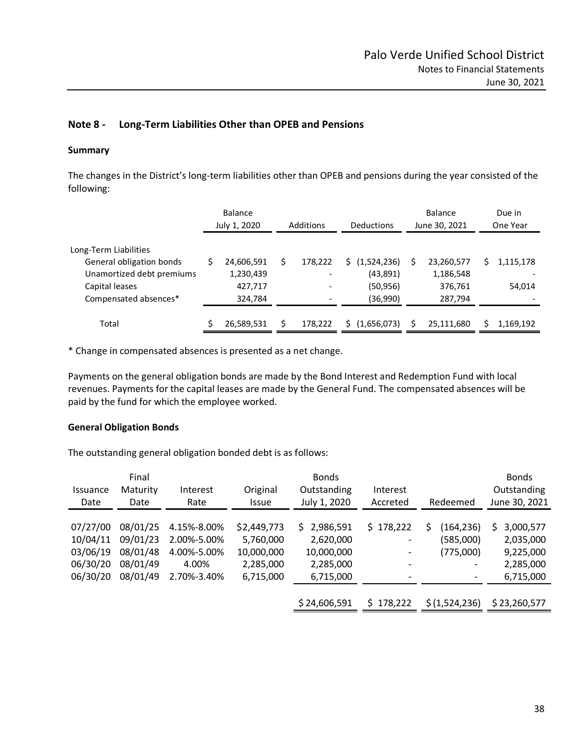## Note 8 - Long-Term Liabilities Other than OPEB and Pensions

### Summary

The changes in the District's long-term liabilities other than OPEB and pensions during the year consisted of the following:

| | Balance July 1, 2020 | Additions | Deductions | Balance June 30, 2021 | Due in One Year |
|---|---|---|---|---|---|
| Long-Term Liabilities | | | | | |
| General obligation bonds | $ 24,606,591 | $ 178,222 | $ (1,524,236) | $ 23,260,577 | $ 1,115,178 |
| Unamortized debt premiums | 1,230,439 | - | (43,891) | 1,186,548 | - |
| Capital leases | 427,717 | - | (50,956) | 376,761 | 54,014 |
| Compensated absences* | 324,784 | - | (36,990) | 287,794 | - |
| Total | $ 26,589,531 | $ 178,222 | $ (1,656,073) | $ 25,111,680 | $ 1,169,192 |

* Change in compensated absences is presented as a net change.

Payments on the general obligation bonds are made by the Bond Interest and Redemption Fund with local revenues. Payments for the capital leases are made by the General Fund. The compensated absences will be paid by the fund for which the employee worked.

### General Obligation Bonds

The outstanding general obligation bonded debt is as follows:

| Issuance Date | Final Maturity Date | Interest Rate | Original Issue | Bonds Outstanding July 1, 2020 | Interest Accreted | Redeemed | Bonds Outstanding June 30, 2021 |
|---|---|---|---|---|---|---|---|
| 07/27/00 | 08/01/25 | 4.15%-8.00% | $2,449,773 | $ 2,986,591 | $ 178,222 | $ (164,236) | $ 3,000,577 |
| 10/04/11 | 09/01/23 | 2.00%-5.00% | 5,760,000 | 2,620,000 | - | (585,000) | 2,035,000 |
| 03/06/19 | 08/01/48 | 4.00%-5.00% | 10,000,000 | 10,000,000 | - | (775,000) | 9,225,000 |
| 06/30/20 | 08/01/49 | 4.00% | 2,285,000 | 2,285,000 | - | - | 2,285,000 |
| 06/30/20 | 08/01/49 | 2.70%-3.40% | 6,715,000 | 6,715,000 | - | - | 6,715,000 |
| | | | | $ 24,606,591 | $ 178,222 | $ (1,524,236) | $ 23,260,577 |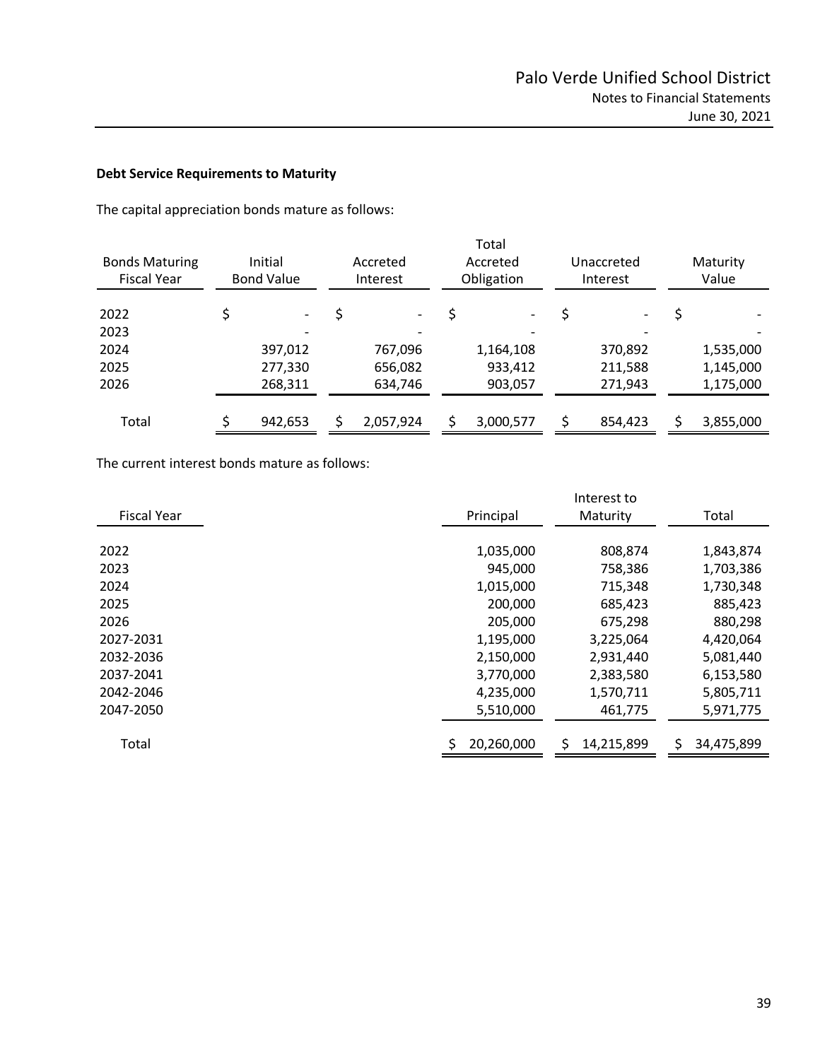**Debt Service Requirements to Maturity**

The capital appreciation bonds mature as follows:

| Bonds Maturing Fiscal Year | Initial Bond Value | Accreted Interest | Total Accreted Obligation | Unaccreted Interest | Maturity Value |
|---|---|---|---|---|---|
| 2022 | $ - | $ - | $ - | $ - | $ - |
| 2023 | - | - | - | - | - |
| 2024 | 397,012 | 767,096 | 1,164,108 | 370,892 | 1,535,000 |
| 2025 | 277,330 | 656,082 | 933,412 | 211,588 | 1,145,000 |
| 2026 | 268,311 | 634,746 | 903,057 | 271,943 | 1,175,000 |
| Total | $ 942,653 | $ 2,057,924 | $ 3,000,577 | $ 854,423 | $ 3,855,000 |

The current interest bonds mature as follows:

| Fiscal Year | Principal | Interest to Maturity | Total |
|---|---|---|---|
| 2022 | 1,035,000 | 808,874 | 1,843,874 |
| 2023 | 945,000 | 758,386 | 1,703,386 |
| 2024 | 1,015,000 | 715,348 | 1,730,348 |
| 2025 | 200,000 | 685,423 | 885,423 |
| 2026 | 205,000 | 675,298 | 880,298 |
| 2027-2031 | 1,195,000 | 3,225,064 | 4,420,064 |
| 2032-2036 | 2,150,000 | 2,931,440 | 5,081,440 |
| 2037-2041 | 3,770,000 | 2,383,580 | 6,153,580 |
| 2042-2046 | 4,235,000 | 1,570,711 | 5,805,711 |
| 2047-2050 | 5,510,000 | 461,775 | 5,971,775 |
| Total | $ 20,260,000 | $ 14,215,899 | $ 34,475,899 |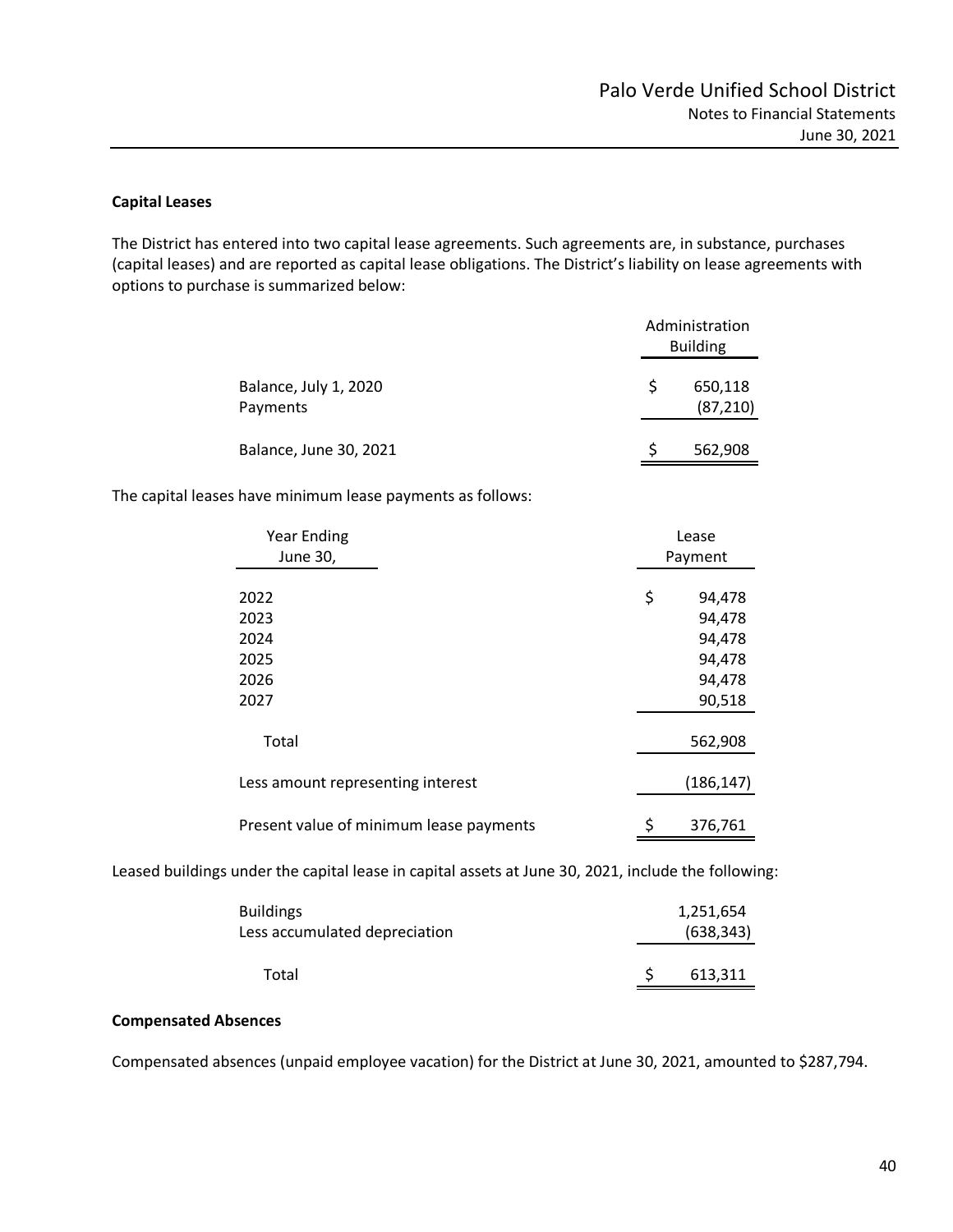**Capital Leases**

The District has entered into two capital lease agreements. Such agreements are, in substance, purchases (capital leases) and are reported as capital lease obligations. The District's liability on lease agreements with options to purchase is summarized below:

| | Administration Building |
|---|---|
| Balance, July 1, 2020 | $ 650,118 |
| Payments | (87,210) |
| Balance, June 30, 2021 | $ 562,908 |

The capital leases have minimum lease payments as follows:

| Year Ending June 30, | Lease Payment |
|---|---|
| 2022 | $ 94,478 |
| 2023 | 94,478 |
| 2024 | 94,478 |
| 2025 | 94,478 |
| 2026 | 94,478 |
| 2027 | 90,518 |
| Total | 562,908 |
| Less amount representing interest | (186,147) |
| Present value of minimum lease payments | $ 376,761 |

Leased buildings under the capital lease in capital assets at June 30, 2021, include the following:

| | |
|---|---|
| Buildings | 1,251,654 |
| Less accumulated depreciation | (638,343) |
| Total | $ 613,311 |

**Compensated Absences**

Compensated absences (unpaid employee vacation) for the District at June 30, 2021, amounted to $287,794.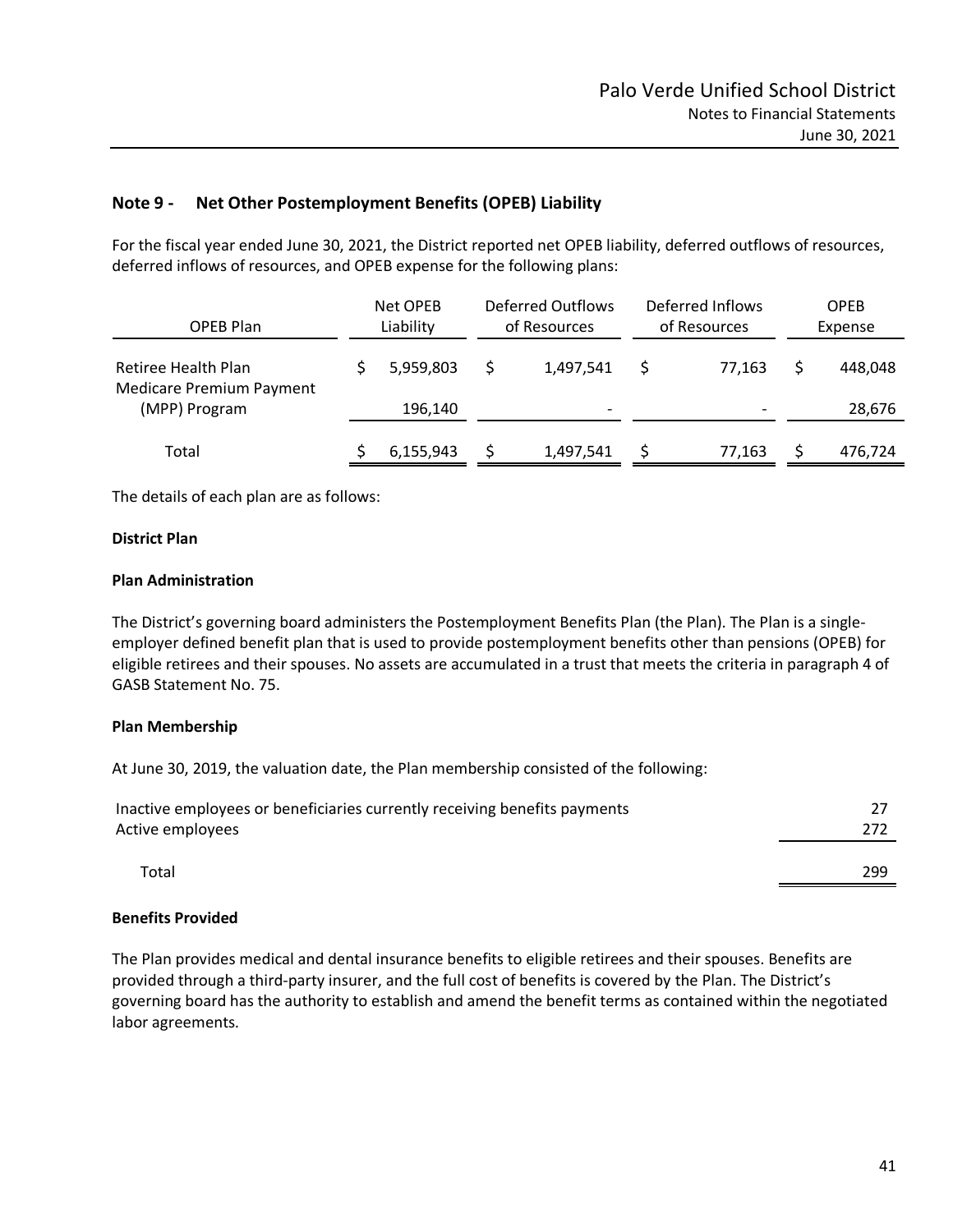## Note 9 - Net Other Postemployment Benefits (OPEB) Liability

For the fiscal year ended June 30, 2021, the District reported net OPEB liability, deferred outflows of resources, deferred inflows of resources, and OPEB expense for the following plans:

| OPEB Plan | Net OPEB Liability | Deferred Outflows of Resources | Deferred Inflows of Resources | OPEB Expense |
|---|---|---|---|---|
| Retiree Health Plan | $ 5,959,803 | $ 1,497,541 | $ 77,163 | $ 448,048 |
| Medicare Premium Payment (MPP) Program | 196,140 | - | - | 28,676 |
| Total | $ 6,155,943 | $ 1,497,541 | $ 77,163 | $ 476,724 |

The details of each plan are as follows:

**District Plan**

**Plan Administration**

The District's governing board administers the Postemployment Benefits Plan (the Plan). The Plan is a single-employer defined benefit plan that is used to provide postemployment benefits other than pensions (OPEB) for eligible retirees and their spouses. No assets are accumulated in a trust that meets the criteria in paragraph 4 of GASB Statement No. 75.

**Plan Membership**

At June 30, 2019, the valuation date, the Plan membership consisted of the following:

| | |
|---|---|
| Inactive employees or beneficiaries currently receiving benefits payments | 27 |
| Active employees | 272 |
| Total | 299 |

**Benefits Provided**

The Plan provides medical and dental insurance benefits to eligible retirees and their spouses. Benefits are provided through a third-party insurer, and the full cost of benefits is covered by the Plan. The District's governing board has the authority to establish and amend the benefit terms as contained within the negotiated labor agreements.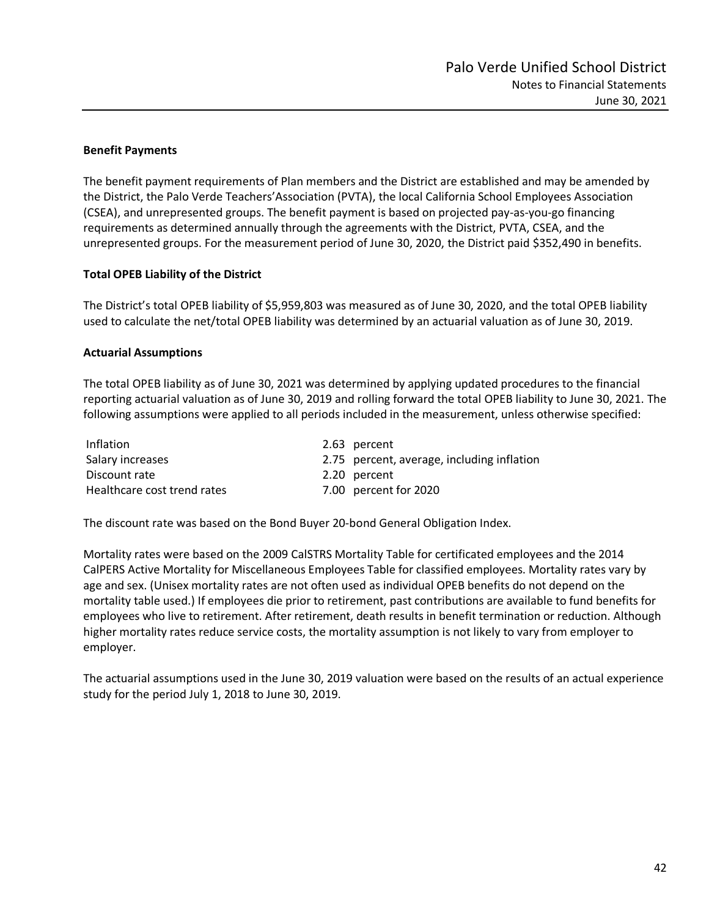### Benefit Payments

The benefit payment requirements of Plan members and the District are established and may be amended by the District, the Palo Verde Teachers'Association (PVTA), the local California School Employees Association (CSEA), and unrepresented groups. The benefit payment is based on projected pay-as-you-go financing requirements as determined annually through the agreements with the District, PVTA, CSEA, and the unrepresented groups. For the measurement period of June 30, 2020, the District paid $352,490 in benefits.

### Total OPEB Liability of the District

The District's total OPEB liability of $5,959,803 was measured as of June 30, 2020, and the total OPEB liability used to calculate the net/total OPEB liability was determined by an actuarial valuation as of June 30, 2019.

### Actuarial Assumptions

The total OPEB liability as of June 30, 2021 was determined by applying updated procedures to the financial reporting actuarial valuation as of June 30, 2019 and rolling forward the total OPEB liability to June 30, 2021. The following assumptions were applied to all periods included in the measurement, unless otherwise specified:

| | |
|---|---|
| Inflation | 2.63 percent |
| Salary increases | 2.75 percent, average, including inflation |
| Discount rate | 2.20 percent |
| Healthcare cost trend rates | 7.00 percent for 2020 |

The discount rate was based on the Bond Buyer 20-bond General Obligation Index.

Mortality rates were based on the 2009 CalSTRS Mortality Table for certificated employees and the 2014 CalPERS Active Mortality for Miscellaneous Employees Table for classified employees. Mortality rates vary by age and sex. (Unisex mortality rates are not often used as individual OPEB benefits do not depend on the mortality table used.) If employees die prior to retirement, past contributions are available to fund benefits for employees who live to retirement. After retirement, death results in benefit termination or reduction. Although higher mortality rates reduce service costs, the mortality assumption is not likely to vary from employer to employer.

The actuarial assumptions used in the June 30, 2019 valuation were based on the results of an actual experience study for the period July 1, 2018 to June 30, 2019.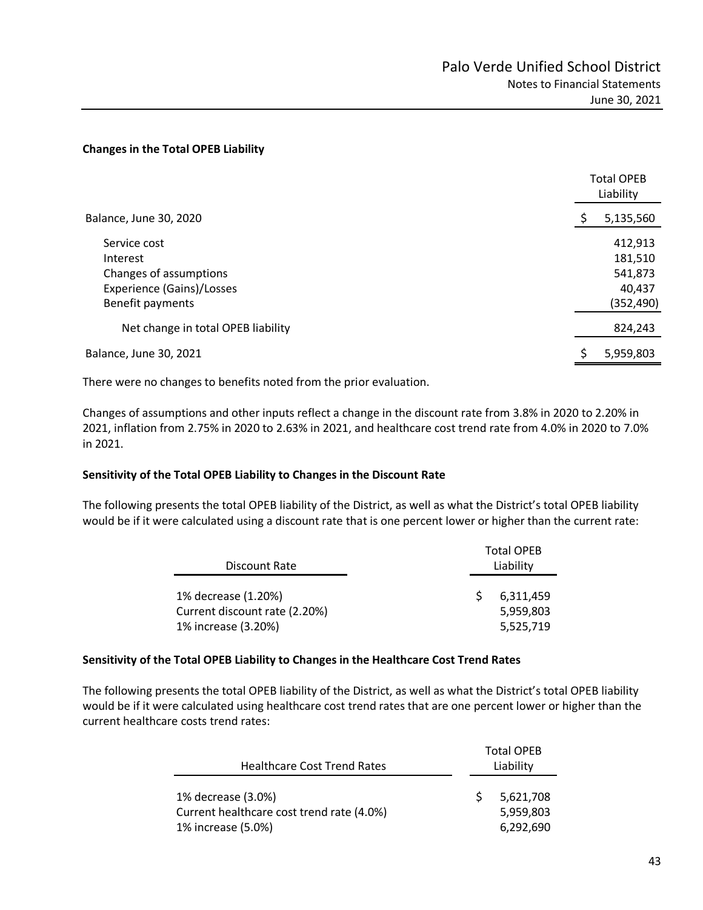**Changes in the Total OPEB Liability**

| | Total OPEB Liability |
|---|---|
| Balance, June 30, 2020 | $ 5,135,560 |
| Service cost | 412,913 |
| Interest | 181,510 |
| Changes of assumptions | 541,873 |
| Experience (Gains)/Losses | 40,437 |
| Benefit payments | (352,490) |
| Net change in total OPEB liability | 824,243 |
| Balance, June 30, 2021 | $ 5,959,803 |

There were no changes to benefits noted from the prior evaluation.

Changes of assumptions and other inputs reflect a change in the discount rate from 3.8% in 2020 to 2.20% in 2021, inflation from 2.75% in 2020 to 2.63% in 2021, and healthcare cost trend rate from 4.0% in 2020 to 7.0% in 2021.

**Sensitivity of the Total OPEB Liability to Changes in the Discount Rate**

The following presents the total OPEB liability of the District, as well as what the District's total OPEB liability would be if it were calculated using a discount rate that is one percent lower or higher than the current rate:

| Discount Rate | Total OPEB Liability |
|---|---|
| 1% decrease (1.20%) | $ 6,311,459 |
| Current discount rate (2.20%) | 5,959,803 |
| 1% increase (3.20%) | 5,525,719 |

**Sensitivity of the Total OPEB Liability to Changes in the Healthcare Cost Trend Rates**

The following presents the total OPEB liability of the District, as well as what the District's total OPEB liability would be if it were calculated using healthcare cost trend rates that are one percent lower or higher than the current healthcare costs trend rates:

| Healthcare Cost Trend Rates | Total OPEB Liability |
|---|---|
| 1% decrease (3.0%) | $ 5,621,708 |
| Current healthcare cost trend rate (4.0%) | 5,959,803 |
| 1% increase (5.0%) | 6,292,690 |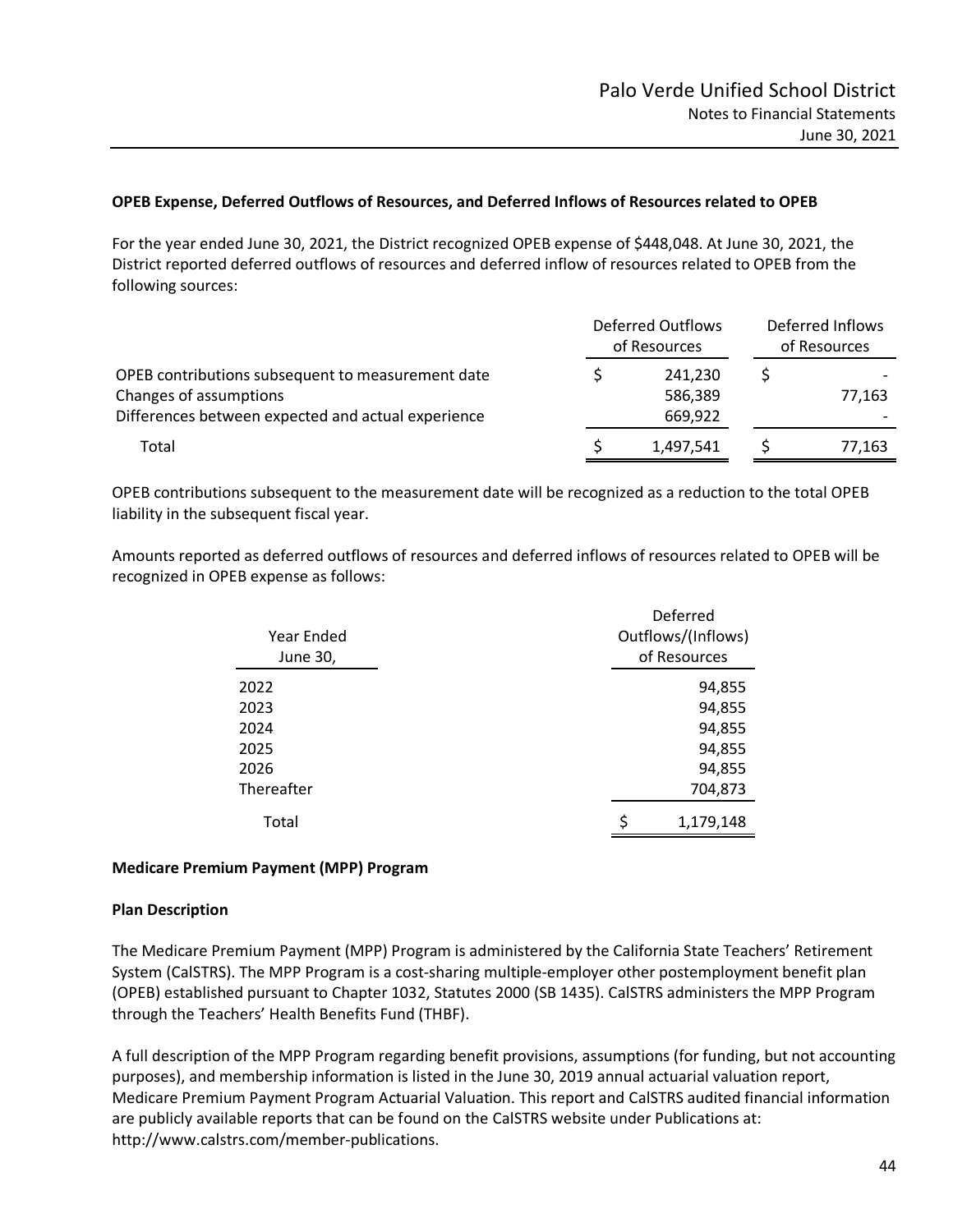**OPEB Expense, Deferred Outflows of Resources, and Deferred Inflows of Resources related to OPEB**

For the year ended June 30, 2021, the District recognized OPEB expense of $448,048. At June 30, 2021, the District reported deferred outflows of resources and deferred inflow of resources related to OPEB from the following sources:

| | Deferred Outflows of Resources | Deferred Inflows of Resources |
|---|---|---|
| OPEB contributions subsequent to measurement date | $ 241,230 | $ - |
| Changes of assumptions | 586,389 | 77,163 |
| Differences between expected and actual experience | 669,922 | - |
| Total | $ 1,497,541 | $ 77,163 |

OPEB contributions subsequent to the measurement date will be recognized as a reduction to the total OPEB liability in the subsequent fiscal year.

Amounts reported as deferred outflows of resources and deferred inflows of resources related to OPEB will be recognized in OPEB expense as follows:

| Year Ended June 30, | Deferred Outflows/(Inflows) of Resources |
|---|---|
| 2022 | 94,855 |
| 2023 | 94,855 |
| 2024 | 94,855 |
| 2025 | 94,855 |
| 2026 | 94,855 |
| Thereafter | 704,873 |
| Total | $ 1,179,148 |

**Medicare Premium Payment (MPP) Program**

**Plan Description**

The Medicare Premium Payment (MPP) Program is administered by the California State Teachers' Retirement System (CalSTRS). The MPP Program is a cost-sharing multiple-employer other postemployment benefit plan (OPEB) established pursuant to Chapter 1032, Statutes 2000 (SB 1435). CalSTRS administers the MPP Program through the Teachers' Health Benefits Fund (THBF).

A full description of the MPP Program regarding benefit provisions, assumptions (for funding, but not accounting purposes), and membership information is listed in the June 30, 2019 annual actuarial valuation report, Medicare Premium Payment Program Actuarial Valuation. This report and CalSTRS audited financial information are publicly available reports that can be found on the CalSTRS website under Publications at: http://www.calstrs.com/member-publications.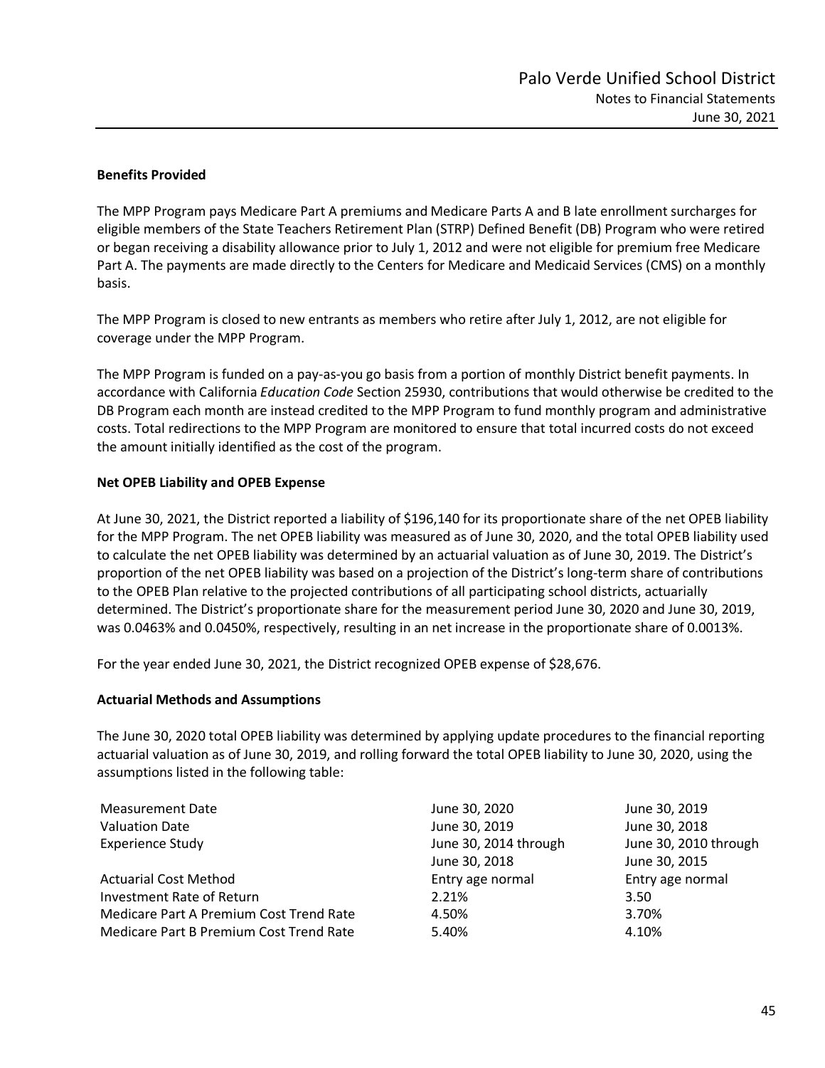**Benefits Provided**

The MPP Program pays Medicare Part A premiums and Medicare Parts A and B late enrollment surcharges for eligible members of the State Teachers Retirement Plan (STRP) Defined Benefit (DB) Program who were retired or began receiving a disability allowance prior to July 1, 2012 and were not eligible for premium free Medicare Part A. The payments are made directly to the Centers for Medicare and Medicaid Services (CMS) on a monthly basis.

The MPP Program is closed to new entrants as members who retire after July 1, 2012, are not eligible for coverage under the MPP Program.

The MPP Program is funded on a pay-as-you go basis from a portion of monthly District benefit payments. In accordance with California *Education Code* Section 25930, contributions that would otherwise be credited to the DB Program each month are instead credited to the MPP Program to fund monthly program and administrative costs. Total redirections to the MPP Program are monitored to ensure that total incurred costs do not exceed the amount initially identified as the cost of the program.

**Net OPEB Liability and OPEB Expense**

At June 30, 2021, the District reported a liability of $196,140 for its proportionate share of the net OPEB liability for the MPP Program. The net OPEB liability was measured as of June 30, 2020, and the total OPEB liability used to calculate the net OPEB liability was determined by an actuarial valuation as of June 30, 2019. The District's proportion of the net OPEB liability was based on a projection of the District's long-term share of contributions to the OPEB Plan relative to the projected contributions of all participating school districts, actuarially determined. The District's proportionate share for the measurement period June 30, 2020 and June 30, 2019, was 0.0463% and 0.0450%, respectively, resulting in an net increase in the proportionate share of 0.0013%.

For the year ended June 30, 2021, the District recognized OPEB expense of $28,676.

**Actuarial Methods and Assumptions**

The June 30, 2020 total OPEB liability was determined by applying update procedures to the financial reporting actuarial valuation as of June 30, 2019, and rolling forward the total OPEB liability to June 30, 2020, using the assumptions listed in the following table:

| | | |
|---|---|---|
| Measurement Date | June 30, 2020 | June 30, 2019 |
| Valuation Date | June 30, 2019 | June 30, 2018 |
| Experience Study | June 30, 2014 through June 30, 2018 | June 30, 2010 through June 30, 2015 |
| Actuarial Cost Method | Entry age normal | Entry age normal |
| Investment Rate of Return | 2.21% | 3.50 |
| Medicare Part A Premium Cost Trend Rate | 4.50% | 3.70% |
| Medicare Part B Premium Cost Trend Rate | 5.40% | 4.10% |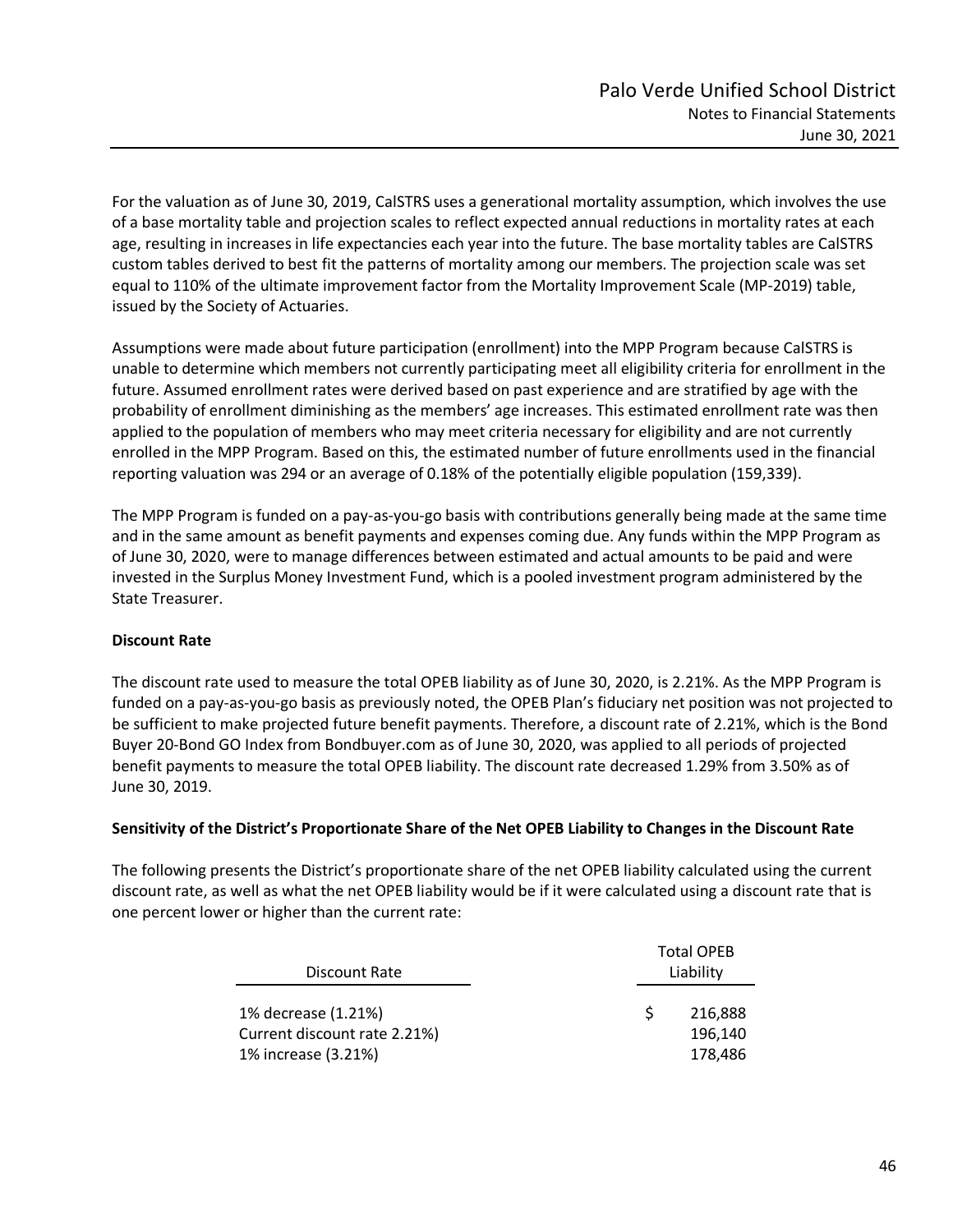For the valuation as of June 30, 2019, CalSTRS uses a generational mortality assumption, which involves the use of a base mortality table and projection scales to reflect expected annual reductions in mortality rates at each age, resulting in increases in life expectancies each year into the future. The base mortality tables are CalSTRS custom tables derived to best fit the patterns of mortality among our members. The projection scale was set equal to 110% of the ultimate improvement factor from the Mortality Improvement Scale (MP-2019) table, issued by the Society of Actuaries.

Assumptions were made about future participation (enrollment) into the MPP Program because CalSTRS is unable to determine which members not currently participating meet all eligibility criteria for enrollment in the future. Assumed enrollment rates were derived based on past experience and are stratified by age with the probability of enrollment diminishing as the members' age increases. This estimated enrollment rate was then applied to the population of members who may meet criteria necessary for eligibility and are not currently enrolled in the MPP Program. Based on this, the estimated number of future enrollments used in the financial reporting valuation was 294 or an average of 0.18% of the potentially eligible population (159,339).

The MPP Program is funded on a pay-as-you-go basis with contributions generally being made at the same time and in the same amount as benefit payments and expenses coming due. Any funds within the MPP Program as of June 30, 2020, were to manage differences between estimated and actual amounts to be paid and were invested in the Surplus Money Investment Fund, which is a pooled investment program administered by the State Treasurer.

**Discount Rate**

The discount rate used to measure the total OPEB liability as of June 30, 2020, is 2.21%. As the MPP Program is funded on a pay-as-you-go basis as previously noted, the OPEB Plan's fiduciary net position was not projected to be sufficient to make projected future benefit payments. Therefore, a discount rate of 2.21%, which is the Bond Buyer 20-Bond GO Index from Bondbuyer.com as of June 30, 2020, was applied to all periods of projected benefit payments to measure the total OPEB liability. The discount rate decreased 1.29% from 3.50% as of June 30, 2019.

**Sensitivity of the District's Proportionate Share of the Net OPEB Liability to Changes in the Discount Rate**

The following presents the District's proportionate share of the net OPEB liability calculated using the current discount rate, as well as what the net OPEB liability would be if it were calculated using a discount rate that is one percent lower or higher than the current rate:

| Discount Rate | Total OPEB Liability |
|---|---|
| 1% decrease (1.21%) | $ 216,888 |
| Current discount rate 2.21%) | 196,140 |
| 1% increase (3.21%) | 178,486 |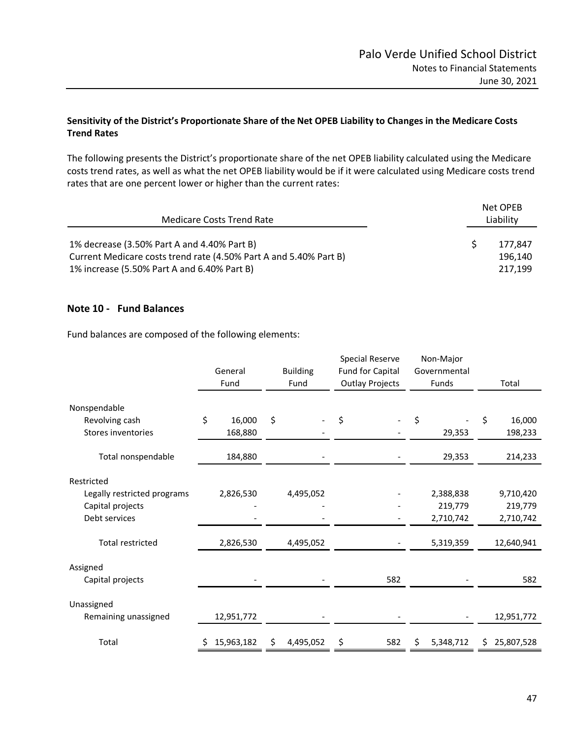**Sensitivity of the District's Proportionate Share of the Net OPEB Liability to Changes in the Medicare Costs Trend Rates**

The following presents the District's proportionate share of the net OPEB liability calculated using the Medicare costs trend rates, as well as what the net OPEB liability would be if it were calculated using Medicare costs trend rates that are one percent lower or higher than the current rates:

| Medicare Costs Trend Rate | Net OPEB Liability |
|---|---|
| 1% decrease (3.50% Part A and 4.40% Part B) | $ 177,847 |
| Current Medicare costs trend rate (4.50% Part A and 5.40% Part B) | 196,140 |
| 1% increase (5.50% Part A and 6.40% Part B) | 217,199 |

## Note 10 - Fund Balances

Fund balances are composed of the following elements:

| | General Fund | Building Fund | Special Reserve Fund for Capital Outlay Projects | Non-Major Governmental Funds | Total |
|---|---|---|---|---|---|
| Nonspendable | | | | | |
| Revolving cash | $ 16,000 | $ - | $ - | $ - | $ 16,000 |
| Stores inventories | 168,880 | - | - | 29,353 | 198,233 |
| Total nonspendable | 184,880 | - | - | 29,353 | 214,233 |
| Restricted | | | | | |
| Legally restricted programs | 2,826,530 | 4,495,052 | - | 2,388,838 | 9,710,420 |
| Capital projects | - | - | - | 219,779 | 219,779 |
| Debt services | - | - | - | 2,710,742 | 2,710,742 |
| Total restricted | 2,826,530 | 4,495,052 | - | 5,319,359 | 12,640,941 |
| Assigned | | | | | |
| Capital projects | - | - | 582 | - | 582 |
| Unassigned | | | | | |
| Remaining unassigned | 12,951,772 | - | - | - | 12,951,772 |
| Total | $ 15,963,182 | $ 4,495,052 | $ 582 | $ 5,348,712 | $ 25,807,528 |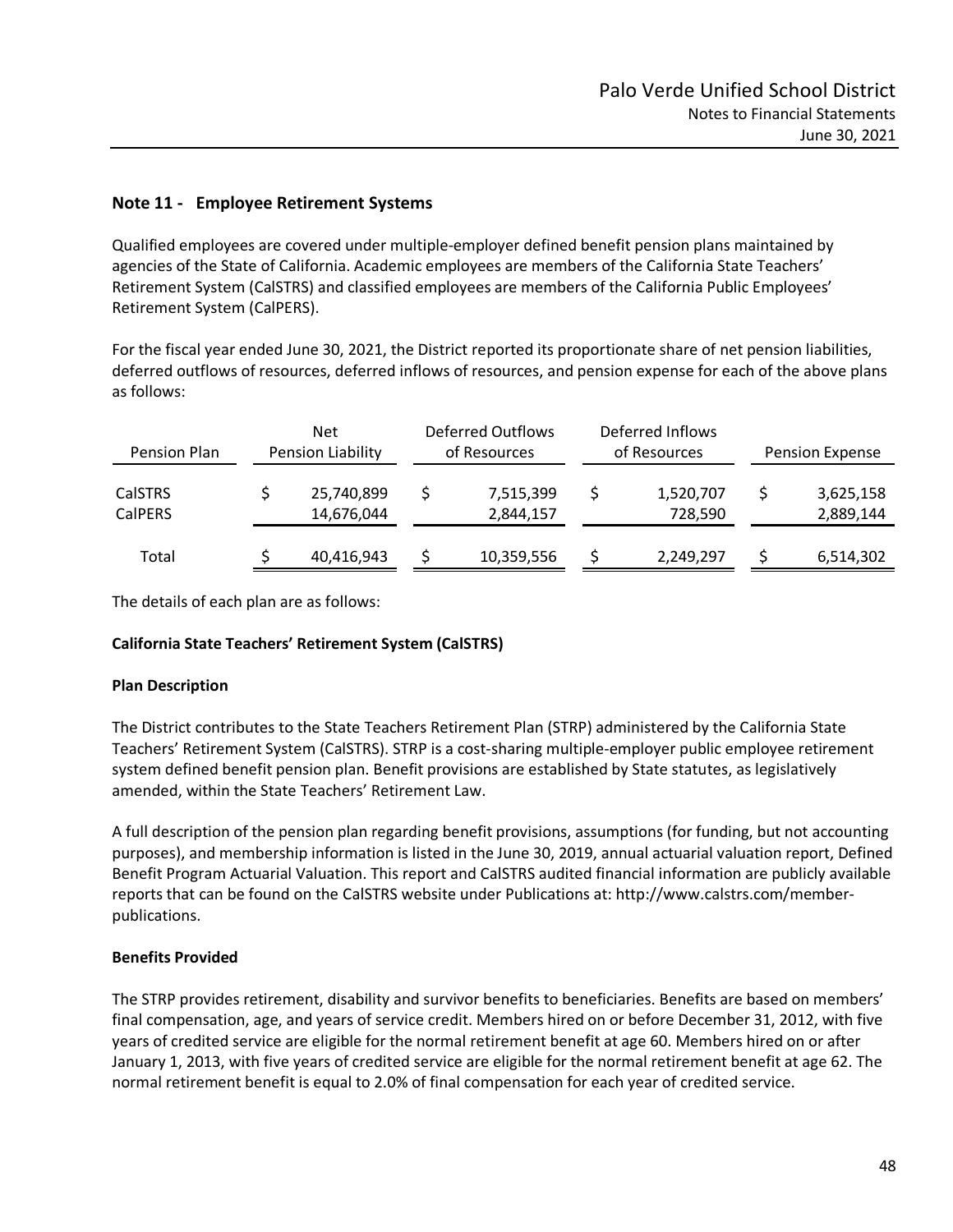## Note 11 - Employee Retirement Systems

Qualified employees are covered under multiple-employer defined benefit pension plans maintained by agencies of the State of California. Academic employees are members of the California State Teachers' Retirement System (CalSTRS) and classified employees are members of the California Public Employees' Retirement System (CalPERS).

For the fiscal year ended June 30, 2021, the District reported its proportionate share of net pension liabilities, deferred outflows of resources, deferred inflows of resources, and pension expense for each of the above plans as follows:

| Pension Plan | Net Pension Liability | Deferred Outflows of Resources | Deferred Inflows of Resources | Pension Expense |
|---|---|---|---|---|
| CalSTRS | $ 25,740,899 | $ 7,515,399 | $ 1,520,707 | $ 3,625,158 |
| CalPERS | 14,676,044 | 2,844,157 | 728,590 | 2,889,144 |
| Total | $ 40,416,943 | $ 10,359,556 | $ 2,249,297 | $ 6,514,302 |

The details of each plan are as follows:

**California State Teachers' Retirement System (CalSTRS)**

**Plan Description**

The District contributes to the State Teachers Retirement Plan (STRP) administered by the California State Teachers' Retirement System (CalSTRS). STRP is a cost-sharing multiple-employer public employee retirement system defined benefit pension plan. Benefit provisions are established by State statutes, as legislatively amended, within the State Teachers' Retirement Law.

A full description of the pension plan regarding benefit provisions, assumptions (for funding, but not accounting purposes), and membership information is listed in the June 30, 2019, annual actuarial valuation report, Defined Benefit Program Actuarial Valuation. This report and CalSTRS audited financial information are publicly available reports that can be found on the CalSTRS website under Publications at: http://www.calstrs.com/member-publications.

**Benefits Provided**

The STRP provides retirement, disability and survivor benefits to beneficiaries. Benefits are based on members' final compensation, age, and years of service credit. Members hired on or before December 31, 2012, with five years of credited service are eligible for the normal retirement benefit at age 60. Members hired on or after January 1, 2013, with five years of credited service are eligible for the normal retirement benefit at age 62. The normal retirement benefit is equal to 2.0% of final compensation for each year of credited service.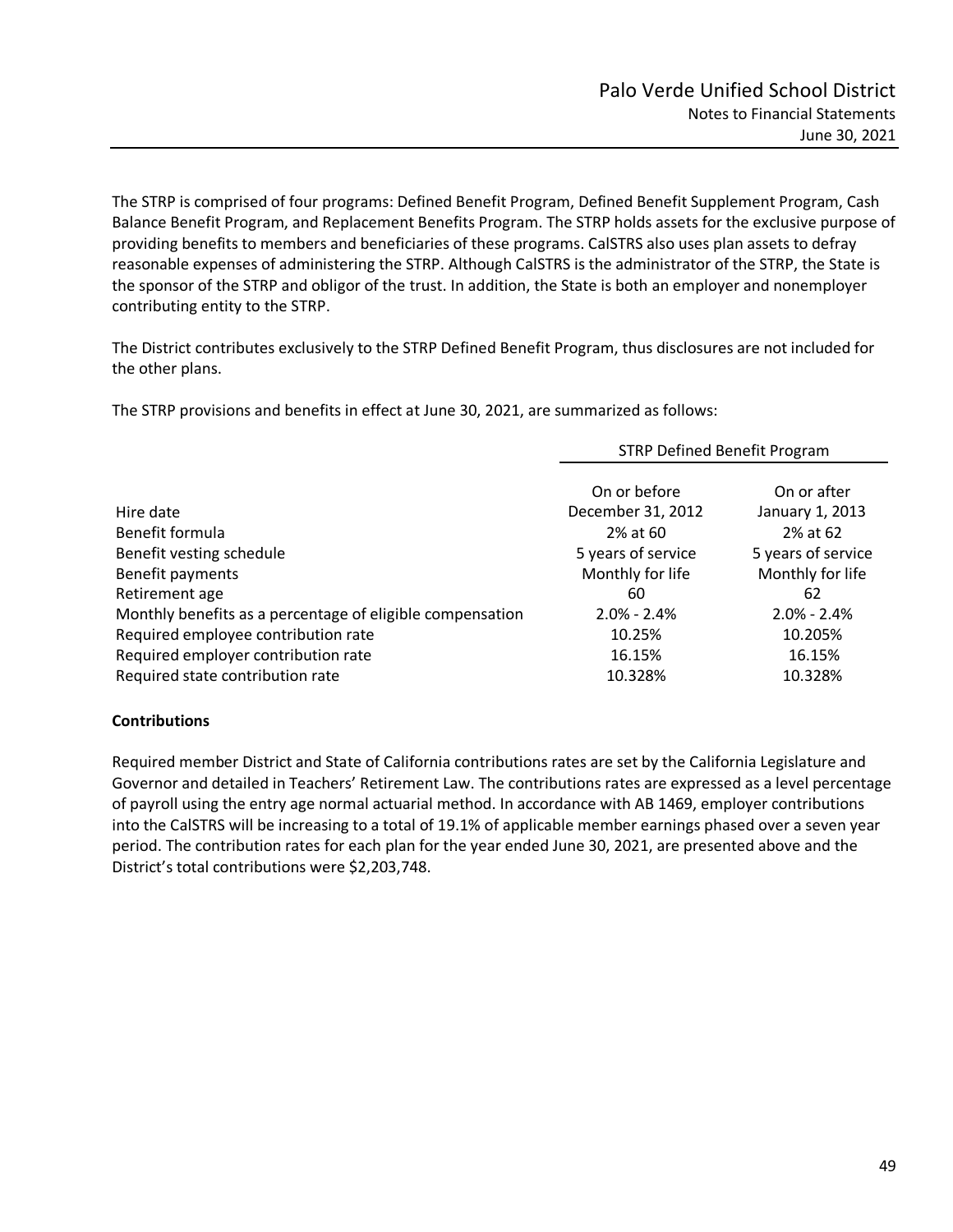The STRP is comprised of four programs: Defined Benefit Program, Defined Benefit Supplement Program, Cash Balance Benefit Program, and Replacement Benefits Program. The STRP holds assets for the exclusive purpose of providing benefits to members and beneficiaries of these programs. CalSTRS also uses plan assets to defray reasonable expenses of administering the STRP. Although CalSTRS is the administrator of the STRP, the State is the sponsor of the STRP and obligor of the trust. In addition, the State is both an employer and nonemployer contributing entity to the STRP.

The District contributes exclusively to the STRP Defined Benefit Program, thus disclosures are not included for the other plans.

The STRP provisions and benefits in effect at June 30, 2021, are summarized as follows:

| | STRP Defined Benefit Program | |
|---|---|---|
| | On or before | On or after |
| Hire date | December 31, 2012 | January 1, 2013 |
| Benefit formula | 2% at 60 | 2% at 62 |
| Benefit vesting schedule | 5 years of service | 5 years of service |
| Benefit payments | Monthly for life | Monthly for life |
| Retirement age | 60 | 62 |
| Monthly benefits as a percentage of eligible compensation | 2.0% - 2.4% | 2.0% - 2.4% |
| Required employee contribution rate | 10.25% | 10.205% |
| Required employer contribution rate | 16.15% | 16.15% |
| Required state contribution rate | 10.328% | 10.328% |

**Contributions**

Required member District and State of California contributions rates are set by the California Legislature and Governor and detailed in Teachers' Retirement Law. The contributions rates are expressed as a level percentage of payroll using the entry age normal actuarial method. In accordance with AB 1469, employer contributions into the CalSTRS will be increasing to a total of 19.1% of applicable member earnings phased over a seven year period. The contribution rates for each plan for the year ended June 30, 2021, are presented above and the District's total contributions were $2,203,748.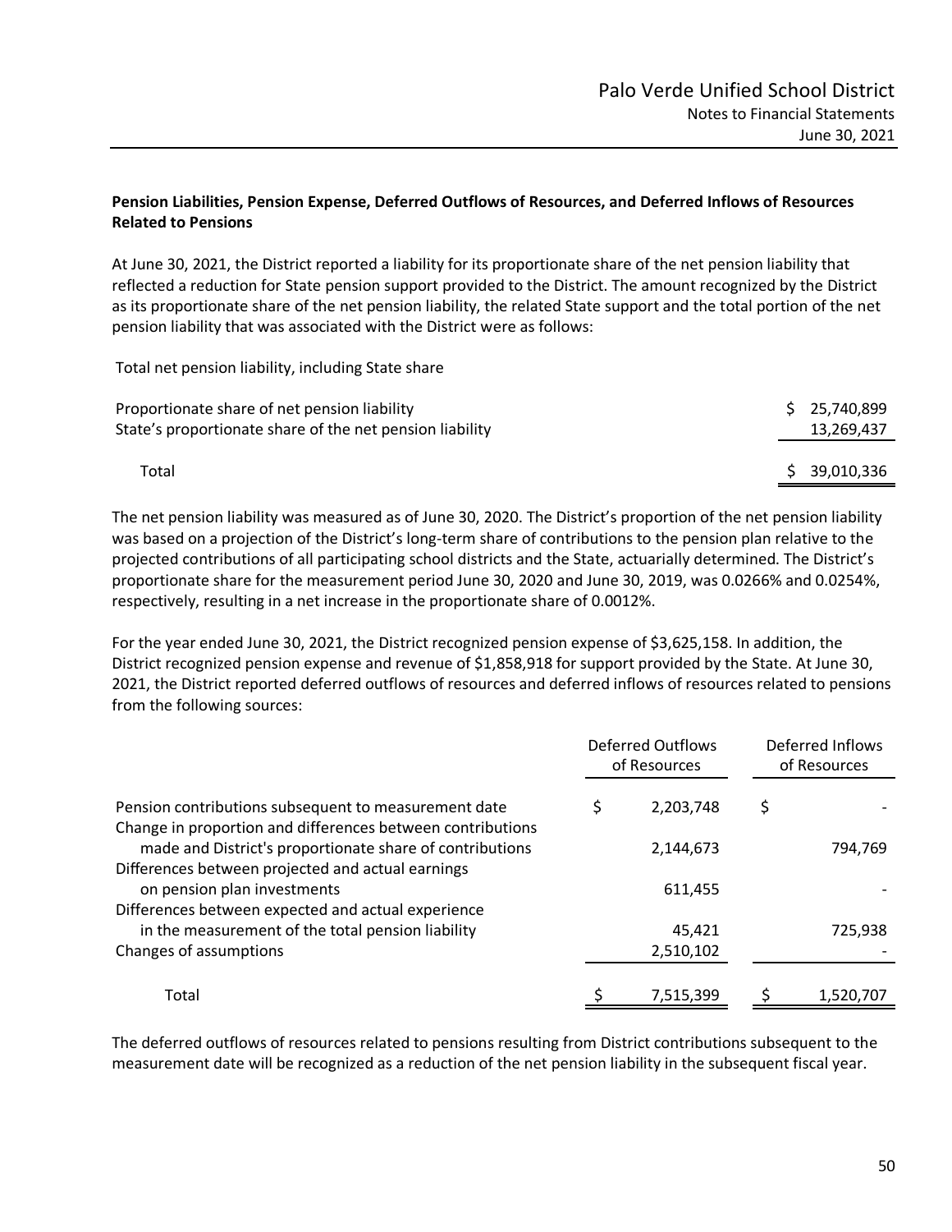**Pension Liabilities, Pension Expense, Deferred Outflows of Resources, and Deferred Inflows of Resources Related to Pensions**

At June 30, 2021, the District reported a liability for its proportionate share of the net pension liability that reflected a reduction for State pension support provided to the District. The amount recognized by the District as its proportionate share of the net pension liability, the related State support and the total portion of the net pension liability that was associated with the District were as follows:

| Total net pension liability, including State share | |
|---|---|
| Proportionate share of net pension liability | $ 25,740,899 |
| State's proportionate share of the net pension liability | 13,269,437 |
| Total | $ 39,010,336 |

The net pension liability was measured as of June 30, 2020. The District's proportion of the net pension liability was based on a projection of the District's long-term share of contributions to the pension plan relative to the projected contributions of all participating school districts and the State, actuarially determined. The District's proportionate share for the measurement period June 30, 2020 and June 30, 2019, was 0.0266% and 0.0254%, respectively, resulting in a net increase in the proportionate share of 0.0012%.

For the year ended June 30, 2021, the District recognized pension expense of $3,625,158. In addition, the District recognized pension expense and revenue of $1,858,918 for support provided by the State. At June 30, 2021, the District reported deferred outflows of resources and deferred inflows of resources related to pensions from the following sources:

| | Deferred Outflows of Resources | Deferred Inflows of Resources |
|---|---|---|
| Pension contributions subsequent to measurement date | $ 2,203,748 | $ - |
| Change in proportion and differences between contributions made and District's proportionate share of contributions | 2,144,673 | 794,769 |
| Differences between projected and actual earnings on pension plan investments | 611,455 | - |
| Differences between expected and actual experience in the measurement of the total pension liability | 45,421 | 725,938 |
| Changes of assumptions | 2,510,102 | - |
| Total | $ 7,515,399 | $ 1,520,707 |

The deferred outflows of resources related to pensions resulting from District contributions subsequent to the measurement date will be recognized as a reduction of the net pension liability in the subsequent fiscal year.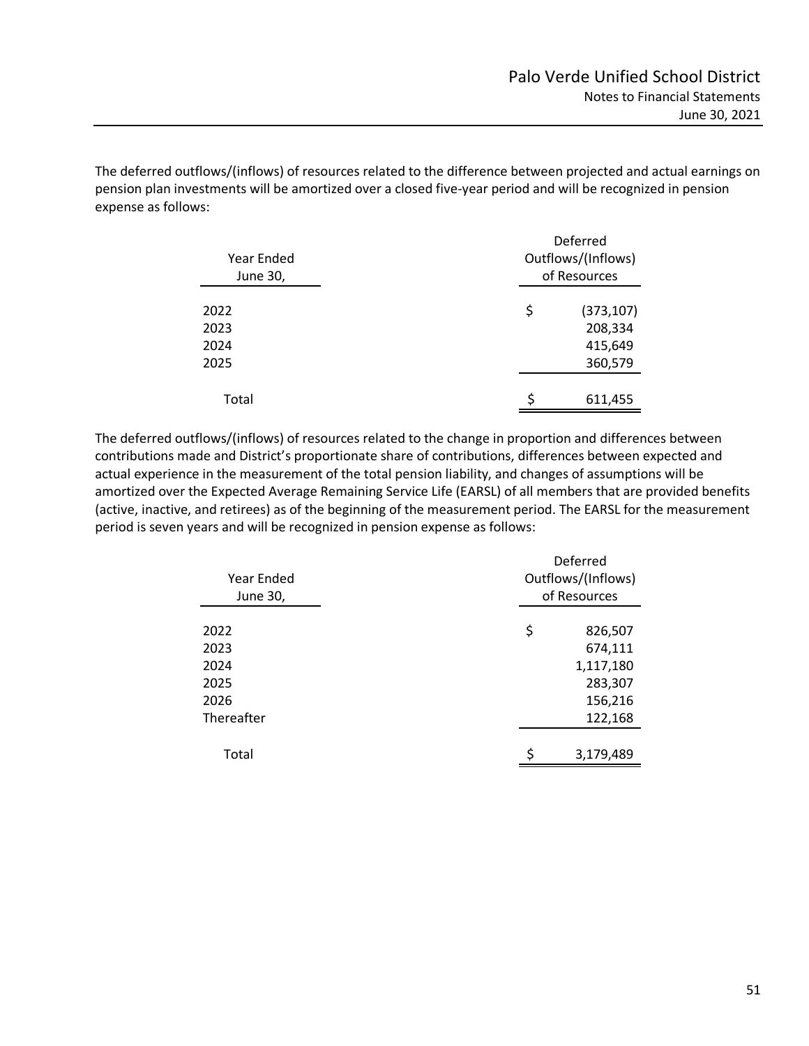The deferred outflows/(inflows) of resources related to the difference between projected and actual earnings on pension plan investments will be amortized over a closed five-year period and will be recognized in pension expense as follows:

| Year Ended June 30, | Deferred Outflows/(Inflows) of Resources |
|---|---|
| 2022 | $ (373,107) |
| 2023 | 208,334 |
| 2024 | 415,649 |
| 2025 | 360,579 |
| Total | $ 611,455 |

The deferred outflows/(inflows) of resources related to the change in proportion and differences between contributions made and District's proportionate share of contributions, differences between expected and actual experience in the measurement of the total pension liability, and changes of assumptions will be amortized over the Expected Average Remaining Service Life (EARSL) of all members that are provided benefits (active, inactive, and retirees) as of the beginning of the measurement period. The EARSL for the measurement period is seven years and will be recognized in pension expense as follows:

| Year Ended June 30, | Deferred Outflows/(Inflows) of Resources |
|---|---|
| 2022 | $ 826,507 |
| 2023 | 674,111 |
| 2024 | 1,117,180 |
| 2025 | 283,307 |
| 2026 | 156,216 |
| Thereafter | 122,168 |
| Total | $ 3,179,489 |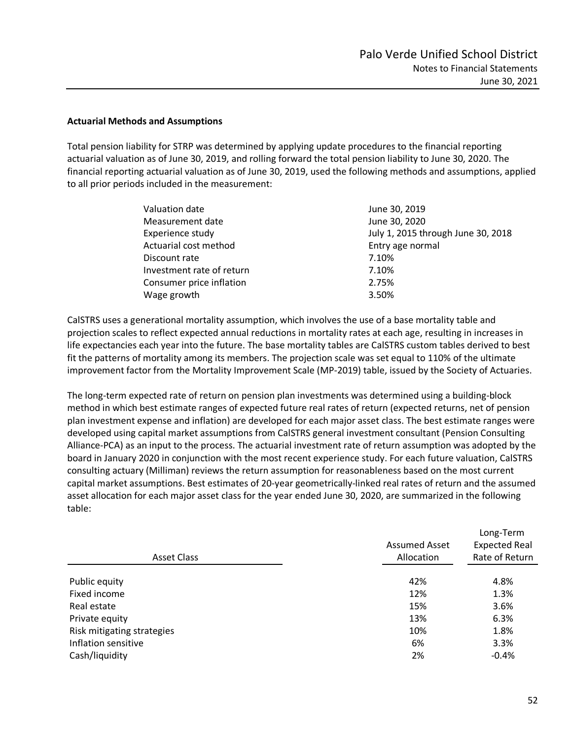### Actuarial Methods and Assumptions

Total pension liability for STRP was determined by applying update procedures to the financial reporting actuarial valuation as of June 30, 2019, and rolling forward the total pension liability to June 30, 2020. The financial reporting actuarial valuation as of June 30, 2019, used the following methods and assumptions, applied to all prior periods included in the measurement:

| | |
|---|---|
| Valuation date | June 30, 2019 |
| Measurement date | June 30, 2020 |
| Experience study | July 1, 2015 through June 30, 2018 |
| Actuarial cost method | Entry age normal |
| Discount rate | 7.10% |
| Investment rate of return | 7.10% |
| Consumer price inflation | 2.75% |
| Wage growth | 3.50% |

CalSTRS uses a generational mortality assumption, which involves the use of a base mortality table and projection scales to reflect expected annual reductions in mortality rates at each age, resulting in increases in life expectancies each year into the future. The base mortality tables are CalSTRS custom tables derived to best fit the patterns of mortality among its members. The projection scale was set equal to 110% of the ultimate improvement factor from the Mortality Improvement Scale (MP-2019) table, issued by the Society of Actuaries.

The long-term expected rate of return on pension plan investments was determined using a building-block method in which best estimate ranges of expected future real rates of return (expected returns, net of pension plan investment expense and inflation) are developed for each major asset class. The best estimate ranges were developed using capital market assumptions from CalSTRS general investment consultant (Pension Consulting Alliance-PCA) as an input to the process. The actuarial investment rate of return assumption was adopted by the board in January 2020 in conjunction with the most recent experience study. For each future valuation, CalSTRS consulting actuary (Milliman) reviews the return assumption for reasonableness based on the most current capital market assumptions. Best estimates of 20-year geometrically-linked real rates of return and the assumed asset allocation for each major asset class for the year ended June 30, 2020, are summarized in the following table:

| Asset Class | Assumed Asset Allocation | Long-Term Expected Real Rate of Return |
|---|---|---|
| Public equity | 42% | 4.8% |
| Fixed income | 12% | 1.3% |
| Real estate | 15% | 3.6% |
| Private equity | 13% | 6.3% |
| Risk mitigating strategies | 10% | 1.8% |
| Inflation sensitive | 6% | 3.3% |
| Cash/liquidity | 2% | -0.4% |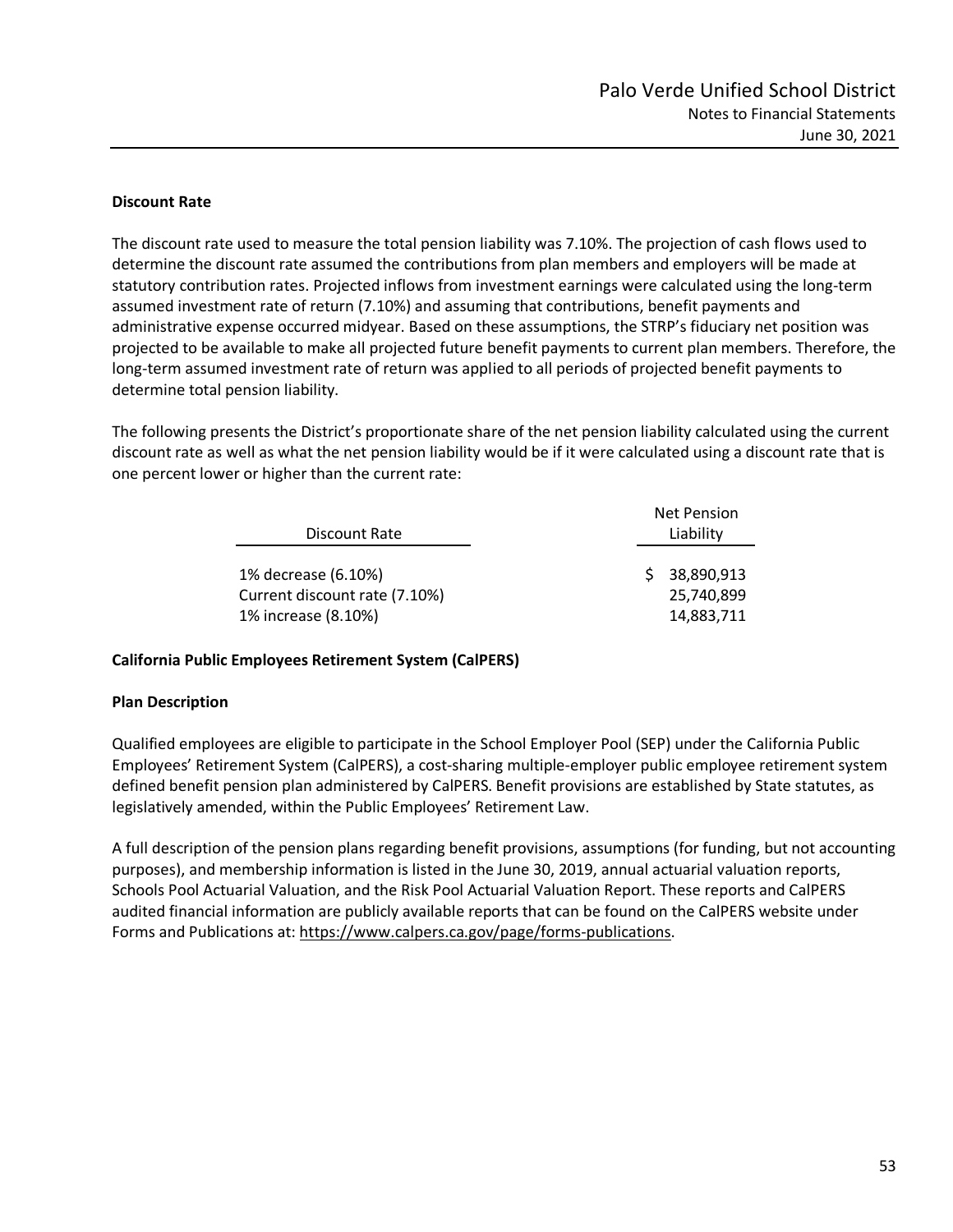**Discount Rate**

The discount rate used to measure the total pension liability was 7.10%. The projection of cash flows used to determine the discount rate assumed the contributions from plan members and employers will be made at statutory contribution rates. Projected inflows from investment earnings were calculated using the long-term assumed investment rate of return (7.10%) and assuming that contributions, benefit payments and administrative expense occurred midyear. Based on these assumptions, the STRP's fiduciary net position was projected to be available to make all projected future benefit payments to current plan members. Therefore, the long-term assumed investment rate of return was applied to all periods of projected benefit payments to determine total pension liability.

The following presents the District's proportionate share of the net pension liability calculated using the current discount rate as well as what the net pension liability would be if it were calculated using a discount rate that is one percent lower or higher than the current rate:

| Discount Rate | Net Pension Liability |
|---|---|
| 1% decrease (6.10%) | $ 38,890,913 |
| Current discount rate (7.10%) | 25,740,899 |
| 1% increase (8.10%) | 14,883,711 |

**California Public Employees Retirement System (CalPERS)**

**Plan Description**

Qualified employees are eligible to participate in the School Employer Pool (SEP) under the California Public Employees' Retirement System (CalPERS), a cost-sharing multiple-employer public employee retirement system defined benefit pension plan administered by CalPERS. Benefit provisions are established by State statutes, as legislatively amended, within the Public Employees' Retirement Law.

A full description of the pension plans regarding benefit provisions, assumptions (for funding, but not accounting purposes), and membership information is listed in the June 30, 2019, annual actuarial valuation reports, Schools Pool Actuarial Valuation, and the Risk Pool Actuarial Valuation Report. These reports and CalPERS audited financial information are publicly available reports that can be found on the CalPERS website under Forms and Publications at: https://www.calpers.ca.gov/page/forms-publications.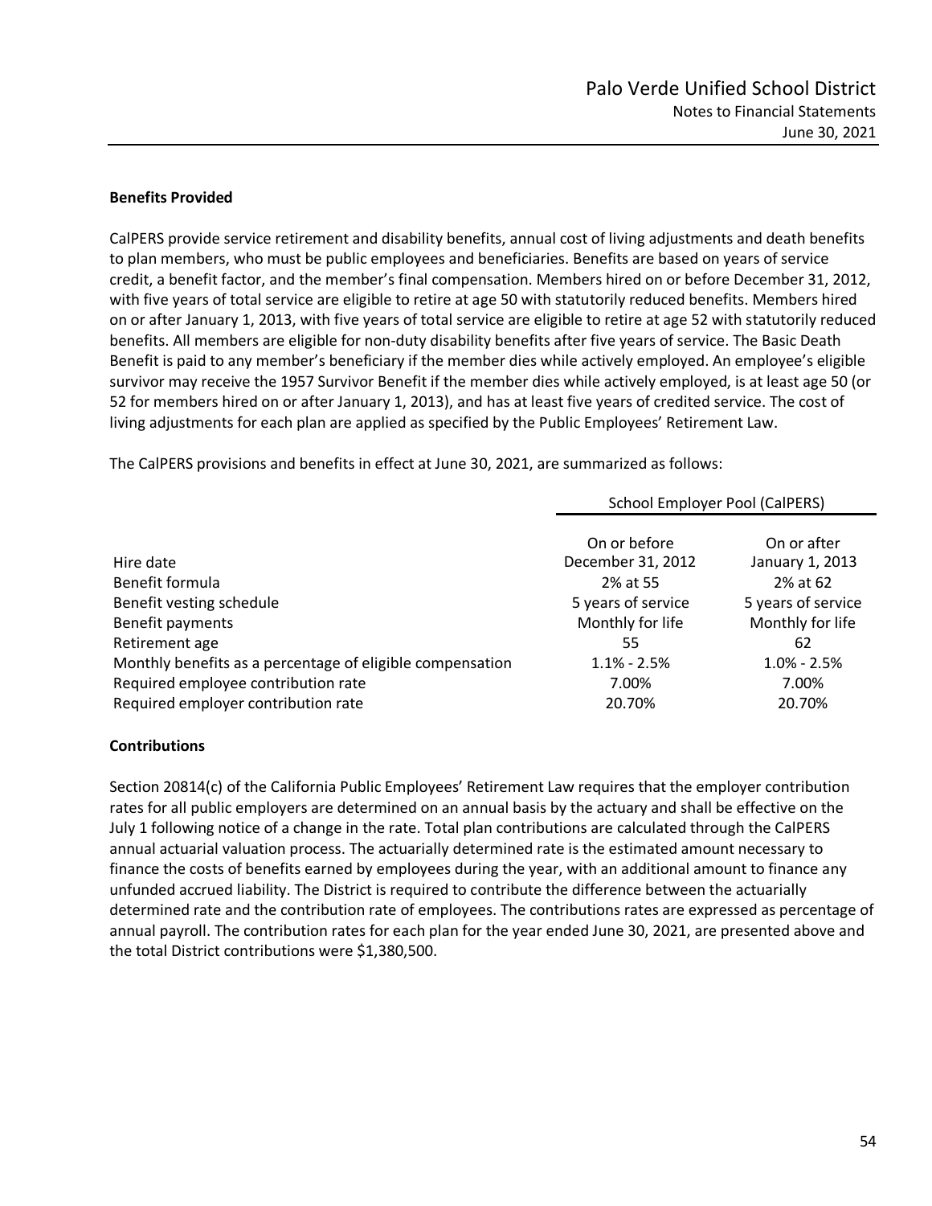### Benefits Provided

CalPERS provide service retirement and disability benefits, annual cost of living adjustments and death benefits to plan members, who must be public employees and beneficiaries. Benefits are based on years of service credit, a benefit factor, and the member's final compensation. Members hired on or before December 31, 2012, with five years of total service are eligible to retire at age 50 with statutorily reduced benefits. Members hired on or after January 1, 2013, with five years of total service are eligible to retire at age 52 with statutorily reduced benefits. All members are eligible for non-duty disability benefits after five years of service. The Basic Death Benefit is paid to any member's beneficiary if the member dies while actively employed. An employee's eligible survivor may receive the 1957 Survivor Benefit if the member dies while actively employed, is at least age 50 (or 52 for members hired on or after January 1, 2013), and has at least five years of credited service. The cost of living adjustments for each plan are applied as specified by the Public Employees' Retirement Law.

The CalPERS provisions and benefits in effect at June 30, 2021, are summarized as follows:

| | School Employer Pool (CalPERS) | |
|---|---|---|
| Hire date | On or before December 31, 2012 | On or after January 1, 2013 |
| Benefit formula | 2% at 55 | 2% at 62 |
| Benefit vesting schedule | 5 years of service | 5 years of service |
| Benefit payments | Monthly for life | Monthly for life |
| Retirement age | 55 | 62 |
| Monthly benefits as a percentage of eligible compensation | 1.1% - 2.5% | 1.0% - 2.5% |
| Required employee contribution rate | 7.00% | 7.00% |
| Required employer contribution rate | 20.70% | 20.70% |

### Contributions

Section 20814(c) of the California Public Employees' Retirement Law requires that the employer contribution rates for all public employers are determined on an annual basis by the actuary and shall be effective on the July 1 following notice of a change in the rate. Total plan contributions are calculated through the CalPERS annual actuarial valuation process. The actuarially determined rate is the estimated amount necessary to finance the costs of benefits earned by employees during the year, with an additional amount to finance any unfunded accrued liability. The District is required to contribute the difference between the actuarially determined rate and the contribution rate of employees. The contributions rates are expressed as percentage of annual payroll. The contribution rates for each plan for the year ended June 30, 2021, are presented above and the total District contributions were $1,380,500.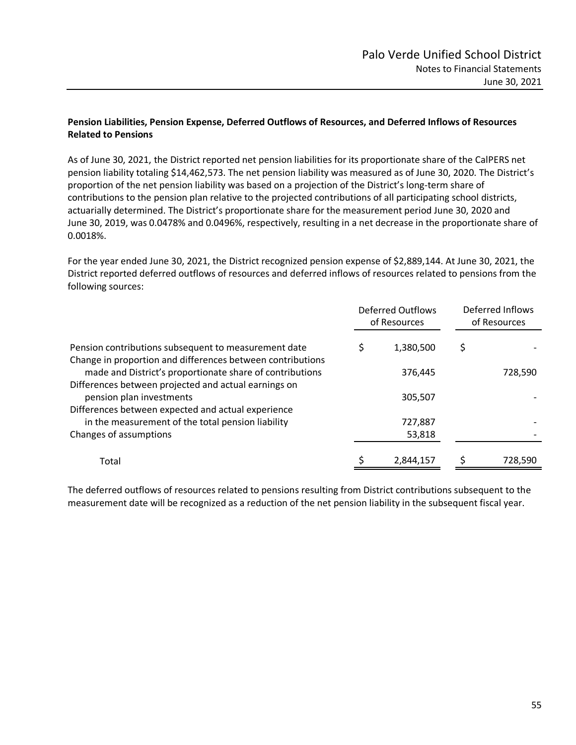### Pension Liabilities, Pension Expense, Deferred Outflows of Resources, and Deferred Inflows of Resources Related to Pensions

As of June 30, 2021, the District reported net pension liabilities for its proportionate share of the CalPERS net pension liability totaling $14,462,573. The net pension liability was measured as of June 30, 2020. The District's proportion of the net pension liability was based on a projection of the District's long-term share of contributions to the pension plan relative to the projected contributions of all participating school districts, actuarially determined. The District's proportionate share for the measurement period June 30, 2020 and June 30, 2019, was 0.0478% and 0.0496%, respectively, resulting in a net decrease in the proportionate share of 0.0018%.

For the year ended June 30, 2021, the District recognized pension expense of $2,889,144. At June 30, 2021, the District reported deferred outflows of resources and deferred inflows of resources related to pensions from the following sources:

| | Deferred Outflows of Resources | Deferred Inflows of Resources |
|---|---|---|
| Pension contributions subsequent to measurement date | $ 1,380,500 | $ - |
| Change in proportion and differences between contributions made and District's proportionate share of contributions | 376,445 | 728,590 |
| Differences between projected and actual earnings on pension plan investments | 305,507 | - |
| Differences between expected and actual experience in the measurement of the total pension liability | 727,887 | - |
| Changes of assumptions | 53,818 | - |
| Total | $ 2,844,157 | $ 728,590 |

The deferred outflows of resources related to pensions resulting from District contributions subsequent to the measurement date will be recognized as a reduction of the net pension liability in the subsequent fiscal year.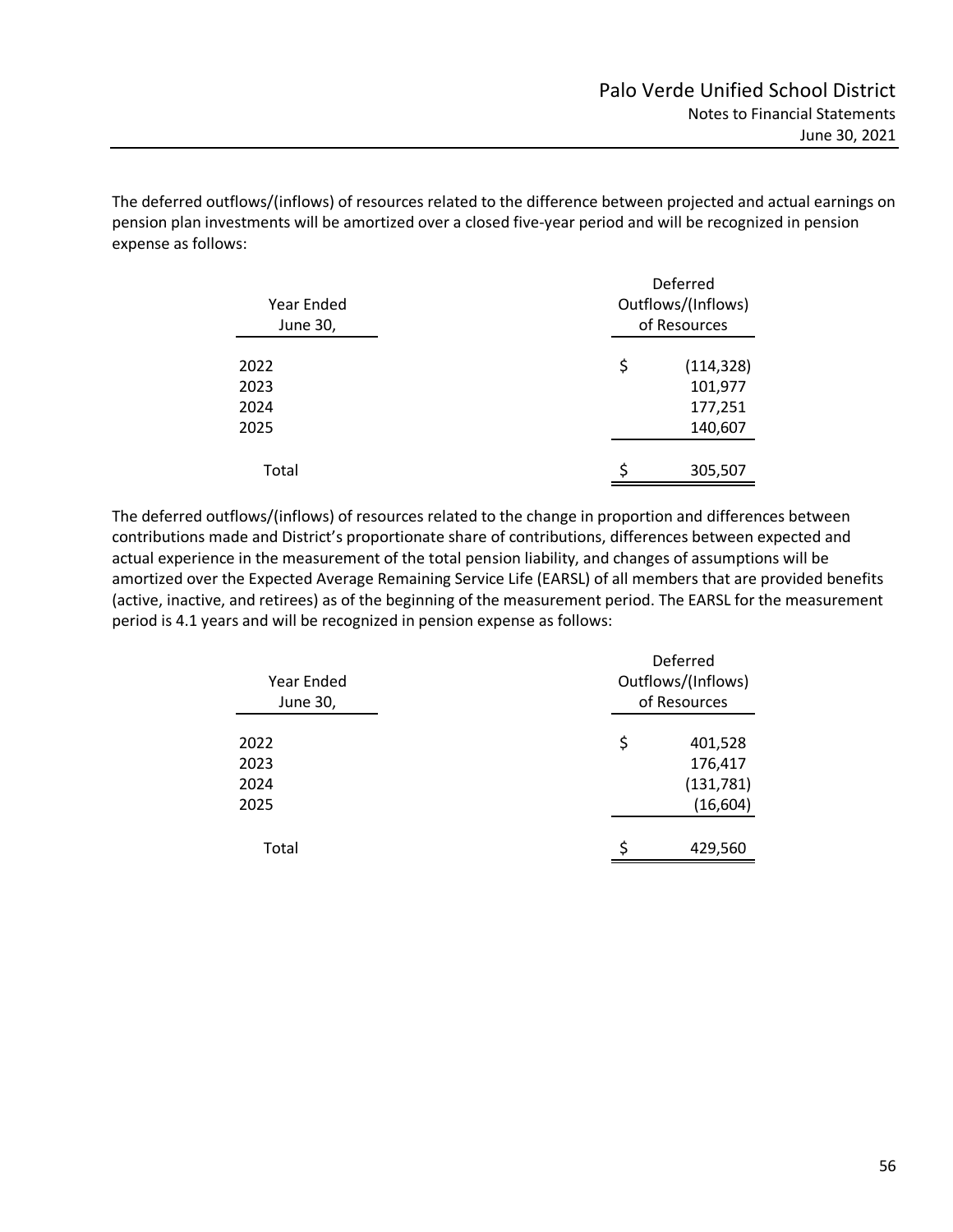The deferred outflows/(inflows) of resources related to the difference between projected and actual earnings on pension plan investments will be amortized over a closed five-year period and will be recognized in pension expense as follows:

| Year Ended June 30, | Deferred Outflows/(Inflows) of Resources |
|---|---|
| 2022 | $ (114,328) |
| 2023 | 101,977 |
| 2024 | 177,251 |
| 2025 | 140,607 |
| Total | $ 305,507 |

The deferred outflows/(inflows) of resources related to the change in proportion and differences between contributions made and District's proportionate share of contributions, differences between expected and actual experience in the measurement of the total pension liability, and changes of assumptions will be amortized over the Expected Average Remaining Service Life (EARSL) of all members that are provided benefits (active, inactive, and retirees) as of the beginning of the measurement period. The EARSL for the measurement period is 4.1 years and will be recognized in pension expense as follows:

| Year Ended June 30, | Deferred Outflows/(Inflows) of Resources |
|---|---|
| 2022 | $ 401,528 |
| 2023 | 176,417 |
| 2024 | (131,781) |
| 2025 | (16,604) |
| Total | $ 429,560 |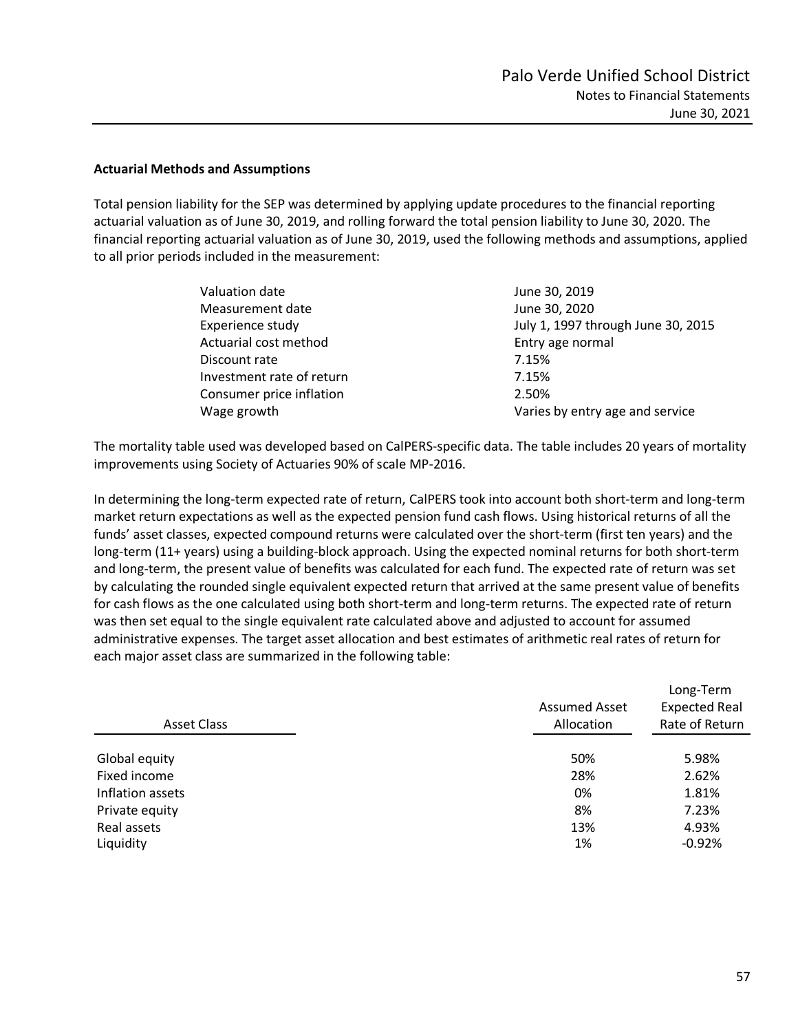### Actuarial Methods and Assumptions

Total pension liability for the SEP was determined by applying update procedures to the financial reporting actuarial valuation as of June 30, 2019, and rolling forward the total pension liability to June 30, 2020. The financial reporting actuarial valuation as of June 30, 2019, used the following methods and assumptions, applied to all prior periods included in the measurement:

| | |
|---|---|
| Valuation date | June 30, 2019 |
| Measurement date | June 30, 2020 |
| Experience study | July 1, 1997 through June 30, 2015 |
| Actuarial cost method | Entry age normal |
| Discount rate | 7.15% |
| Investment rate of return | 7.15% |
| Consumer price inflation | 2.50% |
| Wage growth | Varies by entry age and service |

The mortality table used was developed based on CalPERS-specific data. The table includes 20 years of mortality improvements using Society of Actuaries 90% of scale MP-2016.

In determining the long-term expected rate of return, CalPERS took into account both short-term and long-term market return expectations as well as the expected pension fund cash flows. Using historical returns of all the funds' asset classes, expected compound returns were calculated over the short-term (first ten years) and the long-term (11+ years) using a building-block approach. Using the expected nominal returns for both short-term and long-term, the present value of benefits was calculated for each fund. The expected rate of return was set by calculating the rounded single equivalent expected return that arrived at the same present value of benefits for cash flows as the one calculated using both short-term and long-term returns. The expected rate of return was then set equal to the single equivalent rate calculated above and adjusted to account for assumed administrative expenses. The target asset allocation and best estimates of arithmetic real rates of return for each major asset class are summarized in the following table:

| Asset Class | Assumed Asset Allocation | Long-Term Expected Real Rate of Return |
|---|---|---|
| Global equity | 50% | 5.98% |
| Fixed income | 28% | 2.62% |
| Inflation assets | 0% | 1.81% |
| Private equity | 8% | 7.23% |
| Real assets | 13% | 4.93% |
| Liquidity | 1% | -0.92% |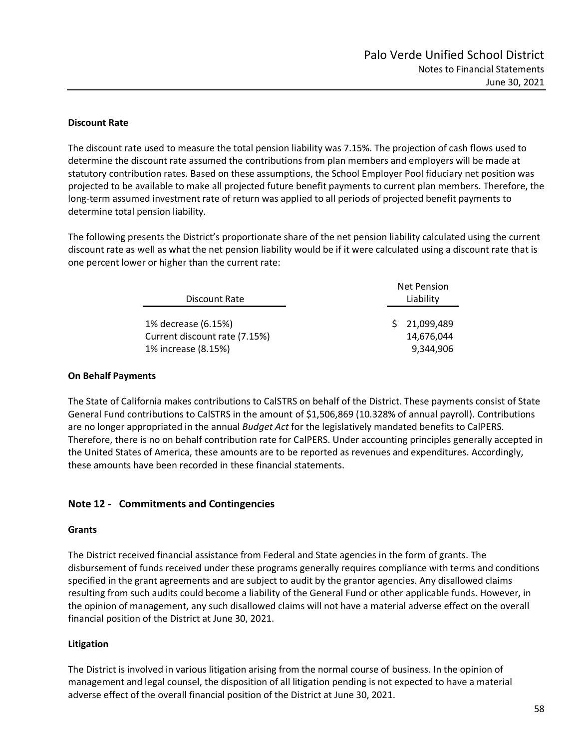### Discount Rate

The discount rate used to measure the total pension liability was 7.15%. The projection of cash flows used to determine the discount rate assumed the contributions from plan members and employers will be made at statutory contribution rates. Based on these assumptions, the School Employer Pool fiduciary net position was projected to be available to make all projected future benefit payments to current plan members. Therefore, the long-term assumed investment rate of return was applied to all periods of projected benefit payments to determine total pension liability.

The following presents the District's proportionate share of the net pension liability calculated using the current discount rate as well as what the net pension liability would be if it were calculated using a discount rate that is one percent lower or higher than the current rate:

| Discount Rate | Net Pension Liability |
|---|---|
| 1% decrease (6.15%) | $ 21,099,489 |
| Current discount rate (7.15%) | 14,676,044 |
| 1% increase (8.15%) | 9,344,906 |

### On Behalf Payments

The State of California makes contributions to CalSTRS on behalf of the District. These payments consist of State General Fund contributions to CalSTRS in the amount of $1,506,869 (10.328% of annual payroll). Contributions are no longer appropriated in the annual *Budget Act* for the legislatively mandated benefits to CalPERS. Therefore, there is no on behalf contribution rate for CalPERS. Under accounting principles generally accepted in the United States of America, these amounts are to be reported as revenues and expenditures. Accordingly, these amounts have been recorded in these financial statements.

## Note 12 - Commitments and Contingencies

### Grants

The District received financial assistance from Federal and State agencies in the form of grants. The disbursement of funds received under these programs generally requires compliance with terms and conditions specified in the grant agreements and are subject to audit by the grantor agencies. Any disallowed claims resulting from such audits could become a liability of the General Fund or other applicable funds. However, in the opinion of management, any such disallowed claims will not have a material adverse effect on the overall financial position of the District at June 30, 2021.

### Litigation

The District is involved in various litigation arising from the normal course of business. In the opinion of management and legal counsel, the disposition of all litigation pending is not expected to have a material adverse effect of the overall financial position of the District at June 30, 2021.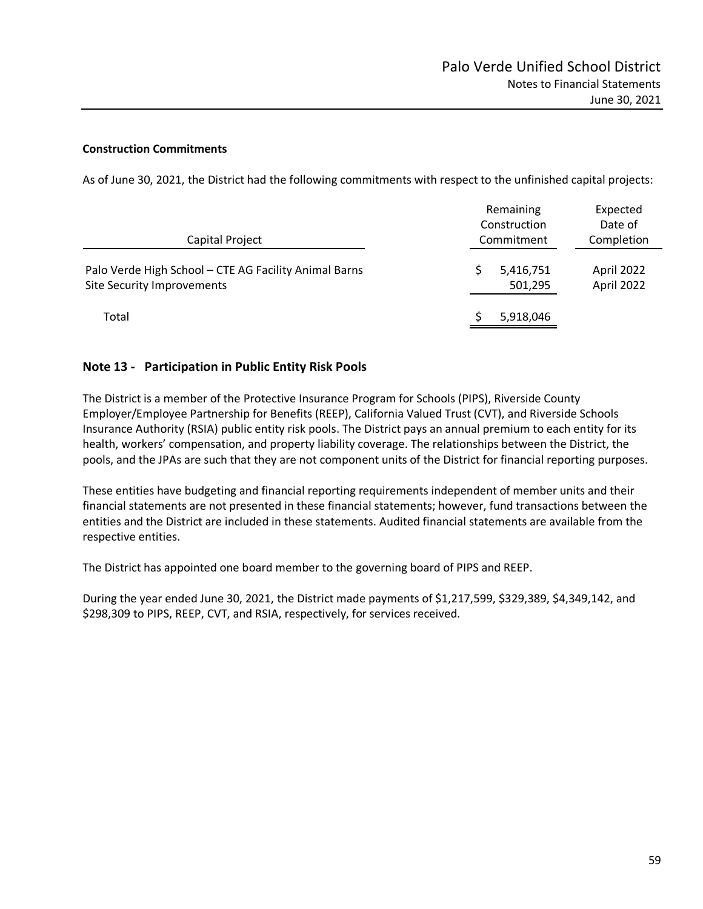**Construction Commitments**

As of June 30, 2021, the District had the following commitments with respect to the unfinished capital projects:

| Capital Project | Remaining Construction Commitment | Expected Date of Completion |
|---|---|---|
| Palo Verde High School – CTE AG Facility Animal Barns | $ 5,416,751 | April 2022 |
| Site Security Improvements | 501,295 | April 2022 |
| Total | $ 5,918,046 | |

## Note 13 - Participation in Public Entity Risk Pools

The District is a member of the Protective Insurance Program for Schools (PIPS), Riverside County Employer/Employee Partnership for Benefits (REEP), California Valued Trust (CVT), and Riverside Schools Insurance Authority (RSIA) public entity risk pools. The District pays an annual premium to each entity for its health, workers' compensation, and property liability coverage. The relationships between the District, the pools, and the JPAs are such that they are not component units of the District for financial reporting purposes.

These entities have budgeting and financial reporting requirements independent of member units and their financial statements are not presented in these financial statements; however, fund transactions between the entities and the District are included in these statements. Audited financial statements are available from the respective entities.

The District has appointed one board member to the governing board of PIPS and REEP.

During the year ended June 30, 2021, the District made payments of $1,217,599, $329,389, $4,349,142, and $298,309 to PIPS, REEP, CVT, and RSIA, respectively, for services received.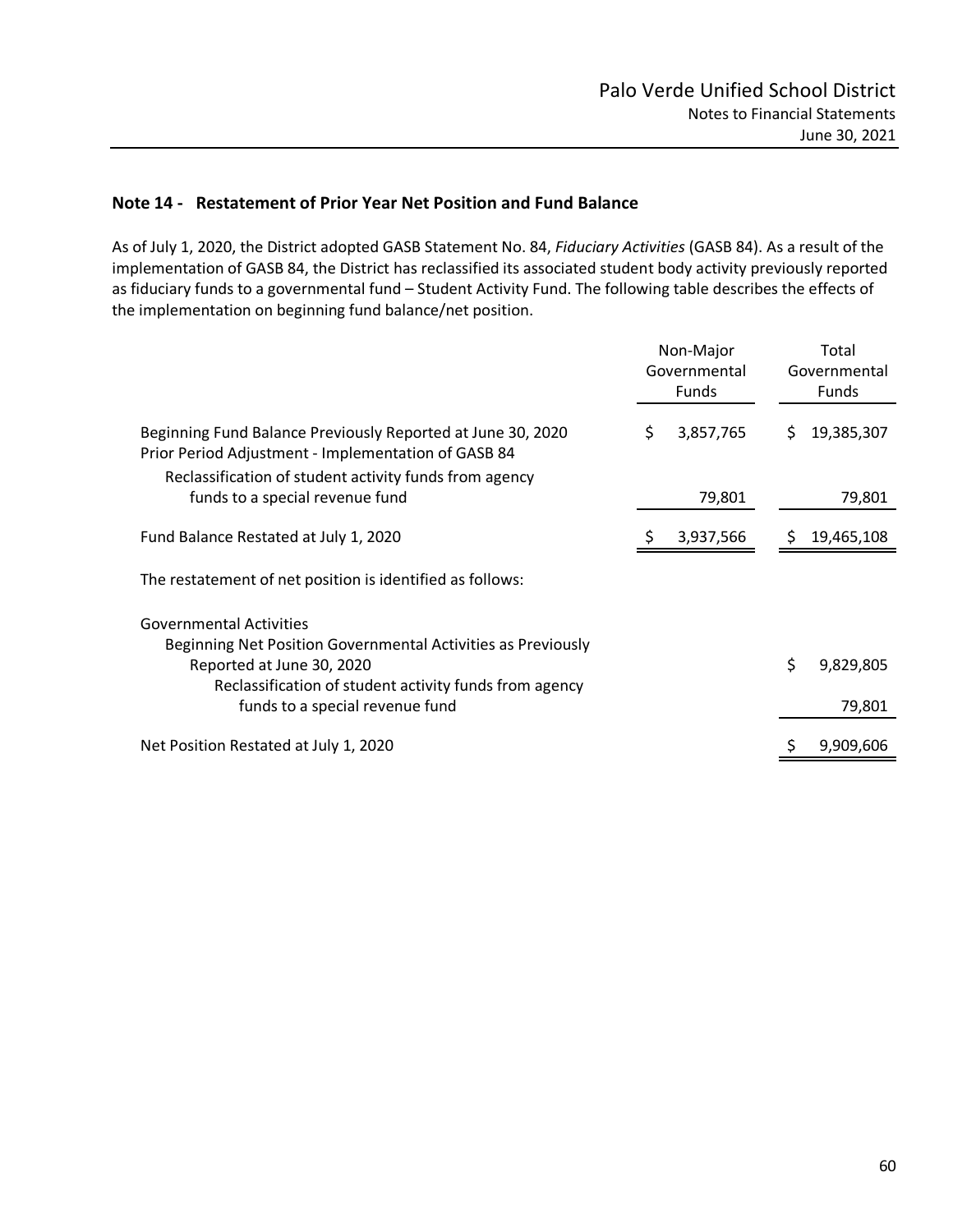## Note 14 - Restatement of Prior Year Net Position and Fund Balance

As of July 1, 2020, the District adopted GASB Statement No. 84, *Fiduciary Activities* (GASB 84). As a result of the implementation of GASB 84, the District has reclassified its associated student body activity previously reported as fiduciary funds to a governmental fund – Student Activity Fund. The following table describes the effects of the implementation on beginning fund balance/net position.

| | Non-Major Governmental Funds | Total Governmental Funds |
|---|---|---|
| Beginning Fund Balance Previously Reported at June 30, 2020 | $ 3,857,765 | $ 19,385,307 |
| Prior Period Adjustment - Implementation of GASB 84 | | |
| Reclassification of student activity funds from agency funds to a special revenue fund | 79,801 | 79,801 |
| Fund Balance Restated at July 1, 2020 | $ 3,937,566 | $ 19,465,108 |

The restatement of net position is identified as follows:

| | |
|---|---|
| Governmental Activities | |
| Beginning Net Position Governmental Activities as Previously Reported at June 30, 2020 | $ 9,829,805 |
| Reclassification of student activity funds from agency funds to a special revenue fund | 79,801 |
| Net Position Restated at July 1, 2020 | $ 9,909,606 |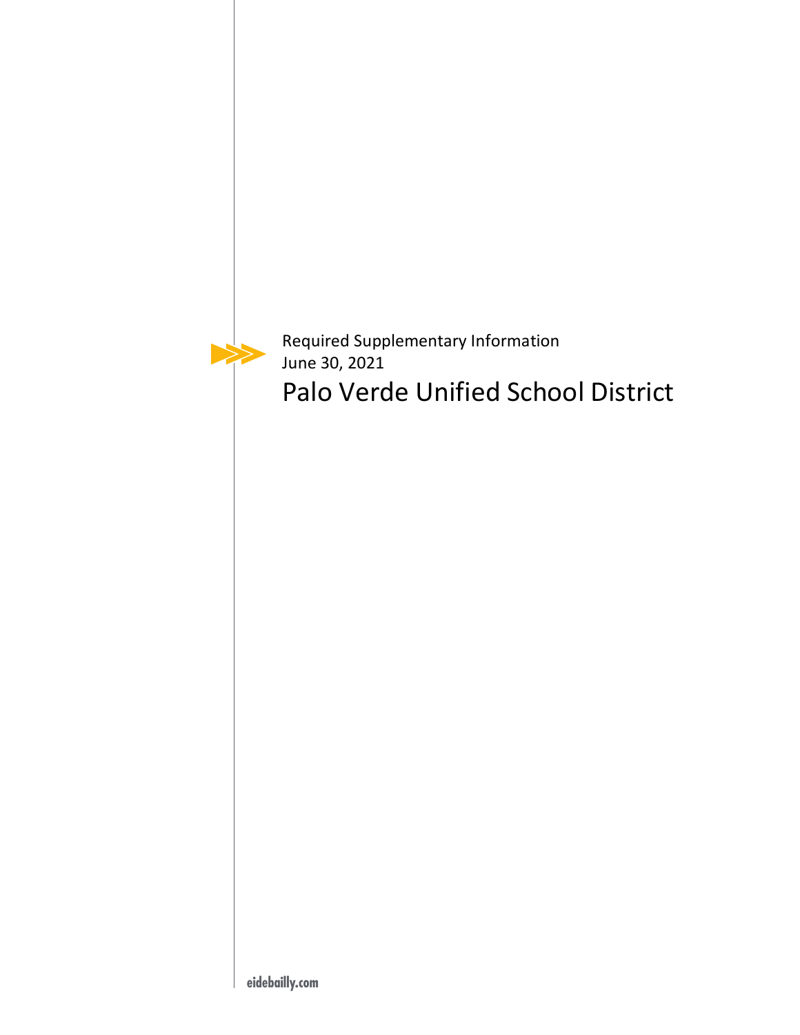Required Supplementary Information
June 30, 2021

# Palo Verde Unified School District

eidebailly.com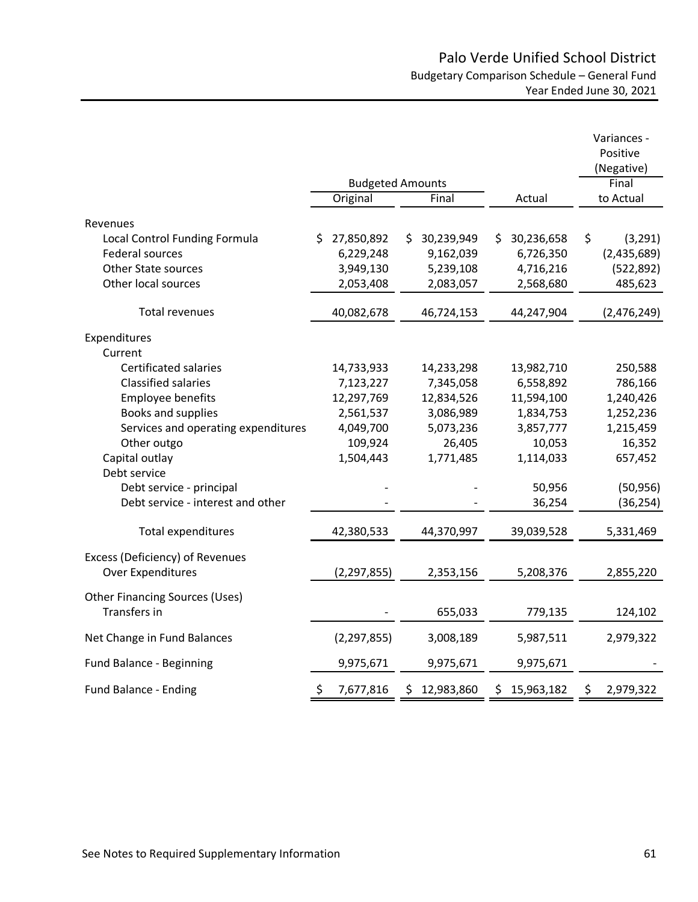# Palo Verde Unified School District

## Budgetary Comparison Schedule – General Fund

### Year Ended June 30, 2021

| | Budgeted Amounts | | | Variances - Positive (Negative) |
|---|---|---|---|---|
| | Original | Final | Actual | Final to Actual |
| **Revenues** | | | | |
| Local Control Funding Formula | $ 27,850,892 | $ 30,239,949 | $ 30,236,658 | $ (3,291) |
| Federal sources | 6,229,248 | 9,162,039 | 6,726,350 | (2,435,689) |
| Other State sources | 3,949,130 | 5,239,108 | 4,716,216 | (522,892) |
| Other local sources | 2,053,408 | 2,083,057 | 2,568,680 | 485,623 |
| Total revenues | 40,082,678 | 46,724,153 | 44,247,904 | (2,476,249) |
| **Expenditures** | | | | |
| Current | | | | |
| Certificated salaries | 14,733,933 | 14,233,298 | 13,982,710 | 250,588 |
| Classified salaries | 7,123,227 | 7,345,058 | 6,558,892 | 786,166 |
| Employee benefits | 12,297,769 | 12,834,526 | 11,594,100 | 1,240,426 |
| Books and supplies | 2,561,537 | 3,086,989 | 1,834,753 | 1,252,236 |
| Services and operating expenditures | 4,049,700 | 5,073,236 | 3,857,777 | 1,215,459 |
| Other outgo | 109,924 | 26,405 | 10,053 | 16,352 |
| Capital outlay | 1,504,443 | 1,771,485 | 1,114,033 | 657,452 |
| Debt service | | | | |
| Debt service - principal | - | - | 50,956 | (50,956) |
| Debt service - interest and other | - | - | 36,254 | (36,254) |
| Total expenditures | 42,380,533 | 44,370,997 | 39,039,528 | 5,331,469 |
| Excess (Deficiency) of Revenues Over Expenditures | (2,297,855) | 2,353,156 | 5,208,376 | 2,855,220 |
| **Other Financing Sources (Uses)** | | | | |
| Transfers in | - | 655,033 | 779,135 | 124,102 |
| Net Change in Fund Balances | (2,297,855) | 3,008,189 | 5,987,511 | 2,979,322 |
| Fund Balance - Beginning | 9,975,671 | 9,975,671 | 9,975,671 | - |
| Fund Balance - Ending | $ 7,677,816 | $ 12,983,860 | $ 15,963,182 | $ 2,979,322 |

See Notes to Required Supplementary Information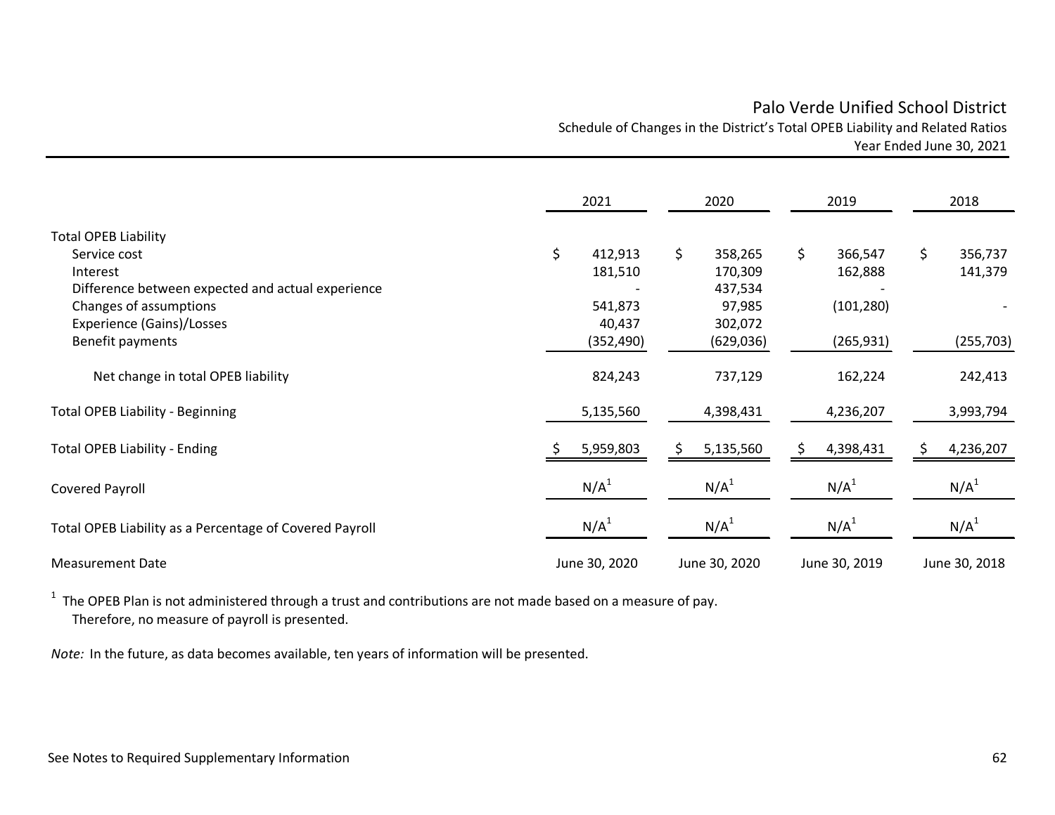# Palo Verde Unified School District

Schedule of Changes in the District's Total OPEB Liability and Related Ratios

Year Ended June 30, 2021

| | 2021 | 2020 | 2019 | 2018 |
|---|---|---|---|---|
| **Total OPEB Liability** | | | | |
| Service cost | $ 412,913 | $ 358,265 | $ 366,547 | $ 356,737 |
| Interest | 181,510 | 170,309 | 162,888 | 141,379 |
| Difference between expected and actual experience | - | 437,534 | - | |
| Changes of assumptions | 541,873 | 97,985 | (101,280) | - |
| Experience (Gains)/Losses | 40,437 | 302,072 | | |
| Benefit payments | (352,490) | (629,036) | (265,931) | (255,703) |
| Net change in total OPEB liability | 824,243 | 737,129 | 162,224 | 242,413 |
| Total OPEB Liability - Beginning | 5,135,560 | 4,398,431 | 4,236,207 | 3,993,794 |
| Total OPEB Liability - Ending | $ 5,959,803 | $ 5,135,560 | $ 4,398,431 | $ 4,236,207 |
| Covered Payroll | N/A[1] | N/A[1] | N/A[1] | N/A[1] |
| Total OPEB Liability as a Percentage of Covered Payroll | N/A[1] | N/A[1] | N/A[1] | N/A[1] |
| Measurement Date | June 30, 2020 | June 30, 2020 | June 30, 2019 | June 30, 2018 |

[1] The OPEB Plan is not administered through a trust and contributions are not made based on a measure of pay. Therefore, no measure of payroll is presented.

*Note:* In the future, as data becomes available, ten years of information will be presented.

See Notes to Required Supplementary Information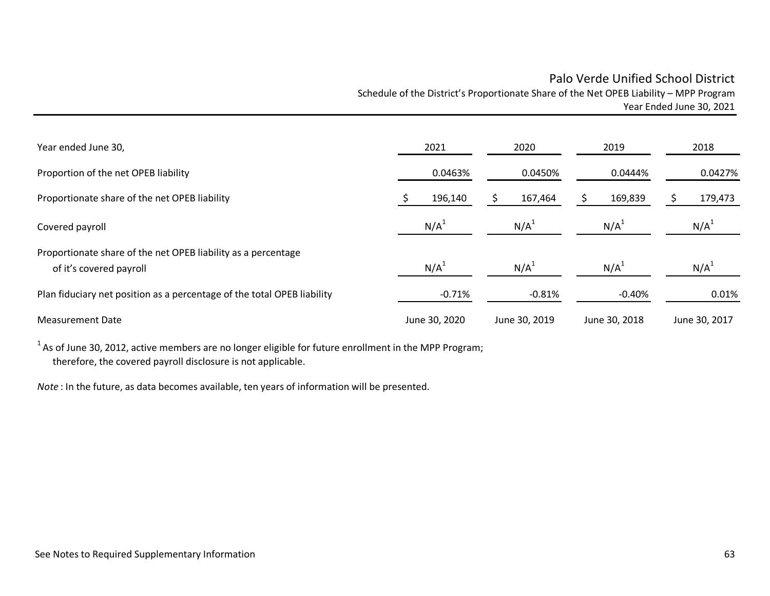# Palo Verde Unified School District

Schedule of the District's Proportionate Share of the Net OPEB Liability – MPP Program

Year Ended June 30, 2021

| Year ended June 30, | 2021 | 2020 | 2019 | 2018 |
|---|---|---|---|---|
| Proportion of the net OPEB liability | 0.0463% | 0.0450% | 0.0444% | 0.0427% |
| Proportionate share of the net OPEB liability | $ 196,140 | $ 167,464 | $ 169,839 | $ 179,473 |
| Covered payroll | N/A[1] | N/A[1] | N/A[1] | N/A[1] |
| Proportionate share of the net OPEB liability as a percentage of it's covered payroll | N/A[1] | N/A[1] | N/A[1] | N/A[1] |
| Plan fiduciary net position as a percentage of the total OPEB liability | -0.71% | -0.81% | -0.40% | 0.01% |
| Measurement Date | June 30, 2020 | June 30, 2019 | June 30, 2018 | June 30, 2017 |

[1] As of June 30, 2012, active members are no longer eligible for future enrollment in the MPP Program; therefore, the covered payroll disclosure is not applicable.

*Note* : In the future, as data becomes available, ten years of information will be presented.

See Notes to Required Supplementary Information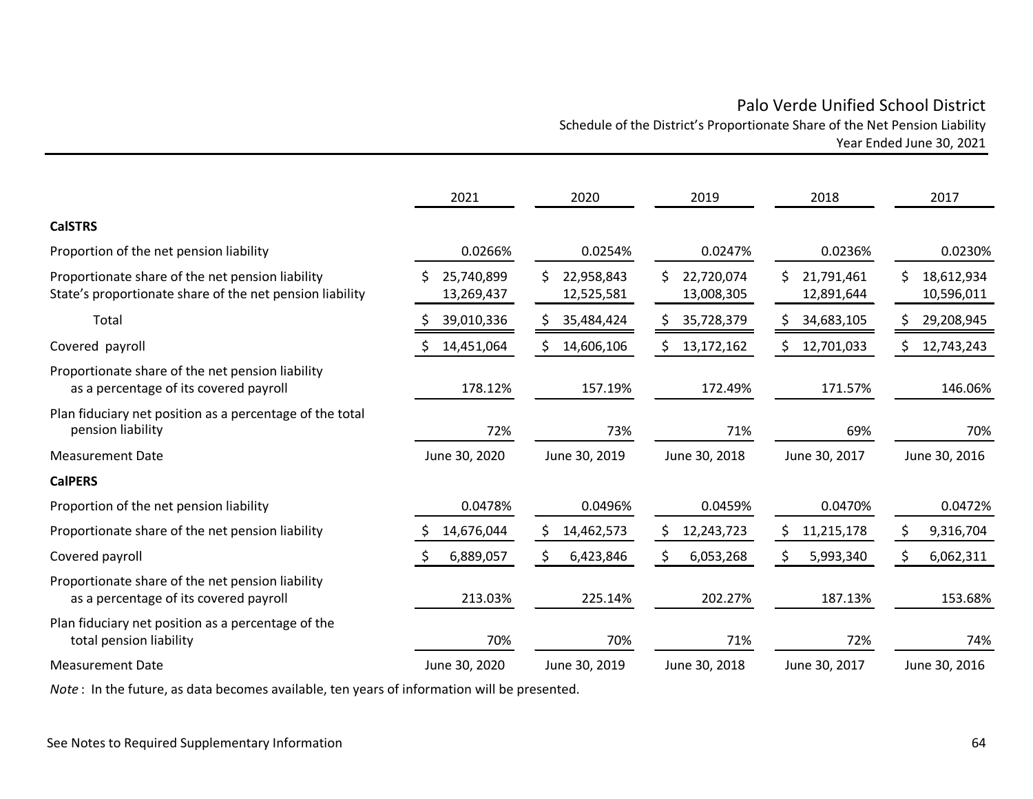# Palo Verde Unified School District

Schedule of the District's Proportionate Share of the Net Pension Liability

Year Ended June 30, 2021

| | 2021 | 2020 | 2019 | 2018 | 2017 |
|---|---|---|---|---|---|
| **CalSTRS** | | | | | |
| Proportion of the net pension liability | 0.0266% | 0.0254% | 0.0247% | 0.0236% | 0.0230% |
| Proportionate share of the net pension liability | $ 25,740,899 | $ 22,958,843 | $ 22,720,074 | $ 21,791,461 | $ 18,612,934 |
| State's proportionate share of the net pension liability | 13,269,437 | 12,525,581 | 13,008,305 | 12,891,644 | 10,596,011 |
| Total | $ 39,010,336 | $ 35,484,424 | $ 35,728,379 | $ 34,683,105 | $ 29,208,945 |
| Covered payroll | $ 14,451,064 | $ 14,606,106 | $ 13,172,162 | $ 12,701,033 | $ 12,743,243 |
| Proportionate share of the net pension liability as a percentage of its covered payroll | 178.12% | 157.19% | 172.49% | 171.57% | 146.06% |
| Plan fiduciary net position as a percentage of the total pension liability | 72% | 73% | 71% | 69% | 70% |
| Measurement Date | June 30, 2020 | June 30, 2019 | June 30, 2018 | June 30, 2017 | June 30, 2016 |
| **CalPERS** | | | | | |
| Proportion of the net pension liability | 0.0478% | 0.0496% | 0.0459% | 0.0470% | 0.0472% |
| Proportionate share of the net pension liability | $ 14,676,044 | $ 14,462,573 | $ 12,243,723 | $ 11,215,178 | $ 9,316,704 |
| Covered payroll | $ 6,889,057 | $ 6,423,846 | $ 6,053,268 | $ 5,993,340 | $ 6,062,311 |
| Proportionate share of the net pension liability as a percentage of its covered payroll | 213.03% | 225.14% | 202.27% | 187.13% | 153.68% |
| Plan fiduciary net position as a percentage of the total pension liability | 70% | 70% | 71% | 72% | 74% |
| Measurement Date | June 30, 2020 | June 30, 2019 | June 30, 2018 | June 30, 2017 | June 30, 2016 |

*Note* : In the future, as data becomes available, ten years of information will be presented.

See Notes to Required Supplementary Information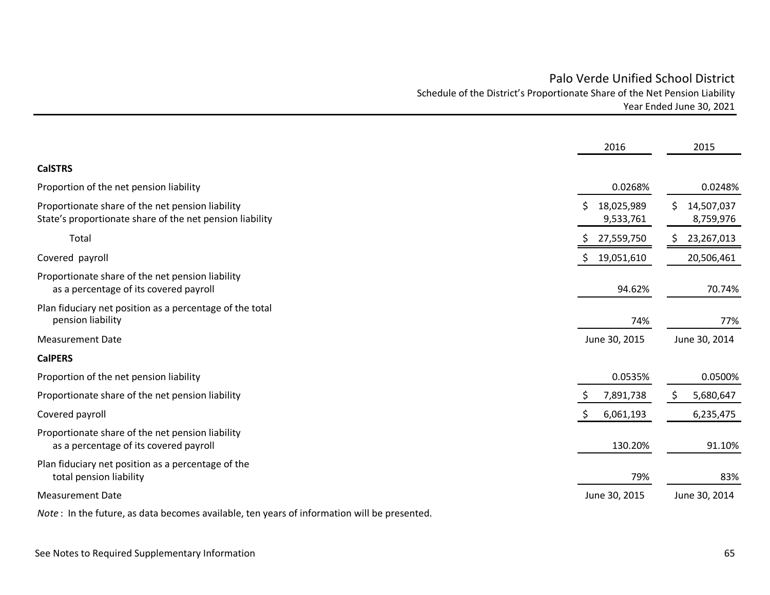# Palo Verde Unified School District

## Schedule of the District's Proportionate Share of the Net Pension Liability

### Year Ended June 30, 2021

| | 2016 | 2015 |
|---|---|---|
| **CalSTRS** | | |
| Proportion of the net pension liability | 0.0268% | 0.0248% |
| Proportionate share of the net pension liability | $ 18,025,989 | $ 14,507,037 |
| State's proportionate share of the net pension liability | 9,533,761 | 8,759,976 |
| Total | $ 27,559,750 | $ 23,267,013 |
| Covered payroll | $ 19,051,610 | 20,506,461 |
| Proportionate share of the net pension liability as a percentage of its covered payroll | 94.62% | 70.74% |
| Plan fiduciary net position as a percentage of the total pension liability | 74% | 77% |
| Measurement Date | June 30, 2015 | June 30, 2014 |
| **CalPERS** | | |
| Proportion of the net pension liability | 0.0535% | 0.0500% |
| Proportionate share of the net pension liability | $ 7,891,738 | $ 5,680,647 |
| Covered payroll | $ 6,061,193 | 6,235,475 |
| Proportionate share of the net pension liability as a percentage of its covered payroll | 130.20% | 91.10% |
| Plan fiduciary net position as a percentage of the total pension liability | 79% | 83% |
| Measurement Date | June 30, 2015 | June 30, 2014 |

*Note* : In the future, as data becomes available, ten years of information will be presented.

See Notes to Required Supplementary Information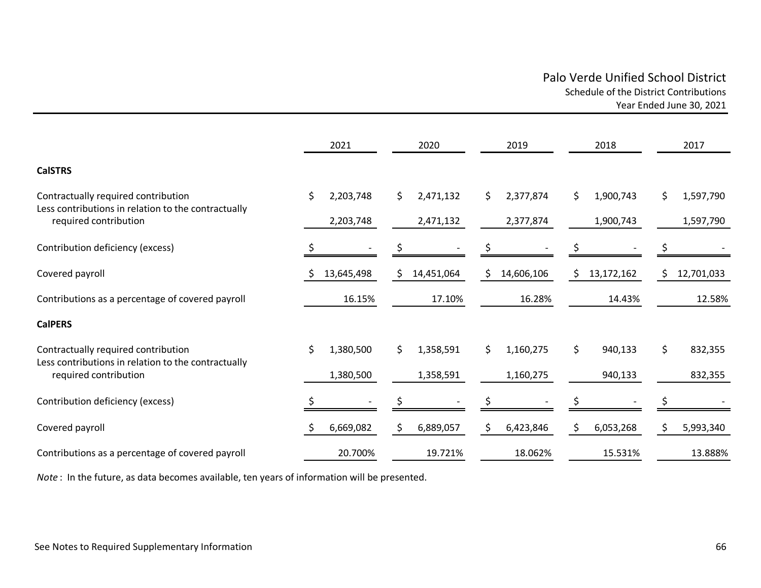# Palo Verde Unified School District

## Schedule of the District Contributions

### Year Ended June 30, 2021

| | 2021 | 2020 | 2019 | 2018 | 2017 |
|---|---|---|---|---|---|
| **CalSTRS** | | | | | |
| Contractually required contribution | $ 2,203,748 | $ 2,471,132 | $ 2,377,874 | $ 1,900,743 | $ 1,597,790 |
| Less contributions in relation to the contractually required contribution | 2,203,748 | 2,471,132 | 2,377,874 | 1,900,743 | 1,597,790 |
| Contribution deficiency (excess) | $ - | $ - | $ - | $ - | $ - |
| Covered payroll | $ 13,645,498 | $ 14,451,064 | $ 14,606,106 | $ 13,172,162 | $ 12,701,033 |
| Contributions as a percentage of covered payroll | 16.15% | 17.10% | 16.28% | 14.43% | 12.58% |
| **CalPERS** | | | | | |
| Contractually required contribution | $ 1,380,500 | $ 1,358,591 | $ 1,160,275 | $ 940,133 | $ 832,355 |
| Less contributions in relation to the contractually required contribution | 1,380,500 | 1,358,591 | 1,160,275 | 940,133 | 832,355 |
| Contribution deficiency (excess) | $ - | $ - | $ - | $ - | $ - |
| Covered payroll | $ 6,669,082 | $ 6,889,057 | $ 6,423,846 | $ 6,053,268 | $ 5,993,340 |
| Contributions as a percentage of covered payroll | 20.700% | 19.721% | 18.062% | 15.531% | 13.888% |

*Note* : In the future, as data becomes available, ten years of information will be presented.

See Notes to Required Supplementary Information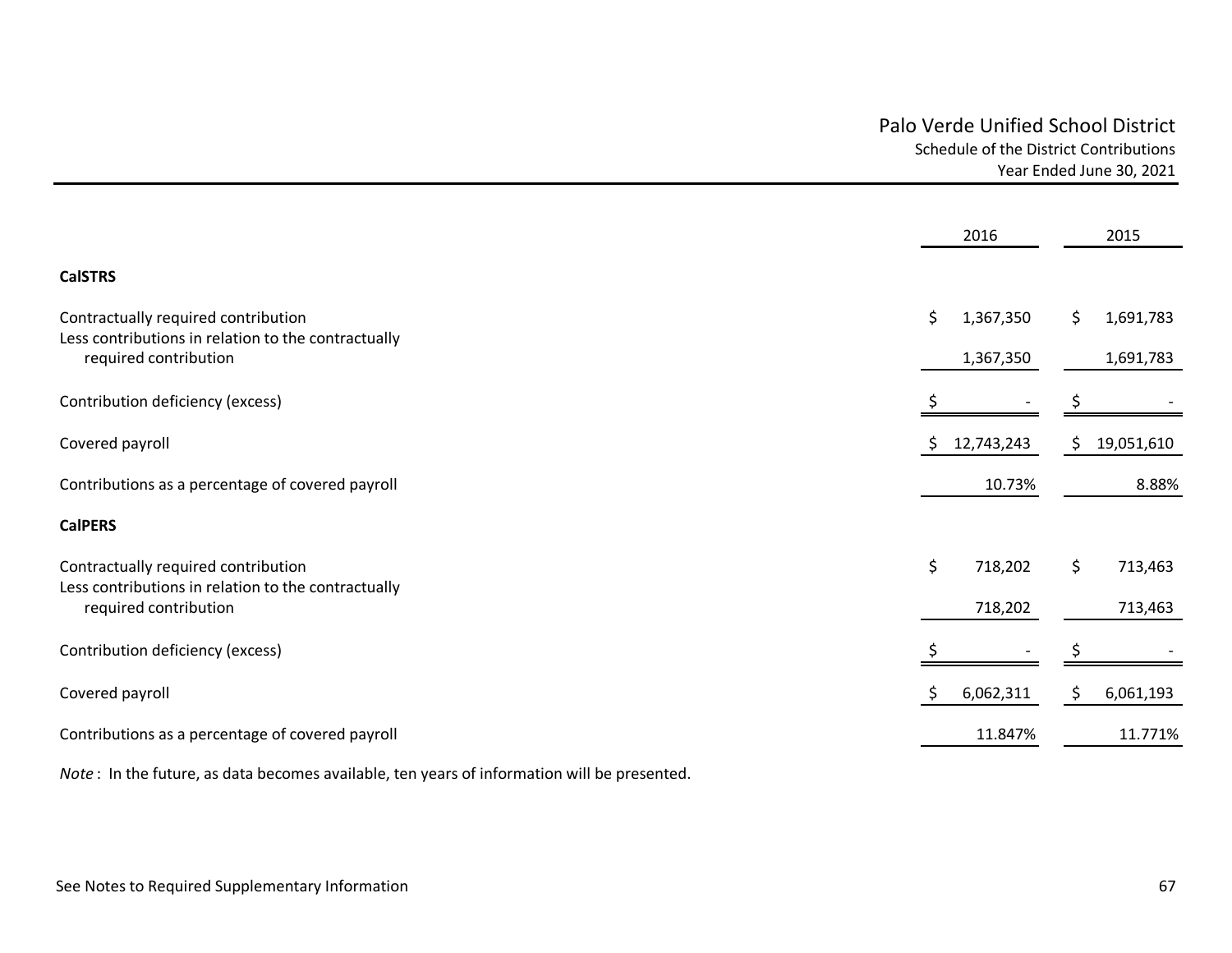# Palo Verde Unified School District

Schedule of the District Contributions

Year Ended June 30, 2021

| | 2016 | 2015 |
|---|---|---|
| **CalSTRS** | | |
| Contractually required contribution | $ 1,367,350 | $ 1,691,783 |
| Less contributions in relation to the contractually required contribution | 1,367,350 | 1,691,783 |
| Contribution deficiency (excess) | $ - | $ - |
| Covered payroll | $ 12,743,243 | $ 19,051,610 |
| Contributions as a percentage of covered payroll | 10.73% | 8.88% |
| **CalPERS** | | |
| Contractually required contribution | $ 718,202 | $ 713,463 |
| Less contributions in relation to the contractually required contribution | 718,202 | 713,463 |
| Contribution deficiency (excess) | $ - | $ - |
| Covered payroll | $ 6,062,311 | $ 6,061,193 |
| Contributions as a percentage of covered payroll | 11.847% | 11.771% |

*Note* : In the future, as data becomes available, ten years of information will be presented.

See Notes to Required Supplementary Information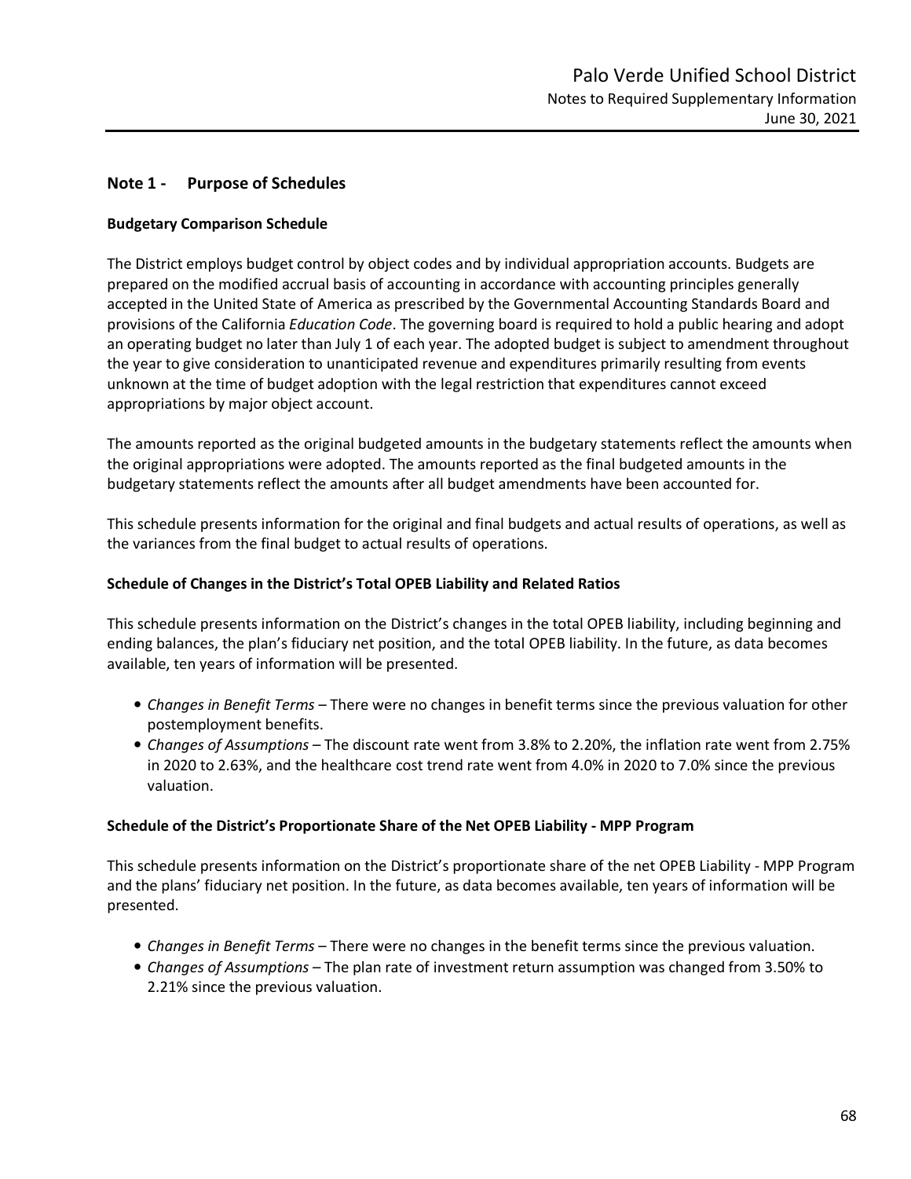## Note 1 - Purpose of Schedules

### Budgetary Comparison Schedule

The District employs budget control by object codes and by individual appropriation accounts. Budgets are prepared on the modified accrual basis of accounting in accordance with accounting principles generally accepted in the United State of America as prescribed by the Governmental Accounting Standards Board and provisions of the California *Education Code*. The governing board is required to hold a public hearing and adopt an operating budget no later than July 1 of each year. The adopted budget is subject to amendment throughout the year to give consideration to unanticipated revenue and expenditures primarily resulting from events unknown at the time of budget adoption with the legal restriction that expenditures cannot exceed appropriations by major object account.

The amounts reported as the original budgeted amounts in the budgetary statements reflect the amounts when the original appropriations were adopted. The amounts reported as the final budgeted amounts in the budgetary statements reflect the amounts after all budget amendments have been accounted for.

This schedule presents information for the original and final budgets and actual results of operations, as well as the variances from the final budget to actual results of operations.

### Schedule of Changes in the District's Total OPEB Liability and Related Ratios

This schedule presents information on the District's changes in the total OPEB liability, including beginning and ending balances, the plan's fiduciary net position, and the total OPEB liability. In the future, as data becomes available, ten years of information will be presented.

- *Changes in Benefit Terms* – There were no changes in benefit terms since the previous valuation for other postemployment benefits.
- *Changes of Assumptions* – The discount rate went from 3.8% to 2.20%, the inflation rate went from 2.75% in 2020 to 2.63%, and the healthcare cost trend rate went from 4.0% in 2020 to 7.0% since the previous valuation.

### Schedule of the District's Proportionate Share of the Net OPEB Liability - MPP Program

This schedule presents information on the District's proportionate share of the net OPEB Liability - MPP Program and the plans' fiduciary net position. In the future, as data becomes available, ten years of information will be presented.

- *Changes in Benefit Terms* – There were no changes in the benefit terms since the previous valuation.
- *Changes of Assumptions* – The plan rate of investment return assumption was changed from 3.50% to 2.21% since the previous valuation.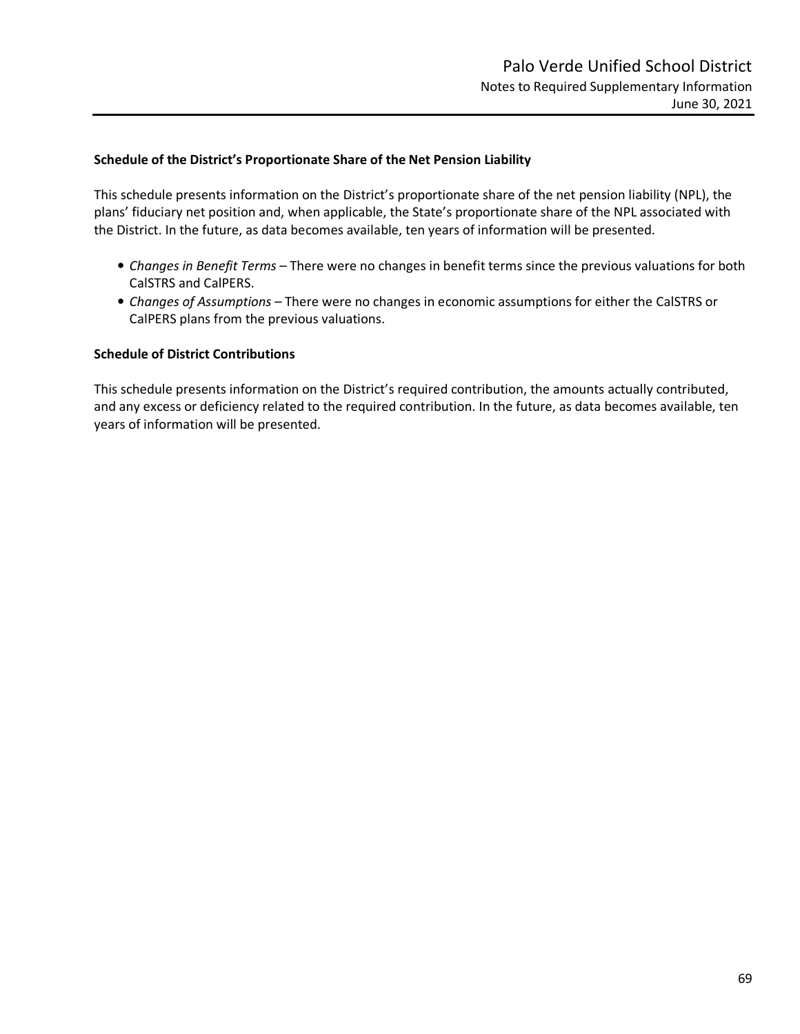### Schedule of the District's Proportionate Share of the Net Pension Liability

This schedule presents information on the District's proportionate share of the net pension liability (NPL), the plans' fiduciary net position and, when applicable, the State's proportionate share of the NPL associated with the District. In the future, as data becomes available, ten years of information will be presented.

- *Changes in Benefit Terms* – There were no changes in benefit terms since the previous valuations for both CalSTRS and CalPERS.
- *Changes of Assumptions* – There were no changes in economic assumptions for either the CalSTRS or CalPERS plans from the previous valuations.

### Schedule of District Contributions

This schedule presents information on the District's required contribution, the amounts actually contributed, and any excess or deficiency related to the required contribution. In the future, as data becomes available, ten years of information will be presented.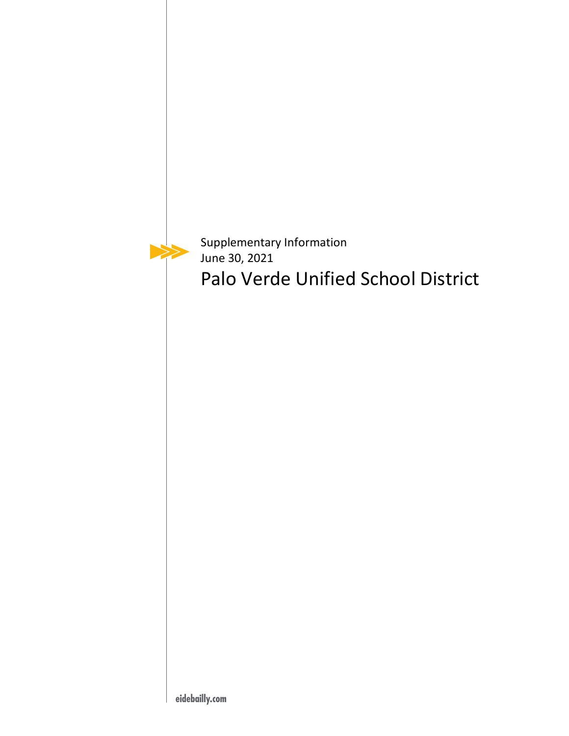Supplementary Information
June 30, 2021

# Palo Verde Unified School District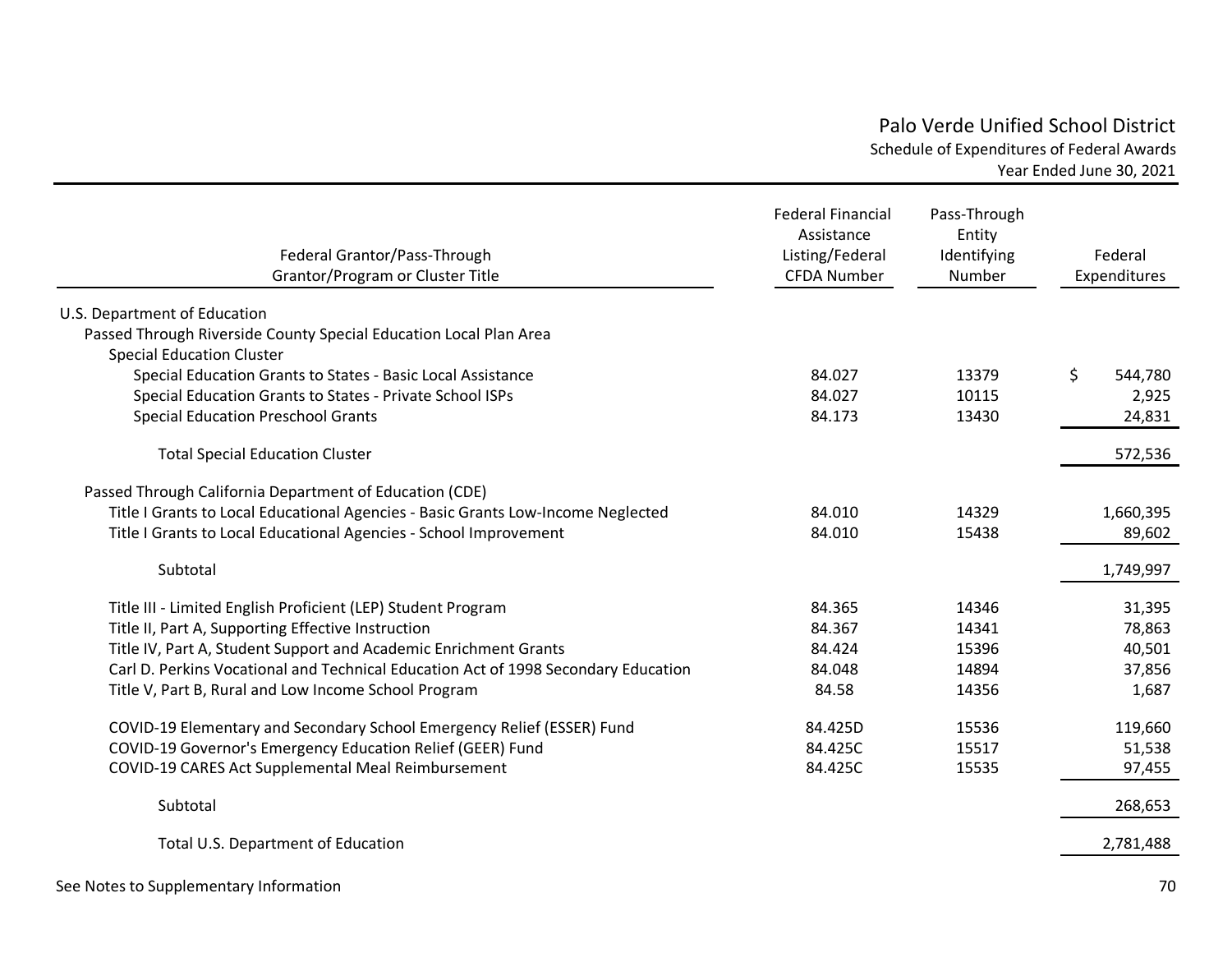# Palo Verde Unified School District

Schedule of Expenditures of Federal Awards

Year Ended June 30, 2021

| Federal Grantor/Pass-Through Grantor/Program or Cluster Title | Federal Financial Assistance Listing/Federal CFDA Number | Pass-Through Entity Identifying Number | Federal Expenditures |
|---|---|---|---|
| U.S. Department of Education | | | |
| Passed Through Riverside County Special Education Local Plan Area | | | |
| Special Education Cluster | | | |
| Special Education Grants to States - Basic Local Assistance | 84.027 | 13379 | $ 544,780 |
| Special Education Grants to States - Private School ISPs | 84.027 | 10115 | 2,925 |
| Special Education Preschool Grants | 84.173 | 13430 | 24,831 |
| Total Special Education Cluster | | | 572,536 |
| Passed Through California Department of Education (CDE) | | | |
| Title I Grants to Local Educational Agencies - Basic Grants Low-Income Neglected | 84.010 | 14329 | 1,660,395 |
| Title I Grants to Local Educational Agencies - School Improvement | 84.010 | 15438 | 89,602 |
| Subtotal | | | 1,749,997 |
| Title III - Limited English Proficient (LEP) Student Program | 84.365 | 14346 | 31,395 |
| Title II, Part A, Supporting Effective Instruction | 84.367 | 14341 | 78,863 |
| Title IV, Part A, Student Support and Academic Enrichment Grants | 84.424 | 15396 | 40,501 |
| Carl D. Perkins Vocational and Technical Education Act of 1998 Secondary Education | 84.048 | 14894 | 37,856 |
| Title V, Part B, Rural and Low Income School Program | 84.58 | 14356 | 1,687 |
| COVID-19 Elementary and Secondary School Emergency Relief (ESSER) Fund | 84.425D | 15536 | 119,660 |
| COVID-19 Governor's Emergency Education Relief (GEER) Fund | 84.425C | 15517 | 51,538 |
| COVID-19 CARES Act Supplemental Meal Reimbursement | 84.425C | 15535 | 97,455 |
| Subtotal | | | 268,653 |
| Total U.S. Department of Education | | | 2,781,488 |

See Notes to Supplementary Information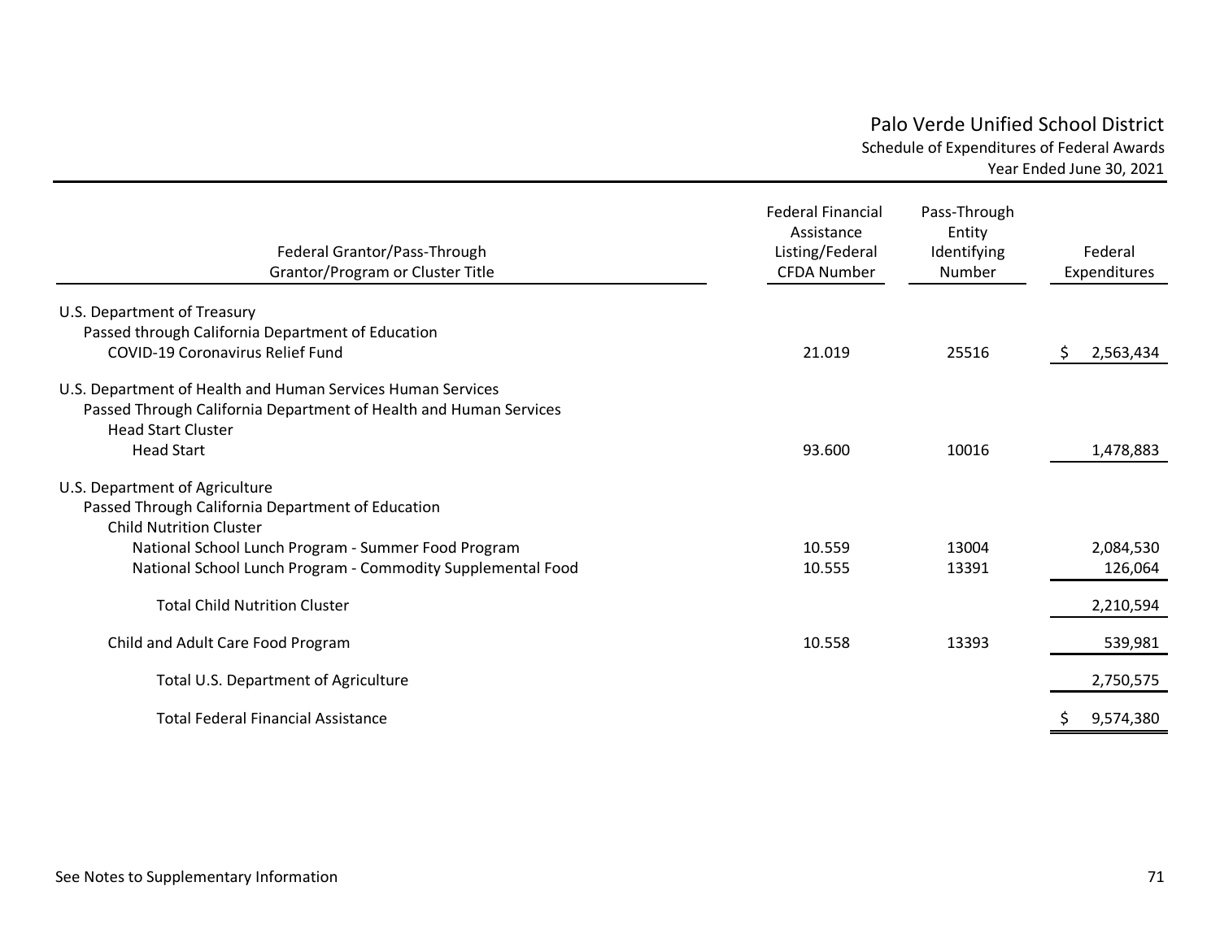# Palo Verde Unified School District

## Schedule of Expenditures of Federal Awards

### Year Ended June 30, 2021

| Federal Grantor/Pass-Through Grantor/Program or Cluster Title | Federal Financial Assistance Listing/Federal CFDA Number | Pass-Through Entity Identifying Number | Federal Expenditures |
|---|---|---|---|
| U.S. Department of Treasury | | | |
| Passed through California Department of Education | | | |
| COVID-19 Coronavirus Relief Fund | 21.019 | 25516 | $ 2,563,434 |
| U.S. Department of Health and Human Services Human Services | | | |
| Passed Through California Department of Health and Human Services | | | |
| Head Start Cluster | | | |
| Head Start | 93.600 | 10016 | 1,478,883 |
| U.S. Department of Agriculture | | | |
| Passed Through California Department of Education | | | |
| Child Nutrition Cluster | | | |
| National School Lunch Program - Summer Food Program | 10.559 | 13004 | 2,084,530 |
| National School Lunch Program - Commodity Supplemental Food | 10.555 | 13391 | 126,064 |
| Total Child Nutrition Cluster | | | 2,210,594 |
| Child and Adult Care Food Program | 10.558 | 13393 | 539,981 |
| Total U.S. Department of Agriculture | | | 2,750,575 |
| Total Federal Financial Assistance | | | $ 9,574,380 |

See Notes to Supplementary Information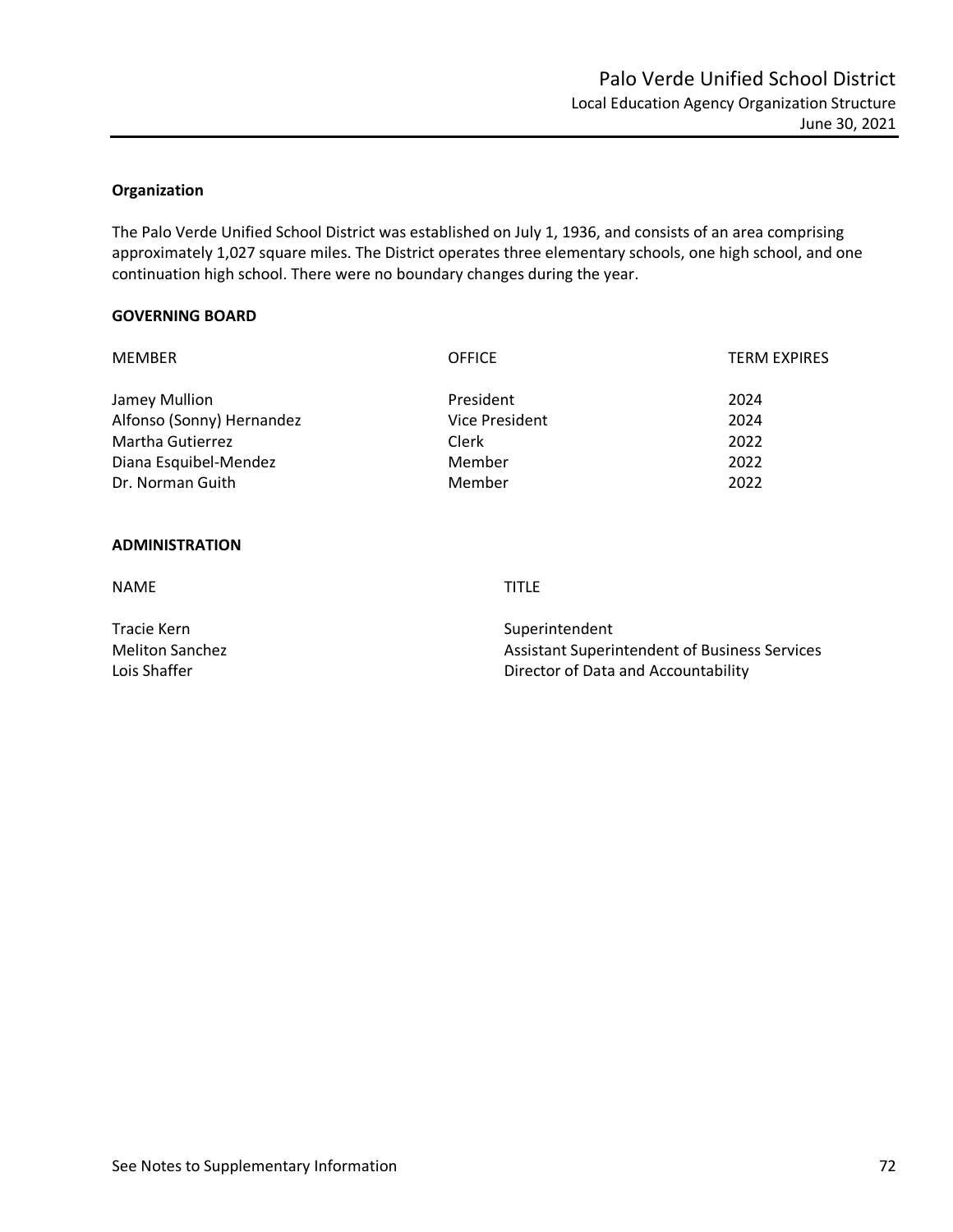# Palo Verde Unified School District

## Local Education Agency Organization Structure

June 30, 2021

**Organization**

The Palo Verde Unified School District was established on July 1, 1936, and consists of an area comprising approximately 1,027 square miles. The District operates three elementary schools, one high school, and one continuation high school. There were no boundary changes during the year.

**GOVERNING BOARD**

| MEMBER | OFFICE | TERM EXPIRES |
|---|---|---|
| Jamey Mullion | President | 2024 |
| Alfonso (Sonny) Hernandez | Vice President | 2024 |
| Martha Gutierrez | Clerk | 2022 |
| Diana Esquibel-Mendez | Member | 2022 |
| Dr. Norman Guith | Member | 2022 |

**ADMINISTRATION**

| NAME | TITLE |
|---|---|
| Tracie Kern | Superintendent |
| Meliton Sanchez | Assistant Superintendent of Business Services |
| Lois Shaffer | Director of Data and Accountability |

See Notes to Supplementary Information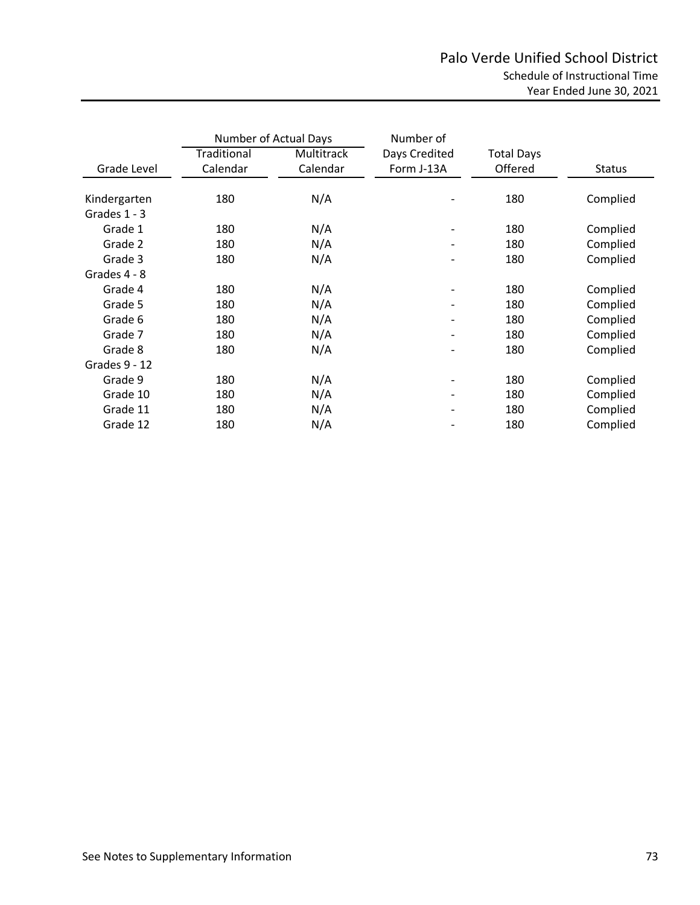# Palo Verde Unified School District

## Schedule of Instructional Time
### Year Ended June 30, 2021

| Grade Level | Number of Actual Days | | Number of Days Credited Form J-13A | Total Days Offered | Status |
|---|---|---|---|---|---|
| | Traditional Calendar | Multitrack Calendar | | | |
| Kindergarten | 180 | N/A | - | 180 | Complied |
| Grades 1 - 3 | | | | | |
| Grade 1 | 180 | N/A | - | 180 | Complied |
| Grade 2 | 180 | N/A | - | 180 | Complied |
| Grade 3 | 180 | N/A | - | 180 | Complied |
| Grades 4 - 8 | | | | | |
| Grade 4 | 180 | N/A | - | 180 | Complied |
| Grade 5 | 180 | N/A | - | 180 | Complied |
| Grade 6 | 180 | N/A | - | 180 | Complied |
| Grade 7 | 180 | N/A | - | 180 | Complied |
| Grade 8 | 180 | N/A | - | 180 | Complied |
| Grades 9 - 12 | | | | | |
| Grade 9 | 180 | N/A | - | 180 | Complied |
| Grade 10 | 180 | N/A | - | 180 | Complied |
| Grade 11 | 180 | N/A | - | 180 | Complied |
| Grade 12 | 180 | N/A | - | 180 | Complied |

See Notes to Supplementary Information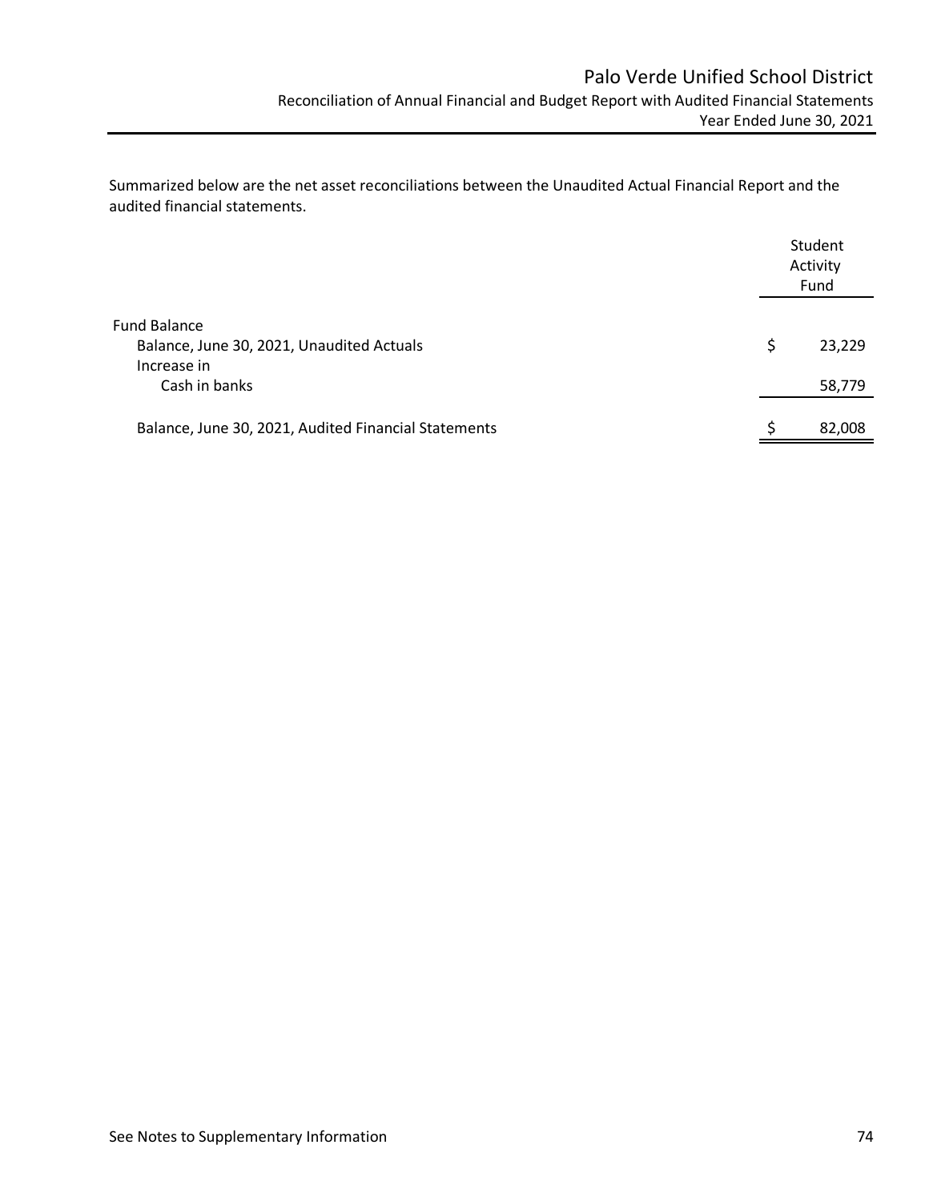# Palo Verde Unified School District

## Reconciliation of Annual Financial and Budget Report with Audited Financial Statements

### Year Ended June 30, 2021

Summarized below are the net asset reconciliations between the Unaudited Actual Financial Report and the audited financial statements.

| | Student Activity Fund |
|---|---|
| Fund Balance | |
| Balance, June 30, 2021, Unaudited Actuals | $ 23,229 |
| Increase in | |
| Cash in banks | 58,779 |
| Balance, June 30, 2021, Audited Financial Statements | $ 82,008 |

See Notes to Supplementary Information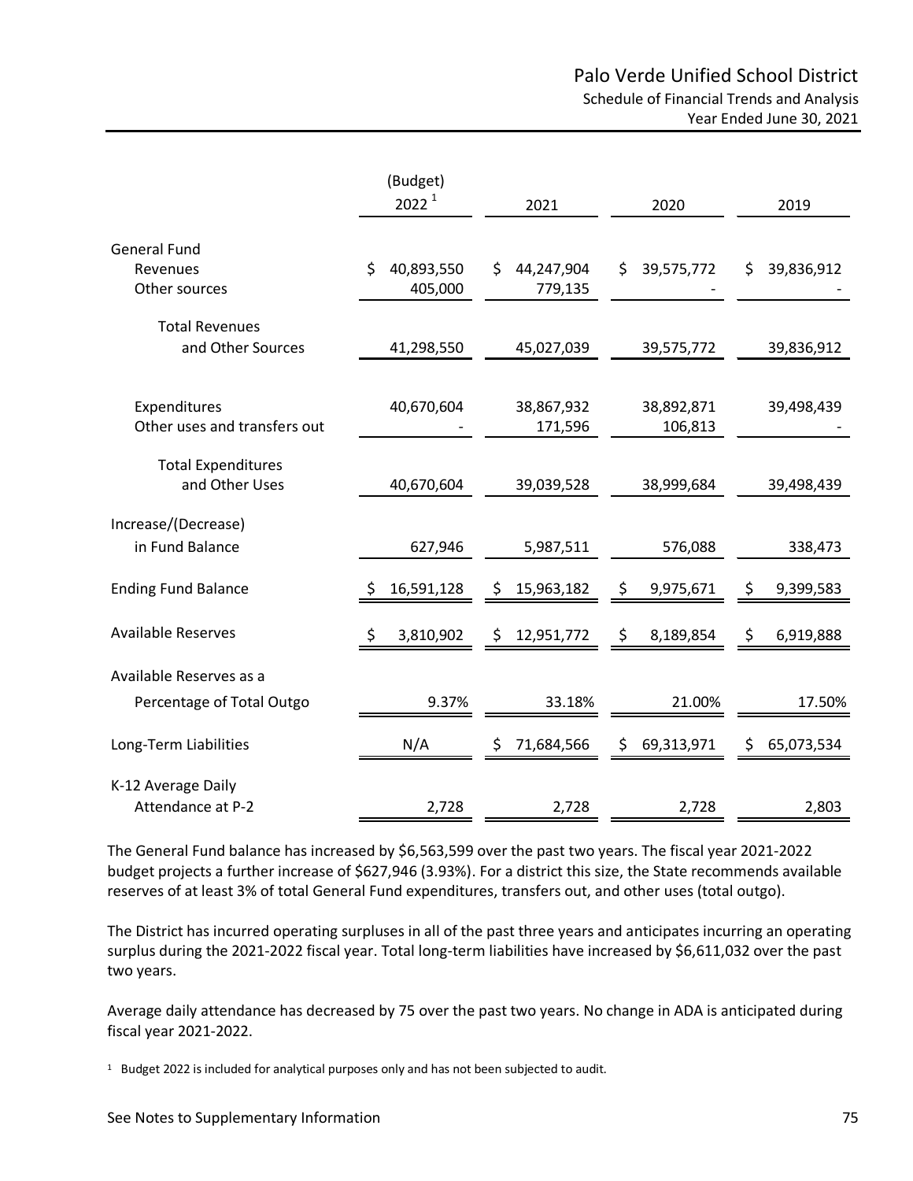# Palo Verde Unified School District

## Schedule of Financial Trends and Analysis

### Year Ended June 30, 2021

| | (Budget) 2022[1] | 2021 | 2020 | 2019 |
|---|---|---|---|---|
| **General Fund** | | | | |
| Revenues | $ 40,893,550 | $ 44,247,904 | $ 39,575,772 | $ 39,836,912 |
| Other sources | 405,000 | 779,135 | - | - |
| Total Revenues and Other Sources | 41,298,550 | 45,027,039 | 39,575,772 | 39,836,912 |
| Expenditures | 40,670,604 | 38,867,932 | 38,892,871 | 39,498,439 |
| Other uses and transfers out | - | 171,596 | 106,813 | - |
| Total Expenditures and Other Uses | 40,670,604 | 39,039,528 | 38,999,684 | 39,498,439 |
| Increase/(Decrease) in Fund Balance | 627,946 | 5,987,511 | 576,088 | 338,473 |
| Ending Fund Balance | $ 16,591,128 | $ 15,963,182 | $ 9,975,671 | $ 9,399,583 |
| Available Reserves | $ 3,810,902 | $ 12,951,772 | $ 8,189,854 | $ 6,919,888 |
| Available Reserves as a Percentage of Total Outgo | 9.37% | 33.18% | 21.00% | 17.50% |
| Long-Term Liabilities | N/A | $ 71,684,566 | $ 69,313,971 | $ 65,073,534 |
| K-12 Average Daily Attendance at P-2 | 2,728 | 2,728 | 2,728 | 2,803 |

The General Fund balance has increased by $6,563,599 over the past two years. The fiscal year 2021-2022 budget projects a further increase of $627,946 (3.93%). For a district this size, the State recommends available reserves of at least 3% of total General Fund expenditures, transfers out, and other uses (total outgo).

The District has incurred operating surpluses in all of the past three years and anticipates incurring an operating surplus during the 2021-2022 fiscal year. Total long-term liabilities have increased by $6,611,032 over the past two years.

Average daily attendance has decreased by 75 over the past two years. No change in ADA is anticipated during fiscal year 2021-2022.

[1] Budget 2022 is included for analytical purposes only and has not been subjected to audit.

See Notes to Supplementary Information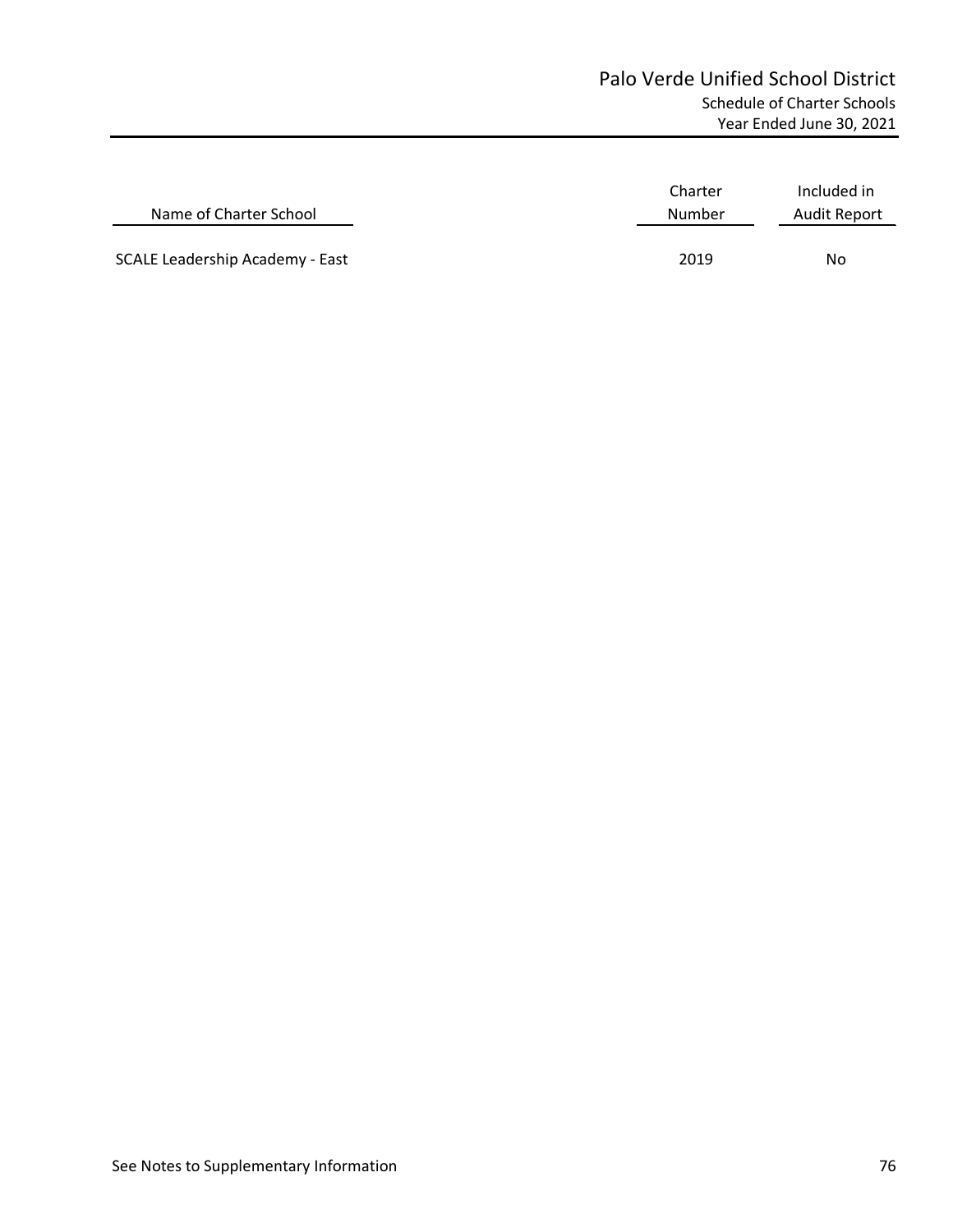# Palo Verde Unified School District

## Schedule of Charter Schools

### Year Ended June 30, 2021

| Name of Charter School | Charter Number | Included in Audit Report |
|---|---|---|
| SCALE Leadership Academy - East | 2019 | No |

See Notes to Supplementary Information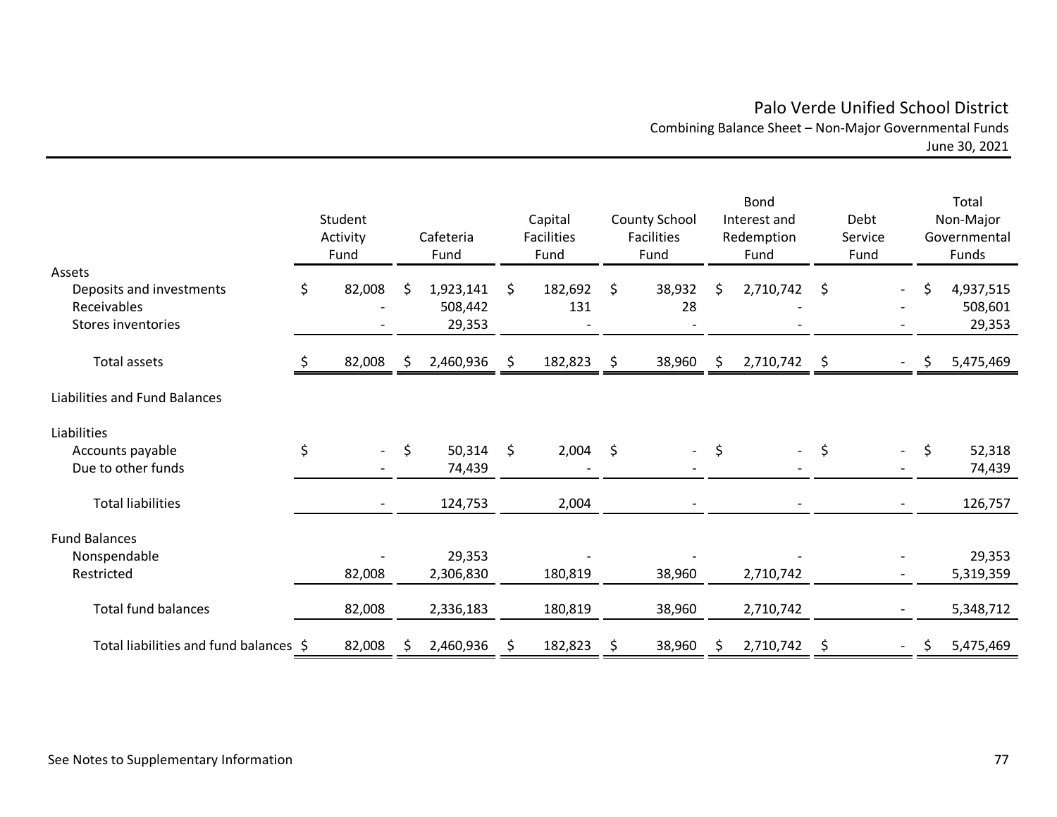# Palo Verde Unified School District

## Combining Balance Sheet – Non-Major Governmental Funds

June 30, 2021

| | Student Activity Fund | Cafeteria Fund | Capital Facilities Fund | County School Facilities Fund | Bond Interest and Redemption Fund | Debt Service Fund | Total Non-Major Governmental Funds |
|---|---|---|---|---|---|---|---|
| **Assets** | | | | | | | |
| Deposits and investments | $ 82,008 | $ 1,923,141 | $ 182,692 | $ 38,932 | $ 2,710,742 | $ - | $ 4,937,515 |
| Receivables | - | 508,442 | 131 | 28 | - | - | 508,601 |
| Stores inventories | - | 29,353 | - | - | - | - | 29,353 |
| Total assets | $ 82,008 | $ 2,460,936 | $ 182,823 | $ 38,960 | $ 2,710,742 | $ - | $ 5,475,469 |
| **Liabilities and Fund Balances** | | | | | | | |
| **Liabilities** | | | | | | | |
| Accounts payable | $ - | $ 50,314 | $ 2,004 | $ - | $ - | $ - | $ 52,318 |
| Due to other funds | - | 74,439 | - | - | - | - | 74,439 |
| Total liabilities | - | 124,753 | 2,004 | - | - | - | 126,757 |
| **Fund Balances** | | | | | | | |
| Nonspendable | - | 29,353 | - | - | - | - | 29,353 |
| Restricted | 82,008 | 2,306,830 | 180,819 | 38,960 | 2,710,742 | - | 5,319,359 |
| Total fund balances | 82,008 | 2,336,183 | 180,819 | 38,960 | 2,710,742 | - | 5,348,712 |
| Total liabilities and fund balances | $ 82,008 | $ 2,460,936 | $ 182,823 | $ 38,960 | $ 2,710,742 | $ - | $ 5,475,469 |

See Notes to Supplementary Information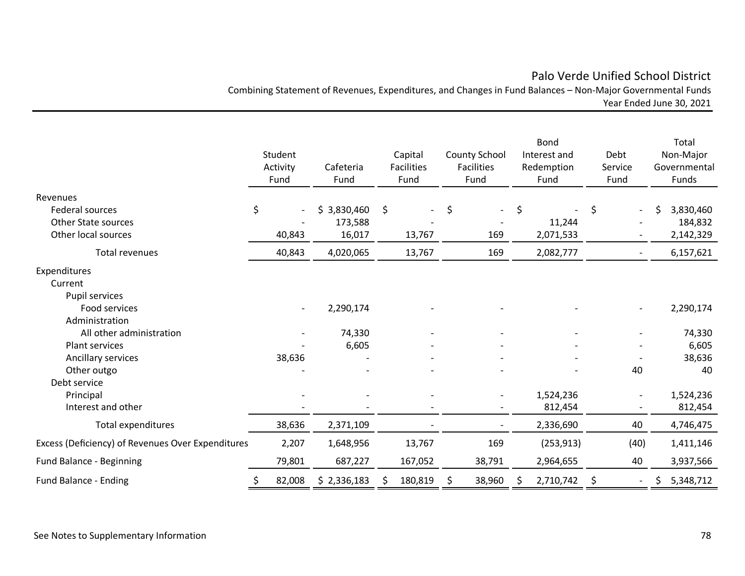# Palo Verde Unified School District

Combining Statement of Revenues, Expenditures, and Changes in Fund Balances – Non-Major Governmental Funds
Year Ended June 30, 2021

| | Student Activity Fund | Cafeteria Fund | Capital Facilities Fund | County School Facilities Fund | Bond Interest and Redemption Fund | Debt Service Fund | Total Non-Major Governmental Funds |
|---|---|---|---|---|---|---|---|
| **Revenues** | | | | | | | |
| Federal sources | $ - | $ 3,830,460 | $ - | $ - | $ - | $ - | $ 3,830,460 |
| Other State sources | - | 173,588 | - | - | 11,244 | - | 184,832 |
| Other local sources | 40,843 | 16,017 | 13,767 | 169 | 2,071,533 | - | 2,142,329 |
| Total revenues | 40,843 | 4,020,065 | 13,767 | 169 | 2,082,777 | - | 6,157,621 |
| **Expenditures** | | | | | | | |
| Current | | | | | | | |
| Pupil services | | | | | | | |
| Food services | - | 2,290,174 | - | - | - | - | 2,290,174 |
| Administration | | | | | | | |
| All other administration | - | 74,330 | - | - | - | - | 74,330 |
| Plant services | - | 6,605 | - | - | - | - | 6,605 |
| Ancillary services | 38,636 | - | - | - | - | - | 38,636 |
| Other outgo | - | - | - | - | - | 40 | 40 |
| Debt service | | | | | | | |
| Principal | - | - | - | - | 1,524,236 | - | 1,524,236 |
| Interest and other | - | - | - | - | 812,454 | - | 812,454 |
| Total expenditures | 38,636 | 2,371,109 | - | - | 2,336,690 | 40 | 4,746,475 |
| Excess (Deficiency) of Revenues Over Expenditures | 2,207 | 1,648,956 | 13,767 | 169 | (253,913) | (40) | 1,411,146 |
| Fund Balance - Beginning | 79,801 | 687,227 | 167,052 | 38,791 | 2,964,655 | 40 | 3,937,566 |
| Fund Balance - Ending | $ 82,008 | $ 2,336,183 | $ 180,819 | $ 38,960 | $ 2,710,742 | $ - | $ 5,348,712 |

See Notes to Supplementary Information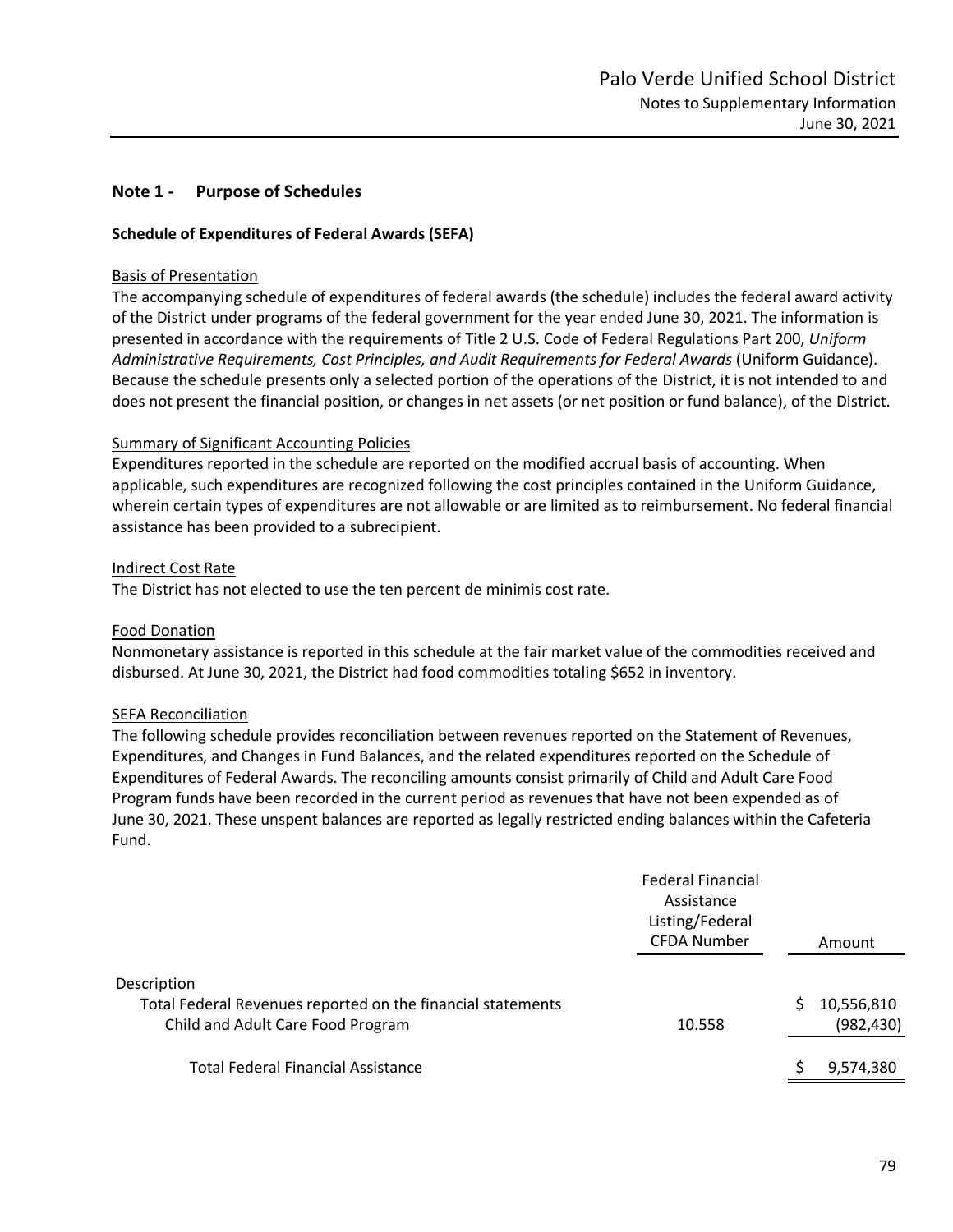## Note 1 - Purpose of Schedules

### Schedule of Expenditures of Federal Awards (SEFA)

Basis of Presentation

The accompanying schedule of expenditures of federal awards (the schedule) includes the federal award activity of the District under programs of the federal government for the year ended June 30, 2021. The information is presented in accordance with the requirements of Title 2 U.S. Code of Federal Regulations Part 200, *Uniform Administrative Requirements, Cost Principles, and Audit Requirements for Federal Awards* (Uniform Guidance). Because the schedule presents only a selected portion of the operations of the District, it is not intended to and does not present the financial position, or changes in net assets (or net position or fund balance), of the District.

Summary of Significant Accounting Policies

Expenditures reported in the schedule are reported on the modified accrual basis of accounting. When applicable, such expenditures are recognized following the cost principles contained in the Uniform Guidance, wherein certain types of expenditures are not allowable or are limited as to reimbursement. No federal financial assistance has been provided to a subrecipient.

Indirect Cost Rate

The District has not elected to use the ten percent de minimis cost rate.

Food Donation

Nonmonetary assistance is reported in this schedule at the fair market value of the commodities received and disbursed. At June 30, 2021, the District had food commodities totaling $652 in inventory.

SEFA Reconciliation

The following schedule provides reconciliation between revenues reported on the Statement of Revenues, Expenditures, and Changes in Fund Balances, and the related expenditures reported on the Schedule of Expenditures of Federal Awards. The reconciling amounts consist primarily of Child and Adult Care Food Program funds have been recorded in the current period as revenues that have not been expended as of June 30, 2021. These unspent balances are reported as legally restricted ending balances within the Cafeteria Fund.

| | Federal Financial Assistance Listing/Federal CFDA Number | Amount |
|---|---|---|
| Description | | |
| Total Federal Revenues reported on the financial statements | | $ 10,556,810 |
| Child and Adult Care Food Program | 10.558 | (982,430) |
| Total Federal Financial Assistance | | $ 9,574,380 |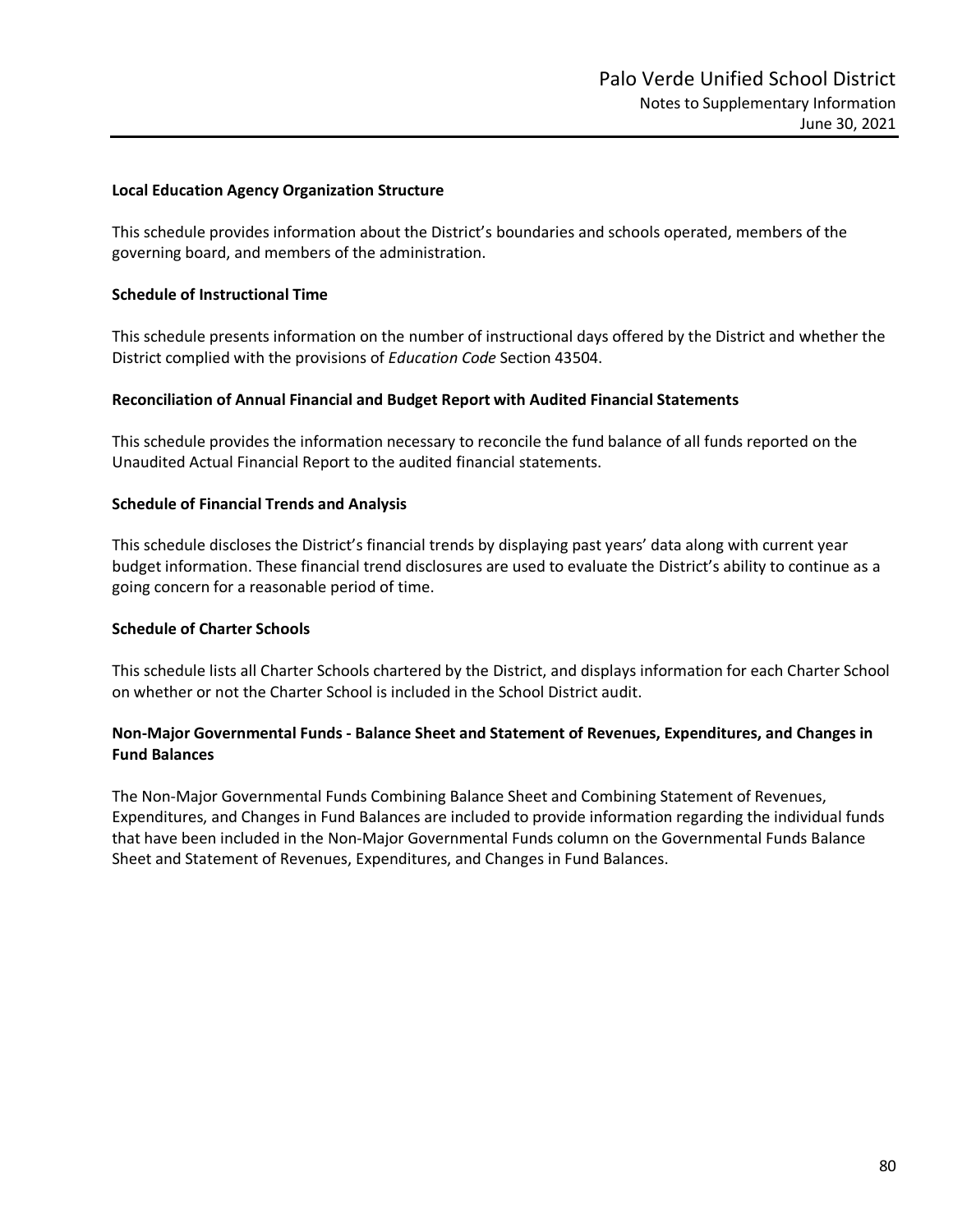### Local Education Agency Organization Structure

This schedule provides information about the District's boundaries and schools operated, members of the governing board, and members of the administration.

### Schedule of Instructional Time

This schedule presents information on the number of instructional days offered by the District and whether the District complied with the provisions of *Education Code* Section 43504.

### Reconciliation of Annual Financial and Budget Report with Audited Financial Statements

This schedule provides the information necessary to reconcile the fund balance of all funds reported on the Unaudited Actual Financial Report to the audited financial statements.

### Schedule of Financial Trends and Analysis

This schedule discloses the District's financial trends by displaying past years' data along with current year budget information. These financial trend disclosures are used to evaluate the District's ability to continue as a going concern for a reasonable period of time.

### Schedule of Charter Schools

This schedule lists all Charter Schools chartered by the District, and displays information for each Charter School on whether or not the Charter School is included in the School District audit.

### Non-Major Governmental Funds - Balance Sheet and Statement of Revenues, Expenditures, and Changes in Fund Balances

The Non-Major Governmental Funds Combining Balance Sheet and Combining Statement of Revenues, Expenditures, and Changes in Fund Balances are included to provide information regarding the individual funds that have been included in the Non-Major Governmental Funds column on the Governmental Funds Balance Sheet and Statement of Revenues, Expenditures, and Changes in Fund Balances.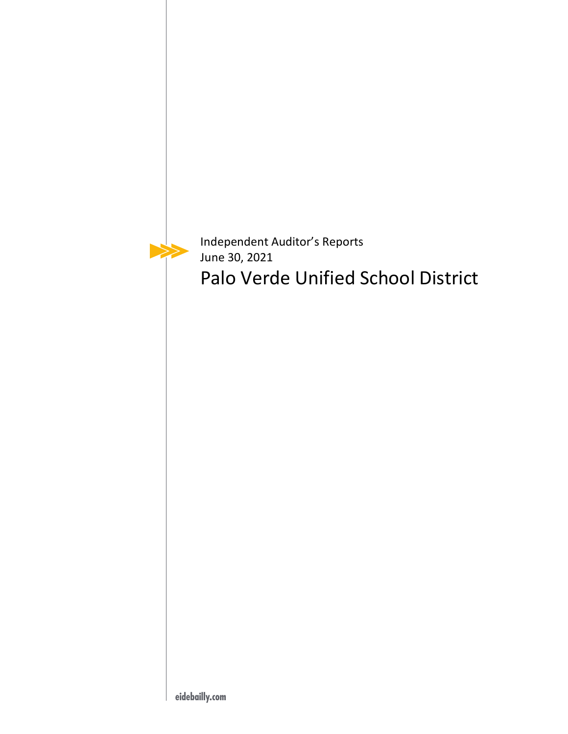Independent Auditor's Reports

June 30, 2021

# Palo Verde Unified School District

eidebailly.com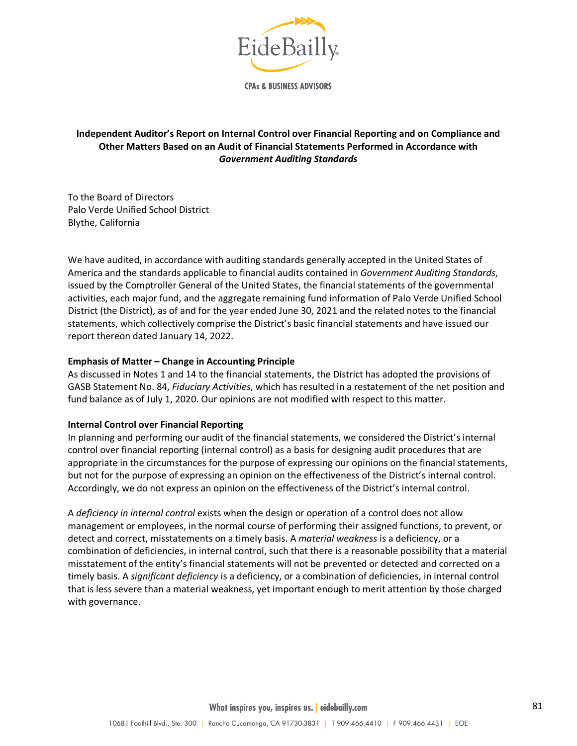# Independent Auditor's Report on Internal Control over Financial Reporting and on Compliance and Other Matters Based on an Audit of Financial Statements Performed in Accordance with *Government Auditing Standards*

To the Board of Directors
Palo Verde Unified School District
Blythe, California

We have audited, in accordance with auditing standards generally accepted in the United States of America and the standards applicable to financial audits contained in *Government Auditing Standards*, issued by the Comptroller General of the United States, the financial statements of the governmental activities, each major fund, and the aggregate remaining fund information of Palo Verde Unified School District (the District), as of and for the year ended June 30, 2021 and the related notes to the financial statements, which collectively comprise the District's basic financial statements and have issued our report thereon dated January 14, 2022.

**Emphasis of Matter – Change in Accounting Principle**

As discussed in Notes 1 and 14 to the financial statements, the District has adopted the provisions of GASB Statement No. 84, *Fiduciary Activities*, which has resulted in a restatement of the net position and fund balance as of July 1, 2020. Our opinions are not modified with respect to this matter.

**Internal Control over Financial Reporting**

In planning and performing our audit of the financial statements, we considered the District's internal control over financial reporting (internal control) as a basis for designing audit procedures that are appropriate in the circumstances for the purpose of expressing our opinions on the financial statements, but not for the purpose of expressing an opinion on the effectiveness of the District's internal control. Accordingly, we do not express an opinion on the effectiveness of the District's internal control.

A *deficiency in internal control* exists when the design or operation of a control does not allow management or employees, in the normal course of performing their assigned functions, to prevent, or detect and correct, misstatements on a timely basis. A *material weakness* is a deficiency, or a combination of deficiencies, in internal control, such that there is a reasonable possibility that a material misstatement of the entity's financial statements will not be prevented or detected and corrected on a timely basis. A *significant deficiency* is a deficiency, or a combination of deficiencies, in internal control that is less severe than a material weakness, yet important enough to merit attention by those charged with governance.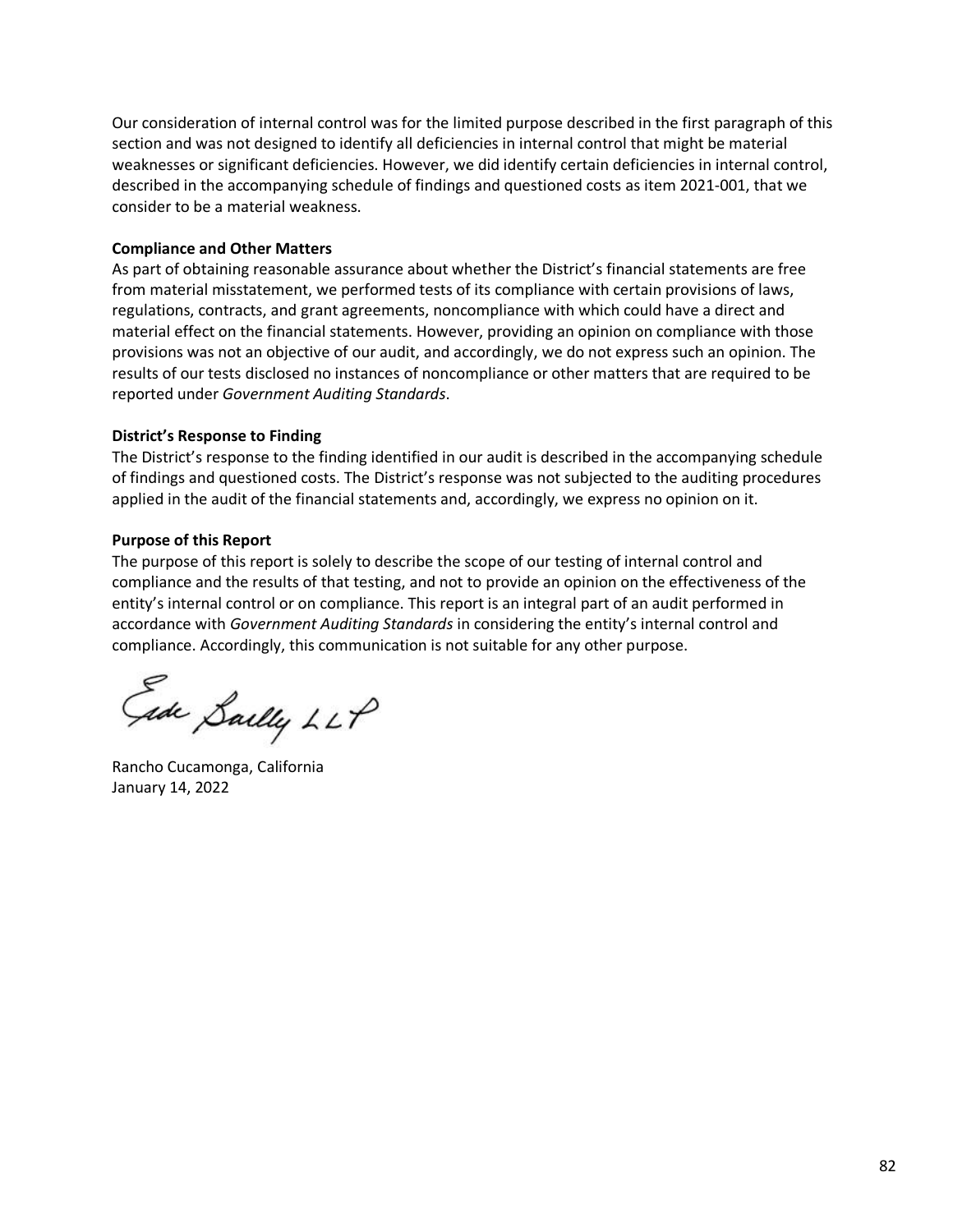Our consideration of internal control was for the limited purpose described in the first paragraph of this section and was not designed to identify all deficiencies in internal control that might be material weaknesses or significant deficiencies. However, we did identify certain deficiencies in internal control, described in the accompanying schedule of findings and questioned costs as item 2021-001, that we consider to be a material weakness.

**Compliance and Other Matters**

As part of obtaining reasonable assurance about whether the District's financial statements are free from material misstatement, we performed tests of its compliance with certain provisions of laws, regulations, contracts, and grant agreements, noncompliance with which could have a direct and material effect on the financial statements. However, providing an opinion on compliance with those provisions was not an objective of our audit, and accordingly, we do not express such an opinion. The results of our tests disclosed no instances of noncompliance or other matters that are required to be reported under *Government Auditing Standards*.

**District's Response to Finding**

The District's response to the finding identified in our audit is described in the accompanying schedule of findings and questioned costs. The District's response was not subjected to the auditing procedures applied in the audit of the financial statements and, accordingly, we express no opinion on it.

**Purpose of this Report**

The purpose of this report is solely to describe the scope of our testing of internal control and compliance and the results of that testing, and not to provide an opinion on the effectiveness of the entity's internal control or on compliance. This report is an integral part of an audit performed in accordance with *Government Auditing Standards* in considering the entity's internal control and compliance. Accordingly, this communication is not suitable for any other purpose.

Eide Bailly LLP

Rancho Cucamonga, California
January 14, 2022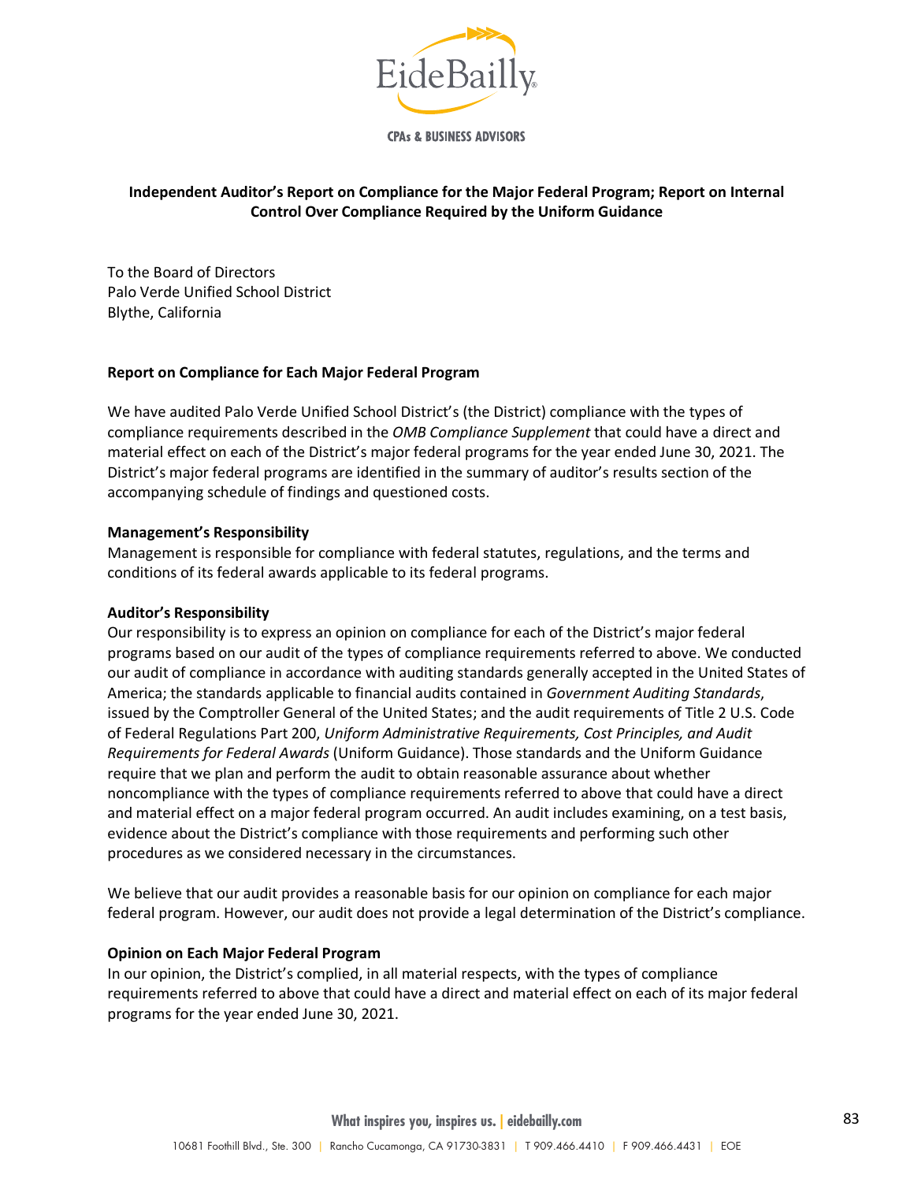**Independent Auditor's Report on Compliance for the Major Federal Program; Report on Internal Control Over Compliance Required by the Uniform Guidance**

To the Board of Directors
Palo Verde Unified School District
Blythe, California

**Report on Compliance for Each Major Federal Program**

We have audited Palo Verde Unified School District's (the District) compliance with the types of compliance requirements described in the *OMB Compliance Supplement* that could have a direct and material effect on each of the District's major federal programs for the year ended June 30, 2021. The District's major federal programs are identified in the summary of auditor's results section of the accompanying schedule of findings and questioned costs.

**Management's Responsibility**
Management is responsible for compliance with federal statutes, regulations, and the terms and conditions of its federal awards applicable to its federal programs.

**Auditor's Responsibility**
Our responsibility is to express an opinion on compliance for each of the District's major federal programs based on our audit of the types of compliance requirements referred to above. We conducted our audit of compliance in accordance with auditing standards generally accepted in the United States of America; the standards applicable to financial audits contained in *Government Auditing Standards*, issued by the Comptroller General of the United States; and the audit requirements of Title 2 U.S. Code of Federal Regulations Part 200, *Uniform Administrative Requirements, Cost Principles, and Audit Requirements for Federal Awards* (Uniform Guidance). Those standards and the Uniform Guidance require that we plan and perform the audit to obtain reasonable assurance about whether noncompliance with the types of compliance requirements referred to above that could have a direct and material effect on a major federal program occurred. An audit includes examining, on a test basis, evidence about the District's compliance with those requirements and performing such other procedures as we considered necessary in the circumstances.

We believe that our audit provides a reasonable basis for our opinion on compliance for each major federal program. However, our audit does not provide a legal determination of the District's compliance.

**Opinion on Each Major Federal Program**
In our opinion, the District's complied, in all material respects, with the types of compliance requirements referred to above that could have a direct and material effect on each of its major federal programs for the year ended June 30, 2021.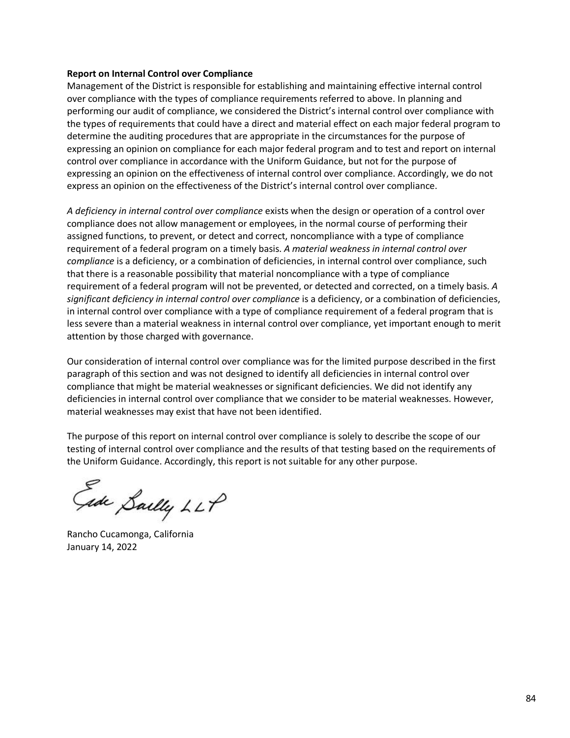**Report on Internal Control over Compliance**

Management of the District is responsible for establishing and maintaining effective internal control over compliance with the types of compliance requirements referred to above. In planning and performing our audit of compliance, we considered the District's internal control over compliance with the types of requirements that could have a direct and material effect on each major federal program to determine the auditing procedures that are appropriate in the circumstances for the purpose of expressing an opinion on compliance for each major federal program and to test and report on internal control over compliance in accordance with the Uniform Guidance, but not for the purpose of expressing an opinion on the effectiveness of internal control over compliance. Accordingly, we do not express an opinion on the effectiveness of the District's internal control over compliance.

*A deficiency in internal control over compliance* exists when the design or operation of a control over compliance does not allow management or employees, in the normal course of performing their assigned functions, to prevent, or detect and correct, noncompliance with a type of compliance requirement of a federal program on a timely basis. *A material weakness in internal control over compliance* is a deficiency, or a combination of deficiencies, in internal control over compliance, such that there is a reasonable possibility that material noncompliance with a type of compliance requirement of a federal program will not be prevented, or detected and corrected, on a timely basis. *A significant deficiency in internal control over compliance* is a deficiency, or a combination of deficiencies, in internal control over compliance with a type of compliance requirement of a federal program that is less severe than a material weakness in internal control over compliance, yet important enough to merit attention by those charged with governance.

Our consideration of internal control over compliance was for the limited purpose described in the first paragraph of this section and was not designed to identify all deficiencies in internal control over compliance that might be material weaknesses or significant deficiencies. We did not identify any deficiencies in internal control over compliance that we consider to be material weaknesses. However, material weaknesses may exist that have not been identified.

The purpose of this report on internal control over compliance is solely to describe the scope of our testing of internal control over compliance and the results of that testing based on the requirements of the Uniform Guidance. Accordingly, this report is not suitable for any other purpose.

Eide Bailly LLP

Rancho Cucamonga, California
January 14, 2022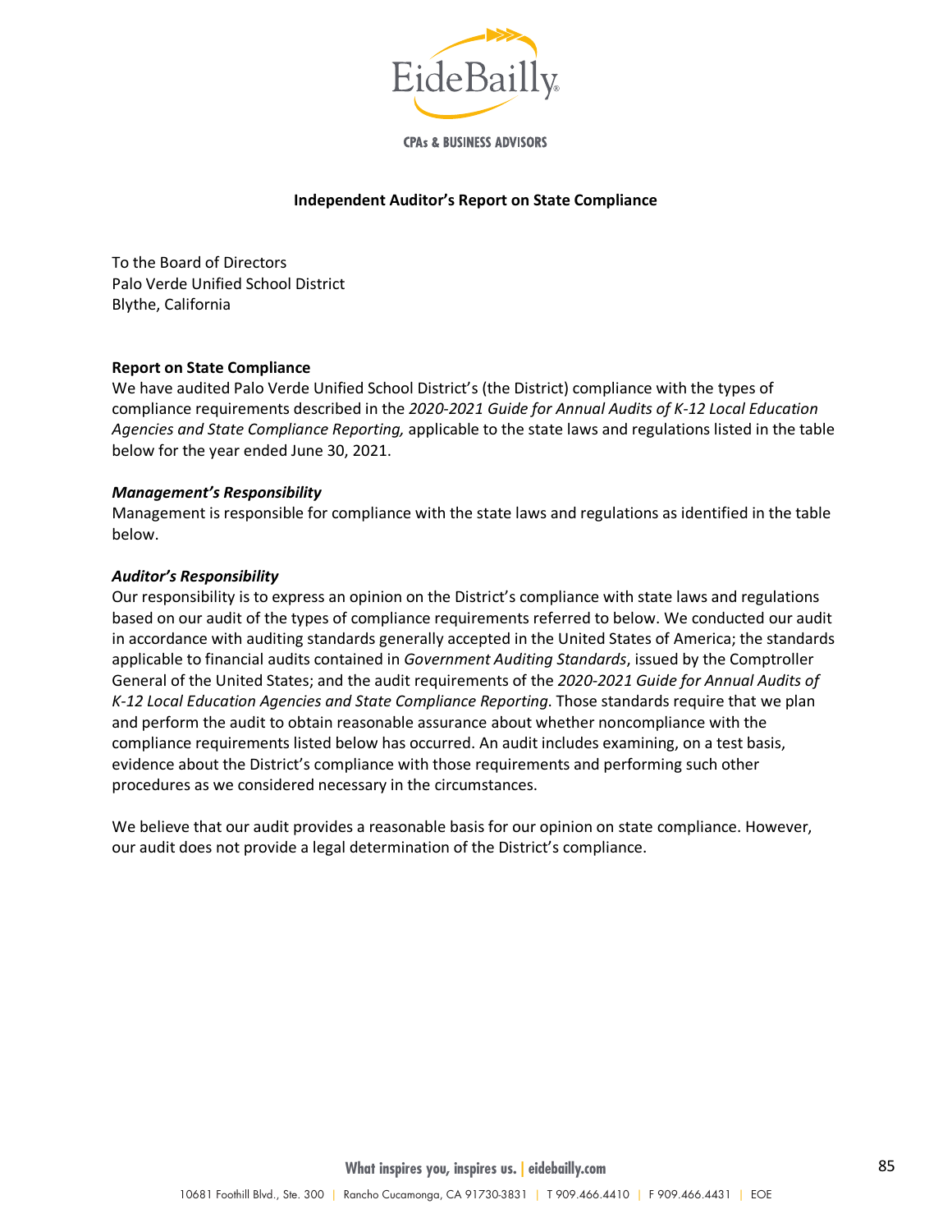**Independent Auditor's Report on State Compliance**

To the Board of Directors
Palo Verde Unified School District
Blythe, California

**Report on State Compliance**

We have audited Palo Verde Unified School District's (the District) compliance with the types of compliance requirements described in the *2020-2021 Guide for Annual Audits of K-12 Local Education Agencies and State Compliance Reporting,* applicable to the state laws and regulations listed in the table below for the year ended June 30, 2021.

***Management's Responsibility***

Management is responsible for compliance with the state laws and regulations as identified in the table below.

***Auditor's Responsibility***

Our responsibility is to express an opinion on the District's compliance with state laws and regulations based on our audit of the types of compliance requirements referred to below. We conducted our audit in accordance with auditing standards generally accepted in the United States of America; the standards applicable to financial audits contained in *Government Auditing Standards*, issued by the Comptroller General of the United States; and the audit requirements of the *2020-2021 Guide for Annual Audits of K-12 Local Education Agencies and State Compliance Reporting.* Those standards require that we plan and perform the audit to obtain reasonable assurance about whether noncompliance with the compliance requirements listed below has occurred. An audit includes examining, on a test basis, evidence about the District's compliance with those requirements and performing such other procedures as we considered necessary in the circumstances.

We believe that our audit provides a reasonable basis for our opinion on state compliance. However, our audit does not provide a legal determination of the District's compliance.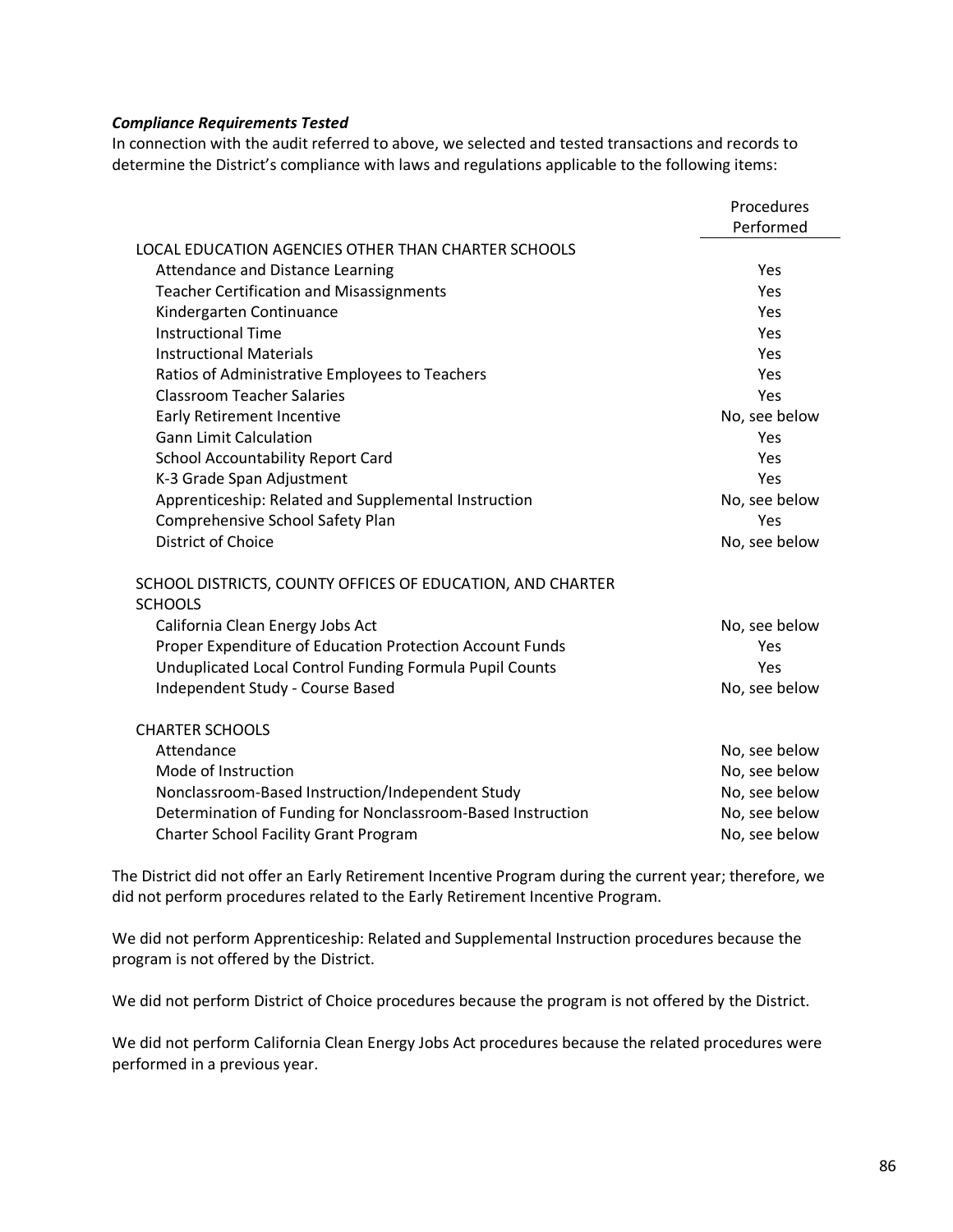***Compliance Requirements Tested***

In connection with the audit referred to above, we selected and tested transactions and records to determine the District's compliance with laws and regulations applicable to the following items:

| | Procedures Performed |
|---|---|
| LOCAL EDUCATION AGENCIES OTHER THAN CHARTER SCHOOLS | |
| Attendance and Distance Learning | Yes |
| Teacher Certification and Misassignments | Yes |
| Kindergarten Continuance | Yes |
| Instructional Time | Yes |
| Instructional Materials | Yes |
| Ratios of Administrative Employees to Teachers | Yes |
| Classroom Teacher Salaries | Yes |
| Early Retirement Incentive | No, see below |
| Gann Limit Calculation | Yes |
| School Accountability Report Card | Yes |
| K-3 Grade Span Adjustment | Yes |
| Apprenticeship: Related and Supplemental Instruction | No, see below |
| Comprehensive School Safety Plan | Yes |
| District of Choice | No, see below |
| SCHOOL DISTRICTS, COUNTY OFFICES OF EDUCATION, AND CHARTER SCHOOLS | |
| California Clean Energy Jobs Act | No, see below |
| Proper Expenditure of Education Protection Account Funds | Yes |
| Unduplicated Local Control Funding Formula Pupil Counts | Yes |
| Independent Study - Course Based | No, see below |
| CHARTER SCHOOLS | |
| Attendance | No, see below |
| Mode of Instruction | No, see below |
| Nonclassroom-Based Instruction/Independent Study | No, see below |
| Determination of Funding for Nonclassroom-Based Instruction | No, see below |
| Charter School Facility Grant Program | No, see below |

The District did not offer an Early Retirement Incentive Program during the current year; therefore, we did not perform procedures related to the Early Retirement Incentive Program.

We did not perform Apprenticeship: Related and Supplemental Instruction procedures because the program is not offered by the District.

We did not perform District of Choice procedures because the program is not offered by the District.

We did not perform California Clean Energy Jobs Act procedures because the related procedures were performed in a previous year.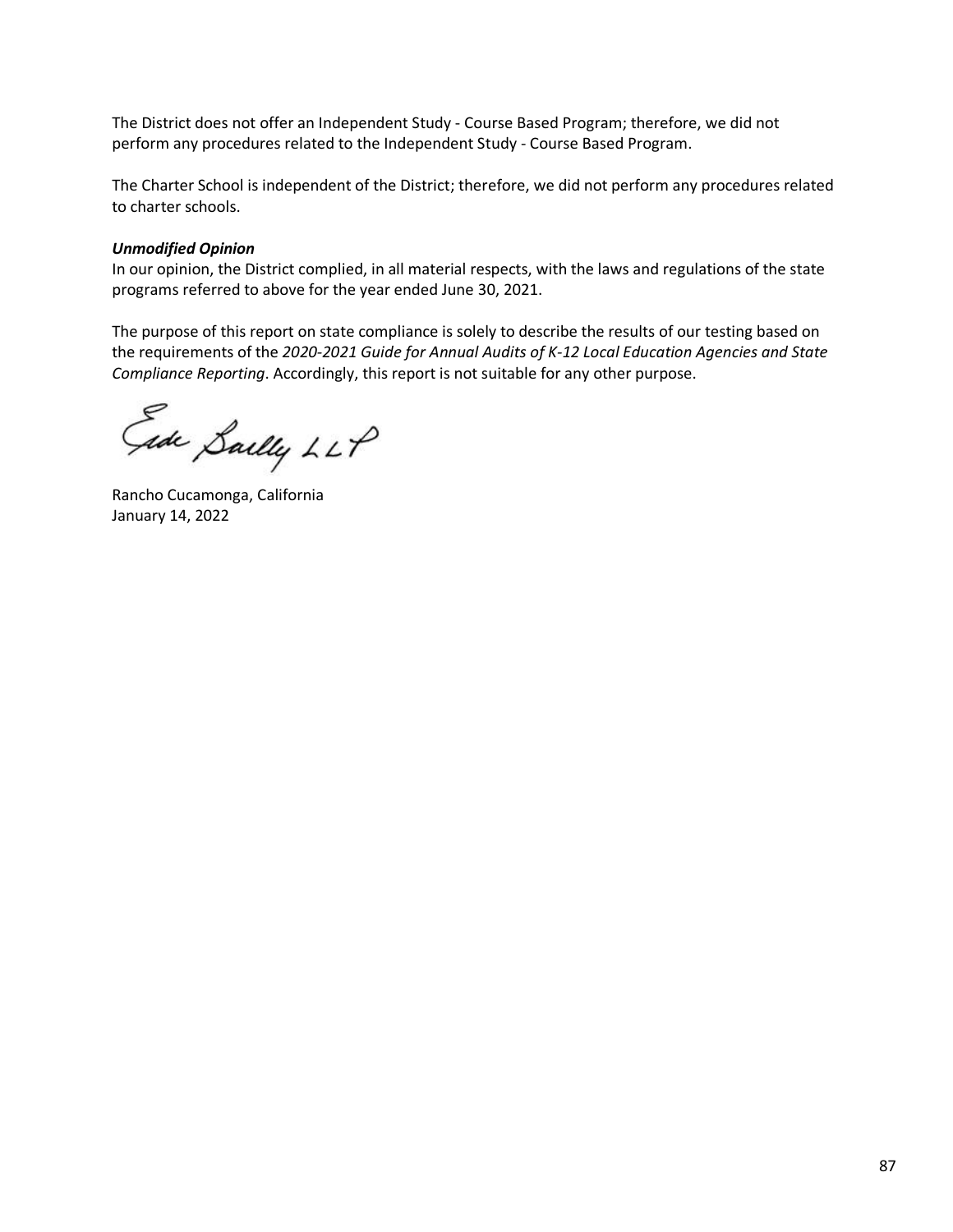The District does not offer an Independent Study - Course Based Program; therefore, we did not perform any procedures related to the Independent Study - Course Based Program.

The Charter School is independent of the District; therefore, we did not perform any procedures related to charter schools.

***Unmodified Opinion***
In our opinion, the District complied, in all material respects, with the laws and regulations of the state programs referred to above for the year ended June 30, 2021.

The purpose of this report on state compliance is solely to describe the results of our testing based on the requirements of the *2020-2021 Guide for Annual Audits of K-12 Local Education Agencies and State Compliance Reporting*. Accordingly, this report is not suitable for any other purpose.

Eide Bailly LLP

Rancho Cucamonga, California
January 14, 2022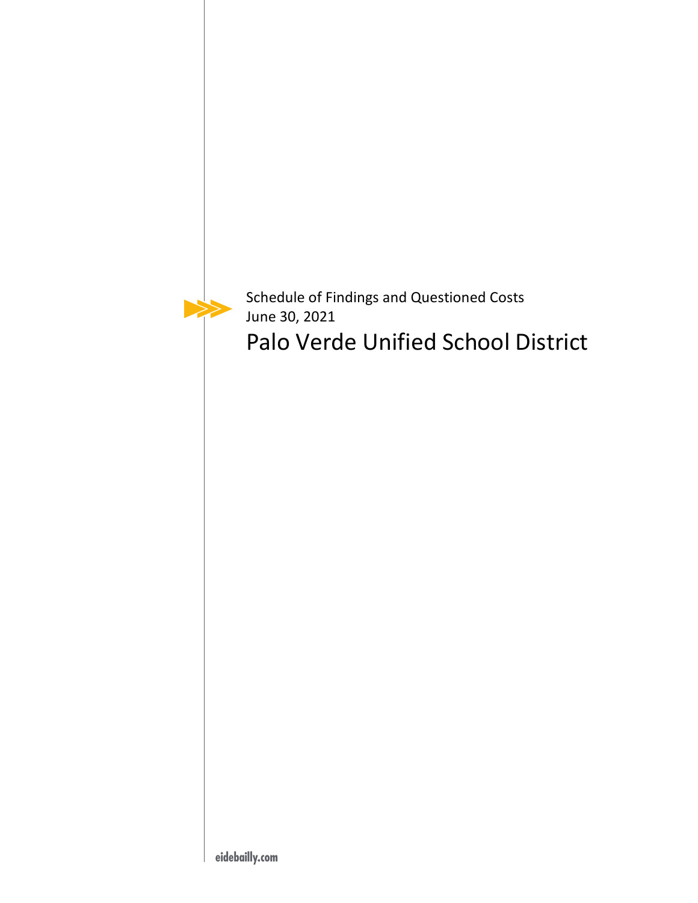Schedule of Findings and Questioned Costs

June 30, 2021

# Palo Verde Unified School District

eidebailly.com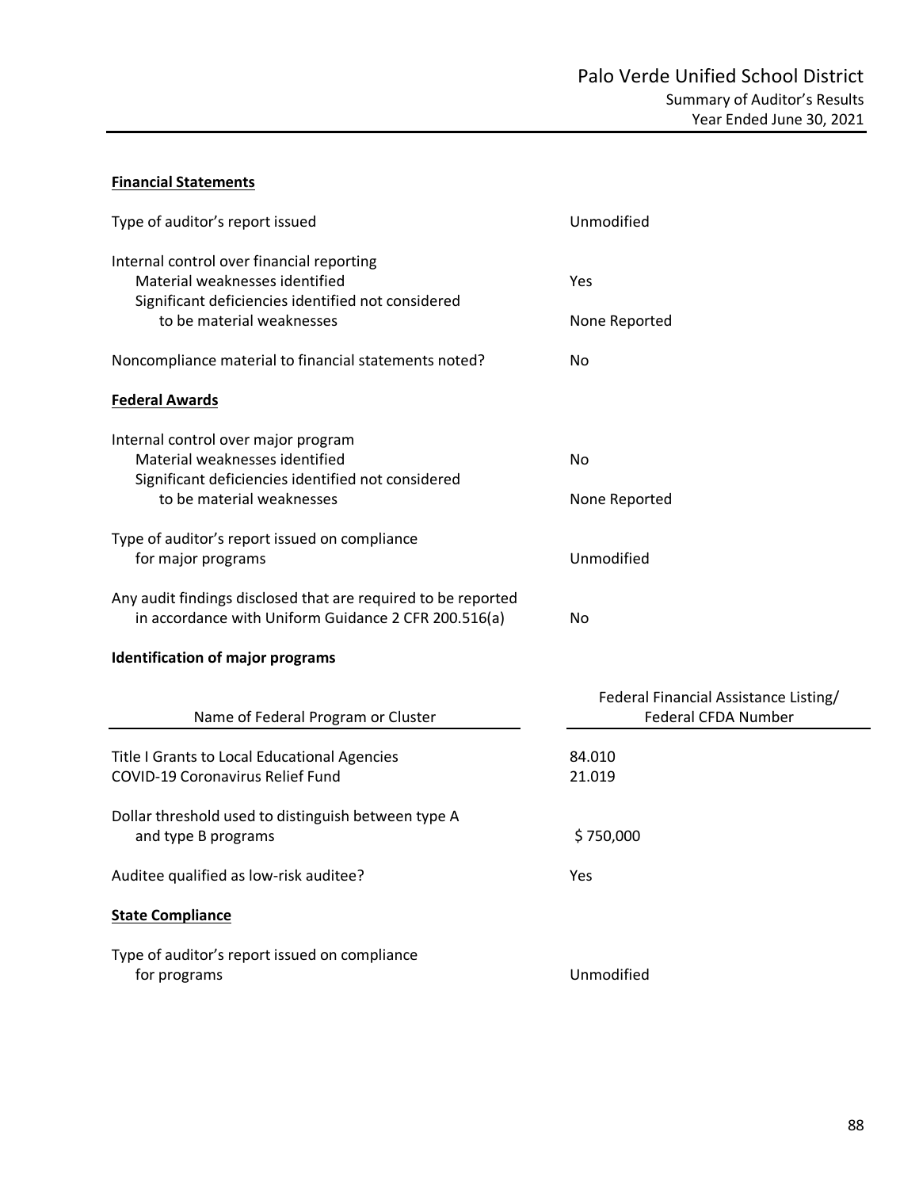# Palo Verde Unified School District

## Summary of Auditor's Results

### Year Ended June 30, 2021

**Financial Statements**

| | |
|---|---|
| Type of auditor's report issued | Unmodified |
| Internal control over financial reporting | |
| Material weaknesses identified | Yes |
| Significant deficiencies identified not considered to be material weaknesses | None Reported |
| Noncompliance material to financial statements noted? | No |

**Federal Awards**

| | |
|---|---|
| Internal control over major program | |
| Material weaknesses identified | No |
| Significant deficiencies identified not considered to be material weaknesses | None Reported |
| Type of auditor's report issued on compliance for major programs | Unmodified |
| Any audit findings disclosed that are required to be reported in accordance with Uniform Guidance 2 CFR 200.516(a) | No |

**Identification of major programs**

| Name of Federal Program or Cluster | Federal Financial Assistance Listing/ Federal CFDA Number |
|---|---|
| Title I Grants to Local Educational Agencies | 84.010 |
| COVID-19 Coronavirus Relief Fund | 21.019 |

| | |
|---|---|
| Dollar threshold used to distinguish between type A and type B programs | $ 750,000 |
| Auditee qualified as low-risk auditee? | Yes |

**State Compliance**

| | |
|---|---|
| Type of auditor's report issued on compliance for programs | Unmodified |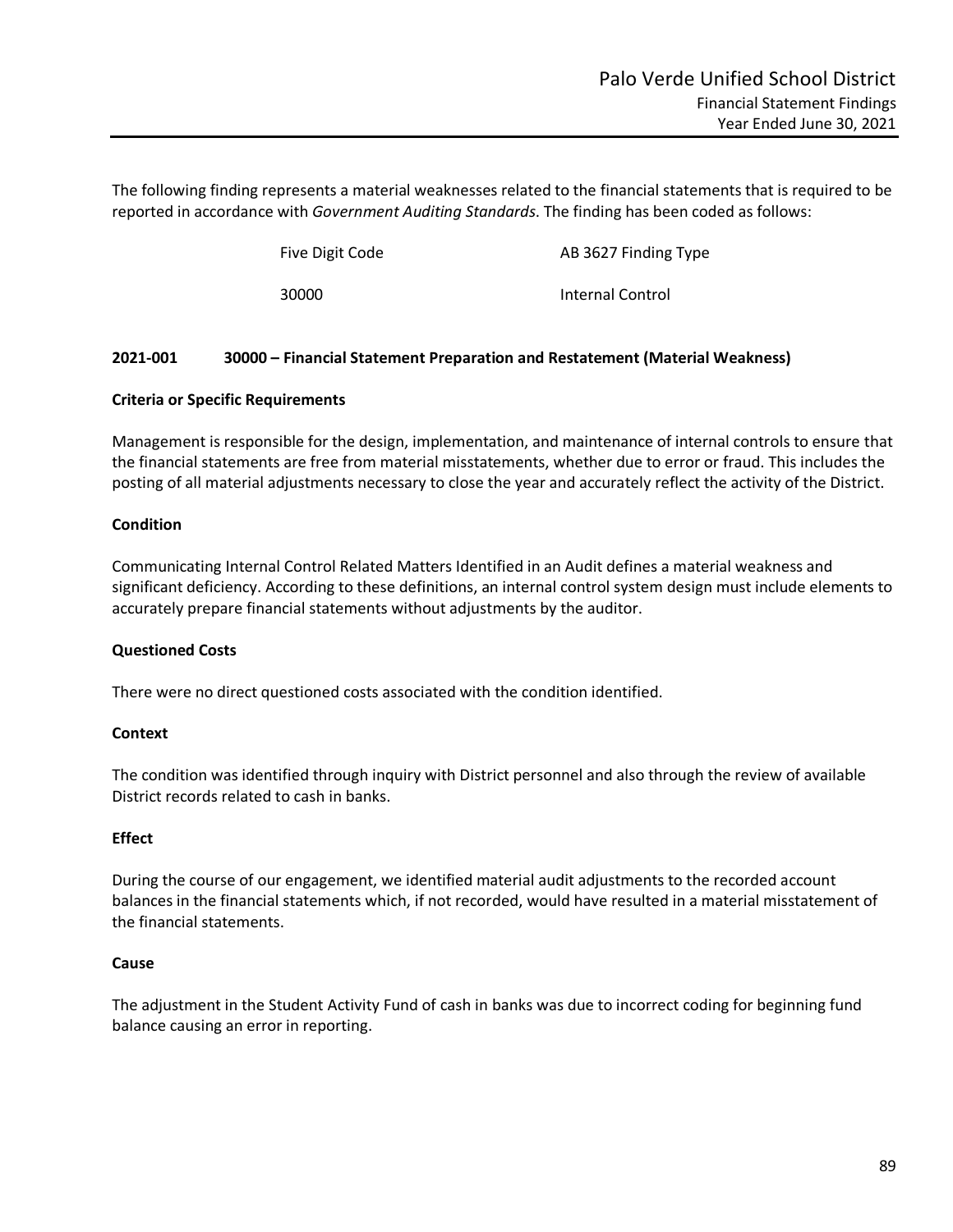The following finding represents a material weaknesses related to the financial statements that is required to be reported in accordance with *Government Auditing Standards*. The finding has been coded as follows:

| Five Digit Code | AB 3627 Finding Type |
|---|---|
| 30000 | Internal Control |

**2021-001 30000 – Financial Statement Preparation and Restatement (Material Weakness)**

**Criteria or Specific Requirements**

Management is responsible for the design, implementation, and maintenance of internal controls to ensure that the financial statements are free from material misstatements, whether due to error or fraud. This includes the posting of all material adjustments necessary to close the year and accurately reflect the activity of the District.

**Condition**

Communicating Internal Control Related Matters Identified in an Audit defines a material weakness and significant deficiency. According to these definitions, an internal control system design must include elements to accurately prepare financial statements without adjustments by the auditor.

**Questioned Costs**

There were no direct questioned costs associated with the condition identified.

**Context**

The condition was identified through inquiry with District personnel and also through the review of available District records related to cash in banks.

**Effect**

During the course of our engagement, we identified material audit adjustments to the recorded account balances in the financial statements which, if not recorded, would have resulted in a material misstatement of the financial statements.

**Cause**

The adjustment in the Student Activity Fund of cash in banks was due to incorrect coding for beginning fund balance causing an error in reporting.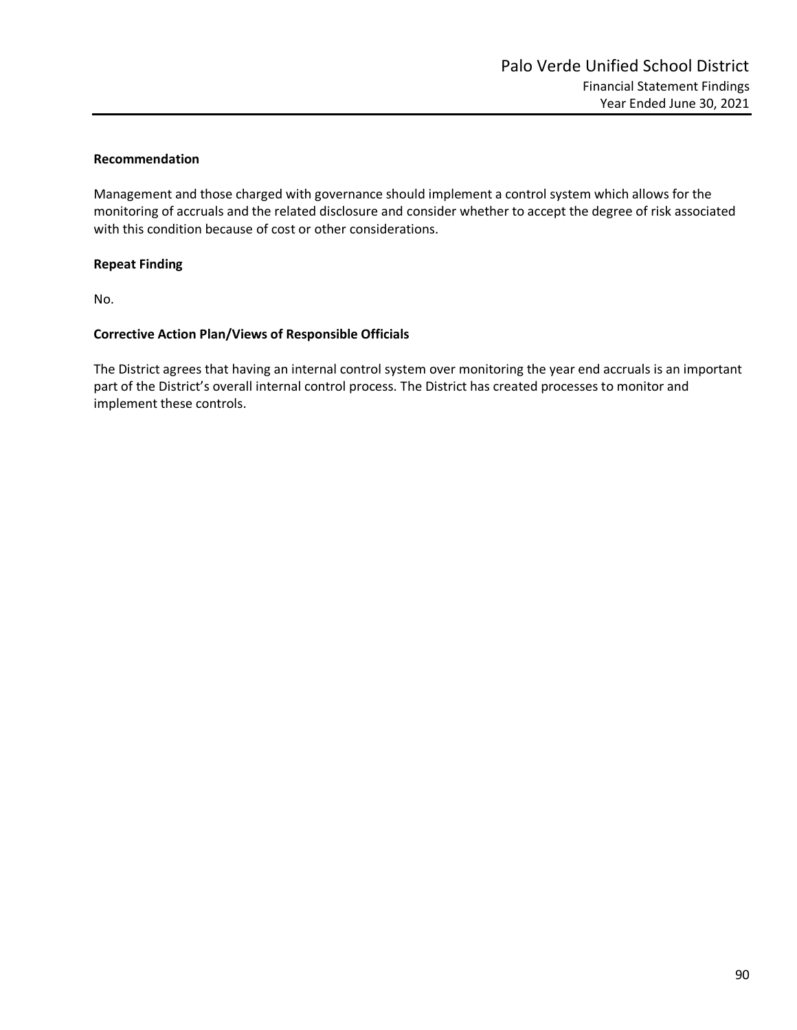**Recommendation**

Management and those charged with governance should implement a control system which allows for the monitoring of accruals and the related disclosure and consider whether to accept the degree of risk associated with this condition because of cost or other considerations.

**Repeat Finding**

No.

**Corrective Action Plan/Views of Responsible Officials**

The District agrees that having an internal control system over monitoring the year end accruals is an important part of the District's overall internal control process. The District has created processes to monitor and implement these controls.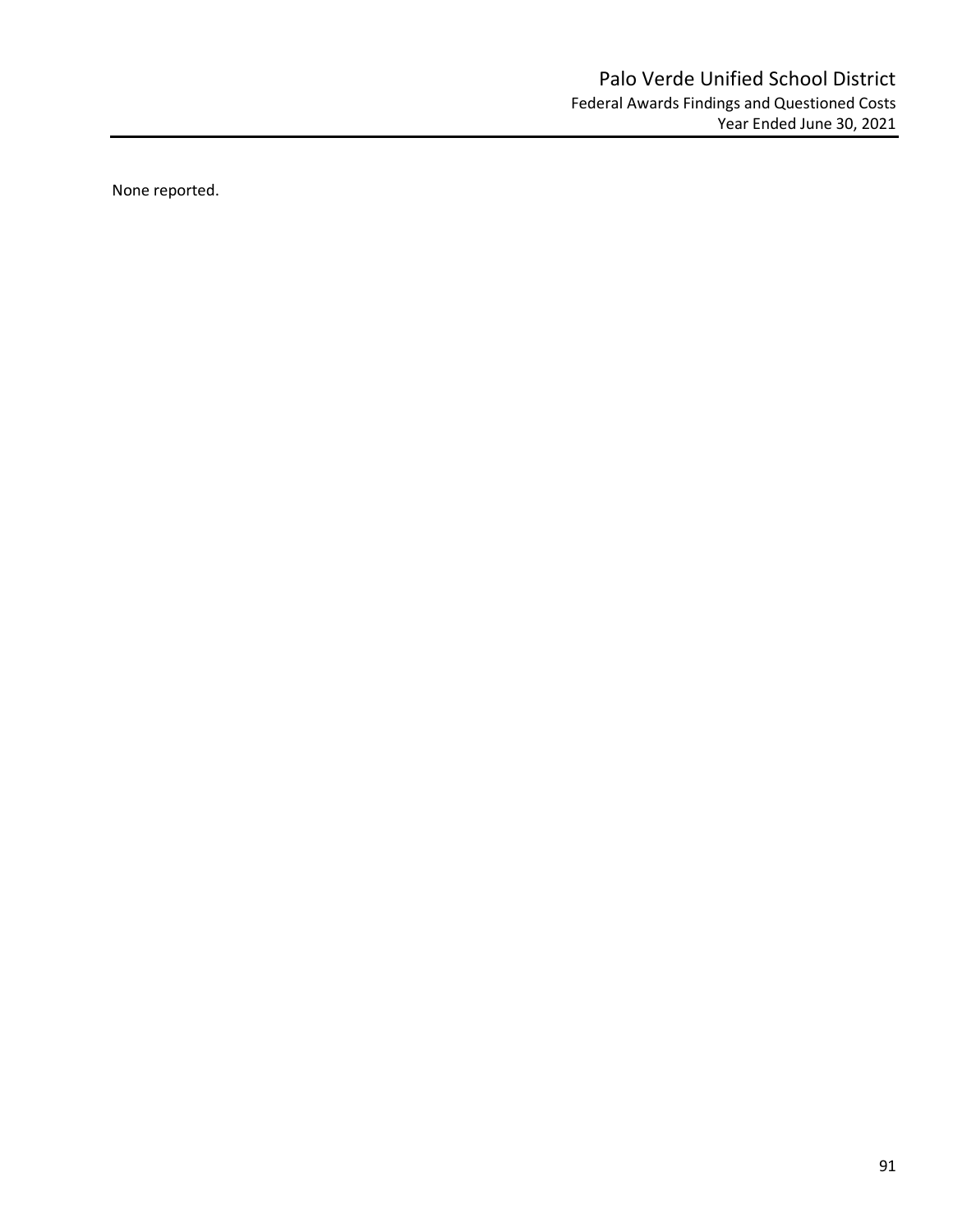None reported.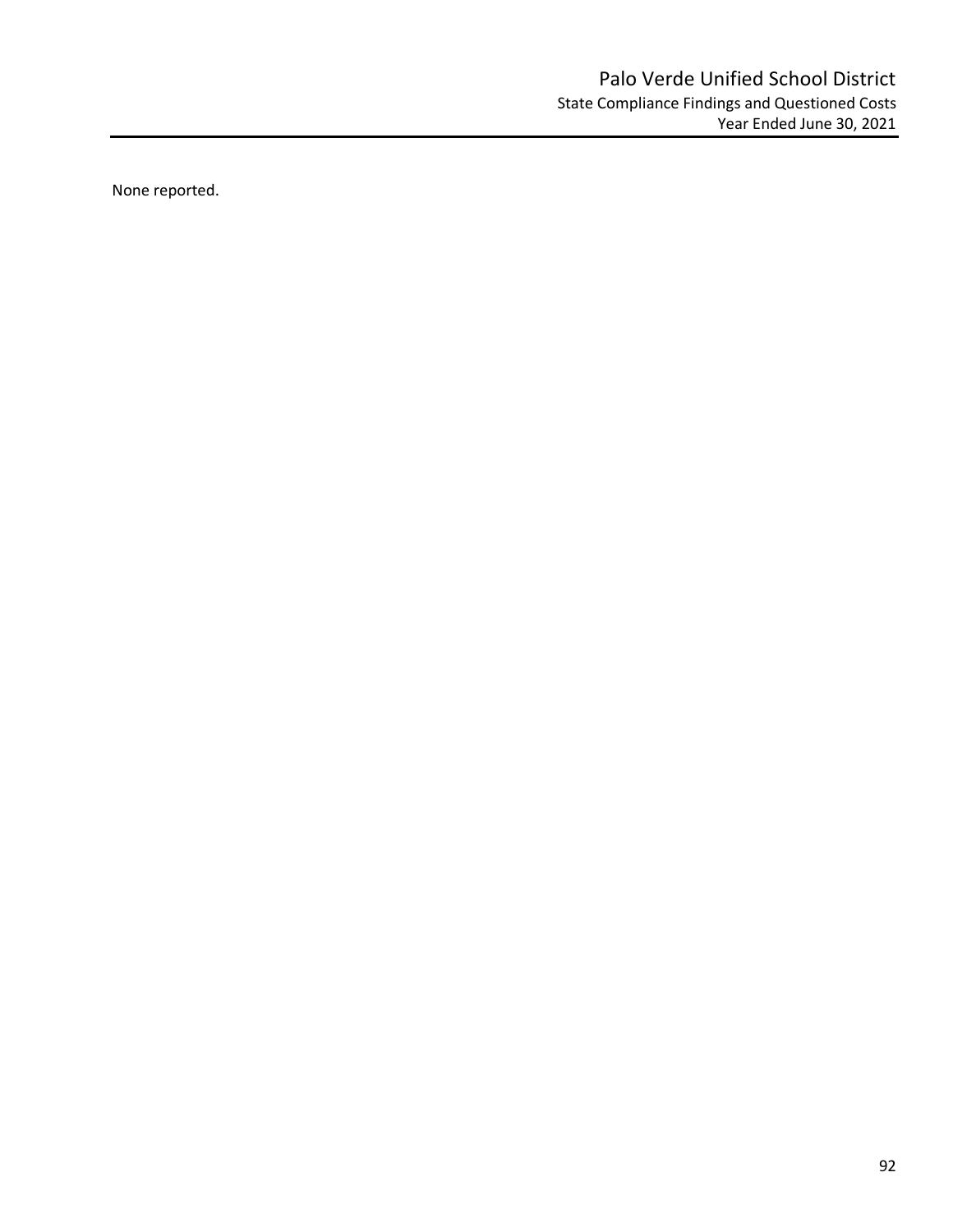# Palo Verde Unified School District

## State Compliance Findings and Questioned Costs

### Year Ended June 30, 2021

None reported.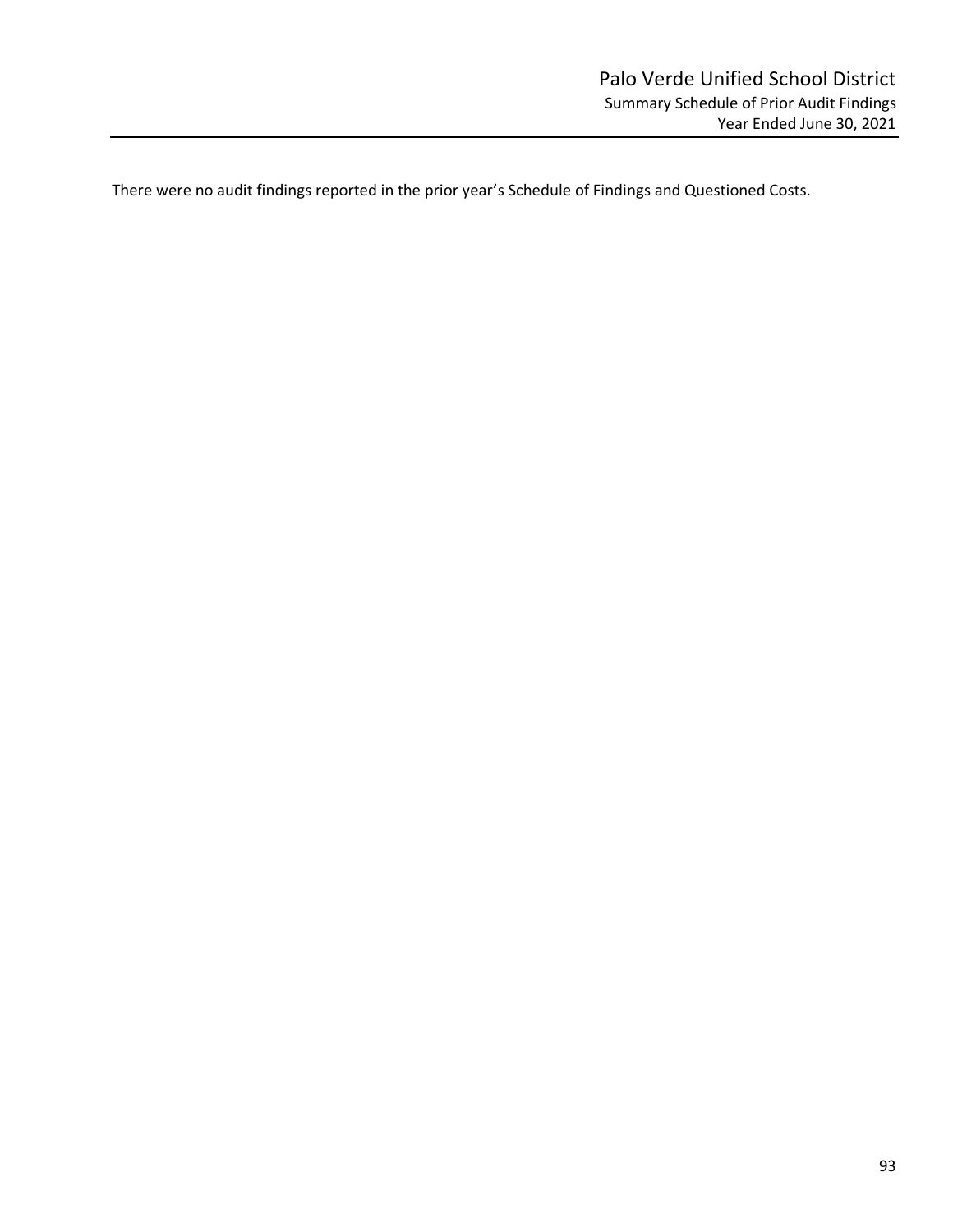# Palo Verde Unified School District

## Summary Schedule of Prior Audit Findings

### Year Ended June 30, 2021

There were no audit findings reported in the prior year's Schedule of Findings and Questioned Costs.